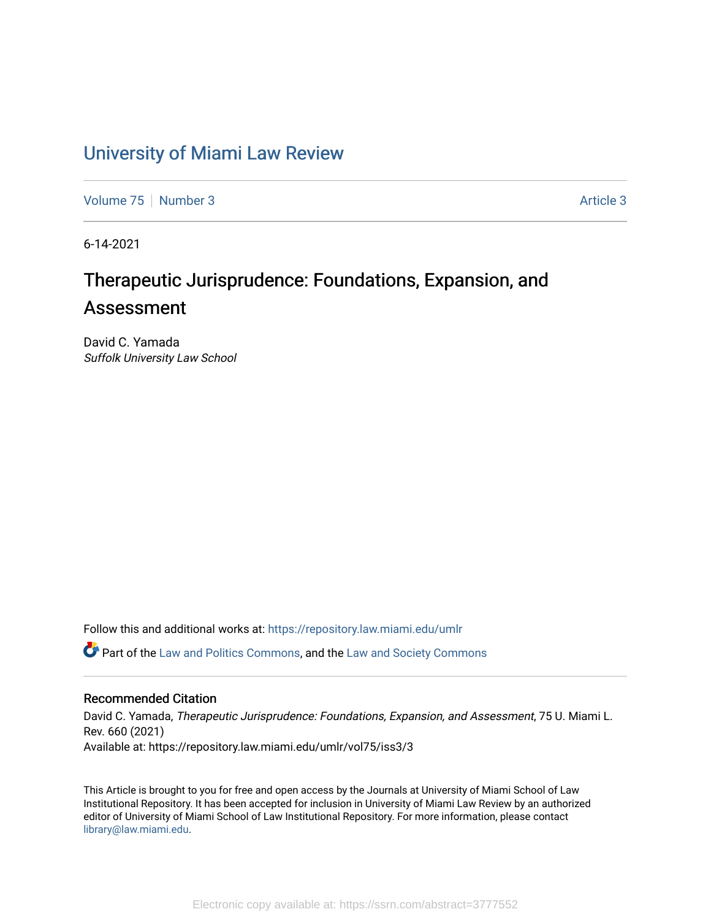# University of Miami Law Review

Volume 75 | Number 3 — Article 3

6-14-2021

## Therapeutic Jurisprudence: Foundations, Expansion, and Assessment

David C. Yamada
*Suffolk University Law School*

Follow this and additional works at: https://repository.law.miami.edu/umlr

Part of the Law and Politics Commons, and the Law and Society Commons

### Recommended Citation

David C. Yamada, *Therapeutic Jurisprudence: Foundations, Expansion, and Assessment*, 75 U. Miami L. Rev. 660 (2021)
Available at: https://repository.law.miami.edu/umlr/vol75/iss3/3

This Article is brought to you for free and open access by the Journals at University of Miami School of Law Institutional Repository. It has been accepted for inclusion in University of Miami Law Review by an authorized editor of University of Miami School of Law Institutional Repository. For more information, please contact library@law.miami.edu.

Electronic copy available at: https://ssrn.com/abstract=3777552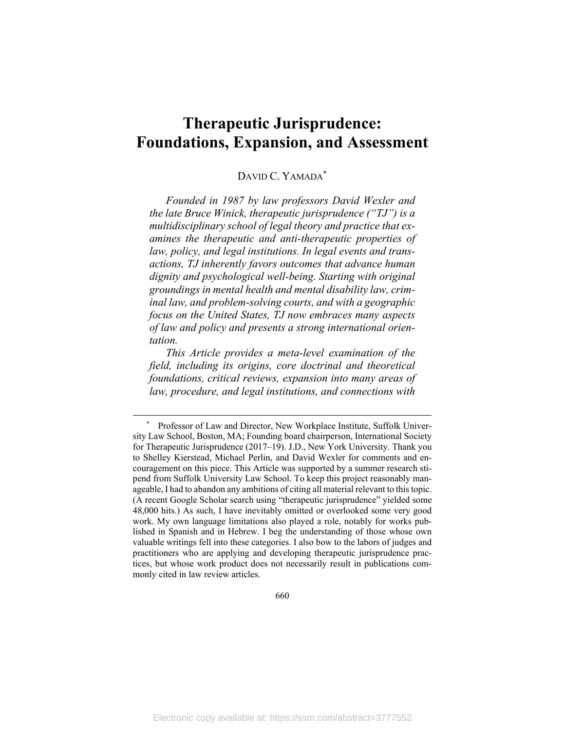# Therapeutic Jurisprudence: Foundations, Expansion, and Assessment

DAVID C. YAMADA*

*Founded in 1987 by law professors David Wexler and the late Bruce Winick, therapeutic jurisprudence ("TJ") is a multidisciplinary school of legal theory and practice that examines the therapeutic and anti-therapeutic properties of law, policy, and legal institutions. In legal events and transactions, TJ inherently favors outcomes that advance human dignity and psychological well-being. Starting with original groundings in mental health and mental disability law, criminal law, and problem-solving courts, and with a geographic focus on the United States, TJ now embraces many aspects of law and policy and presents a strong international orientation.*

*This Article provides a meta-level examination of the field, including its origins, core doctrinal and theoretical foundations, critical reviews, expansion into many areas of law, procedure, and legal institutions, and connections with*

---

\* Professor of Law and Director, New Workplace Institute, Suffolk University Law School, Boston, MA; Founding board chairperson, International Society for Therapeutic Jurisprudence (2017–19). J.D., New York University. Thank you to Shelley Kierstead, Michael Perlin, and David Wexler for comments and encouragement on this piece. This Article was supported by a summer research stipend from Suffolk University Law School. To keep this project reasonably manageable, I had to abandon any ambitions of citing all material relevant to this topic. (A recent Google Scholar search using "therapeutic jurisprudence" yielded some 48,000 hits.) As such, I have inevitably omitted or overlooked some very good work. My own language limitations also played a role, notably for works published in Spanish and in Hebrew. I beg the understanding of those whose own valuable writings fell into these categories. I also bow to the labors of judges and practitioners who are applying and developing therapeutic jurisprudence practices, but whose work product does not necessarily result in publications commonly cited in law review articles.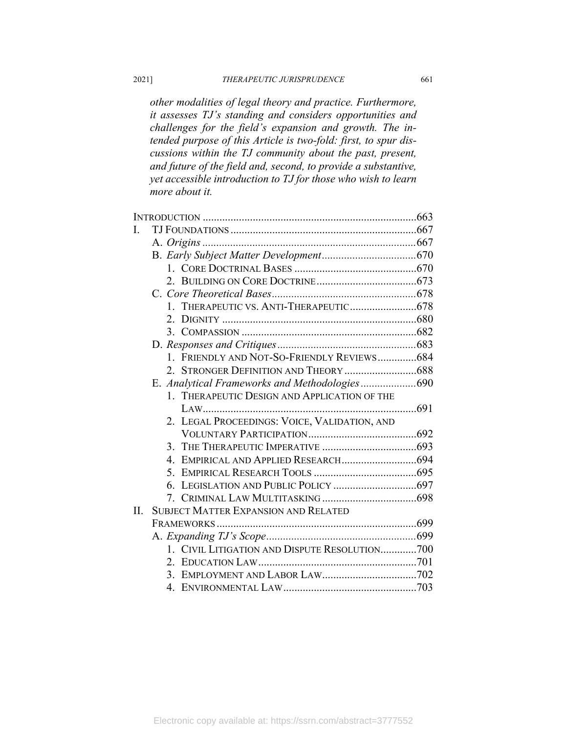*other modalities of legal theory and practice. Furthermore, it assesses TJ's standing and considers opportunities and challenges for the field's expansion and growth. The intended purpose of this Article is two-fold: first, to spur discussions within the TJ community about the past, present, and future of the field and, second, to provide a substantive, yet accessible introduction to TJ for those who wish to learn more about it.*

INTRODUCTION ............................................................................663
I. TJ FOUNDATIONS ...................................................................667
  A. *Origins* ............................................................................667
  B. *Early Subject Matter Development* ..................................670
    1. CORE DOCTRINAL BASES ............................................670
    2. BUILDING ON CORE DOCTRINE ....................................673
  C. *Core Theoretical Bases* ....................................................678
    1. THERAPEUTIC VS. ANTI-THERAPEUTIC ........................678
    2. DIGNITY ......................................................................680
    3. COMPASSION ...............................................................682
  D. *Responses and Critiques* ..................................................683
    1. FRIENDLY AND NOT-SO-FRIENDLY REVIEWS ..............684
    2. STRONGER DEFINITION AND THEORY ..........................688
  E. *Analytical Frameworks and Methodologies* ....................690
    1. THERAPEUTIC DESIGN AND APPLICATION OF THE LAW ............................................................................691
    2. LEGAL PROCEEDINGS: VOICE, VALIDATION, AND VOLUNTARY PARTICIPATION .......................................692
    3. THE THERAPEUTIC IMPERATIVE ..................................693
    4. EMPIRICAL AND APPLIED RESEARCH ...........................694
    5. EMPIRICAL RESEARCH TOOLS .....................................695
    6. LEGISLATION AND PUBLIC POLICY ..............................697
    7. CRIMINAL LAW MULTITASKING ..................................698
II. SUBJECT MATTER EXPANSION AND RELATED FRAMEWORKS ........................................................................699
  A. *Expanding TJ's Scope* ......................................................699
    1. CIVIL LITIGATION AND DISPUTE RESOLUTION .............700
    2. EDUCATION LAW .........................................................701
    3. EMPLOYMENT AND LABOR LAW ..................................702
    4. ENVIRONMENTAL LAW ................................................703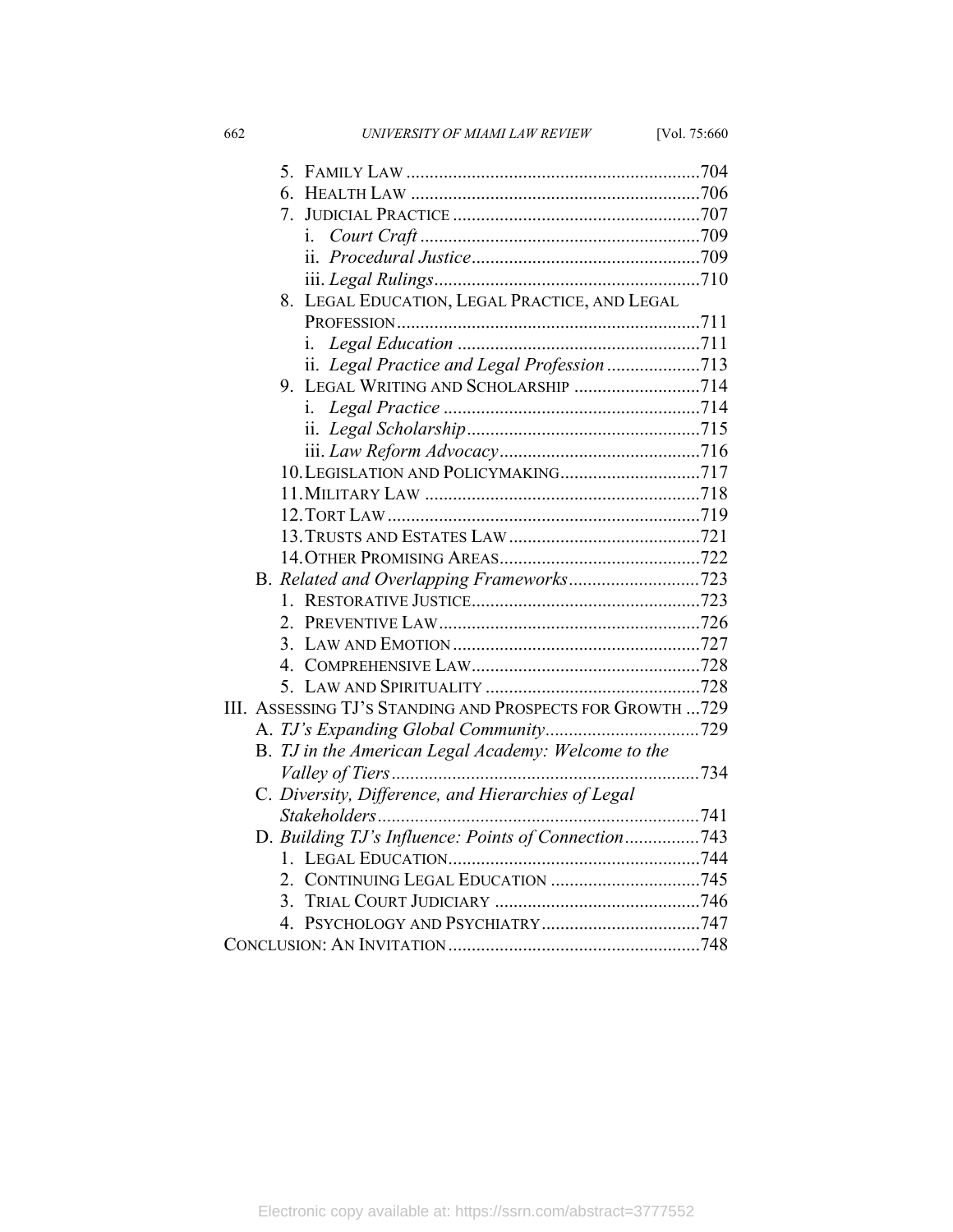5. FAMILY LAW ............................................................704
6. HEALTH LAW ...........................................................706
7. JUDICIAL PRACTICE .................................................707
   i. *Court Craft* .........................................................709
   ii. *Procedural Justice*..............................................709
   iii. *Legal Rulings*......................................................710
8. LEGAL EDUCATION, LEGAL PRACTICE, AND LEGAL PROFESSION ...............................................................711
   i. *Legal Education* .................................................711
   ii. *Legal Practice and Legal Profession* ...................713
9. LEGAL WRITING AND SCHOLARSHIP ..........................714
   i. *Legal Practice* ....................................................714
   ii. *Legal Scholarship*...............................................715
   iii. *Law Reform Advocacy*........................................716
10. LEGISLATION AND POLICYMAKING.............................717
11. MILITARY LAW ........................................................718
12. TORT LAW ...............................................................719
13. TRUSTS AND ESTATES LAW .......................................721
14. OTHER PROMISING AREAS.........................................722

B. *Related and Overlapping Frameworks*...........................723
1. RESTORATIVE JUSTICE...............................................723
2. PREVENTIVE LAW......................................................726
3. LAW AND EMOTION ..................................................727
4. COMPREHENSIVE LAW...............................................728
5. LAW AND SPIRITUALITY ............................................728

III. ASSESSING TJ'S STANDING AND PROSPECTS FOR GROWTH ...729

A. *TJ's Expanding Global Community*................................729
B. *TJ in the American Legal Academy: Welcome to the Valley of Tiers*..................................................................734
C. *Diversity, Difference, and Hierarchies of Legal Stakeholders*..................................................................741
D. *Building TJ's Influence: Points of Connection*................743
1. LEGAL EDUCATION.....................................................744
2. CONTINUING LEGAL EDUCATION ...............................745
3. TRIAL COURT JUDICIARY ..........................................746
4. PSYCHOLOGY AND PSYCHIATRY.................................747

CONCLUSION: AN INVITATION ...................................................748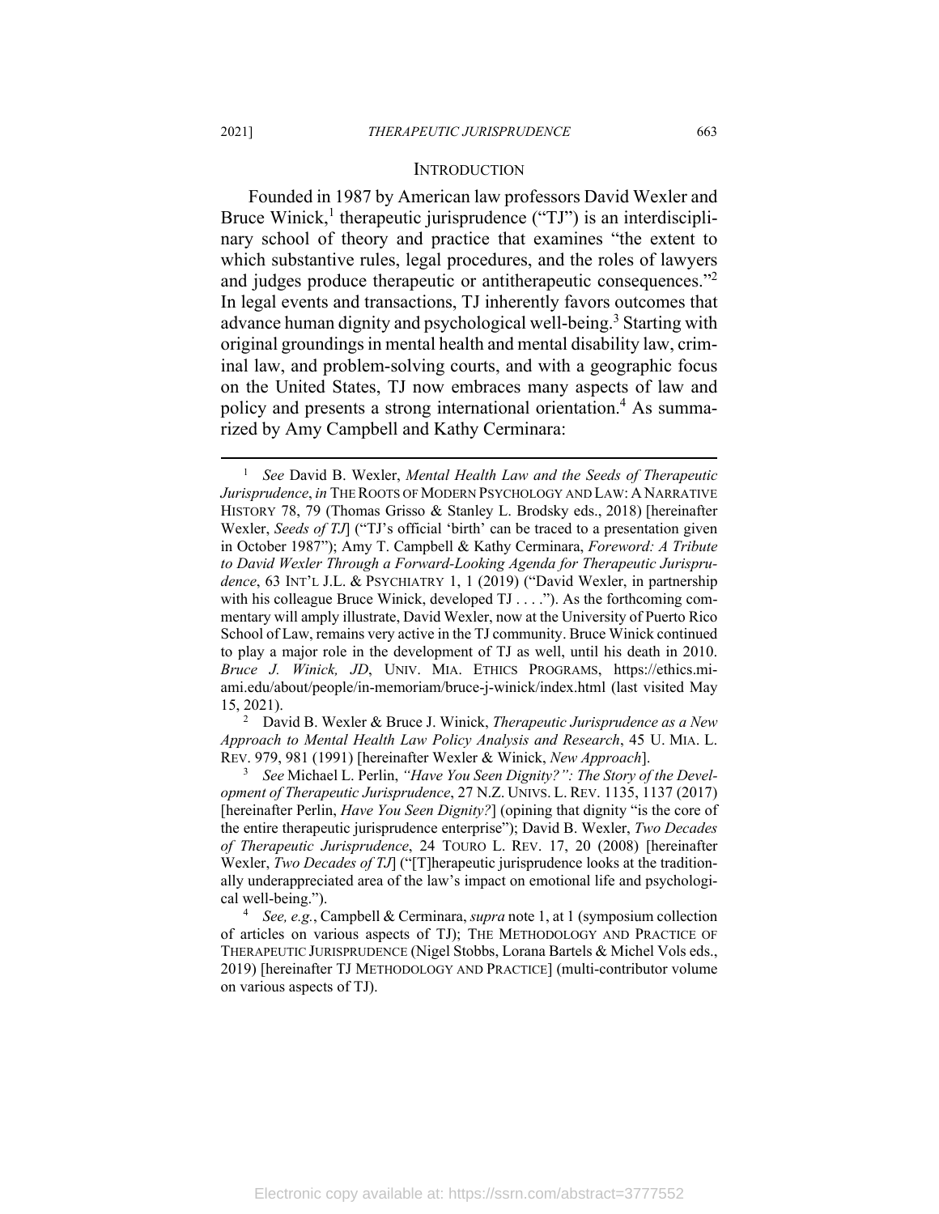## INTRODUCTION

Founded in 1987 by American law professors David Wexler and Bruce Winick,[1] therapeutic jurisprudence ("TJ") is an interdisciplinary school of theory and practice that examines "the extent to which substantive rules, legal procedures, and the roles of lawyers and judges produce therapeutic or antitherapeutic consequences."[2] In legal events and transactions, TJ inherently favors outcomes that advance human dignity and psychological well-being.[3] Starting with original groundings in mental health and mental disability law, criminal law, and problem-solving courts, and with a geographic focus on the United States, TJ now embraces many aspects of law and policy and presents a strong international orientation.[4] As summarized by Amy Campbell and Kathy Cerminara:

---

[1] *See* David B. Wexler, *Mental Health Law and the Seeds of Therapeutic Jurisprudence*, *in* THE ROOTS OF MODERN PSYCHOLOGY AND LAW: A NARRATIVE HISTORY 78, 79 (Thomas Grisso & Stanley L. Brodsky eds., 2018) [hereinafter Wexler, *Seeds of TJ*] ("TJ's official 'birth' can be traced to a presentation given in October 1987"); Amy T. Campbell & Kathy Cerminara, *Foreword: A Tribute to David Wexler Through a Forward-Looking Agenda for Therapeutic Jurisprudence*, 63 INT'L J.L. & PSYCHIATRY 1, 1 (2019) ("David Wexler, in partnership with his colleague Bruce Winick, developed TJ . . . ."). As the forthcoming commentary will amply illustrate, David Wexler, now at the University of Puerto Rico School of Law, remains very active in the TJ community. Bruce Winick continued to play a major role in the development of TJ as well, until his death in 2010. *Bruce J. Winick, JD*, UNIV. MIA. ETHICS PROGRAMS, https://ethics.miami.edu/about/people/in-memoriam/bruce-j-winick/index.html (last visited May 15, 2021).

[2] David B. Wexler & Bruce J. Winick, *Therapeutic Jurisprudence as a New Approach to Mental Health Law Policy Analysis and Research*, 45 U. MIA. L. REV. 979, 981 (1991) [hereinafter Wexler & Winick, *New Approach*].

[3] *See* Michael L. Perlin, *"Have You Seen Dignity?": The Story of the Development of Therapeutic Jurisprudence*, 27 N.Z. UNIVS. L. REV. 1135, 1137 (2017) [hereinafter Perlin, *Have You Seen Dignity?*] (opining that dignity "is the core of the entire therapeutic jurisprudence enterprise"); David B. Wexler, *Two Decades of Therapeutic Jurisprudence*, 24 TOURO L. REV. 17, 20 (2008) [hereinafter Wexler, *Two Decades of TJ*] ("[T]herapeutic jurisprudence looks at the traditionally underappreciated area of the law's impact on emotional life and psychological well-being.").

[4] *See, e.g.*, Campbell & Cerminara, *supra* note 1, at 1 (symposium collection of articles on various aspects of TJ); THE METHODOLOGY AND PRACTICE OF THERAPEUTIC JURISPRUDENCE (Nigel Stobbs, Lorana Bartels & Michel Vols eds., 2019) [hereinafter TJ METHODOLOGY AND PRACTICE] (multi-contributor volume on various aspects of TJ).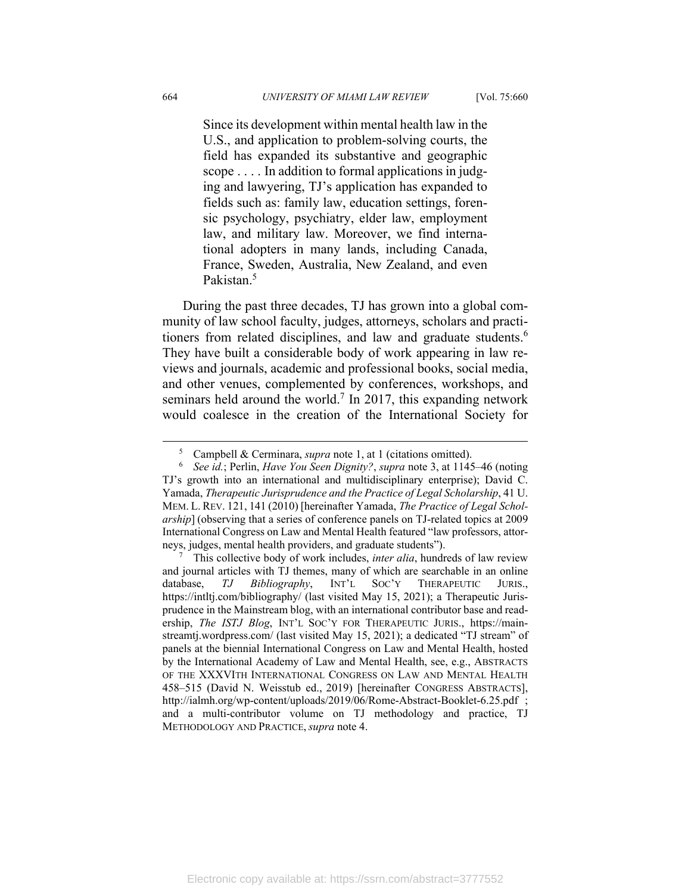> Since its development within mental health law in the U.S., and application to problem-solving courts, the field has expanded its substantive and geographic scope . . . . In addition to formal applications in judging and lawyering, TJ's application has expanded to fields such as: family law, education settings, forensic psychology, psychiatry, elder law, employment law, and military law. Moreover, we find international adopters in many lands, including Canada, France, Sweden, Australia, New Zealand, and even Pakistan.[5]

During the past three decades, TJ has grown into a global community of law school faculty, judges, attorneys, scholars and practitioners from related disciplines, and law and graduate students.[6] They have built a considerable body of work appearing in law reviews and journals, academic and professional books, social media, and other venues, complemented by conferences, workshops, and seminars held around the world.[7] In 2017, this expanding network would coalesce in the creation of the International Society for

---

[5] Campbell & Cerminara, *supra* note 1, at 1 (citations omitted).

[6] *See id.*; Perlin, *Have You Seen Dignity?*, *supra* note 3, at 1145–46 (noting TJ's growth into an international and multidisciplinary enterprise); David C. Yamada, *Therapeutic Jurisprudence and the Practice of Legal Scholarship*, 41 U. MEM. L. REV. 121, 141 (2010) [hereinafter Yamada, *The Practice of Legal Scholarship*] (observing that a series of conference panels on TJ-related topics at 2009 International Congress on Law and Mental Health featured "law professors, attorneys, judges, mental health providers, and graduate students").

[7] This collective body of work includes, *inter alia*, hundreds of law review and journal articles with TJ themes, many of which are searchable in an online database, *TJ Bibliography*, INT'L SOC'Y THERAPEUTIC JURIS., https://intltj.com/bibliography/ (last visited May 15, 2021); a Therapeutic Jurisprudence in the Mainstream blog, with an international contributor base and readership, *The ISTJ Blog*, INT'L SOC'Y FOR THERAPEUTIC JURIS., https://mainstreamtj.wordpress.com/ (last visited May 15, 2021); a dedicated "TJ stream" of panels at the biennial International Congress on Law and Mental Health, hosted by the International Academy of Law and Mental Health, see, e.g., ABSTRACTS OF THE XXXVITH INTERNATIONAL CONGRESS ON LAW AND MENTAL HEALTH 458–515 (David N. Weisstub ed., 2019) [hereinafter CONGRESS ABSTRACTS], http://ialmh.org/wp-content/uploads/2019/06/Rome-Abstract-Booklet-6.25.pdf ; and a multi-contributor volume on TJ methodology and practice, TJ METHODOLOGY AND PRACTICE, *supra* note 4.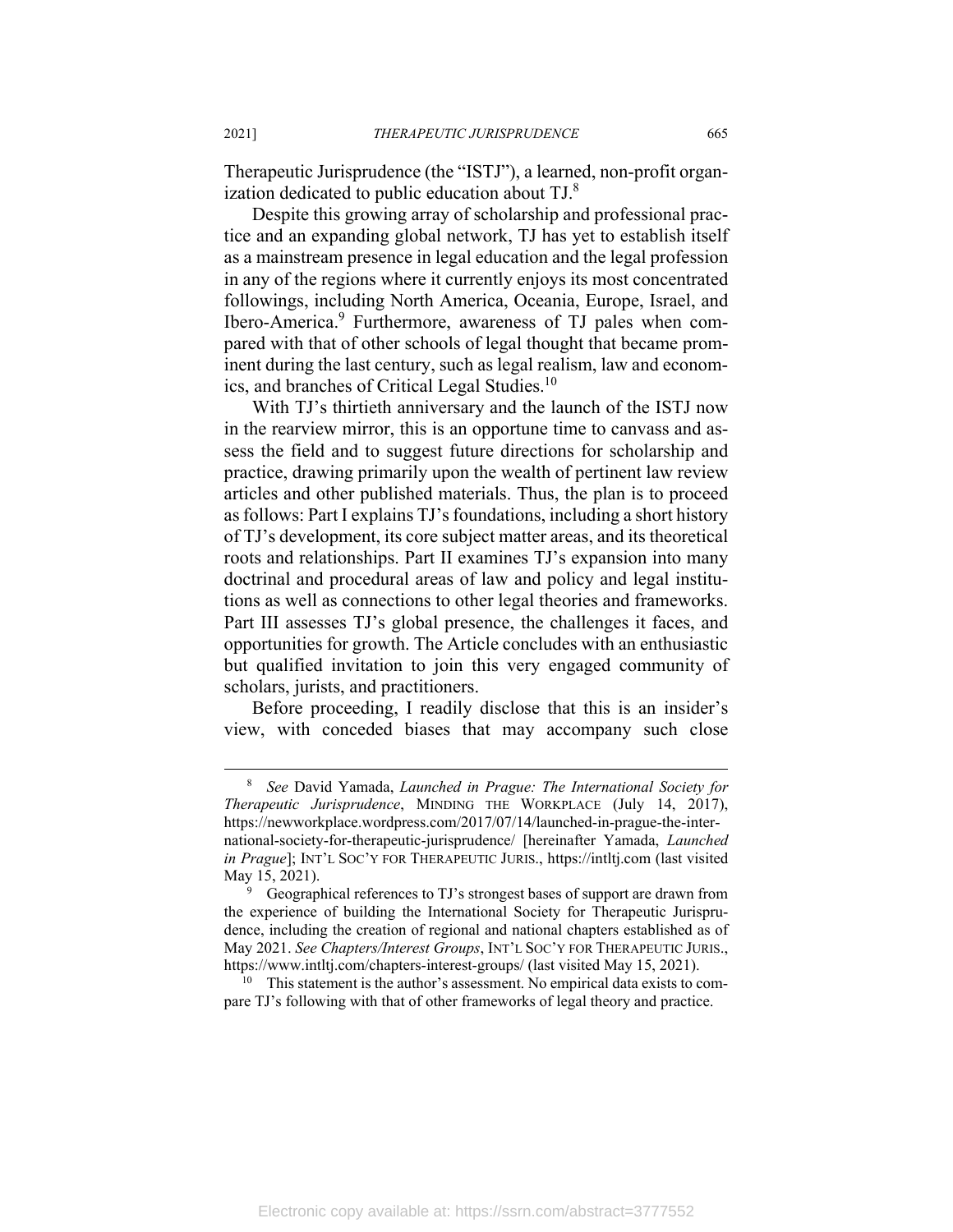Therapeutic Jurisprudence (the "ISTJ"), a learned, non-profit organization dedicated to public education about TJ.[8]

Despite this growing array of scholarship and professional practice and an expanding global network, TJ has yet to establish itself as a mainstream presence in legal education and the legal profession in any of the regions where it currently enjoys its most concentrated followings, including North America, Oceania, Europe, Israel, and Ibero-America.[9] Furthermore, awareness of TJ pales when compared with that of other schools of legal thought that became prominent during the last century, such as legal realism, law and economics, and branches of Critical Legal Studies.[10]

With TJ's thirtieth anniversary and the launch of the ISTJ now in the rearview mirror, this is an opportune time to canvass and assess the field and to suggest future directions for scholarship and practice, drawing primarily upon the wealth of pertinent law review articles and other published materials. Thus, the plan is to proceed as follows: Part I explains TJ's foundations, including a short history of TJ's development, its core subject matter areas, and its theoretical roots and relationships. Part II examines TJ's expansion into many doctrinal and procedural areas of law and policy and legal institutions as well as connections to other legal theories and frameworks. Part III assesses TJ's global presence, the challenges it faces, and opportunities for growth. The Article concludes with an enthusiastic but qualified invitation to join this very engaged community of scholars, jurists, and practitioners.

Before proceeding, I readily disclose that this is an insider's view, with conceded biases that may accompany such close

---

[8] *See* David Yamada, *Launched in Prague: The International Society for Therapeutic Jurisprudence*, MINDING THE WORKPLACE (July 14, 2017), https://newworkplace.wordpress.com/2017/07/14/launched-in-prague-the-international-society-for-therapeutic-jurisprudence/ [hereinafter Yamada, *Launched in Prague*]; INT'L SOC'Y FOR THERAPEUTIC JURIS., https://intltj.com (last visited May 15, 2021).

[9] Geographical references to TJ's strongest bases of support are drawn from the experience of building the International Society for Therapeutic Jurisprudence, including the creation of regional and national chapters established as of May 2021. *See Chapters/Interest Groups*, INT'L SOC'Y FOR THERAPEUTIC JURIS., https://www.intltj.com/chapters-interest-groups/ (last visited May 15, 2021).

[10] This statement is the author's assessment. No empirical data exists to compare TJ's following with that of other frameworks of legal theory and practice.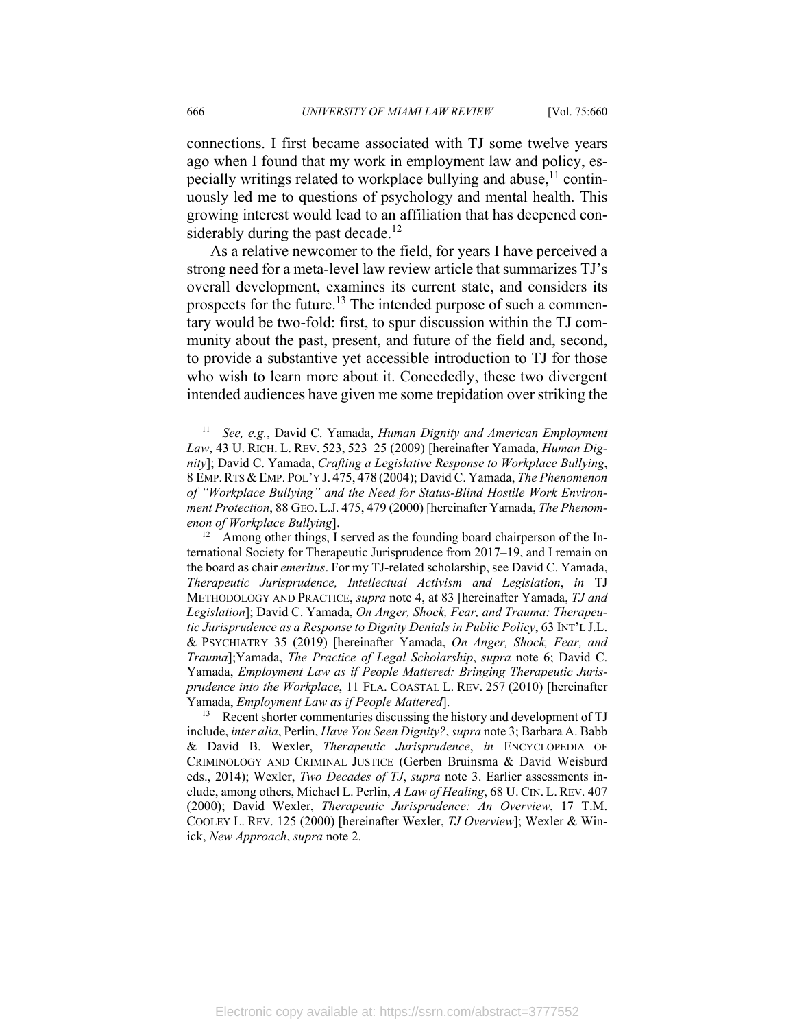connections. I first became associated with TJ some twelve years ago when I found that my work in employment law and policy, especially writings related to workplace bullying and abuse,[11] continuously led me to questions of psychology and mental health. This growing interest would lead to an affiliation that has deepened considerably during the past decade.[12]

As a relative newcomer to the field, for years I have perceived a strong need for a meta-level law review article that summarizes TJ's overall development, examines its current state, and considers its prospects for the future.[13] The intended purpose of such a commentary would be two-fold: first, to spur discussion within the TJ community about the past, present, and future of the field and, second, to provide a substantive yet accessible introduction to TJ for those who wish to learn more about it. Concededly, these two divergent intended audiences have given me some trepidation over striking the

---

[11] *See, e.g.*, David C. Yamada, *Human Dignity and American Employment Law*, 43 U. RICH. L. REV. 523, 523–25 (2009) [hereinafter Yamada, *Human Dignity*]; David C. Yamada, *Crafting a Legislative Response to Workplace Bullying*, 8 EMP. RTS & EMP. POL'Y J. 475, 478 (2004); David C. Yamada, *The Phenomenon of "Workplace Bullying" and the Need for Status-Blind Hostile Work Environment Protection*, 88 GEO. L.J. 475, 479 (2000) [hereinafter Yamada, *The Phenomenon of Workplace Bullying*].

[12] Among other things, I served as the founding board chairperson of the International Society for Therapeutic Jurisprudence from 2017–19, and I remain on the board as chair *emeritus*. For my TJ-related scholarship, see David C. Yamada, *Therapeutic Jurisprudence, Intellectual Activism and Legislation*, *in* TJ METHODOLOGY AND PRACTICE, *supra* note 4, at 83 [hereinafter Yamada, *TJ and Legislation*]; David C. Yamada, *On Anger, Shock, Fear, and Trauma: Therapeutic Jurisprudence as a Response to Dignity Denials in Public Policy*, 63 INT'L J.L. & PSYCHIATRY 35 (2019) [hereinafter Yamada, *On Anger, Shock, Fear, and Trauma*];Yamada, *The Practice of Legal Scholarship*, *supra* note 6; David C. Yamada, *Employment Law as if People Mattered: Bringing Therapeutic Jurisprudence into the Workplace*, 11 FLA. COASTAL L. REV. 257 (2010) [hereinafter Yamada, *Employment Law as if People Mattered*].

[13] Recent shorter commentaries discussing the history and development of TJ include, *inter alia*, Perlin, *Have You Seen Dignity?*, *supra* note 3; Barbara A. Babb & David B. Wexler, *Therapeutic Jurisprudence*, *in* ENCYCLOPEDIA OF CRIMINOLOGY AND CRIMINAL JUSTICE (Gerben Bruinsma & David Weisburd eds., 2014); Wexler, *Two Decades of TJ*, *supra* note 3. Earlier assessments include, among others, Michael L. Perlin, *A Law of Healing*, 68 U. CIN. L. REV. 407 (2000); David Wexler, *Therapeutic Jurisprudence: An Overview*, 17 T.M. COOLEY L. REV. 125 (2000) [hereinafter Wexler, *TJ Overview*]; Wexler & Winick, *New Approach*, *supra* note 2.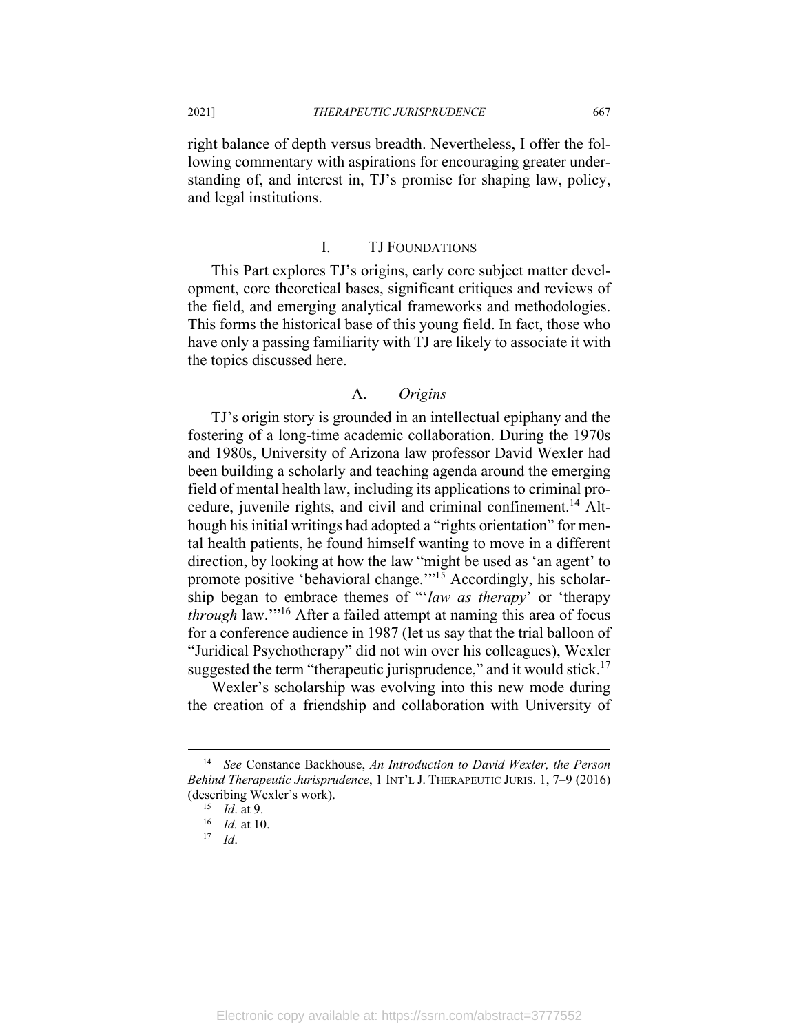right balance of depth versus breadth. Nevertheless, I offer the following commentary with aspirations for encouraging greater understanding of, and interest in, TJ's promise for shaping law, policy, and legal institutions.

## I. TJ Foundations

This Part explores TJ's origins, early core subject matter development, core theoretical bases, significant critiques and reviews of the field, and emerging analytical frameworks and methodologies. This forms the historical base of this young field. In fact, those who have only a passing familiarity with TJ are likely to associate it with the topics discussed here.

### A. *Origins*

TJ's origin story is grounded in an intellectual epiphany and the fostering of a long-time academic collaboration. During the 1970s and 1980s, University of Arizona law professor David Wexler had been building a scholarly and teaching agenda around the emerging field of mental health law, including its applications to criminal procedure, juvenile rights, and civil and criminal confinement.[14] Although his initial writings had adopted a "rights orientation" for mental health patients, he found himself wanting to move in a different direction, by looking at how the law "might be used as 'an agent' to promote positive 'behavioral change.'"[15] Accordingly, his scholarship began to embrace themes of "'*law as therapy*' or 'therapy *through* law.'"[16] After a failed attempt at naming this area of focus for a conference audience in 1987 (let us say that the trial balloon of "Juridical Psychotherapy" did not win over his colleagues), Wexler suggested the term "therapeutic jurisprudence," and it would stick.[17]

Wexler's scholarship was evolving into this new mode during the creation of a friendship and collaboration with University of

---

[14] *See* Constance Backhouse, *An Introduction to David Wexler, the Person Behind Therapeutic Jurisprudence*, 1 INT'L J. THERAPEUTIC JURIS. 1, 7–9 (2016) (describing Wexler's work).

[15] *Id*. at 9.

[16] *Id.* at 10.

[17] *Id*.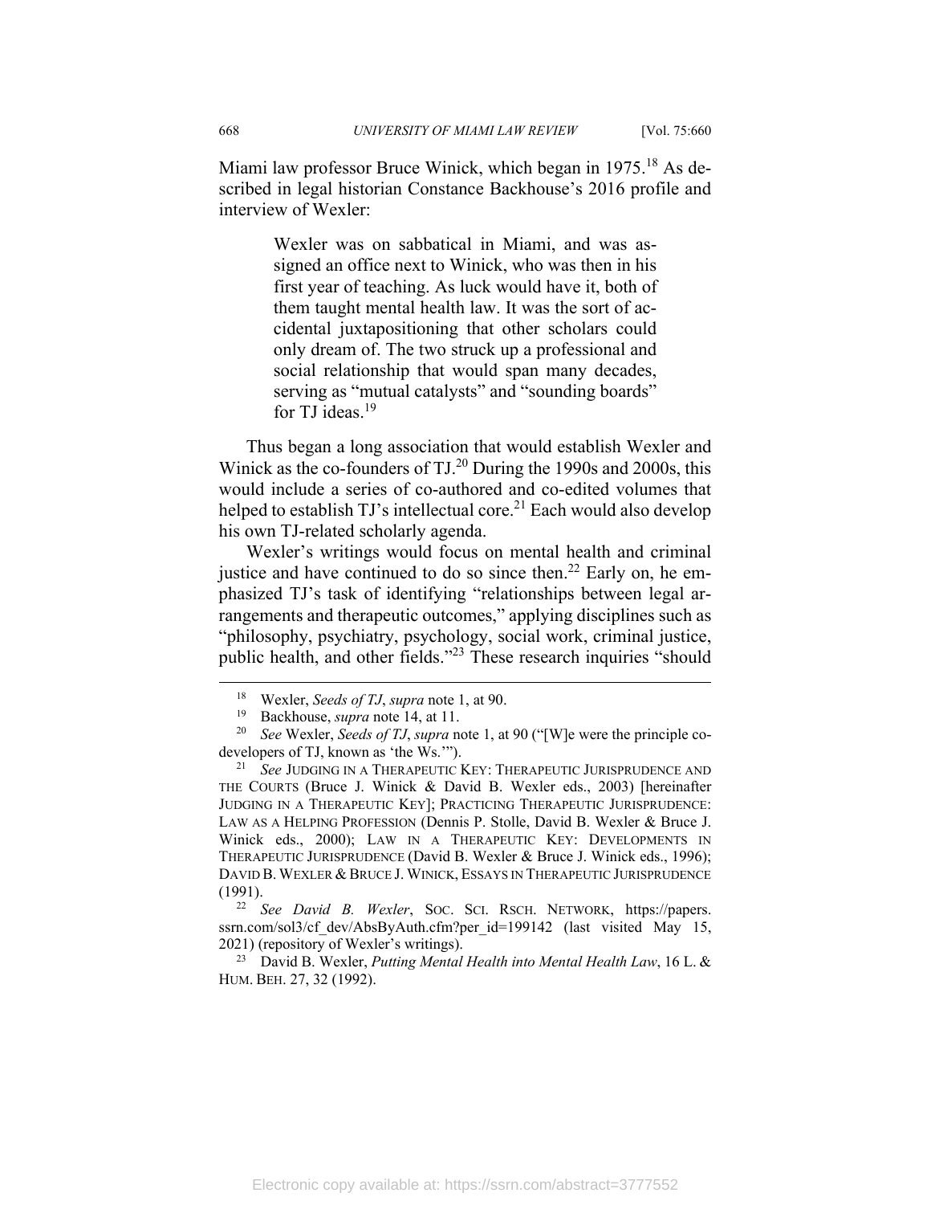Miami law professor Bruce Winick, which began in 1975.[18] As described in legal historian Constance Backhouse's 2016 profile and interview of Wexler:

> Wexler was on sabbatical in Miami, and was assigned an office next to Winick, who was then in his first year of teaching. As luck would have it, both of them taught mental health law. It was the sort of accidental juxtapositioning that other scholars could only dream of. The two struck up a professional and social relationship that would span many decades, serving as "mutual catalysts" and "sounding boards" for TJ ideas.[19]

Thus began a long association that would establish Wexler and Winick as the co-founders of TJ.[20] During the 1990s and 2000s, this would include a series of co-authored and co-edited volumes that helped to establish TJ's intellectual core.[21] Each would also develop his own TJ-related scholarly agenda.

Wexler's writings would focus on mental health and criminal justice and have continued to do so since then.[22] Early on, he emphasized TJ's task of identifying "relationships between legal arrangements and therapeutic outcomes," applying disciplines such as "philosophy, psychiatry, psychology, social work, criminal justice, public health, and other fields."[23] These research inquiries "should

---

[18] Wexler, *Seeds of TJ*, *supra* note 1, at 90.

[19] Backhouse, *supra* note 14, at 11.

[20] *See* Wexler, *Seeds of TJ*, *supra* note 1, at 90 ("[W]e were the principle co-developers of TJ, known as 'the Ws.'").

[21] *See* JUDGING IN A THERAPEUTIC KEY: THERAPEUTIC JURISPRUDENCE AND THE COURTS (Bruce J. Winick & David B. Wexler eds., 2003) [hereinafter JUDGING IN A THERAPEUTIC KEY]; PRACTICING THERAPEUTIC JURISPRUDENCE: LAW AS A HELPING PROFESSION (Dennis P. Stolle, David B. Wexler & Bruce J. Winick eds., 2000); LAW IN A THERAPEUTIC KEY: DEVELOPMENTS IN THERAPEUTIC JURISPRUDENCE (David B. Wexler & Bruce J. Winick eds., 1996); DAVID B. WEXLER & BRUCE J. WINICK, ESSAYS IN THERAPEUTIC JURISPRUDENCE (1991).

[22] *See David B. Wexler*, SOC. SCI. RSCH. NETWORK, https://papers.ssrn.com/sol3/cf_dev/AbsByAuth.cfm?per_id=199142 (last visited May 15, 2021) (repository of Wexler's writings).

[23] David B. Wexler, *Putting Mental Health into Mental Health Law*, 16 L. & HUM. BEH. 27, 32 (1992).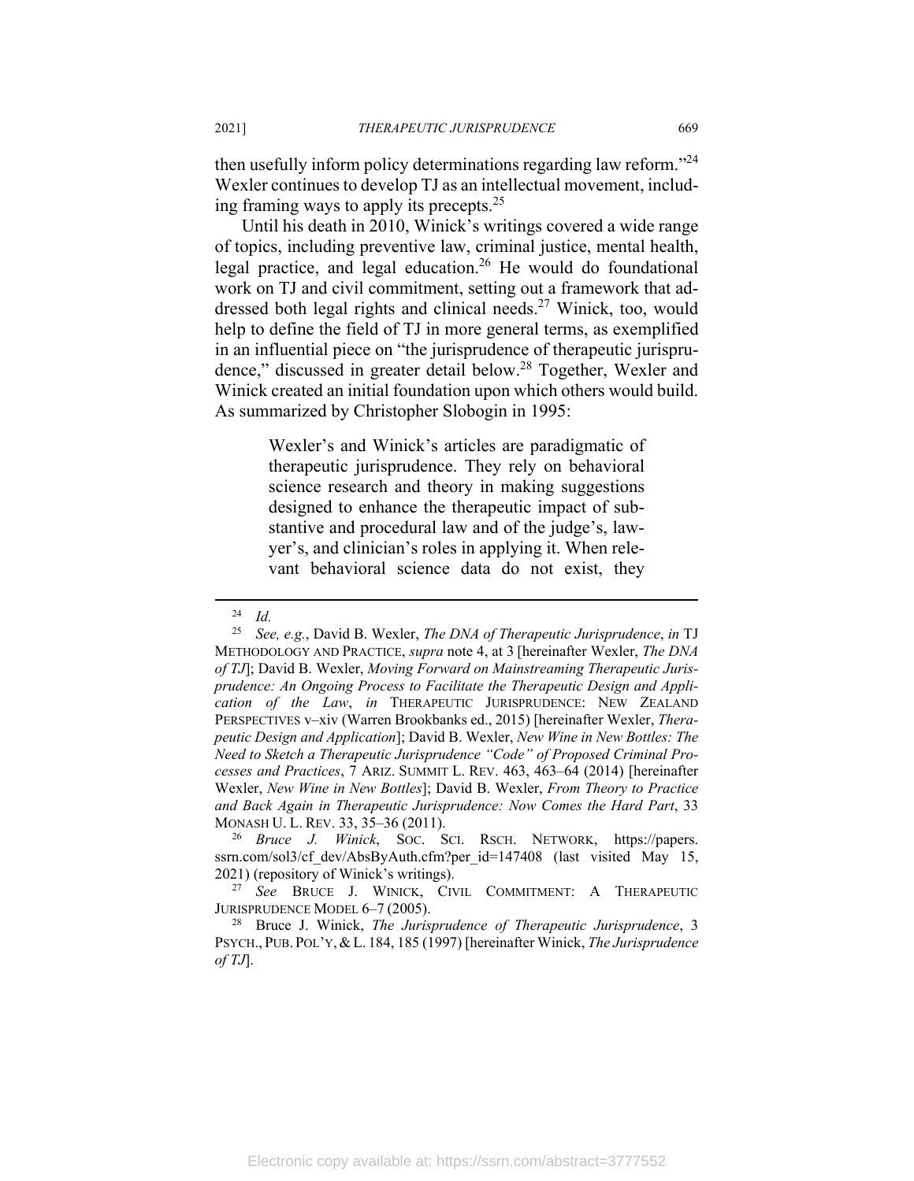then usefully inform policy determinations regarding law reform."[24] Wexler continues to develop TJ as an intellectual movement, including framing ways to apply its precepts.[25]

Until his death in 2010, Winick's writings covered a wide range of topics, including preventive law, criminal justice, mental health, legal practice, and legal education.[26] He would do foundational work on TJ and civil commitment, setting out a framework that addressed both legal rights and clinical needs.[27] Winick, too, would help to define the field of TJ in more general terms, as exemplified in an influential piece on "the jurisprudence of therapeutic jurisprudence," discussed in greater detail below.[28] Together, Wexler and Winick created an initial foundation upon which others would build. As summarized by Christopher Slobogin in 1995:

> Wexler's and Winick's articles are paradigmatic of therapeutic jurisprudence. They rely on behavioral science research and theory in making suggestions designed to enhance the therapeutic impact of substantive and procedural law and of the judge's, lawyer's, and clinician's roles in applying it. When relevant behavioral science data do not exist, they

---

[24] *Id.*

[25] *See, e.g.*, David B. Wexler, *The DNA of Therapeutic Jurisprudence*, *in* TJ METHODOLOGY AND PRACTICE, *supra* note 4, at 3 [hereinafter Wexler, *The DNA of TJ*]; David B. Wexler, *Moving Forward on Mainstreaming Therapeutic Jurisprudence: An Ongoing Process to Facilitate the Therapeutic Design and Application of the Law*, *in* THERAPEUTIC JURISPRUDENCE: NEW ZEALAND PERSPECTIVES v–xiv (Warren Brookbanks ed., 2015) [hereinafter Wexler, *Therapeutic Design and Application*]; David B. Wexler, *New Wine in New Bottles: The Need to Sketch a Therapeutic Jurisprudence "Code" of Proposed Criminal Processes and Practices*, 7 ARIZ. SUMMIT L. REV. 463, 463–64 (2014) [hereinafter Wexler, *New Wine in New Bottles*]; David B. Wexler, *From Theory to Practice and Back Again in Therapeutic Jurisprudence: Now Comes the Hard Part*, 33 MONASH U. L. REV. 33, 35–36 (2011).

[26] *Bruce J. Winick*, SOC. SCI. RSCH. NETWORK, https://papers.ssrn.com/sol3/cf_dev/AbsByAuth.cfm?per_id=147408 (last visited May 15, 2021) (repository of Winick's writings).

[27] *See* BRUCE J. WINICK, CIVIL COMMITMENT: A THERAPEUTIC JURISPRUDENCE MODEL 6–7 (2005).

[28] Bruce J. Winick, *The Jurisprudence of Therapeutic Jurisprudence*, 3 PSYCH., PUB. POL'Y, & L. 184, 185 (1997) [hereinafter Winick, *The Jurisprudence of TJ*].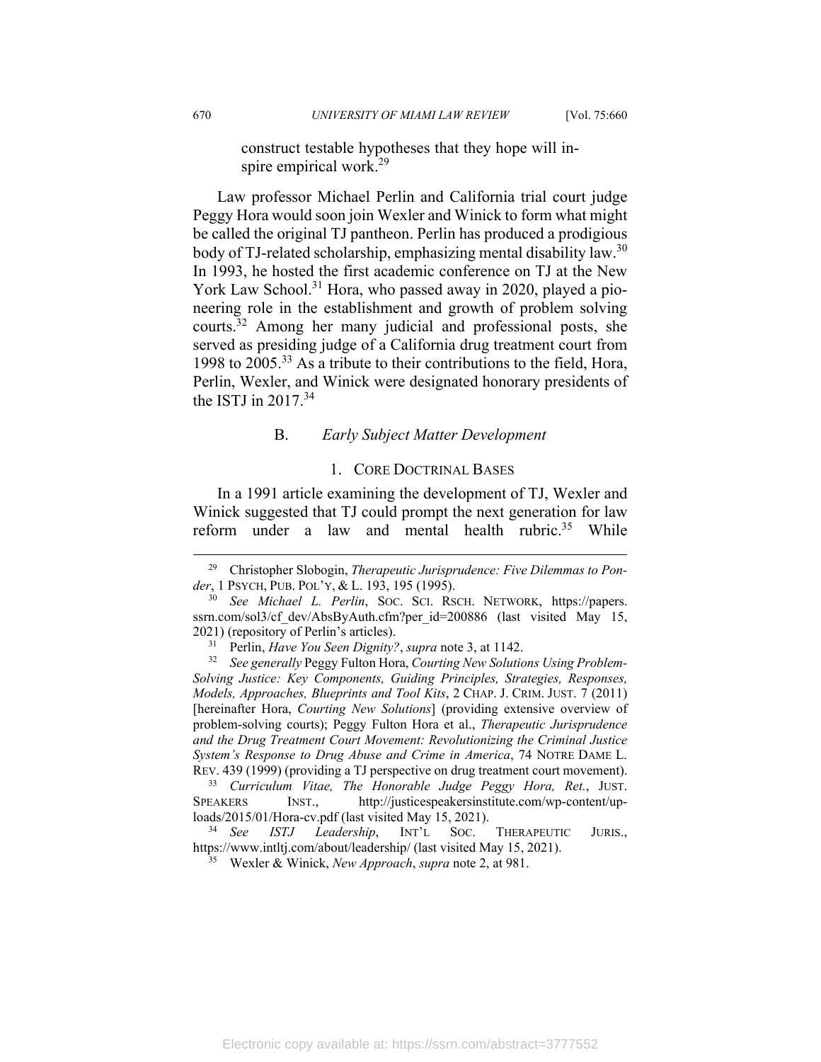construct testable hypotheses that they hope will inspire empirical work.[29]

Law professor Michael Perlin and California trial court judge Peggy Hora would soon join Wexler and Winick to form what might be called the original TJ pantheon. Perlin has produced a prodigious body of TJ-related scholarship, emphasizing mental disability law.[30] In 1993, he hosted the first academic conference on TJ at the New York Law School.[31] Hora, who passed away in 2020, played a pioneering role in the establishment and growth of problem solving courts.[32] Among her many judicial and professional posts, she served as presiding judge of a California drug treatment court from 1998 to 2005.[33] As a tribute to their contributions to the field, Hora, Perlin, Wexler, and Winick were designated honorary presidents of the ISTJ in 2017.[34]

### B. *Early Subject Matter Development*

#### 1. Core Doctrinal Bases

In a 1991 article examining the development of TJ, Wexler and Winick suggested that TJ could prompt the next generation for law reform under a law and mental health rubric.[35] While

---

[29] Christopher Slobogin, *Therapeutic Jurisprudence: Five Dilemmas to Ponder*, 1 PSYCH, PUB. POL'Y, & L. 193, 195 (1995).

[30] *See Michael L. Perlin*, SOC. SCI. RSCH. NETWORK, https://papers.ssrn.com/sol3/cf_dev/AbsByAuth.cfm?per_id=200886 (last visited May 15, 2021) (repository of Perlin's articles).

[31] Perlin, *Have You Seen Dignity?*, *supra* note 3, at 1142.

[32] *See generally* Peggy Fulton Hora, *Courting New Solutions Using Problem-Solving Justice: Key Components, Guiding Principles, Strategies, Responses, Models, Approaches, Blueprints and Tool Kits*, 2 CHAP. J. CRIM. JUST. 7 (2011) [hereinafter Hora, *Courting New Solutions*] (providing extensive overview of problem-solving courts); Peggy Fulton Hora et al., *Therapeutic Jurisprudence and the Drug Treatment Court Movement: Revolutionizing the Criminal Justice System's Response to Drug Abuse and Crime in America*, 74 NOTRE DAME L. REV. 439 (1999) (providing a TJ perspective on drug treatment court movement).

[33] *Curriculum Vitae, The Honorable Judge Peggy Hora, Ret.*, JUST. SPEAKERS INST., http://justicespeakersinstitute.com/wp-content/uploads/2015/01/Hora-cv.pdf (last visited May 15, 2021).

[34] *See ISTJ Leadership*, INT'L SOC. THERAPEUTIC JURIS., https://www.intltj.com/about/leadership/ (last visited May 15, 2021).

[35] Wexler & Winick, *New Approach*, *supra* note 2, at 981.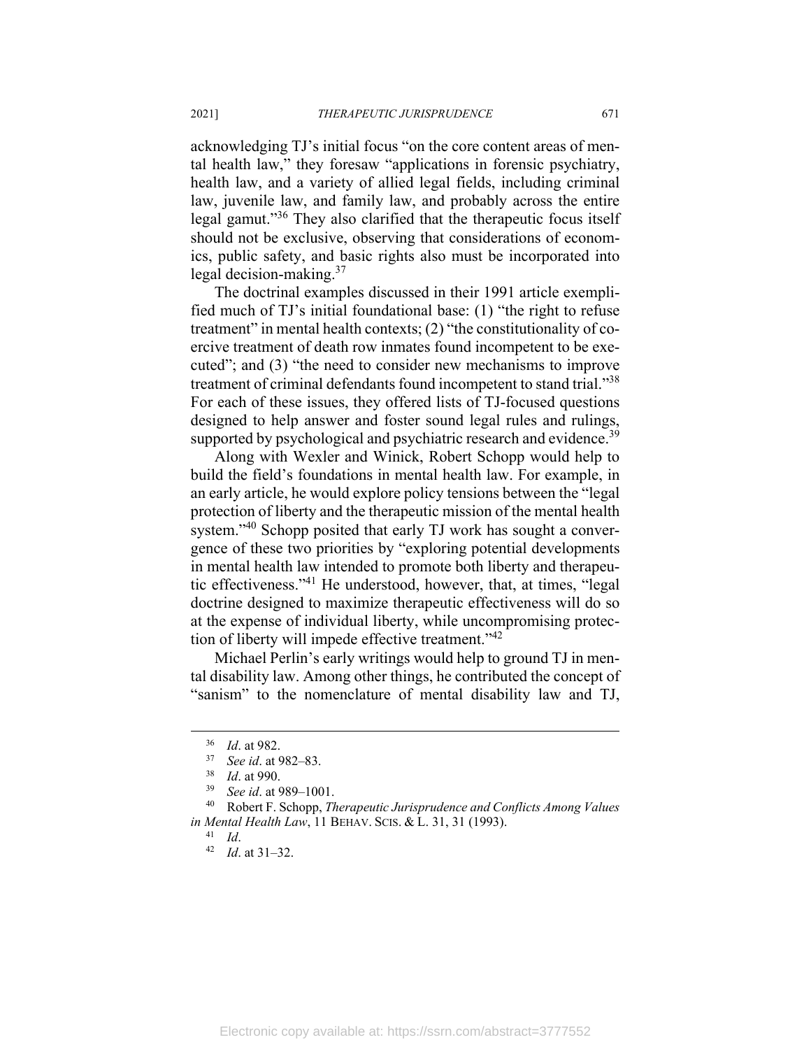acknowledging TJ's initial focus "on the core content areas of mental health law," they foresaw "applications in forensic psychiatry, health law, and a variety of allied legal fields, including criminal law, juvenile law, and family law, and probably across the entire legal gamut."[36] They also clarified that the therapeutic focus itself should not be exclusive, observing that considerations of economics, public safety, and basic rights also must be incorporated into legal decision-making.[37]

The doctrinal examples discussed in their 1991 article exemplified much of TJ's initial foundational base: (1) "the right to refuse treatment" in mental health contexts; (2) "the constitutionality of coercive treatment of death row inmates found incompetent to be executed"; and (3) "the need to consider new mechanisms to improve treatment of criminal defendants found incompetent to stand trial."[38] For each of these issues, they offered lists of TJ-focused questions designed to help answer and foster sound legal rules and rulings, supported by psychological and psychiatric research and evidence.[39]

Along with Wexler and Winick, Robert Schopp would help to build the field's foundations in mental health law. For example, in an early article, he would explore policy tensions between the "legal protection of liberty and the therapeutic mission of the mental health system."[40] Schopp posited that early TJ work has sought a convergence of these two priorities by "exploring potential developments in mental health law intended to promote both liberty and therapeutic effectiveness."[41] He understood, however, that, at times, "legal doctrine designed to maximize therapeutic effectiveness will do so at the expense of individual liberty, while uncompromising protection of liberty will impede effective treatment."[42]

Michael Perlin's early writings would help to ground TJ in mental disability law. Among other things, he contributed the concept of "sanism" to the nomenclature of mental disability law and TJ,

---

[36] *Id*. at 982.

[37] *See id*. at 982–83.

[38] *Id*. at 990.

[39] *See id*. at 989–1001.

[40] Robert F. Schopp, *Therapeutic Jurisprudence and Conflicts Among Values in Mental Health Law*, 11 BEHAV. SCIS. & L. 31, 31 (1993).

[41] *Id*.

[42] *Id*. at 31–32.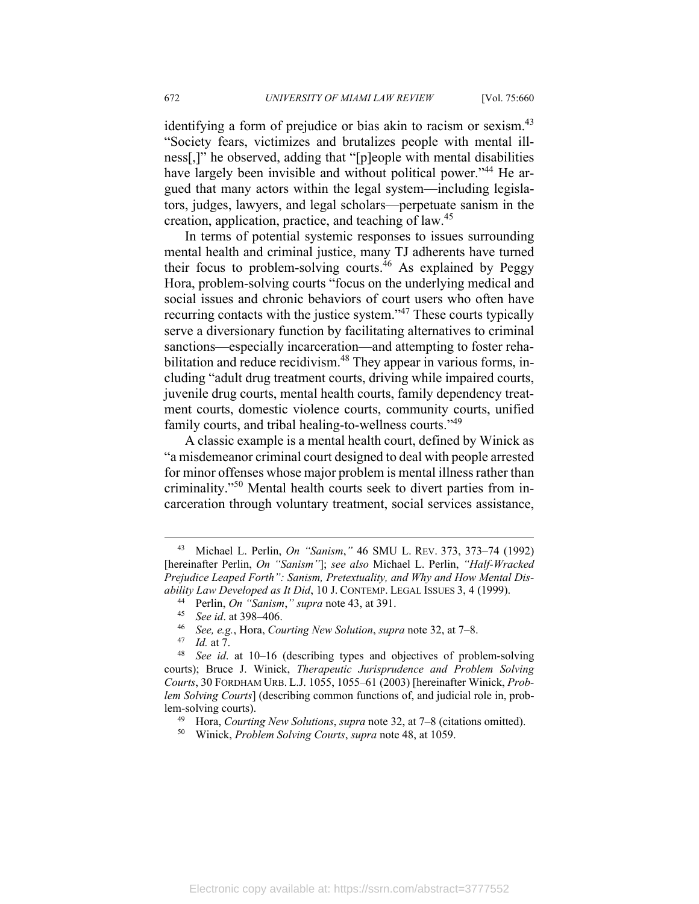identifying a form of prejudice or bias akin to racism or sexism.[43] "Society fears, victimizes and brutalizes people with mental illness[,]" he observed, adding that "[p]eople with mental disabilities have largely been invisible and without political power."[44] He argued that many actors within the legal system—including legislators, judges, lawyers, and legal scholars—perpetuate sanism in the creation, application, practice, and teaching of law.[45]

In terms of potential systemic responses to issues surrounding mental health and criminal justice, many TJ adherents have turned their focus to problem-solving courts.[46] As explained by Peggy Hora, problem-solving courts "focus on the underlying medical and social issues and chronic behaviors of court users who often have recurring contacts with the justice system."[47] These courts typically serve a diversionary function by facilitating alternatives to criminal sanctions—especially incarceration—and attempting to foster rehabilitation and reduce recidivism.[48] They appear in various forms, including "adult drug treatment courts, driving while impaired courts, juvenile drug courts, mental health courts, family dependency treatment courts, domestic violence courts, community courts, unified family courts, and tribal healing-to-wellness courts."[49]

A classic example is a mental health court, defined by Winick as "a misdemeanor criminal court designed to deal with people arrested for minor offenses whose major problem is mental illness rather than criminality."[50] Mental health courts seek to divert parties from incarceration through voluntary treatment, social services assistance,

---

[43] Michael L. Perlin, *On "Sanism*,*"* 46 SMU L. REV. 373, 373–74 (1992) [hereinafter Perlin, *On "Sanism"*]; *see also* Michael L. Perlin, *"Half-Wracked Prejudice Leaped Forth": Sanism, Pretextuality, and Why and How Mental Disability Law Developed as It Did*, 10 J. CONTEMP. LEGAL ISSUES 3, 4 (1999).

[44] Perlin, *On "Sanism*,*" supra* note 43, at 391.

[45] *See id*. at 398–406.

[46] *See, e.g.*, Hora, *Courting New Solution*, *supra* note 32, at 7–8.

[47] *Id.* at 7.

[48] *See id*. at 10–16 (describing types and objectives of problem-solving courts); Bruce J. Winick, *Therapeutic Jurisprudence and Problem Solving Courts*, 30 FORDHAM URB. L.J. 1055, 1055–61 (2003) [hereinafter Winick, *Problem Solving Courts*] (describing common functions of, and judicial role in, problem-solving courts).

[49] Hora, *Courting New Solutions*, *supra* note 32, at 7–8 (citations omitted).

[50] Winick, *Problem Solving Courts*, *supra* note 48, at 1059.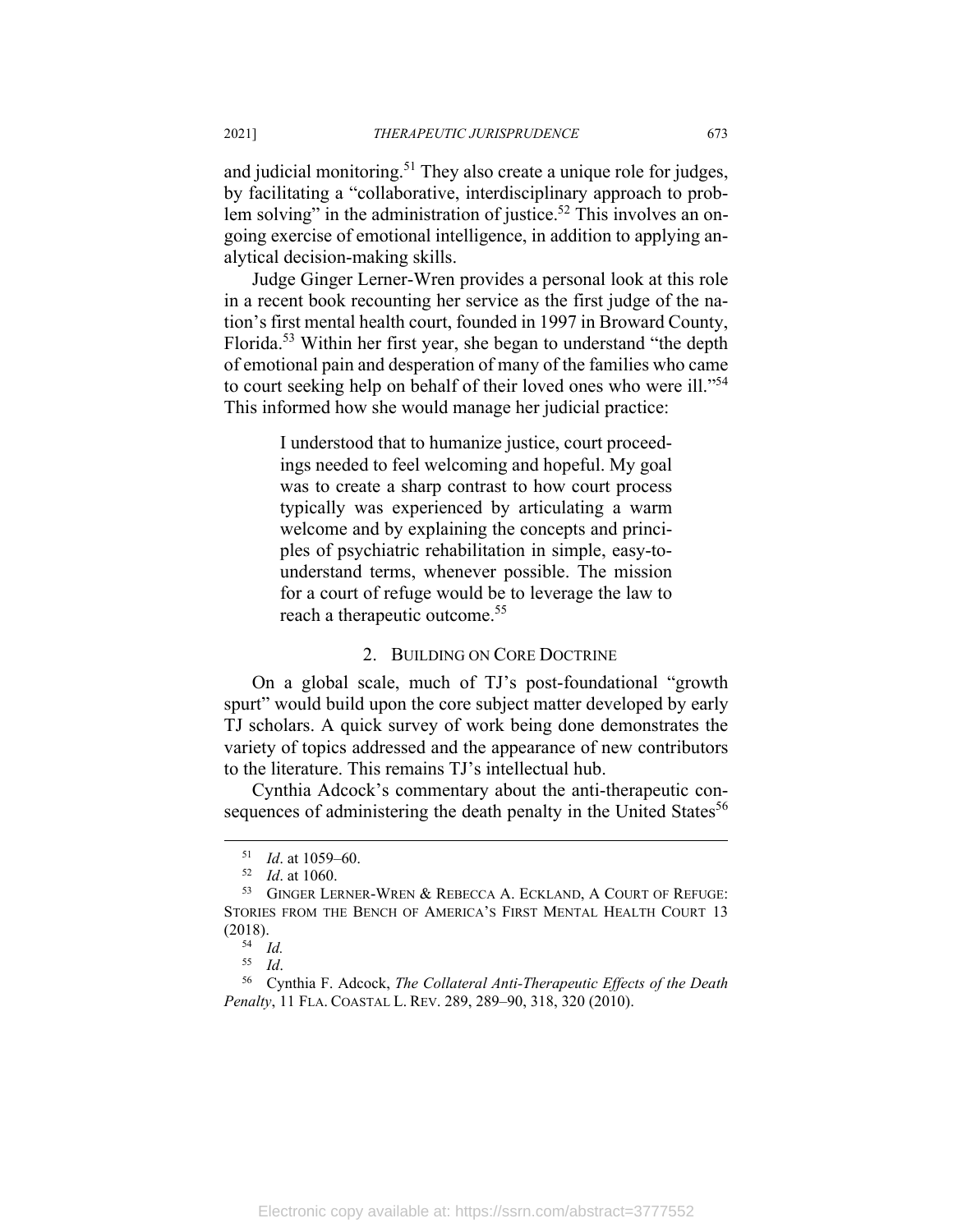and judicial monitoring.[51] They also create a unique role for judges, by facilitating a "collaborative, interdisciplinary approach to problem solving" in the administration of justice.[52] This involves an ongoing exercise of emotional intelligence, in addition to applying analytical decision-making skills.

Judge Ginger Lerner-Wren provides a personal look at this role in a recent book recounting her service as the first judge of the nation's first mental health court, founded in 1997 in Broward County, Florida.[53] Within her first year, she began to understand "the depth of emotional pain and desperation of many of the families who came to court seeking help on behalf of their loved ones who were ill."[54] This informed how she would manage her judicial practice:

> I understood that to humanize justice, court proceedings needed to feel welcoming and hopeful. My goal was to create a sharp contrast to how court process typically was experienced by articulating a warm welcome and by explaining the concepts and principles of psychiatric rehabilitation in simple, easy-to-understand terms, whenever possible. The mission for a court of refuge would be to leverage the law to reach a therapeutic outcome.[55]

### 2. Building on Core Doctrine

On a global scale, much of TJ's post-foundational "growth spurt" would build upon the core subject matter developed by early TJ scholars. A quick survey of work being done demonstrates the variety of topics addressed and the appearance of new contributors to the literature. This remains TJ's intellectual hub.

Cynthia Adcock's commentary about the anti-therapeutic consequences of administering the death penalty in the United States[56]

---

[51] *Id*. at 1059–60.

[52] *Id*. at 1060.

[53] Ginger Lerner-Wren & Rebecca A. Eckland, A Court of Refuge: Stories from the Bench of America's First Mental Health Court 13 (2018).

[54] *Id.*

[55] *Id*.

[56] Cynthia F. Adcock, *The Collateral Anti-Therapeutic Effects of the Death Penalty*, 11 Fla. Coastal L. Rev. 289, 289–90, 318, 320 (2010).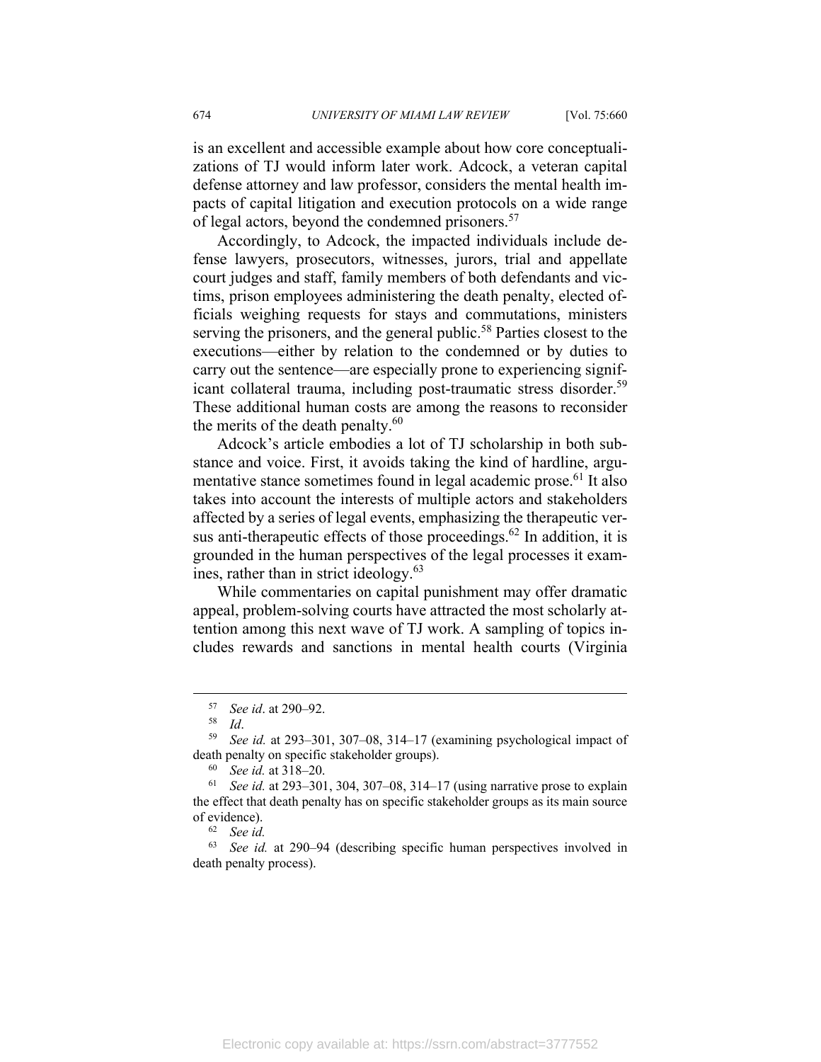is an excellent and accessible example about how core conceptualizations of TJ would inform later work. Adcock, a veteran capital defense attorney and law professor, considers the mental health impacts of capital litigation and execution protocols on a wide range of legal actors, beyond the condemned prisoners.[57]

Accordingly, to Adcock, the impacted individuals include defense lawyers, prosecutors, witnesses, jurors, trial and appellate court judges and staff, family members of both defendants and victims, prison employees administering the death penalty, elected officials weighing requests for stays and commutations, ministers serving the prisoners, and the general public.[58] Parties closest to the executions—either by relation to the condemned or by duties to carry out the sentence—are especially prone to experiencing significant collateral trauma, including post-traumatic stress disorder.[59] These additional human costs are among the reasons to reconsider the merits of the death penalty.[60]

Adcock's article embodies a lot of TJ scholarship in both substance and voice. First, it avoids taking the kind of hardline, argumentative stance sometimes found in legal academic prose.[61] It also takes into account the interests of multiple actors and stakeholders affected by a series of legal events, emphasizing the therapeutic versus anti-therapeutic effects of those proceedings.[62] In addition, it is grounded in the human perspectives of the legal processes it examines, rather than in strict ideology.[63]

While commentaries on capital punishment may offer dramatic appeal, problem-solving courts have attracted the most scholarly attention among this next wave of TJ work. A sampling of topics includes rewards and sanctions in mental health courts (Virginia

---

57 *See id*. at 290–92.

58 *Id*.

59 *See id.* at 293–301, 307–08, 314–17 (examining psychological impact of death penalty on specific stakeholder groups).

60 *See id.* at 318–20.

61 *See id.* at 293–301, 304, 307–08, 314–17 (using narrative prose to explain the effect that death penalty has on specific stakeholder groups as its main source of evidence).

62 *See id.*

63 *See id.* at 290–94 (describing specific human perspectives involved in death penalty process).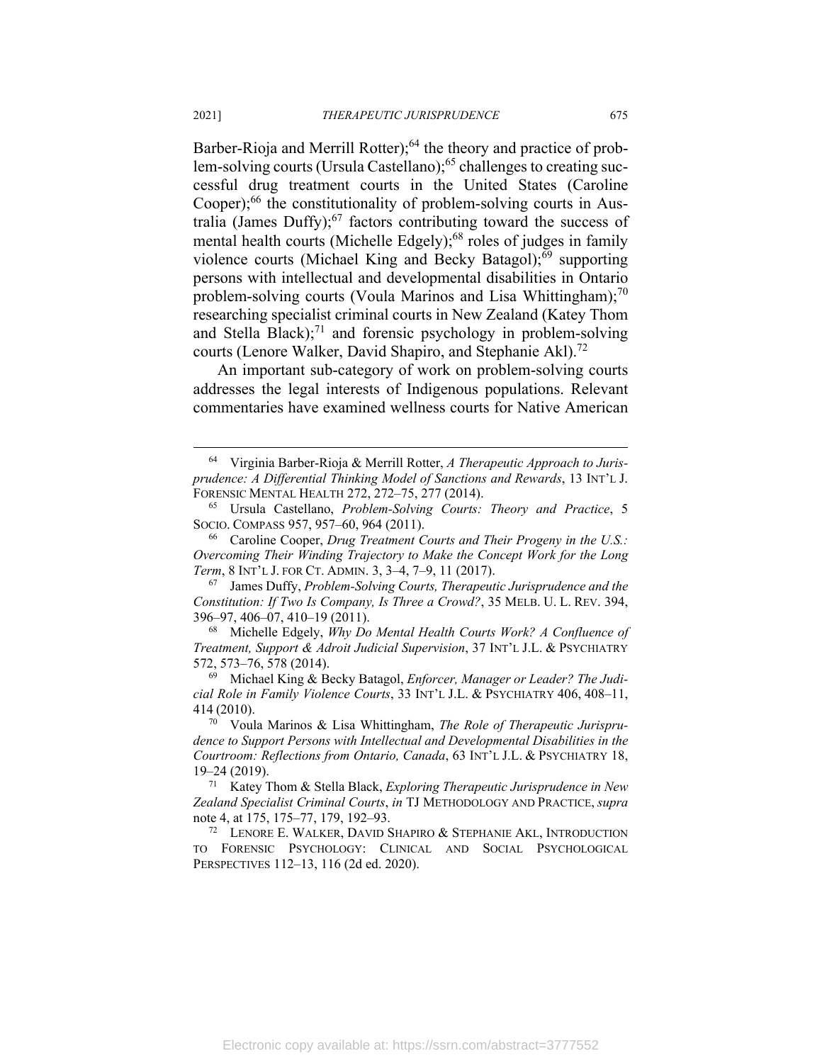Barber-Rioja and Merrill Rotter);[64] the theory and practice of problem-solving courts (Ursula Castellano);[65] challenges to creating successful drug treatment courts in the United States (Caroline Cooper);[66] the constitutionality of problem-solving courts in Australia (James Duffy);[67] factors contributing toward the success of mental health courts (Michelle Edgely);[68] roles of judges in family violence courts (Michael King and Becky Batagol);[69] supporting persons with intellectual and developmental disabilities in Ontario problem-solving courts (Voula Marinos and Lisa Whittingham);[70] researching specialist criminal courts in New Zealand (Katey Thom and Stella Black);[71] and forensic psychology in problem-solving courts (Lenore Walker, David Shapiro, and Stephanie Akl).[72]

An important sub-category of work on problem-solving courts addresses the legal interests of Indigenous populations. Relevant commentaries have examined wellness courts for Native American

---

[64] Virginia Barber-Rioja & Merrill Rotter, *A Therapeutic Approach to Jurisprudence: A Differential Thinking Model of Sanctions and Rewards*, 13 INT'L J. FORENSIC MENTAL HEALTH 272, 272–75, 277 (2014).

[65] Ursula Castellano, *Problem-Solving Courts: Theory and Practice*, 5 SOCIO. COMPASS 957, 957–60, 964 (2011).

[66] Caroline Cooper, *Drug Treatment Courts and Their Progeny in the U.S.: Overcoming Their Winding Trajectory to Make the Concept Work for the Long Term*, 8 INT'L J. FOR CT. ADMIN. 3, 3–4, 7–9, 11 (2017).

[67] James Duffy, *Problem-Solving Courts, Therapeutic Jurisprudence and the Constitution: If Two Is Company, Is Three a Crowd?*, 35 MELB. U. L. REV. 394, 396–97, 406–07, 410–19 (2011).

[68] Michelle Edgely, *Why Do Mental Health Courts Work? A Confluence of Treatment, Support & Adroit Judicial Supervision*, 37 INT'L J.L. & PSYCHIATRY 572, 573–76, 578 (2014).

[69] Michael King & Becky Batagol, *Enforcer, Manager or Leader? The Judicial Role in Family Violence Courts*, 33 INT'L J.L. & PSYCHIATRY 406, 408–11, 414 (2010).

[70] Voula Marinos & Lisa Whittingham, *The Role of Therapeutic Jurisprudence to Support Persons with Intellectual and Developmental Disabilities in the Courtroom: Reflections from Ontario, Canada*, 63 INT'L J.L. & PSYCHIATRY 18, 19–24 (2019).

[71] Katey Thom & Stella Black, *Exploring Therapeutic Jurisprudence in New Zealand Specialist Criminal Courts*, *in* TJ METHODOLOGY AND PRACTICE, *supra* note 4, at 175, 175–77, 179, 192–93.

[72] LENORE E. WALKER, DAVID SHAPIRO & STEPHANIE AKL, INTRODUCTION TO FORENSIC PSYCHOLOGY: CLINICAL AND SOCIAL PSYCHOLOGICAL PERSPECTIVES 112–13, 116 (2d ed. 2020).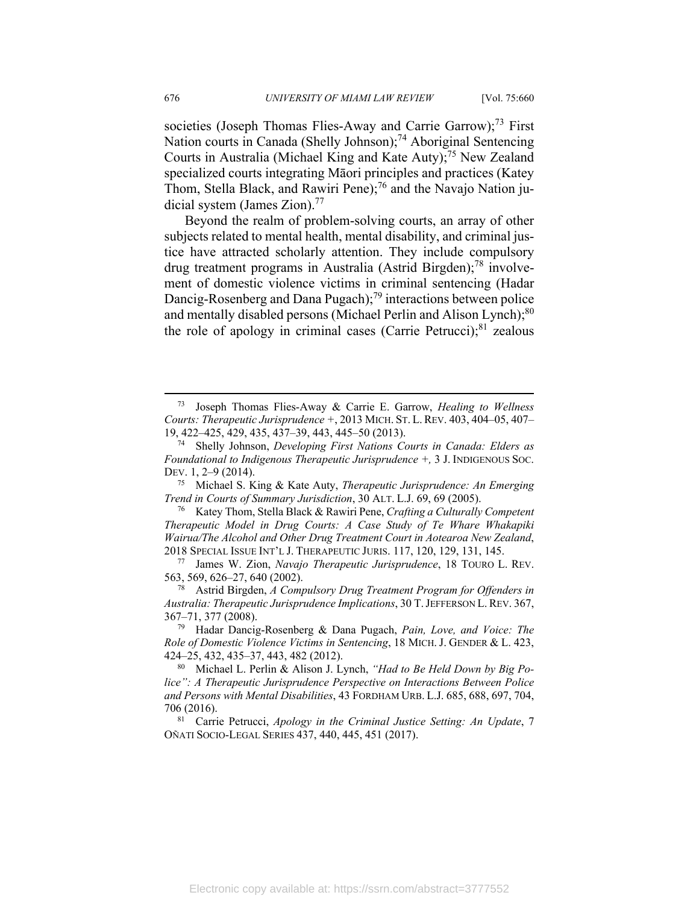societies (Joseph Thomas Flies-Away and Carrie Garrow);[73] First Nation courts in Canada (Shelly Johnson);[74] Aboriginal Sentencing Courts in Australia (Michael King and Kate Auty);[75] New Zealand specialized courts integrating Māori principles and practices (Katey Thom, Stella Black, and Rawiri Pene);[76] and the Navajo Nation judicial system (James Zion).[77]

Beyond the realm of problem-solving courts, an array of other subjects related to mental health, mental disability, and criminal justice have attracted scholarly attention. They include compulsory drug treatment programs in Australia (Astrid Birgden);[78] involvement of domestic violence victims in criminal sentencing (Hadar Dancig-Rosenberg and Dana Pugach);[79] interactions between police and mentally disabled persons (Michael Perlin and Alison Lynch);[80] the role of apology in criminal cases (Carrie Petrucci);[81] zealous

---

[73] Joseph Thomas Flies-Away & Carrie E. Garrow, *Healing to Wellness Courts: Therapeutic Jurisprudence +*, 2013 MICH. ST. L. REV. 403, 404–05, 407–19, 422–425, 429, 435, 437–39, 443, 445–50 (2013).

[74] Shelly Johnson, *Developing First Nations Courts in Canada: Elders as Foundational to Indigenous Therapeutic Jurisprudence +,* 3 J. INDIGENOUS SOC. DEV. 1, 2–9 (2014).

[75] Michael S. King & Kate Auty, *Therapeutic Jurisprudence: An Emerging Trend in Courts of Summary Jurisdiction*, 30 ALT. L.J. 69, 69 (2005).

[76] Katey Thom, Stella Black & Rawiri Pene, *Crafting a Culturally Competent Therapeutic Model in Drug Courts: A Case Study of Te Whare Whakapiki Wairua/The Alcohol and Other Drug Treatment Court in Aotearoa New Zealand*, 2018 SPECIAL ISSUE INT'L J. THERAPEUTIC JURIS. 117, 120, 129, 131, 145.

[77] James W. Zion, *Navajo Therapeutic Jurisprudence*, 18 TOURO L. REV. 563, 569, 626–27, 640 (2002).

[78] Astrid Birgden, *A Compulsory Drug Treatment Program for Offenders in Australia: Therapeutic Jurisprudence Implications*, 30 T. JEFFERSON L. REV. 367, 367–71, 377 (2008).

[79] Hadar Dancig-Rosenberg & Dana Pugach, *Pain, Love, and Voice: The Role of Domestic Violence Victims in Sentencing*, 18 MICH. J. GENDER & L. 423, 424–25, 432, 435–37, 443, 482 (2012).

[80] Michael L. Perlin & Alison J. Lynch, *"Had to Be Held Down by Big Police": A Therapeutic Jurisprudence Perspective on Interactions Between Police and Persons with Mental Disabilities*, 43 FORDHAM URB. L.J. 685, 688, 697, 704, 706 (2016).

[81] Carrie Petrucci, *Apology in the Criminal Justice Setting: An Update*, 7 OÑATI SOCIO-LEGAL SERIES 437, 440, 445, 451 (2017).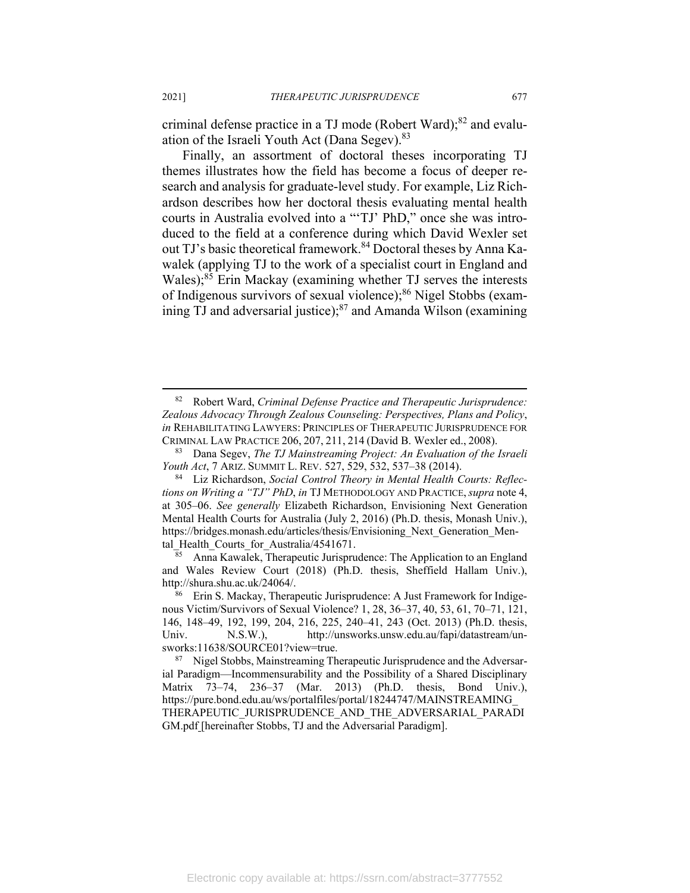criminal defense practice in a TJ mode (Robert Ward);[82] and evaluation of the Israeli Youth Act (Dana Segev).[83]

Finally, an assortment of doctoral theses incorporating TJ themes illustrates how the field has become a focus of deeper research and analysis for graduate-level study. For example, Liz Richardson describes how her doctoral thesis evaluating mental health courts in Australia evolved into a "'TJ' PhD," once she was introduced to the field at a conference during which David Wexler set out TJ's basic theoretical framework.[84] Doctoral theses by Anna Kawalek (applying TJ to the work of a specialist court in England and Wales);[85] Erin Mackay (examining whether TJ serves the interests of Indigenous survivors of sexual violence);[86] Nigel Stobbs (examining TJ and adversarial justice);[87] and Amanda Wilson (examining

---

[82] Robert Ward, *Criminal Defense Practice and Therapeutic Jurisprudence: Zealous Advocacy Through Zealous Counseling: Perspectives, Plans and Policy*, *in* REHABILITATING LAWYERS: PRINCIPLES OF THERAPEUTIC JURISPRUDENCE FOR CRIMINAL LAW PRACTICE 206, 207, 211, 214 (David B. Wexler ed., 2008).

[83] Dana Segev, *The TJ Mainstreaming Project: An Evaluation of the Israeli Youth Act*, 7 ARIZ. SUMMIT L. REV. 527, 529, 532, 537–38 (2014).

[84] Liz Richardson, *Social Control Theory in Mental Health Courts: Reflections on Writing a "TJ" PhD*, *in* TJ METHODOLOGY AND PRACTICE, *supra* note 4, at 305–06. *See generally* Elizabeth Richardson, Envisioning Next Generation Mental Health Courts for Australia (July 2, 2016) (Ph.D. thesis, Monash Univ.), https://bridges.monash.edu/articles/thesis/Envisioning_Next_Generation_Mental_Health_Courts_for_Australia/4541671.

[85] Anna Kawalek, Therapeutic Jurisprudence: The Application to an England and Wales Review Court (2018) (Ph.D. thesis, Sheffield Hallam Univ.), http://shura.shu.ac.uk/24064/.

[86] Erin S. Mackay, Therapeutic Jurisprudence: A Just Framework for Indigenous Victim/Survivors of Sexual Violence? 1, 28, 36–37, 40, 53, 61, 70–71, 121, 146, 148–49, 192, 199, 204, 216, 225, 240–41, 243 (Oct. 2013) (Ph.D. thesis, Univ. N.S.W.), http://unsworks.unsw.edu.au/fapi/datastream/unsworks:11638/SOURCE01?view=true.

[87] Nigel Stobbs, Mainstreaming Therapeutic Jurisprudence and the Adversarial Paradigm—Incommensurability and the Possibility of a Shared Disciplinary Matrix 73–74, 236–37 (Mar. 2013) (Ph.D. thesis, Bond Univ.), https://pure.bond.edu.au/ws/portalfiles/portal/18244747/MAINSTREAMING_THERAPEUTIC_JURISPRUDENCE_AND_THE_ADVERSARIAL_PARADIGM.pdf [hereinafter Stobbs, TJ and the Adversarial Paradigm].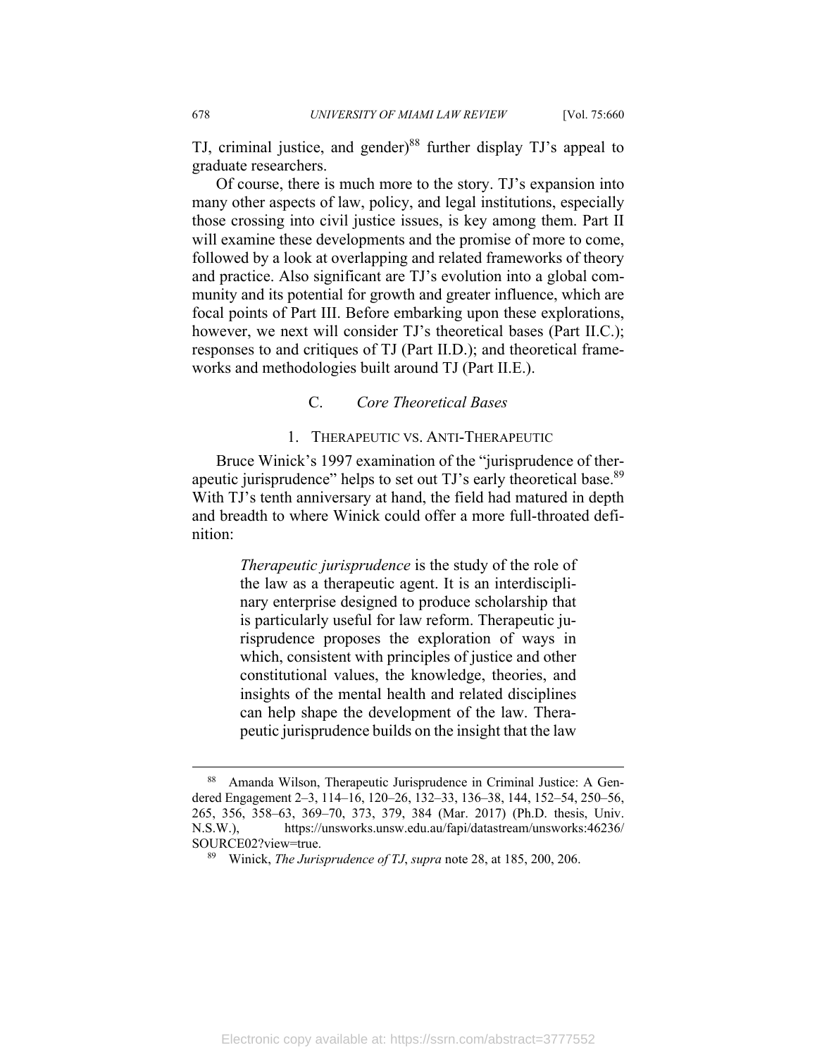TJ, criminal justice, and gender)[88] further display TJ's appeal to graduate researchers.

Of course, there is much more to the story. TJ's expansion into many other aspects of law, policy, and legal institutions, especially those crossing into civil justice issues, is key among them. Part II will examine these developments and the promise of more to come, followed by a look at overlapping and related frameworks of theory and practice. Also significant are TJ's evolution into a global community and its potential for growth and greater influence, which are focal points of Part III. Before embarking upon these explorations, however, we next will consider TJ's theoretical bases (Part II.C.); responses to and critiques of TJ (Part II.D.); and theoretical frameworks and methodologies built around TJ (Part II.E.).

### C. *Core Theoretical Bases*

#### 1. Therapeutic vs. Anti-Therapeutic

Bruce Winick's 1997 examination of the "jurisprudence of therapeutic jurisprudence" helps to set out TJ's early theoretical base.[89] With TJ's tenth anniversary at hand, the field had matured in depth and breadth to where Winick could offer a more full-throated definition:

> *Therapeutic jurisprudence* is the study of the role of the law as a therapeutic agent. It is an interdisciplinary enterprise designed to produce scholarship that is particularly useful for law reform. Therapeutic jurisprudence proposes the exploration of ways in which, consistent with principles of justice and other constitutional values, the knowledge, theories, and insights of the mental health and related disciplines can help shape the development of the law. Therapeutic jurisprudence builds on the insight that the law

---

[88] Amanda Wilson, Therapeutic Jurisprudence in Criminal Justice: A Gendered Engagement 2–3, 114–16, 120–26, 132–33, 136–38, 144, 152–54, 250–56, 265, 356, 358–63, 369–70, 373, 379, 384 (Mar. 2017) (Ph.D. thesis, Univ. N.S.W.), https://unsworks.unsw.edu.au/fapi/datastream/unsworks:46236/SOURCE02?view=true.

[89] Winick, *The Jurisprudence of TJ*, *supra* note 28, at 185, 200, 206.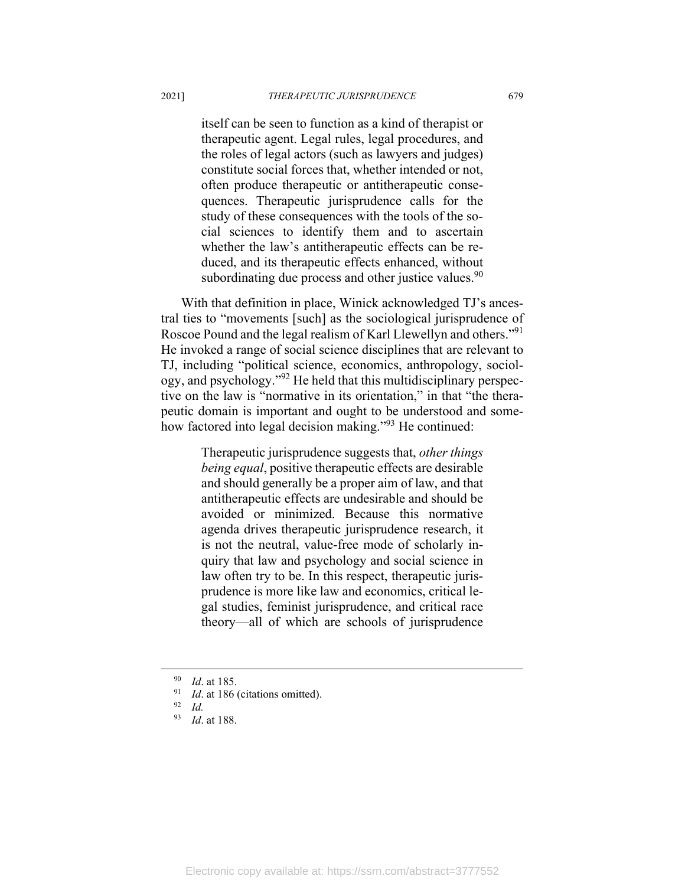> itself can be seen to function as a kind of therapist or therapeutic agent. Legal rules, legal procedures, and the roles of legal actors (such as lawyers and judges) constitute social forces that, whether intended or not, often produce therapeutic or antitherapeutic consequences. Therapeutic jurisprudence calls for the study of these consequences with the tools of the social sciences to identify them and to ascertain whether the law's antitherapeutic effects can be reduced, and its therapeutic effects enhanced, without subordinating due process and other justice values.[90]

With that definition in place, Winick acknowledged TJ's ancestral ties to "movements [such] as the sociological jurisprudence of Roscoe Pound and the legal realism of Karl Llewellyn and others."[91] He invoked a range of social science disciplines that are relevant to TJ, including "political science, economics, anthropology, sociology, and psychology."[92] He held that this multidisciplinary perspective on the law is "normative in its orientation," in that "the therapeutic domain is important and ought to be understood and somehow factored into legal decision making."[93] He continued:

> Therapeutic jurisprudence suggests that, *other things being equal*, positive therapeutic effects are desirable and should generally be a proper aim of law, and that antitherapeutic effects are undesirable and should be avoided or minimized. Because this normative agenda drives therapeutic jurisprudence research, it is not the neutral, value-free mode of scholarly inquiry that law and psychology and social science in law often try to be. In this respect, therapeutic jurisprudence is more like law and economics, critical legal studies, feminist jurisprudence, and critical race theory—all of which are schools of jurisprudence

---

[90] *Id*. at 185.

[91] *Id*. at 186 (citations omitted).

[92] *Id.*

[93] *Id*. at 188.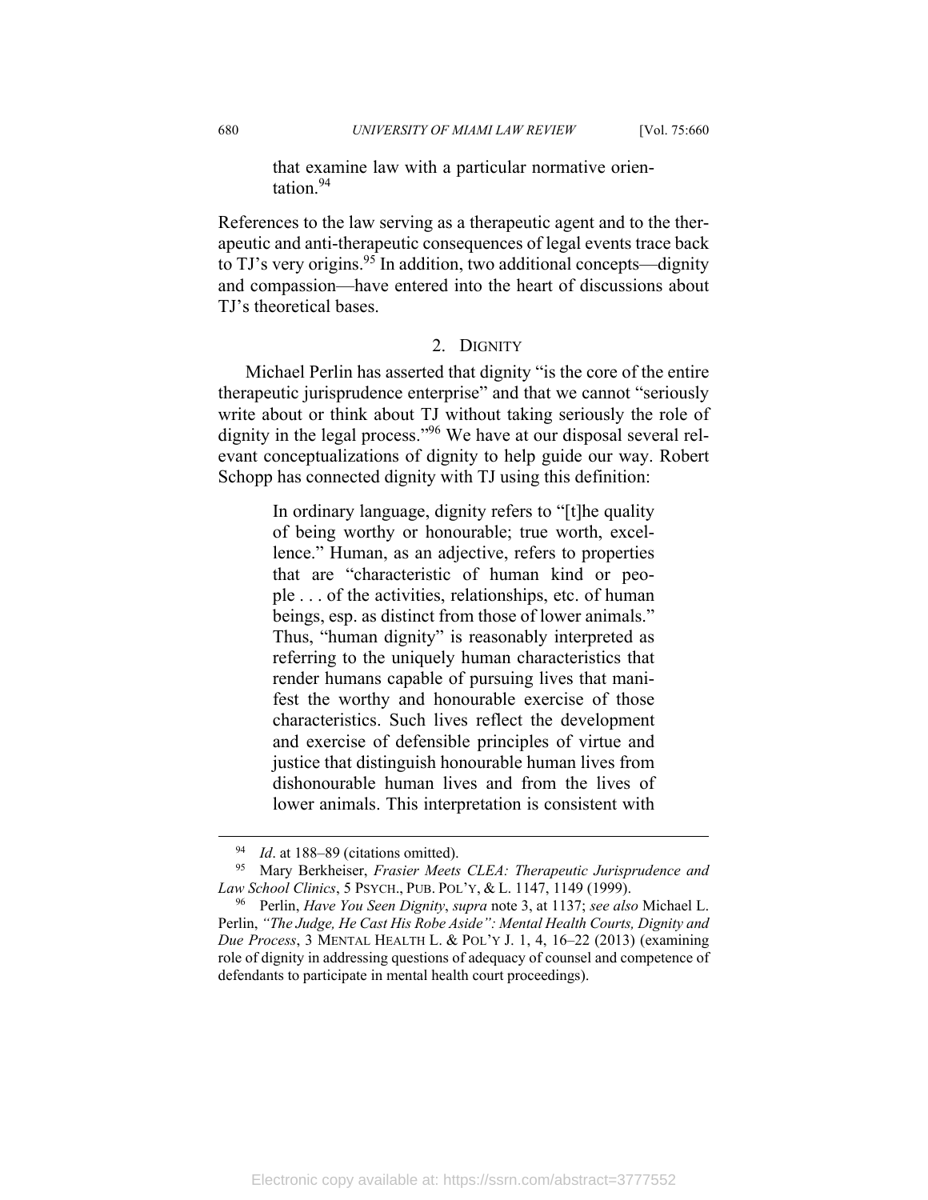> that examine law with a particular normative orientation.[94]

References to the law serving as a therapeutic agent and to the therapeutic and anti-therapeutic consequences of legal events trace back to TJ's very origins.[95] In addition, two additional concepts—dignity and compassion—have entered into the heart of discussions about TJ's theoretical bases.

### 2. Dignity

Michael Perlin has asserted that dignity "is the core of the entire therapeutic jurisprudence enterprise" and that we cannot "seriously write about or think about TJ without taking seriously the role of dignity in the legal process."[96] We have at our disposal several relevant conceptualizations of dignity to help guide our way. Robert Schopp has connected dignity with TJ using this definition:

> In ordinary language, dignity refers to "[t]he quality of being worthy or honourable; true worth, excellence." Human, as an adjective, refers to properties that are "characteristic of human kind or people . . . of the activities, relationships, etc. of human beings, esp. as distinct from those of lower animals." Thus, "human dignity" is reasonably interpreted as referring to the uniquely human characteristics that render humans capable of pursuing lives that manifest the worthy and honourable exercise of those characteristics. Such lives reflect the development and exercise of defensible principles of virtue and justice that distinguish honourable human lives from dishonourable human lives and from the lives of lower animals. This interpretation is consistent with

---

[94] *Id*. at 188–89 (citations omitted).

[95] Mary Berkheiser, *Frasier Meets CLEA: Therapeutic Jurisprudence and Law School Clinics*, 5 Psych., Pub. Pol'y, & L. 1147, 1149 (1999).

[96] Perlin, *Have You Seen Dignity*, *supra* note 3, at 1137; *see also* Michael L. Perlin, *"The Judge, He Cast His Robe Aside": Mental Health Courts, Dignity and Due Process*, 3 Mental Health L. & Pol'y J. 1, 4, 16–22 (2013) (examining role of dignity in addressing questions of adequacy of counsel and competence of defendants to participate in mental health court proceedings).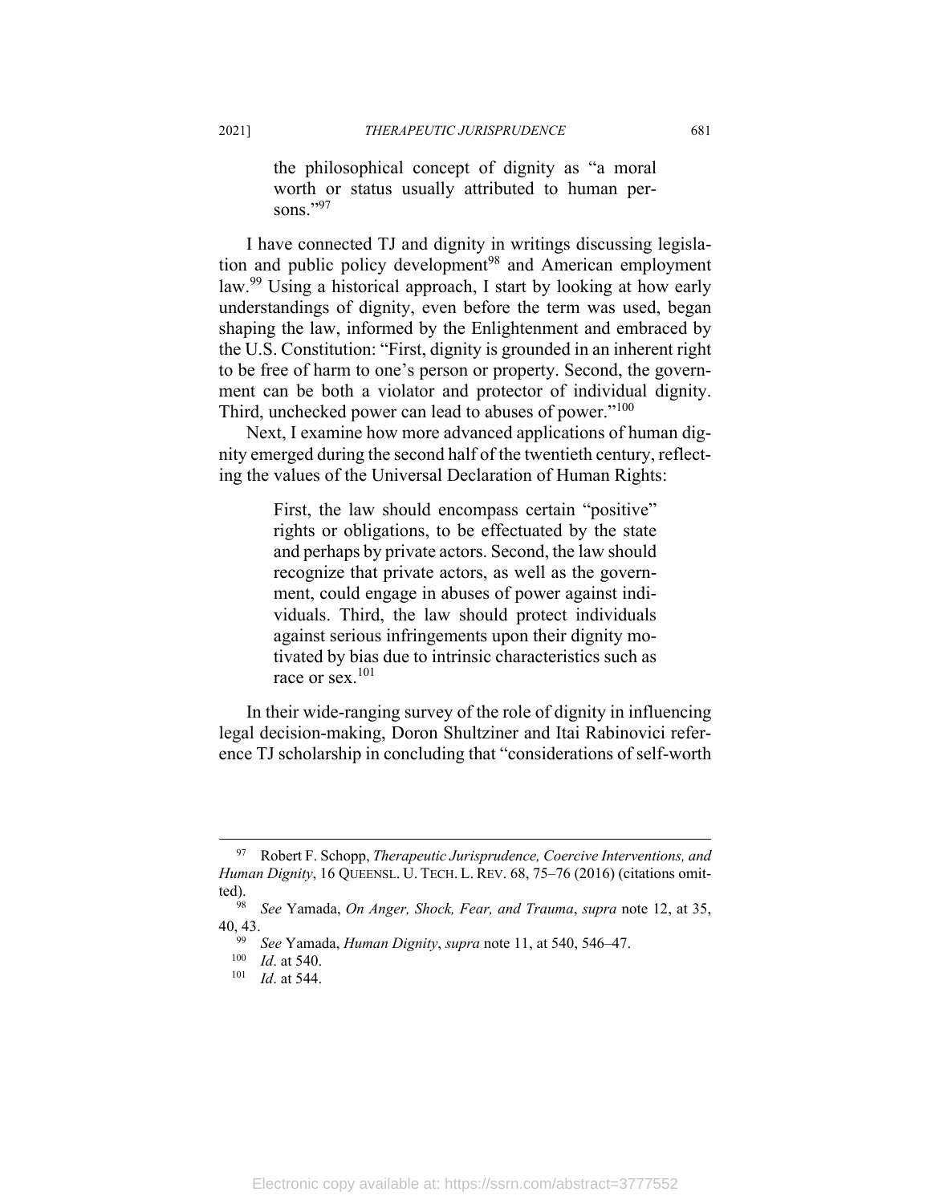the philosophical concept of dignity as "a moral worth or status usually attributed to human persons."[97]

I have connected TJ and dignity in writings discussing legislation and public policy development[98] and American employment law.[99] Using a historical approach, I start by looking at how early understandings of dignity, even before the term was used, began shaping the law, informed by the Enlightenment and embraced by the U.S. Constitution: "First, dignity is grounded in an inherent right to be free of harm to one's person or property. Second, the government can be both a violator and protector of individual dignity. Third, unchecked power can lead to abuses of power."[100]

Next, I examine how more advanced applications of human dignity emerged during the second half of the twentieth century, reflecting the values of the Universal Declaration of Human Rights:

> First, the law should encompass certain "positive" rights or obligations, to be effectuated by the state and perhaps by private actors. Second, the law should recognize that private actors, as well as the government, could engage in abuses of power against individuals. Third, the law should protect individuals against serious infringements upon their dignity motivated by bias due to intrinsic characteristics such as race or sex.[101]

In their wide-ranging survey of the role of dignity in influencing legal decision-making, Doron Shultziner and Itai Rabinovici reference TJ scholarship in concluding that "considerations of self-worth

---

[97] Robert F. Schopp, *Therapeutic Jurisprudence, Coercive Interventions, and Human Dignity*, 16 QUEENSL. U. TECH. L. REV. 68, 75–76 (2016) (citations omitted).

[98] *See* Yamada, *On Anger, Shock, Fear, and Trauma*, *supra* note 12, at 35, 40, 43.

[99] *See* Yamada, *Human Dignity*, *supra* note 11, at 540, 546–47.

[100] *Id*. at 540.

[101] *Id*. at 544.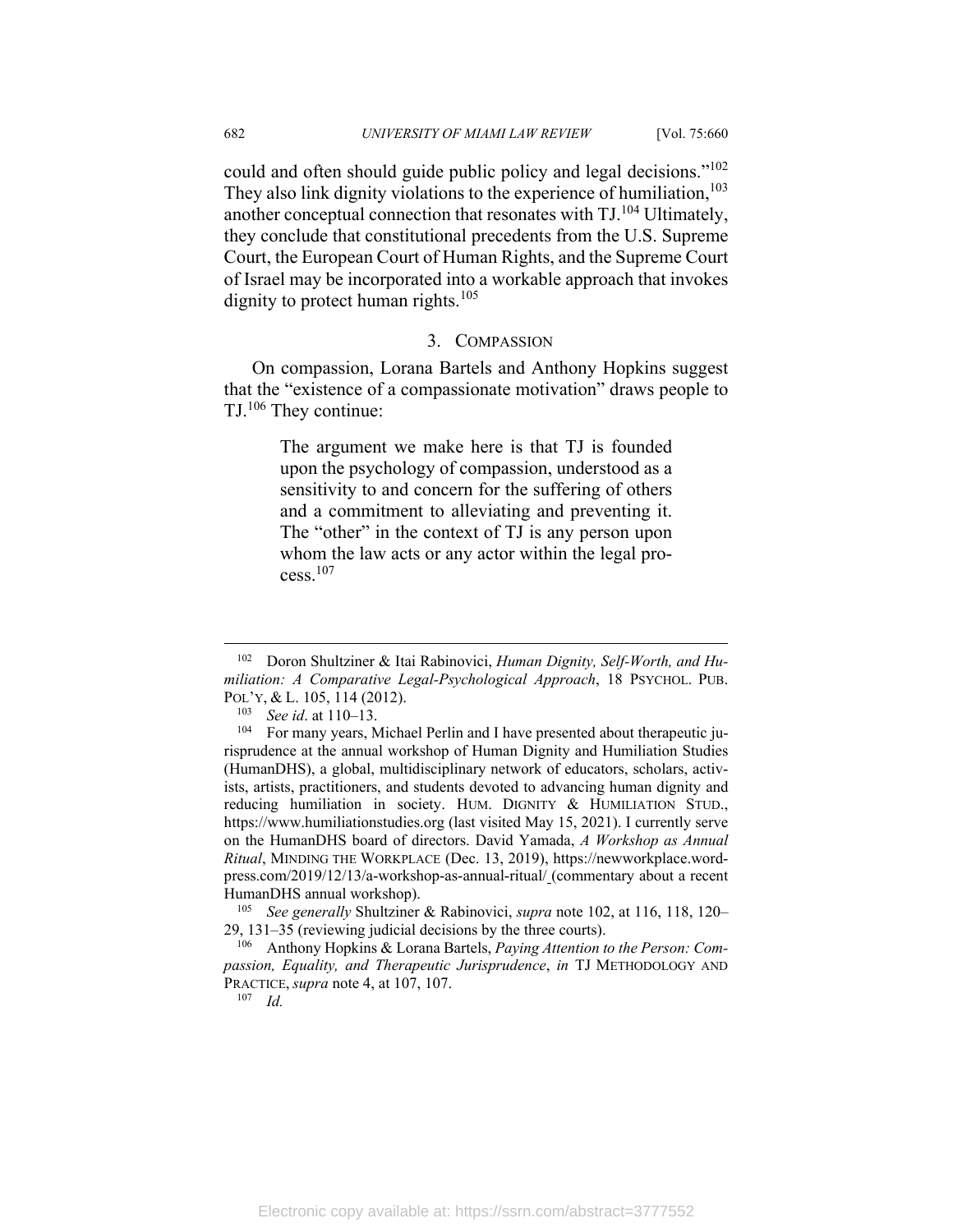could and often should guide public policy and legal decisions."[102] They also link dignity violations to the experience of humiliation,[103] another conceptual connection that resonates with TJ.[104] Ultimately, they conclude that constitutional precedents from the U.S. Supreme Court, the European Court of Human Rights, and the Supreme Court of Israel may be incorporated into a workable approach that invokes dignity to protect human rights.[105]

### 3. COMPASSION

On compassion, Lorana Bartels and Anthony Hopkins suggest that the "existence of a compassionate motivation" draws people to TJ.[106] They continue:

> The argument we make here is that TJ is founded upon the psychology of compassion, understood as a sensitivity to and concern for the suffering of others and a commitment to alleviating and preventing it. The "other" in the context of TJ is any person upon whom the law acts or any actor within the legal process.[107]

---

[102] Doron Shultziner & Itai Rabinovici, *Human Dignity, Self-Worth, and Humiliation: A Comparative Legal-Psychological Approach*, 18 PSYCHOL. PUB. POL'Y, & L. 105, 114 (2012).

[103] *See id*. at 110–13.

[104] For many years, Michael Perlin and I have presented about therapeutic jurisprudence at the annual workshop of Human Dignity and Humiliation Studies (HumanDHS), a global, multidisciplinary network of educators, scholars, activists, artists, practitioners, and students devoted to advancing human dignity and reducing humiliation in society. HUM. DIGNITY & HUMILIATION STUD., https://www.humiliationstudies.org (last visited May 15, 2021). I currently serve on the HumanDHS board of directors. David Yamada, *A Workshop as Annual Ritual*, MINDING THE WORKPLACE (Dec. 13, 2019), https://newworkplace.wordpress.com/2019/12/13/a-workshop-as-annual-ritual/ (commentary about a recent HumanDHS annual workshop).

[105] *See generally* Shultziner & Rabinovici, *supra* note 102, at 116, 118, 120–29, 131–35 (reviewing judicial decisions by the three courts).

[106] Anthony Hopkins & Lorana Bartels, *Paying Attention to the Person: Compassion, Equality, and Therapeutic Jurisprudence*, *in* TJ METHODOLOGY AND PRACTICE, *supra* note 4, at 107, 107.

[107] *Id.*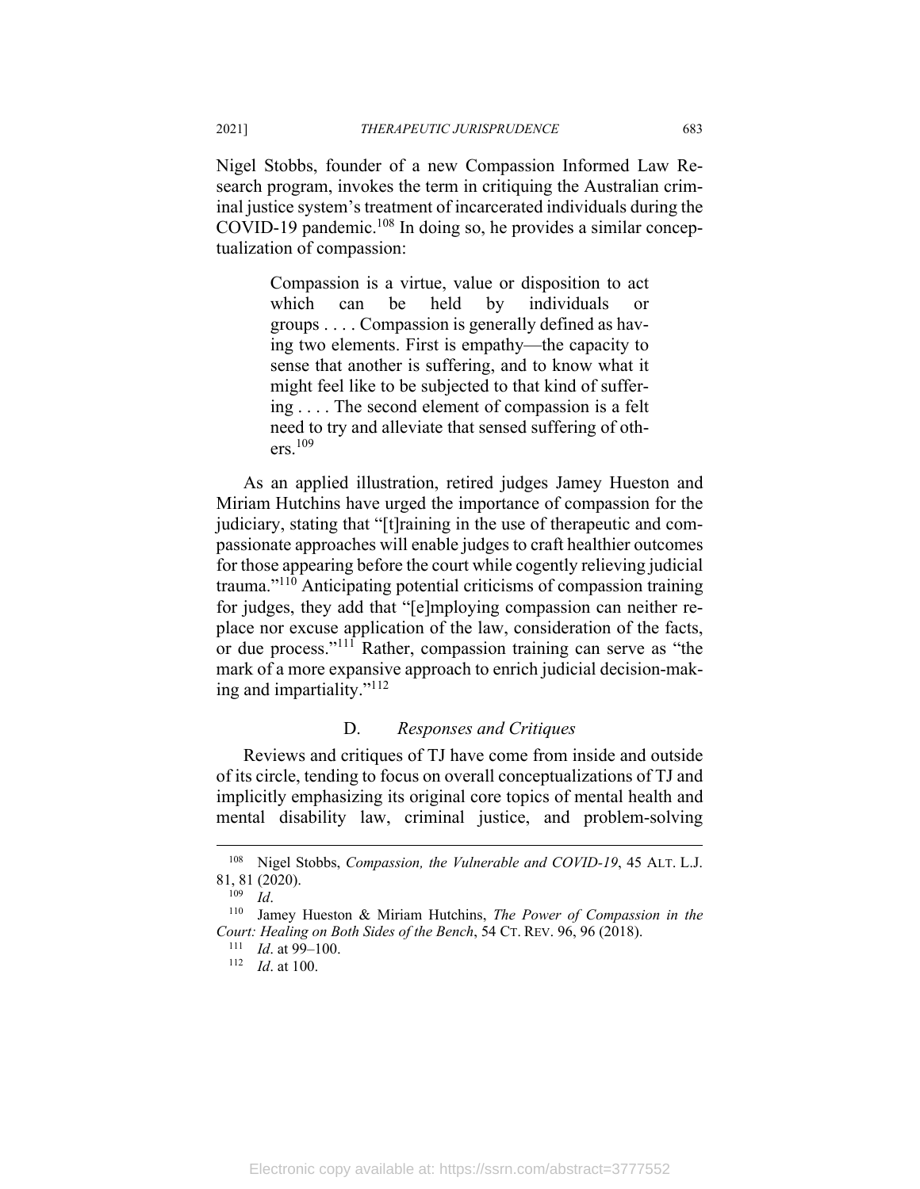Nigel Stobbs, founder of a new Compassion Informed Law Research program, invokes the term in critiquing the Australian criminal justice system's treatment of incarcerated individuals during the COVID-19 pandemic.[108] In doing so, he provides a similar conceptualization of compassion:

> Compassion is a virtue, value or disposition to act which can be held by individuals or groups . . . . Compassion is generally defined as having two elements. First is empathy—the capacity to sense that another is suffering, and to know what it might feel like to be subjected to that kind of suffering . . . . The second element of compassion is a felt need to try and alleviate that sensed suffering of others.[109]

As an applied illustration, retired judges Jamey Hueston and Miriam Hutchins have urged the importance of compassion for the judiciary, stating that "[t]raining in the use of therapeutic and compassionate approaches will enable judges to craft healthier outcomes for those appearing before the court while cogently relieving judicial trauma."[110] Anticipating potential criticisms of compassion training for judges, they add that "[e]mploying compassion can neither replace nor excuse application of the law, consideration of the facts, or due process."[111] Rather, compassion training can serve as "the mark of a more expansive approach to enrich judicial decision-making and impartiality."[112]

### D. *Responses and Critiques*

Reviews and critiques of TJ have come from inside and outside of its circle, tending to focus on overall conceptualizations of TJ and implicitly emphasizing its original core topics of mental health and mental disability law, criminal justice, and problem-solving

---

[108] Nigel Stobbs, *Compassion, the Vulnerable and COVID-19*, 45 ALT. L.J. 81, 81 (2020).

[109] *Id*.

[110] Jamey Hueston & Miriam Hutchins, *The Power of Compassion in the Court: Healing on Both Sides of the Bench*, 54 CT. REV. 96, 96 (2018).

[111] *Id*. at 99–100.

[112] *Id*. at 100.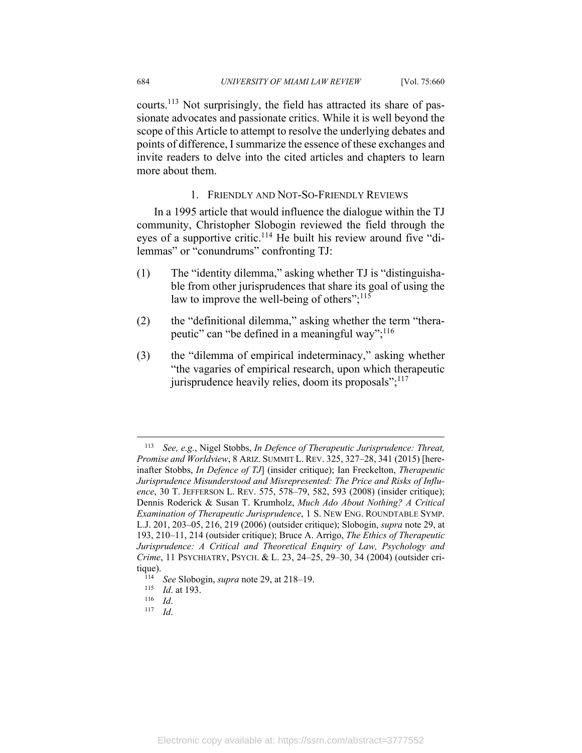courts.[113] Not surprisingly, the field has attracted its share of passionate advocates and passionate critics. While it is well beyond the scope of this Article to attempt to resolve the underlying debates and points of difference, I summarize the essence of these exchanges and invite readers to delve into the cited articles and chapters to learn more about them.

### 1. Friendly and Not-So-Friendly Reviews

In a 1995 article that would influence the dialogue within the TJ community, Christopher Slobogin reviewed the field through the eyes of a supportive critic.[114] He built his review around five "dilemmas" or "conundrums" confronting TJ:

(1) The "identity dilemma," asking whether TJ is "distinguishable from other jurisprudences that share its goal of using the law to improve the well-being of others";[115]

(2) the "definitional dilemma," asking whether the term "therapeutic" can "be defined in a meaningful way";[116]

(3) the "dilemma of empirical indeterminacy," asking whether "the vagaries of empirical research, upon which therapeutic jurisprudence heavily relies, doom its proposals";[117]

---

[113] *See, e.g.*, Nigel Stobbs, *In Defence of Therapeutic Jurisprudence: Threat, Promise and Worldview*, 8 Ariz. Summit L. Rev. 325, 327–28, 341 (2015) [hereinafter Stobbs, *In Defence of TJ*] (insider critique); Ian Freckelton, *Therapeutic Jurisprudence Misunderstood and Misrepresented: The Price and Risks of Influence*, 30 T. Jefferson L. Rev. 575, 578–79, 582, 593 (2008) (insider critique); Dennis Roderick & Susan T. Krumholz, *Much Ado About Nothing? A Critical Examination of Therapeutic Jurisprudence*, 1 S. New Eng. Roundtable Symp. L.J. 201, 203–05, 216, 219 (2006) (outsider critique); Slobogin, *supra* note 29, at 193, 210–11, 214 (outsider critique); Bruce A. Arrigo, *The Ethics of Therapeutic Jurisprudence: A Critical and Theoretical Enquiry of Law, Psychology and Crime*, 11 Psychiatry, Psych. & L. 23, 24–25, 29–30, 34 (2004) (outsider critique).

[114] *See* Slobogin, *supra* note 29, at 218–19.

[115] *Id*. at 193.

[116] *Id*.

[117] *Id*.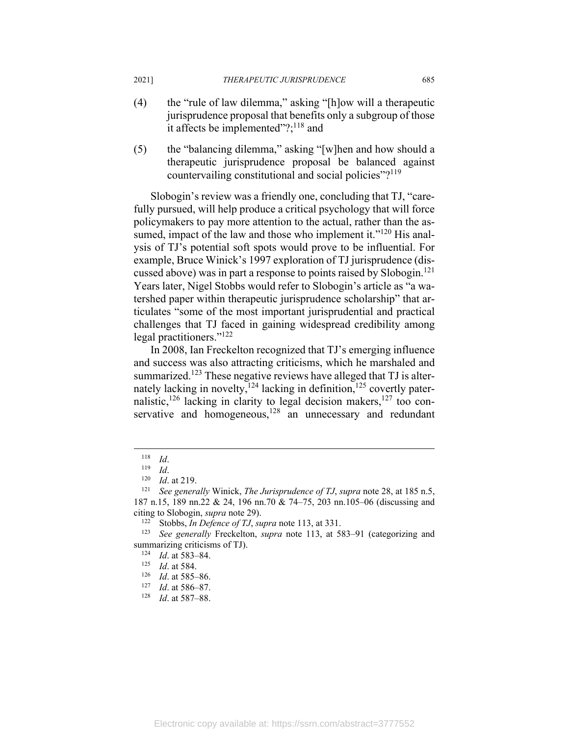(4) the "rule of law dilemma," asking "[h]ow will a therapeutic jurisprudence proposal that benefits only a subgroup of those it affects be implemented"?;[118] and

(5) the "balancing dilemma," asking "[w]hen and how should a therapeutic jurisprudence proposal be balanced against countervailing constitutional and social policies"?[119]

Slobogin's review was a friendly one, concluding that TJ, "carefully pursued, will help produce a critical psychology that will force policymakers to pay more attention to the actual, rather than the assumed, impact of the law and those who implement it."[120] His analysis of TJ's potential soft spots would prove to be influential. For example, Bruce Winick's 1997 exploration of TJ jurisprudence (discussed above) was in part a response to points raised by Slobogin.[121] Years later, Nigel Stobbs would refer to Slobogin's article as "a watershed paper within therapeutic jurisprudence scholarship" that articulates "some of the most important jurisprudential and practical challenges that TJ faced in gaining widespread credibility among legal practitioners."[122]

In 2008, Ian Freckelton recognized that TJ's emerging influence and success was also attracting criticisms, which he marshaled and summarized.[123] These negative reviews have alleged that TJ is alternately lacking in novelty,[124] lacking in definition,[125] covertly paternalistic,[126] lacking in clarity to legal decision makers,[127] too conservative and homogeneous,[128] an unnecessary and redundant

---

[118] *Id*.

[119] *Id*.

[120] *Id*. at 219.

[121] *See generally* Winick, *The Jurisprudence of TJ*, *supra* note 28, at 185 n.5, 187 n.15, 189 nn.22 & 24, 196 nn.70 & 74–75, 203 nn.105–06 (discussing and citing to Slobogin, *supra* note 29).

[122] Stobbs, *In Defence of TJ*, *supra* note 113, at 331.

[123] *See generally* Freckelton, *supra* note 113, at 583–91 (categorizing and summarizing criticisms of TJ).

[124] *Id*. at 583–84.

[125] *Id*. at 584.

[126] *Id*. at 585–86.

[127] *Id*. at 586–87.

[128] *Id*. at 587–88.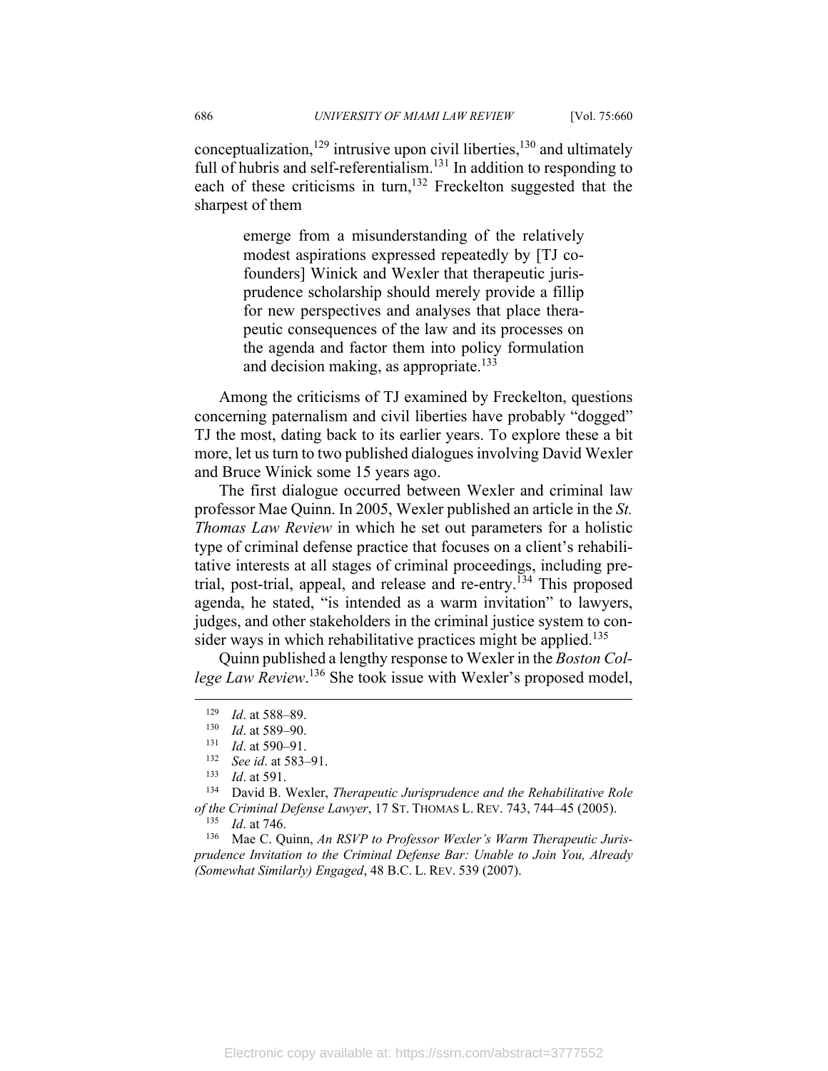conceptualization,[129] intrusive upon civil liberties,[130] and ultimately full of hubris and self-referentialism.[131] In addition to responding to each of these criticisms in turn,[132] Freckelton suggested that the sharpest of them

> emerge from a misunderstanding of the relatively modest aspirations expressed repeatedly by [TJ co-founders] Winick and Wexler that therapeutic jurisprudence scholarship should merely provide a fillip for new perspectives and analyses that place therapeutic consequences of the law and its processes on the agenda and factor them into policy formulation and decision making, as appropriate.[133]

Among the criticisms of TJ examined by Freckelton, questions concerning paternalism and civil liberties have probably "dogged" TJ the most, dating back to its earlier years. To explore these a bit more, let us turn to two published dialogues involving David Wexler and Bruce Winick some 15 years ago.

The first dialogue occurred between Wexler and criminal law professor Mae Quinn. In 2005, Wexler published an article in the *St. Thomas Law Review* in which he set out parameters for a holistic type of criminal defense practice that focuses on a client's rehabilitative interests at all stages of criminal proceedings, including pretrial, post-trial, appeal, and release and re-entry.[134] This proposed agenda, he stated, "is intended as a warm invitation" to lawyers, judges, and other stakeholders in the criminal justice system to consider ways in which rehabilitative practices might be applied.[135]

Quinn published a lengthy response to Wexler in the *Boston College Law Review*.[136] She took issue with Wexler's proposed model,

---

[129] *Id*. at 588–89.

[130] *Id*. at 589–90.

[131] *Id*. at 590–91.

[132] *See id*. at 583–91.

[133] *Id*. at 591.

[134] David B. Wexler, *Therapeutic Jurisprudence and the Rehabilitative Role of the Criminal Defense Lawyer*, 17 ST. THOMAS L. REV. 743, 744–45 (2005).

[135] *Id*. at 746.

[136] Mae C. Quinn, *An RSVP to Professor Wexler's Warm Therapeutic Jurisprudence Invitation to the Criminal Defense Bar: Unable to Join You, Already (Somewhat Similarly) Engaged*, 48 B.C. L. REV. 539 (2007).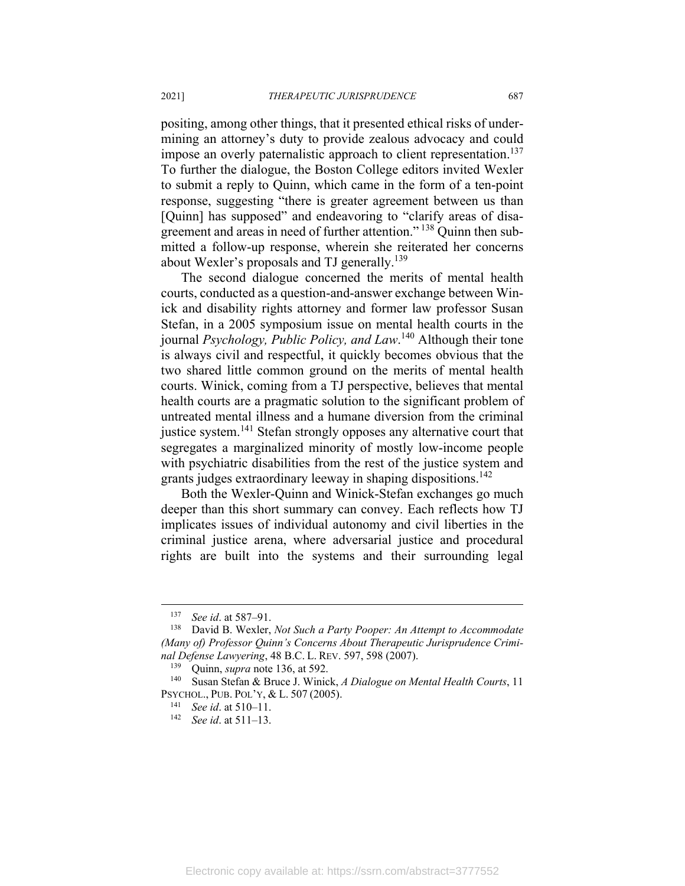positing, among other things, that it presented ethical risks of undermining an attorney's duty to provide zealous advocacy and could impose an overly paternalistic approach to client representation.[137] To further the dialogue, the Boston College editors invited Wexler to submit a reply to Quinn, which came in the form of a ten-point response, suggesting "there is greater agreement between us than [Quinn] has supposed" and endeavoring to "clarify areas of disagreement and areas in need of further attention." [138] Quinn then submitted a follow-up response, wherein she reiterated her concerns about Wexler's proposals and TJ generally.[139]

The second dialogue concerned the merits of mental health courts, conducted as a question-and-answer exchange between Winick and disability rights attorney and former law professor Susan Stefan, in a 2005 symposium issue on mental health courts in the journal *Psychology, Public Policy, and Law*.[140] Although their tone is always civil and respectful, it quickly becomes obvious that the two shared little common ground on the merits of mental health courts. Winick, coming from a TJ perspective, believes that mental health courts are a pragmatic solution to the significant problem of untreated mental illness and a humane diversion from the criminal justice system.[141] Stefan strongly opposes any alternative court that segregates a marginalized minority of mostly low-income people with psychiatric disabilities from the rest of the justice system and grants judges extraordinary leeway in shaping dispositions.[142]

Both the Wexler-Quinn and Winick-Stefan exchanges go much deeper than this short summary can convey. Each reflects how TJ implicates issues of individual autonomy and civil liberties in the criminal justice arena, where adversarial justice and procedural rights are built into the systems and their surrounding legal

---

[137] *See id*. at 587–91.

[138] David B. Wexler, *Not Such a Party Pooper: An Attempt to Accommodate (Many of) Professor Quinn's Concerns About Therapeutic Jurisprudence Criminal Defense Lawyering*, 48 B.C. L. REV. 597, 598 (2007).

[139] Quinn, *supra* note 136, at 592.

[140] Susan Stefan & Bruce J. Winick, *A Dialogue on Mental Health Courts*, 11 PSYCHOL., PUB. POL'Y, & L. 507 (2005).

[141] *See id*. at 510–11.

[142] *See id*. at 511–13.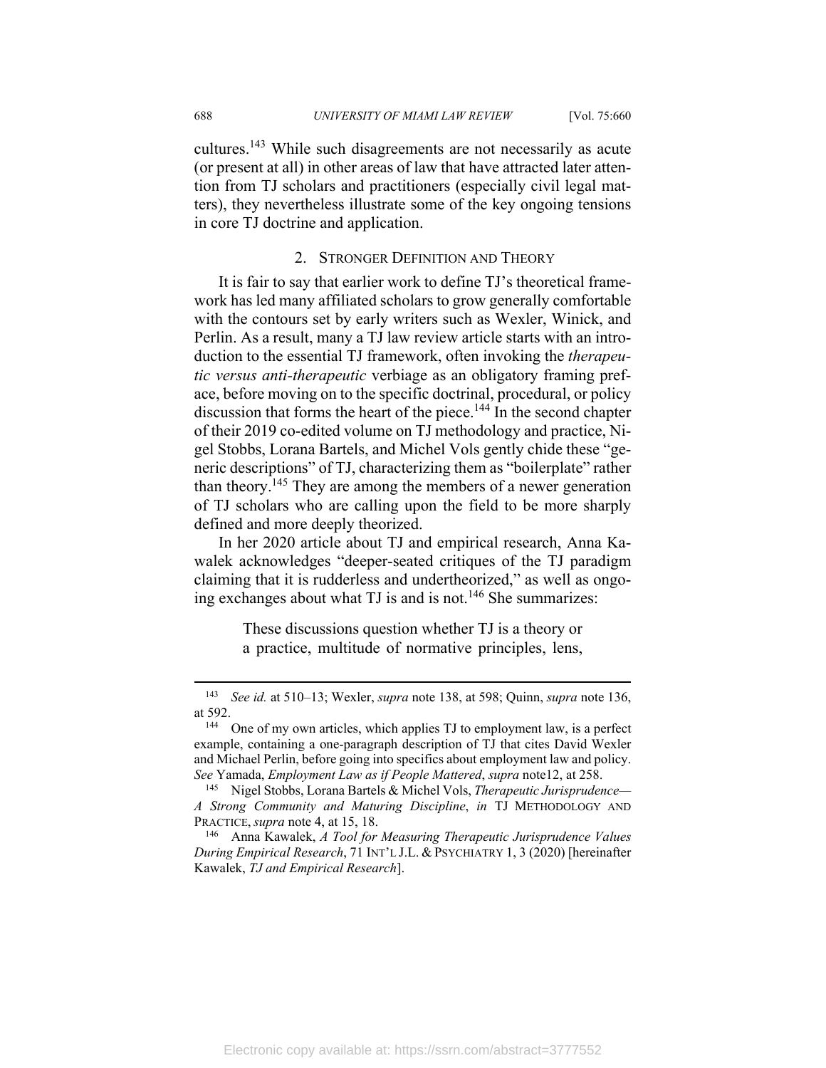cultures.[143] While such disagreements are not necessarily as acute (or present at all) in other areas of law that have attracted later attention from TJ scholars and practitioners (especially civil legal matters), they nevertheless illustrate some of the key ongoing tensions in core TJ doctrine and application.

### 2. Stronger Definition and Theory

It is fair to say that earlier work to define TJ's theoretical framework has led many affiliated scholars to grow generally comfortable with the contours set by early writers such as Wexler, Winick, and Perlin. As a result, many a TJ law review article starts with an introduction to the essential TJ framework, often invoking the *therapeutic versus anti-therapeutic* verbiage as an obligatory framing preface, before moving on to the specific doctrinal, procedural, or policy discussion that forms the heart of the piece.[144] In the second chapter of their 2019 co-edited volume on TJ methodology and practice, Nigel Stobbs, Lorana Bartels, and Michel Vols gently chide these "generic descriptions" of TJ, characterizing them as "boilerplate" rather than theory.[145] They are among the members of a newer generation of TJ scholars who are calling upon the field to be more sharply defined and more deeply theorized.

In her 2020 article about TJ and empirical research, Anna Kawalek acknowledges "deeper-seated critiques of the TJ paradigm claiming that it is rudderless and undertheorized," as well as ongoing exchanges about what TJ is and is not.[146] She summarizes:

> These discussions question whether TJ is a theory or a practice, multitude of normative principles, lens,

---

[143] *See id.* at 510–13; Wexler, *supra* note 138, at 598; Quinn, *supra* note 136, at 592.

[144] One of my own articles, which applies TJ to employment law, is a perfect example, containing a one-paragraph description of TJ that cites David Wexler and Michael Perlin, before going into specifics about employment law and policy. *See* Yamada, *Employment Law as if People Mattered*, *supra* note12, at 258.

[145] Nigel Stobbs, Lorana Bartels & Michel Vols, *Therapeutic Jurisprudence—A Strong Community and Maturing Discipline*, *in* TJ METHODOLOGY AND PRACTICE, *supra* note 4, at 15, 18.

[146] Anna Kawalek, *A Tool for Measuring Therapeutic Jurisprudence Values During Empirical Research*, 71 INT'L J.L. & PSYCHIATRY 1, 3 (2020) [hereinafter Kawalek, *TJ and Empirical Research*].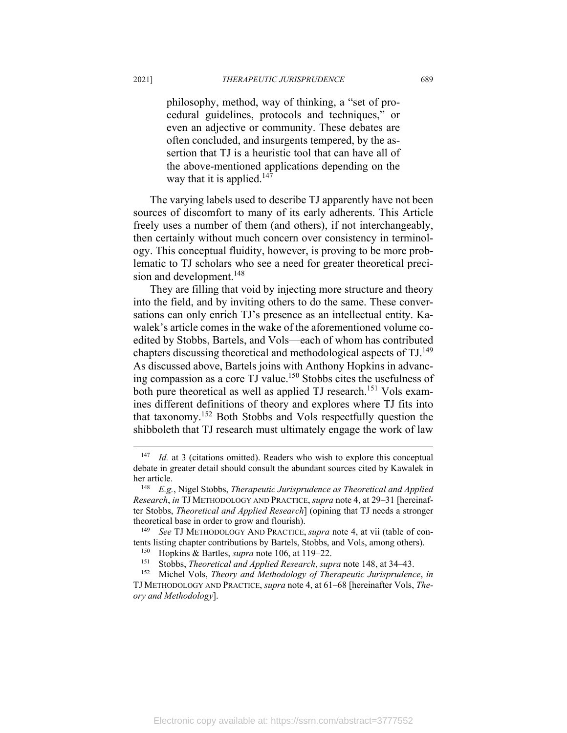> philosophy, method, way of thinking, a "set of procedural guidelines, protocols and techniques," or even an adjective or community. These debates are often concluded, and insurgents tempered, by the assertion that TJ is a heuristic tool that can have all of the above-mentioned applications depending on the way that it is applied.[147]

The varying labels used to describe TJ apparently have not been sources of discomfort to many of its early adherents. This Article freely uses a number of them (and others), if not interchangeably, then certainly without much concern over consistency in terminology. This conceptual fluidity, however, is proving to be more problematic to TJ scholars who see a need for greater theoretical precision and development.[148]

They are filling that void by injecting more structure and theory into the field, and by inviting others to do the same. These conversations can only enrich TJ's presence as an intellectual entity. Kawalek's article comes in the wake of the aforementioned volume coedited by Stobbs, Bartels, and Vols—each of whom has contributed chapters discussing theoretical and methodological aspects of TJ.[149] As discussed above, Bartels joins with Anthony Hopkins in advancing compassion as a core TJ value.[150] Stobbs cites the usefulness of both pure theoretical as well as applied TJ research.[151] Vols examines different definitions of theory and explores where TJ fits into that taxonomy.[152] Both Stobbs and Vols respectfully question the shibboleth that TJ research must ultimately engage the work of law

---

[147] *Id.* at 3 (citations omitted). Readers who wish to explore this conceptual debate in greater detail should consult the abundant sources cited by Kawalek in her article.

[148] *E.g.*, Nigel Stobbs, *Therapeutic Jurisprudence as Theoretical and Applied Research*, *in* TJ METHODOLOGY AND PRACTICE, *supra* note 4, at 29–31 [hereinafter Stobbs, *Theoretical and Applied Research*] (opining that TJ needs a stronger theoretical base in order to grow and flourish).

[149] *See* TJ METHODOLOGY AND PRACTICE, *supra* note 4, at vii (table of contents listing chapter contributions by Bartels, Stobbs, and Vols, among others).

[150] Hopkins & Bartles, *supra* note 106, at 119–22.

[151] Stobbs, *Theoretical and Applied Research*, *supra* note 148, at 34–43.

[152] Michel Vols, *Theory and Methodology of Therapeutic Jurisprudence*, *in* TJ METHODOLOGY AND PRACTICE, *supra* note 4, at 61–68 [hereinafter Vols, *Theory and Methodology*].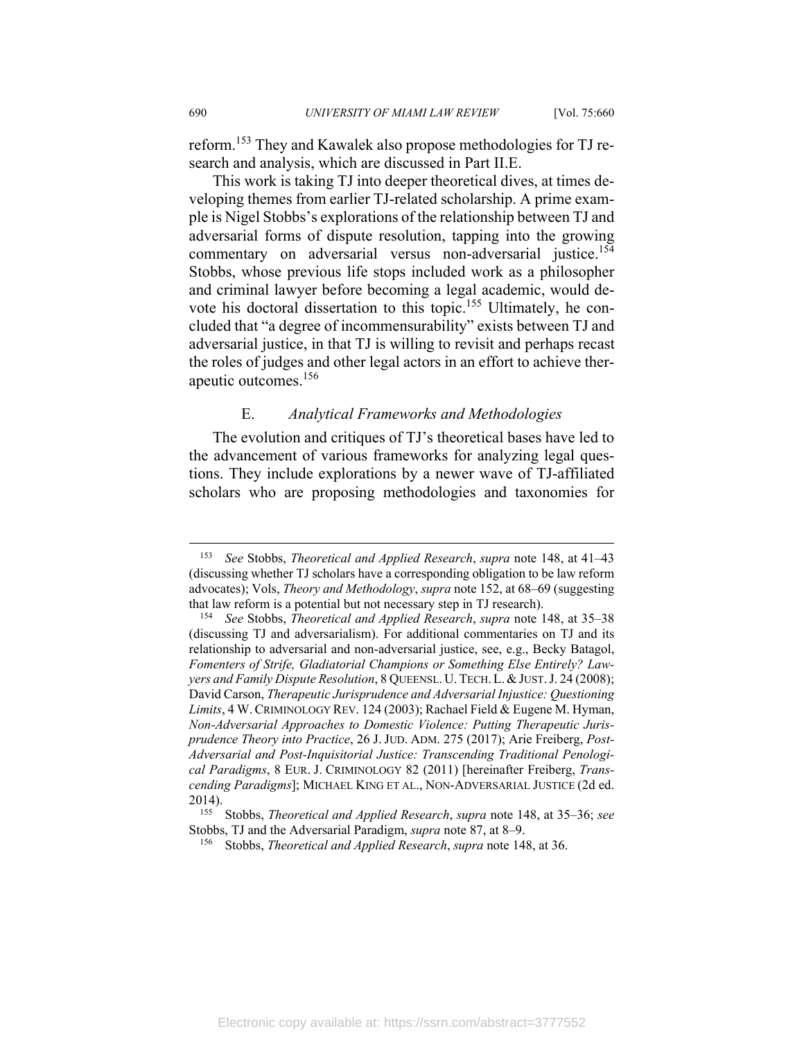reform.[153] They and Kawalek also propose methodologies for TJ research and analysis, which are discussed in Part II.E.

This work is taking TJ into deeper theoretical dives, at times developing themes from earlier TJ-related scholarship. A prime example is Nigel Stobbs's explorations of the relationship between TJ and adversarial forms of dispute resolution, tapping into the growing commentary on adversarial versus non-adversarial justice.[154] Stobbs, whose previous life stops included work as a philosopher and criminal lawyer before becoming a legal academic, would devote his doctoral dissertation to this topic.[155] Ultimately, he concluded that "a degree of incommensurability" exists between TJ and adversarial justice, in that TJ is willing to revisit and perhaps recast the roles of judges and other legal actors in an effort to achieve therapeutic outcomes.[156]

### E. *Analytical Frameworks and Methodologies*

The evolution and critiques of TJ's theoretical bases have led to the advancement of various frameworks for analyzing legal questions. They include explorations by a newer wave of TJ-affiliated scholars who are proposing methodologies and taxonomies for

---

[153] *See* Stobbs, *Theoretical and Applied Research*, *supra* note 148, at 41–43 (discussing whether TJ scholars have a corresponding obligation to be law reform advocates); Vols, *Theory and Methodology*, *supra* note 152, at 68–69 (suggesting that law reform is a potential but not necessary step in TJ research).

[154] *See* Stobbs, *Theoretical and Applied Research*, *supra* note 148, at 35–38 (discussing TJ and adversarialism). For additional commentaries on TJ and its relationship to adversarial and non-adversarial justice, see, e.g., Becky Batagol, *Fomenters of Strife, Gladiatorial Champions or Something Else Entirely? Lawyers and Family Dispute Resolution*, 8 QUEENSL. U. TECH. L. & JUST. J. 24 (2008); David Carson, *Therapeutic Jurisprudence and Adversarial Injustice: Questioning Limits*, 4 W. CRIMINOLOGY REV. 124 (2003); Rachael Field & Eugene M. Hyman, *Non-Adversarial Approaches to Domestic Violence: Putting Therapeutic Jurisprudence Theory into Practice*, 26 J. JUD. ADM. 275 (2017); Arie Freiberg, *Post-Adversarial and Post-Inquisitorial Justice: Transcending Traditional Penological Paradigms*, 8 EUR. J. CRIMINOLOGY 82 (2011) [hereinafter Freiberg, *Transcending Paradigms*]; MICHAEL KING ET AL., NON-ADVERSARIAL JUSTICE (2d ed. 2014).

[155] Stobbs, *Theoretical and Applied Research*, *supra* note 148, at 35–36; *see* Stobbs, TJ and the Adversarial Paradigm, *supra* note 87, at 8–9.

[156] Stobbs, *Theoretical and Applied Research*, *supra* note 148, at 36.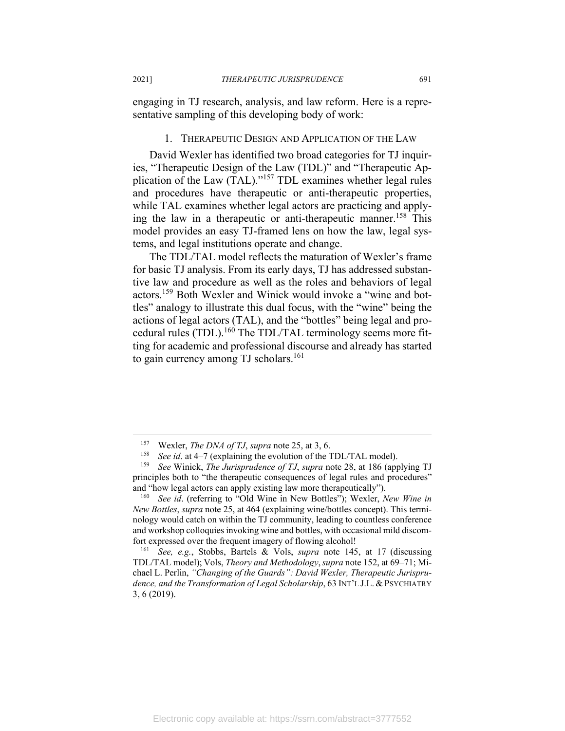engaging in TJ research, analysis, and law reform. Here is a representative sampling of this developing body of work:

### 1. Therapeutic Design and Application of the Law

David Wexler has identified two broad categories for TJ inquiries, "Therapeutic Design of the Law (TDL)" and "Therapeutic Application of the Law (TAL)."[157] TDL examines whether legal rules and procedures have therapeutic or anti-therapeutic properties, while TAL examines whether legal actors are practicing and applying the law in a therapeutic or anti-therapeutic manner.[158] This model provides an easy TJ-framed lens on how the law, legal systems, and legal institutions operate and change.

The TDL/TAL model reflects the maturation of Wexler's frame for basic TJ analysis. From its early days, TJ has addressed substantive law and procedure as well as the roles and behaviors of legal actors.[159] Both Wexler and Winick would invoke a "wine and bottles" analogy to illustrate this dual focus, with the "wine" being the actions of legal actors (TAL), and the "bottles" being legal and procedural rules (TDL).[160] The TDL/TAL terminology seems more fitting for academic and professional discourse and already has started to gain currency among TJ scholars.[161]

---

[157] Wexler, *The DNA of TJ*, *supra* note 25, at 3, 6.

[158] *See id*. at 4–7 (explaining the evolution of the TDL/TAL model).

[159] *See* Winick, *The Jurisprudence of TJ*, *supra* note 28, at 186 (applying TJ principles both to "the therapeutic consequences of legal rules and procedures" and "how legal actors can apply existing law more therapeutically").

[160] *See id*. (referring to "Old Wine in New Bottles"); Wexler, *New Wine in New Bottles*, *supra* note 25, at 464 (explaining wine/bottles concept). This terminology would catch on within the TJ community, leading to countless conference and workshop colloquies invoking wine and bottles, with occasional mild discomfort expressed over the frequent imagery of flowing alcohol!

[161] *See, e.g.*, Stobbs, Bartels & Vols, *supra* note 145, at 17 (discussing TDL/TAL model); Vols, *Theory and Methodology*, *supra* note 152, at 69–71; Michael L. Perlin, *"Changing of the Guards": David Wexler, Therapeutic Jurisprudence, and the Transformation of Legal Scholarship*, 63 INT'L J.L. & PSYCHIATRY 3, 6 (2019).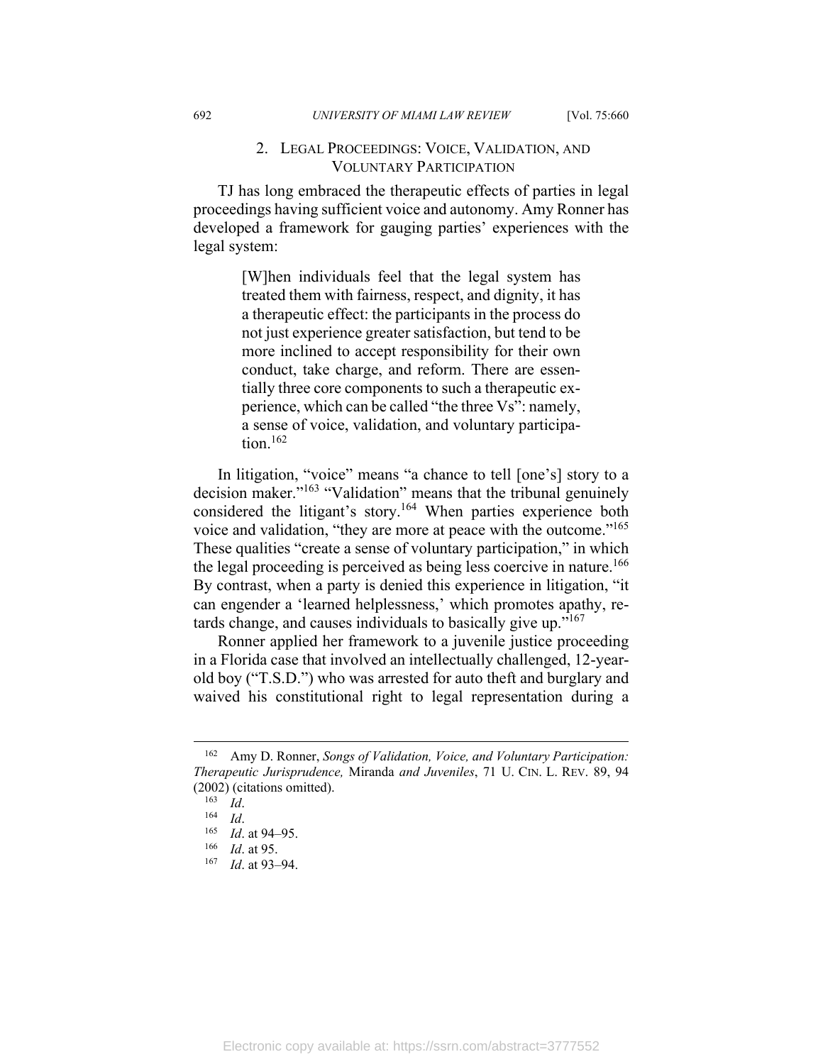### 2. Legal Proceedings: Voice, Validation, and Voluntary Participation

TJ has long embraced the therapeutic effects of parties in legal proceedings having sufficient voice and autonomy. Amy Ronner has developed a framework for gauging parties' experiences with the legal system:

> [W]hen individuals feel that the legal system has treated them with fairness, respect, and dignity, it has a therapeutic effect: the participants in the process do not just experience greater satisfaction, but tend to be more inclined to accept responsibility for their own conduct, take charge, and reform. There are essentially three core components to such a therapeutic experience, which can be called "the three Vs": namely, a sense of voice, validation, and voluntary participation.[162]

In litigation, "voice" means "a chance to tell [one's] story to a decision maker."[163] "Validation" means that the tribunal genuinely considered the litigant's story.[164] When parties experience both voice and validation, "they are more at peace with the outcome."[165] These qualities "create a sense of voluntary participation," in which the legal proceeding is perceived as being less coercive in nature.[166] By contrast, when a party is denied this experience in litigation, "it can engender a 'learned helplessness,' which promotes apathy, retards change, and causes individuals to basically give up."[167]

Ronner applied her framework to a juvenile justice proceeding in a Florida case that involved an intellectually challenged, 12-year-old boy ("T.S.D.") who was arrested for auto theft and burglary and waived his constitutional right to legal representation during a

---

[162] Amy D. Ronner, *Songs of Validation, Voice, and Voluntary Participation: Therapeutic Jurisprudence,* Miranda *and Juveniles*, 71 U. CIN. L. REV. 89, 94 (2002) (citations omitted).

[163] *Id*.

[164] *Id*.

[165] *Id*. at 94–95.

[166] *Id*. at 95.

[167] *Id*. at 93–94.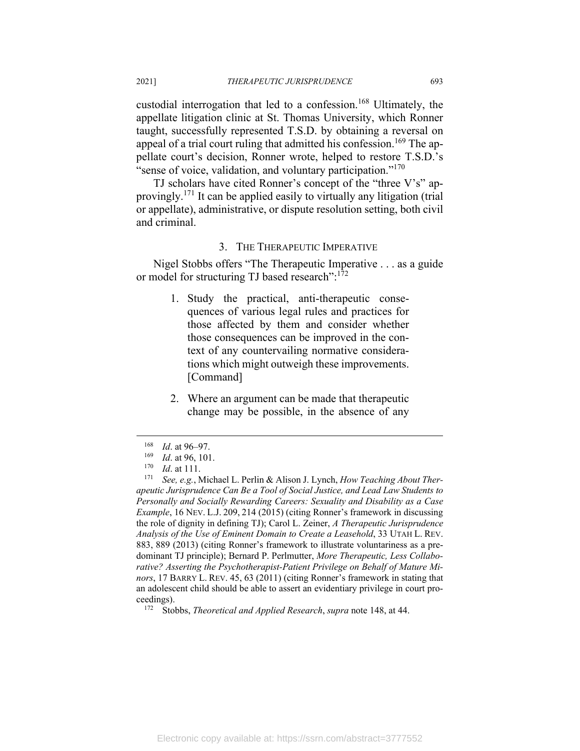custodial interrogation that led to a confession.[168] Ultimately, the appellate litigation clinic at St. Thomas University, which Ronner taught, successfully represented T.S.D. by obtaining a reversal on appeal of a trial court ruling that admitted his confession.[169] The appellate court's decision, Ronner wrote, helped to restore T.S.D.'s "sense of voice, validation, and voluntary participation."[170]

TJ scholars have cited Ronner's concept of the "three V's" approvingly.[171] It can be applied easily to virtually any litigation (trial or appellate), administrative, or dispute resolution setting, both civil and criminal.

### 3. The Therapeutic Imperative

Nigel Stobbs offers "The Therapeutic Imperative . . . as a guide or model for structuring TJ based research":[172]

> 1. Study the practical, anti-therapeutic consequences of various legal rules and practices for those affected by them and consider whether those consequences can be improved in the context of any countervailing normative considerations which might outweigh these improvements. [Command]
>
> 2. Where an argument can be made that therapeutic change may be possible, in the absence of any

---

[168] *Id*. at 96–97.

[169] *Id*. at 96, 101.

[170] *Id*. at 111.

[171] *See, e.g.*, Michael L. Perlin & Alison J. Lynch, *How Teaching About Therapeutic Jurisprudence Can Be a Tool of Social Justice, and Lead Law Students to Personally and Socially Rewarding Careers: Sexuality and Disability as a Case Example*, 16 NEV. L.J. 209, 214 (2015) (citing Ronner's framework in discussing the role of dignity in defining TJ); Carol L. Zeiner, *A Therapeutic Jurisprudence Analysis of the Use of Eminent Domain to Create a Leasehold*, 33 UTAH L. REV. 883, 889 (2013) (citing Ronner's framework to illustrate voluntariness as a predominant TJ principle); Bernard P. Perlmutter, *More Therapeutic, Less Collaborative? Asserting the Psychotherapist-Patient Privilege on Behalf of Mature Minors*, 17 BARRY L. REV. 45, 63 (2011) (citing Ronner's framework in stating that an adolescent child should be able to assert an evidentiary privilege in court proceedings).

[172] Stobbs, *Theoretical and Applied Research*, *supra* note 148, at 44.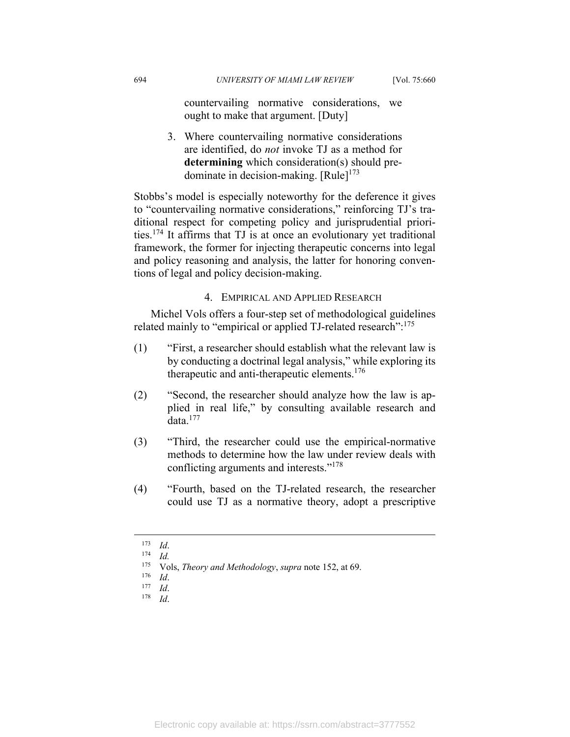countervailing normative considerations, we ought to make that argument. [Duty]

3. Where countervailing normative considerations are identified, do *not* invoke TJ as a method for **determining** which consideration(s) should predominate in decision-making. [Rule][173]

Stobbs's model is especially noteworthy for the deference it gives to "countervailing normative considerations," reinforcing TJ's traditional respect for competing policy and jurisprudential priorities.[174] It affirms that TJ is at once an evolutionary yet traditional framework, the former for injecting therapeutic concerns into legal and policy reasoning and analysis, the latter for honoring conventions of legal and policy decision-making.

#### 4. Empirical and Applied Research

Michel Vols offers a four-step set of methodological guidelines related mainly to "empirical or applied TJ-related research":[175]

(1) "First, a researcher should establish what the relevant law is by conducting a doctrinal legal analysis," while exploring its therapeutic and anti-therapeutic elements.[176]

(2) "Second, the researcher should analyze how the law is applied in real life," by consulting available research and data.[177]

(3) "Third, the researcher could use the empirical-normative methods to determine how the law under review deals with conflicting arguments and interests."[178]

(4) "Fourth, based on the TJ-related research, the researcher could use TJ as a normative theory, adopt a prescriptive

---

[173] *Id*.

[174] *Id.*

[175] Vols, *Theory and Methodology*, *supra* note 152, at 69.

[176] *Id*.

[177] *Id*.

[178] *Id*.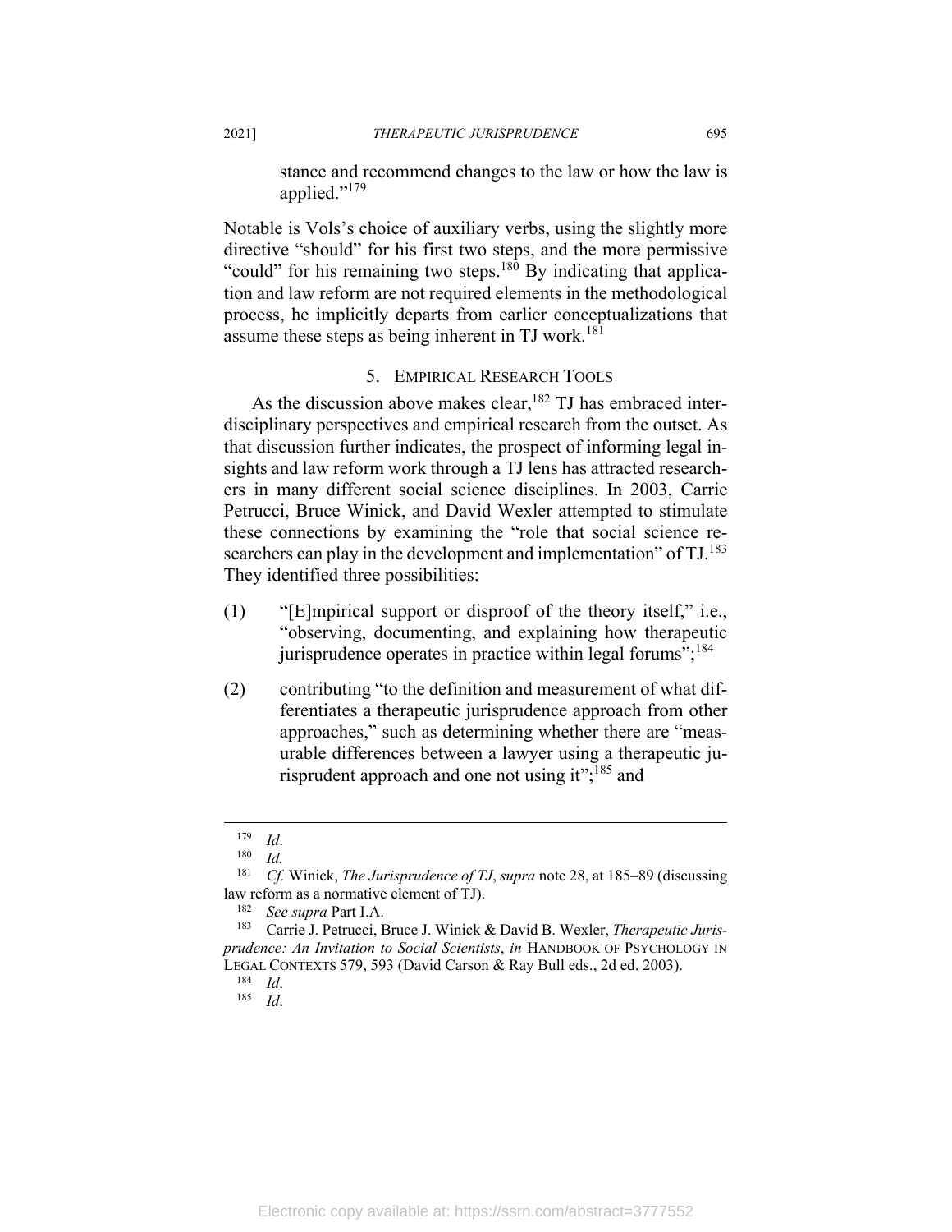> stance and recommend changes to the law or how the law is applied."[179]

Notable is Vols's choice of auxiliary verbs, using the slightly more directive "should" for his first two steps, and the more permissive "could" for his remaining two steps.[180] By indicating that application and law reform are not required elements in the methodological process, he implicitly departs from earlier conceptualizations that assume these steps as being inherent in TJ work.[181]

### 5. Empirical Research Tools

As the discussion above makes clear,[182] TJ has embraced interdisciplinary perspectives and empirical research from the outset. As that discussion further indicates, the prospect of informing legal insights and law reform work through a TJ lens has attracted researchers in many different social science disciplines. In 2003, Carrie Petrucci, Bruce Winick, and David Wexler attempted to stimulate these connections by examining the "role that social science researchers can play in the development and implementation" of TJ.[183] They identified three possibilities:

(1) "[E]mpirical support or disproof of the theory itself," i.e., "observing, documenting, and explaining how therapeutic jurisprudence operates in practice within legal forums";[184]

(2) contributing "to the definition and measurement of what differentiates a therapeutic jurisprudence approach from other approaches," such as determining whether there are "measurable differences between a lawyer using a therapeutic jurisprudent approach and one not using it";[185] and

---

[179] *Id*.

[180] *Id.*

[181] *Cf.* Winick, *The Jurisprudence of TJ*, *supra* note 28, at 185–89 (discussing law reform as a normative element of TJ).

[182] *See supra* Part I.A.

[183] Carrie J. Petrucci, Bruce J. Winick & David B. Wexler, *Therapeutic Jurisprudence: An Invitation to Social Scientists*, *in* HANDBOOK OF PSYCHOLOGY IN LEGAL CONTEXTS 579, 593 (David Carson & Ray Bull eds., 2d ed. 2003).

[184] *Id*.

[185] *Id*.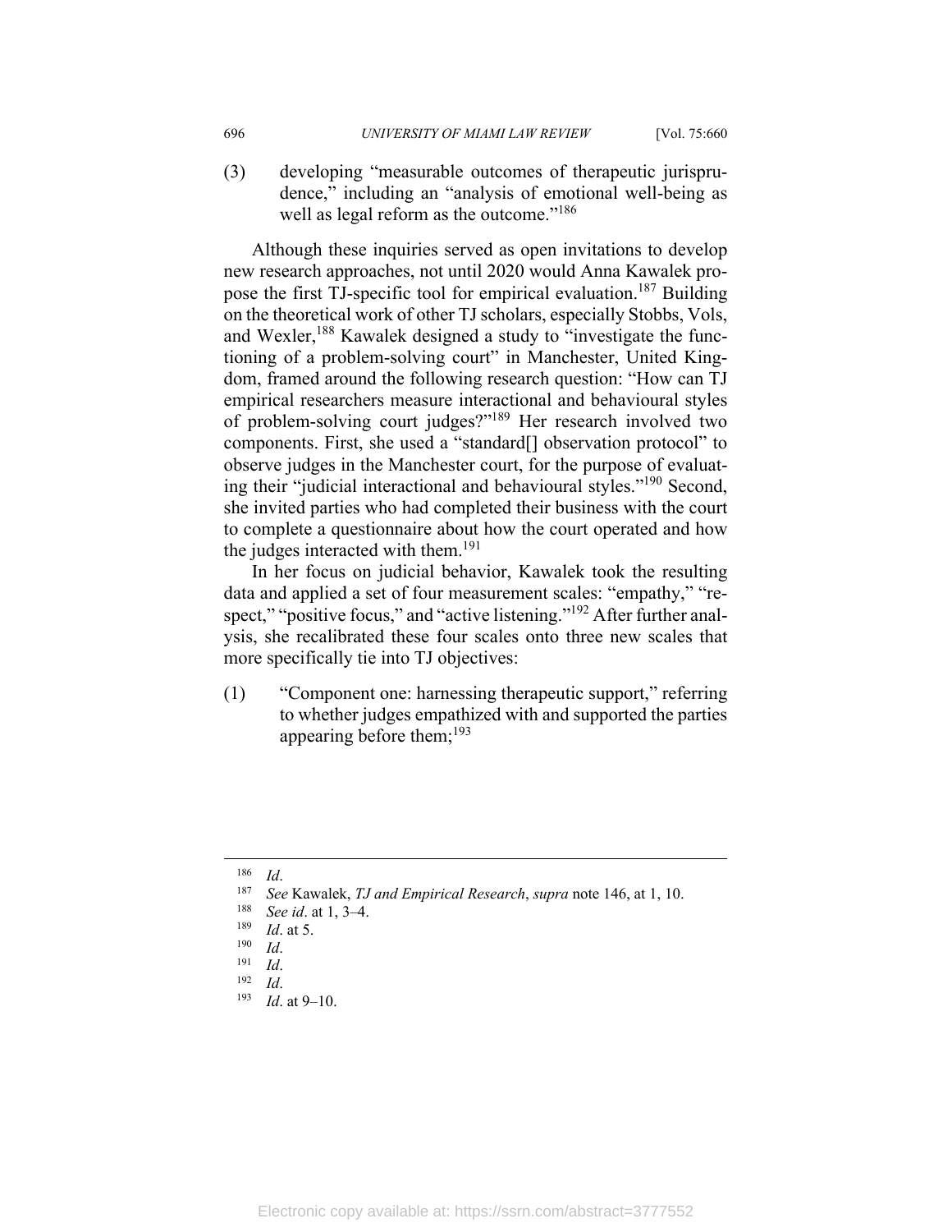(3) developing "measurable outcomes of therapeutic jurisprudence," including an "analysis of emotional well-being as well as legal reform as the outcome."[186]

Although these inquiries served as open invitations to develop new research approaches, not until 2020 would Anna Kawalek propose the first TJ-specific tool for empirical evaluation.[187] Building on the theoretical work of other TJ scholars, especially Stobbs, Vols, and Wexler,[188] Kawalek designed a study to "investigate the functioning of a problem-solving court" in Manchester, United Kingdom, framed around the following research question: "How can TJ empirical researchers measure interactional and behavioural styles of problem-solving court judges?"[189] Her research involved two components. First, she used a "standard[] observation protocol" to observe judges in the Manchester court, for the purpose of evaluating their "judicial interactional and behavioural styles."[190] Second, she invited parties who had completed their business with the court to complete a questionnaire about how the court operated and how the judges interacted with them.[191]

In her focus on judicial behavior, Kawalek took the resulting data and applied a set of four measurement scales: "empathy," "respect," "positive focus," and "active listening."[192] After further analysis, she recalibrated these four scales onto three new scales that more specifically tie into TJ objectives:

(1) "Component one: harnessing therapeutic support," referring to whether judges empathized with and supported the parties appearing before them;[193]

---

[186] *Id*.

[187] *See* Kawalek, *TJ and Empirical Research*, *supra* note 146, at 1, 10.

[188] *See id*. at 1, 3–4.

[189] *Id*. at 5.

[190] *Id*.

[191] *Id*.

[192] *Id*.

[193] *Id*. at 9–10.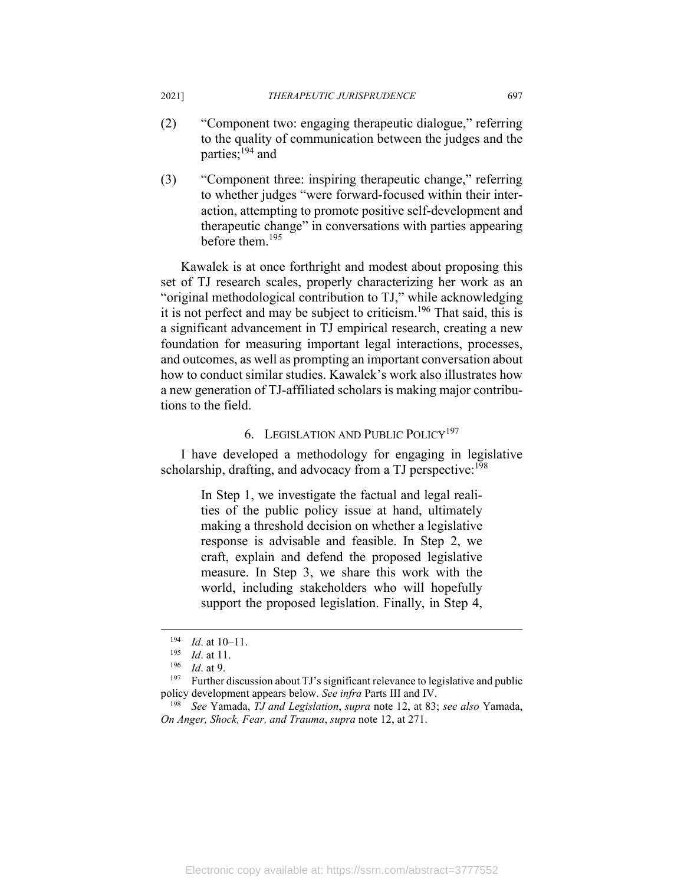(2) "Component two: engaging therapeutic dialogue," referring to the quality of communication between the judges and the parties;[194] and

(3) "Component three: inspiring therapeutic change," referring to whether judges "were forward-focused within their interaction, attempting to promote positive self-development and therapeutic change" in conversations with parties appearing before them.[195]

Kawalek is at once forthright and modest about proposing this set of TJ research scales, properly characterizing her work as an "original methodological contribution to TJ," while acknowledging it is not perfect and may be subject to criticism.[196] That said, this is a significant advancement in TJ empirical research, creating a new foundation for measuring important legal interactions, processes, and outcomes, as well as prompting an important conversation about how to conduct similar studies. Kawalek's work also illustrates how a new generation of TJ-affiliated scholars is making major contributions to the field.

### 6. Legislation and Public Policy[197]

I have developed a methodology for engaging in legislative scholarship, drafting, and advocacy from a TJ perspective:[198]

> In Step 1, we investigate the factual and legal realities of the public policy issue at hand, ultimately making a threshold decision on whether a legislative response is advisable and feasible. In Step 2, we craft, explain and defend the proposed legislative measure. In Step 3, we share this work with the world, including stakeholders who will hopefully support the proposed legislation. Finally, in Step 4,

---

[194] *Id*. at 10–11.

[195] *Id*. at 11.

[196] *Id*. at 9.

[197] Further discussion about TJ's significant relevance to legislative and public policy development appears below. *See infra* Parts III and IV.

[198] *See* Yamada, *TJ and Legislation*, *supra* note 12, at 83; *see also* Yamada, *On Anger, Shock, Fear, and Trauma*, *supra* note 12, at 271.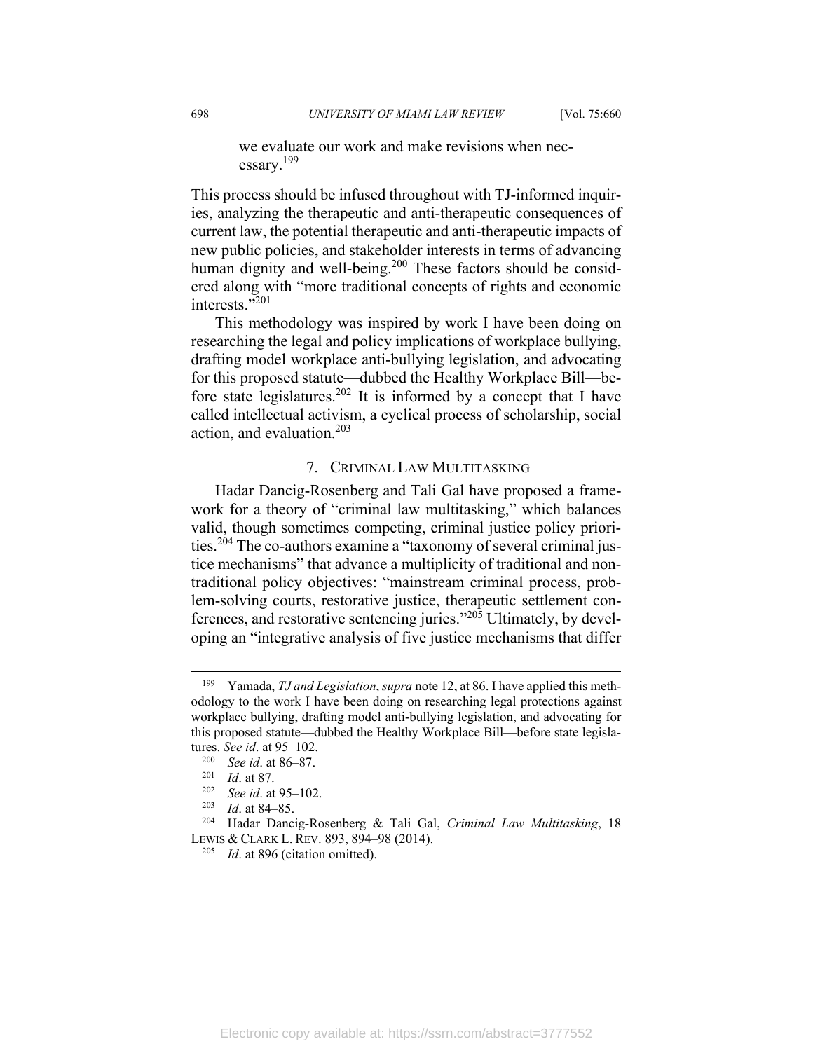> we evaluate our work and make revisions when necessary.[199]

This process should be infused throughout with TJ-informed inquiries, analyzing the therapeutic and anti-therapeutic consequences of current law, the potential therapeutic and anti-therapeutic impacts of new public policies, and stakeholder interests in terms of advancing human dignity and well-being.[200] These factors should be considered along with "more traditional concepts of rights and economic interests."[201]

This methodology was inspired by work I have been doing on researching the legal and policy implications of workplace bullying, drafting model workplace anti-bullying legislation, and advocating for this proposed statute—dubbed the Healthy Workplace Bill—before state legislatures.[202] It is informed by a concept that I have called intellectual activism, a cyclical process of scholarship, social action, and evaluation.[203]

### 7. Criminal Law Multitasking

Hadar Dancig-Rosenberg and Tali Gal have proposed a framework for a theory of "criminal law multitasking," which balances valid, though sometimes competing, criminal justice policy priorities.[204] The co-authors examine a "taxonomy of several criminal justice mechanisms" that advance a multiplicity of traditional and nontraditional policy objectives: "mainstream criminal process, problem-solving courts, restorative justice, therapeutic settlement conferences, and restorative sentencing juries."[205] Ultimately, by developing an "integrative analysis of five justice mechanisms that differ

---

[199] Yamada, *TJ and Legislation*, *supra* note 12, at 86. I have applied this methodology to the work I have been doing on researching legal protections against workplace bullying, drafting model anti-bullying legislation, and advocating for this proposed statute—dubbed the Healthy Workplace Bill—before state legislatures. *See id*. at 95–102.

[200] *See id*. at 86–87.

[201] *Id*. at 87.

[202] *See id*. at 95–102.

[203] *Id*. at 84–85.

[204] Hadar Dancig-Rosenberg & Tali Gal, *Criminal Law Multitasking*, 18 LEWIS & CLARK L. REV. 893, 894–98 (2014).

[205] *Id*. at 896 (citation omitted).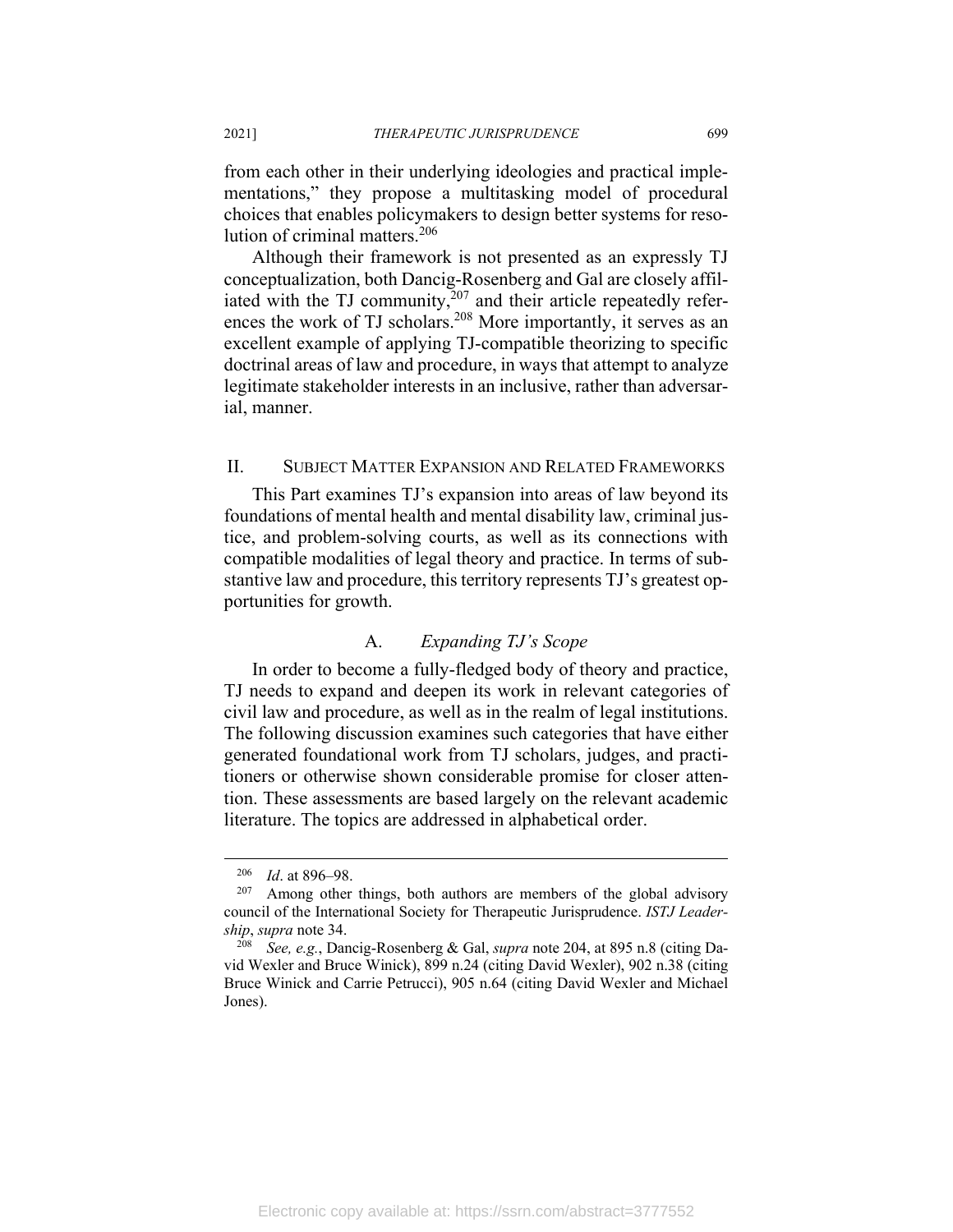from each other in their underlying ideologies and practical implementations," they propose a multitasking model of procedural choices that enables policymakers to design better systems for resolution of criminal matters.[206]

Although their framework is not presented as an expressly TJ conceptualization, both Dancig-Rosenberg and Gal are closely affiliated with the TJ community,[207] and their article repeatedly references the work of TJ scholars.[208] More importantly, it serves as an excellent example of applying TJ-compatible theorizing to specific doctrinal areas of law and procedure, in ways that attempt to analyze legitimate stakeholder interests in an inclusive, rather than adversarial, manner.

## II. Subject Matter Expansion and Related Frameworks

This Part examines TJ's expansion into areas of law beyond its foundations of mental health and mental disability law, criminal justice, and problem-solving courts, as well as its connections with compatible modalities of legal theory and practice. In terms of substantive law and procedure, this territory represents TJ's greatest opportunities for growth.

### A. *Expanding TJ's Scope*

In order to become a fully-fledged body of theory and practice, TJ needs to expand and deepen its work in relevant categories of civil law and procedure, as well as in the realm of legal institutions. The following discussion examines such categories that have either generated foundational work from TJ scholars, judges, and practitioners or otherwise shown considerable promise for closer attention. These assessments are based largely on the relevant academic literature. The topics are addressed in alphabetical order.

---

[206] *Id*. at 896–98.

[207] Among other things, both authors are members of the global advisory council of the International Society for Therapeutic Jurisprudence. *ISTJ Leadership*, *supra* note 34.

[208] *See, e.g.*, Dancig-Rosenberg & Gal, *supra* note 204, at 895 n.8 (citing David Wexler and Bruce Winick), 899 n.24 (citing David Wexler), 902 n.38 (citing Bruce Winick and Carrie Petrucci), 905 n.64 (citing David Wexler and Michael Jones).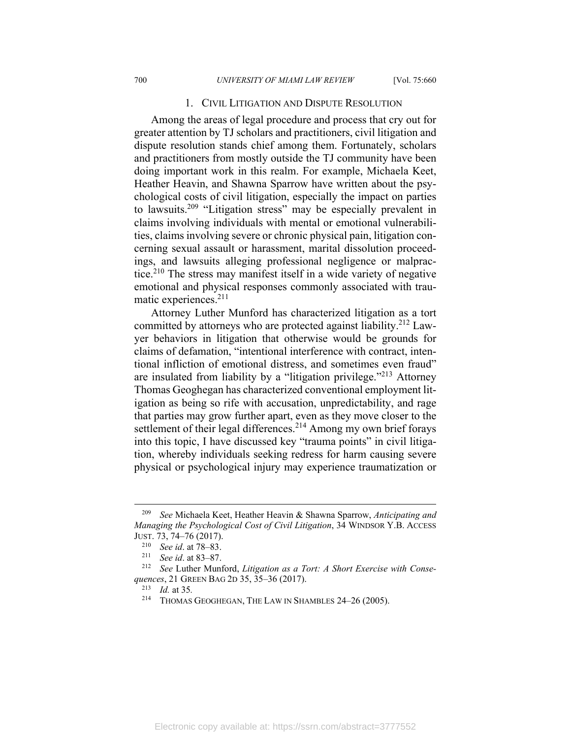### 1. Civil Litigation and Dispute Resolution

Among the areas of legal procedure and process that cry out for greater attention by TJ scholars and practitioners, civil litigation and dispute resolution stands chief among them. Fortunately, scholars and practitioners from mostly outside the TJ community have been doing important work in this realm. For example, Michaela Keet, Heather Heavin, and Shawna Sparrow have written about the psychological costs of civil litigation, especially the impact on parties to lawsuits.[209] "Litigation stress" may be especially prevalent in claims involving individuals with mental or emotional vulnerabilities, claims involving severe or chronic physical pain, litigation concerning sexual assault or harassment, marital dissolution proceedings, and lawsuits alleging professional negligence or malpractice.[210] The stress may manifest itself in a wide variety of negative emotional and physical responses commonly associated with traumatic experiences.[211]

Attorney Luther Munford has characterized litigation as a tort committed by attorneys who are protected against liability.[212] Lawyer behaviors in litigation that otherwise would be grounds for claims of defamation, "intentional interference with contract, intentional infliction of emotional distress, and sometimes even fraud" are insulated from liability by a "litigation privilege."[213] Attorney Thomas Geoghegan has characterized conventional employment litigation as being so rife with accusation, unpredictability, and rage that parties may grow further apart, even as they move closer to the settlement of their legal differences.[214] Among my own brief forays into this topic, I have discussed key "trauma points" in civil litigation, whereby individuals seeking redress for harm causing severe physical or psychological injury may experience traumatization or

---

[209] *See* Michaela Keet, Heather Heavin & Shawna Sparrow, *Anticipating and Managing the Psychological Cost of Civil Litigation*, 34 WINDSOR Y.B. ACCESS JUST. 73, 74–76 (2017).

[210] *See id*. at 78–83.

[211] *See id*. at 83–87.

[212] *See* Luther Munford, *Litigation as a Tort: A Short Exercise with Consequences*, 21 GREEN BAG 2D 35, 35–36 (2017).

[213] *Id.* at 35.

[214] THOMAS GEOGHEGAN, THE LAW IN SHAMBLES 24–26 (2005).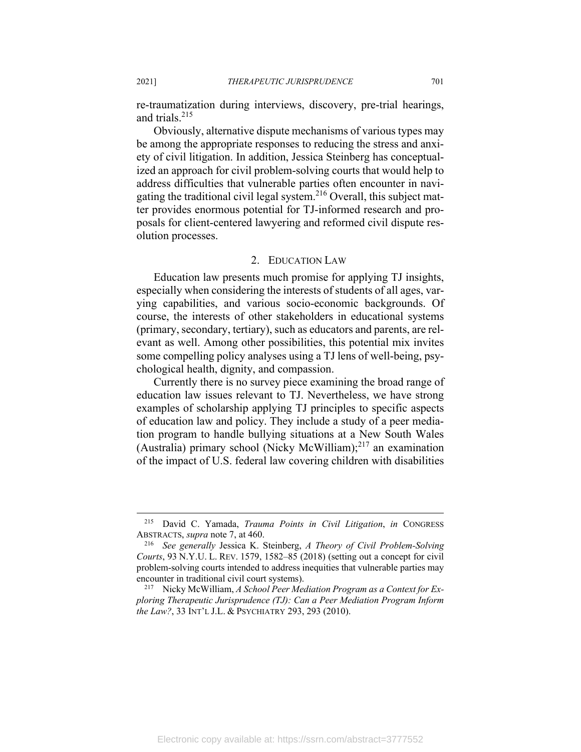re-traumatization during interviews, discovery, pre-trial hearings, and trials.[215]

Obviously, alternative dispute mechanisms of various types may be among the appropriate responses to reducing the stress and anxiety of civil litigation. In addition, Jessica Steinberg has conceptualized an approach for civil problem-solving courts that would help to address difficulties that vulnerable parties often encounter in navigating the traditional civil legal system.[216] Overall, this subject matter provides enormous potential for TJ-informed research and proposals for client-centered lawyering and reformed civil dispute resolution processes.

### 2. Education Law

Education law presents much promise for applying TJ insights, especially when considering the interests of students of all ages, varying capabilities, and various socio-economic backgrounds. Of course, the interests of other stakeholders in educational systems (primary, secondary, tertiary), such as educators and parents, are relevant as well. Among other possibilities, this potential mix invites some compelling policy analyses using a TJ lens of well-being, psychological health, dignity, and compassion.

Currently there is no survey piece examining the broad range of education law issues relevant to TJ. Nevertheless, we have strong examples of scholarship applying TJ principles to specific aspects of education law and policy. They include a study of a peer mediation program to handle bullying situations at a New South Wales (Australia) primary school (Nicky McWilliam);[217] an examination of the impact of U.S. federal law covering children with disabilities

---

[215] David C. Yamada, *Trauma Points in Civil Litigation*, *in* Congress Abstracts, *supra* note 7, at 460.

[216] *See generally* Jessica K. Steinberg, *A Theory of Civil Problem-Solving Courts*, 93 N.Y.U. L. Rev. 1579, 1582–85 (2018) (setting out a concept for civil problem-solving courts intended to address inequities that vulnerable parties may encounter in traditional civil court systems).

[217] Nicky McWilliam, *A School Peer Mediation Program as a Context for Exploring Therapeutic Jurisprudence (TJ): Can a Peer Mediation Program Inform the Law?*, 33 Int'l J.L. & Psychiatry 293, 293 (2010).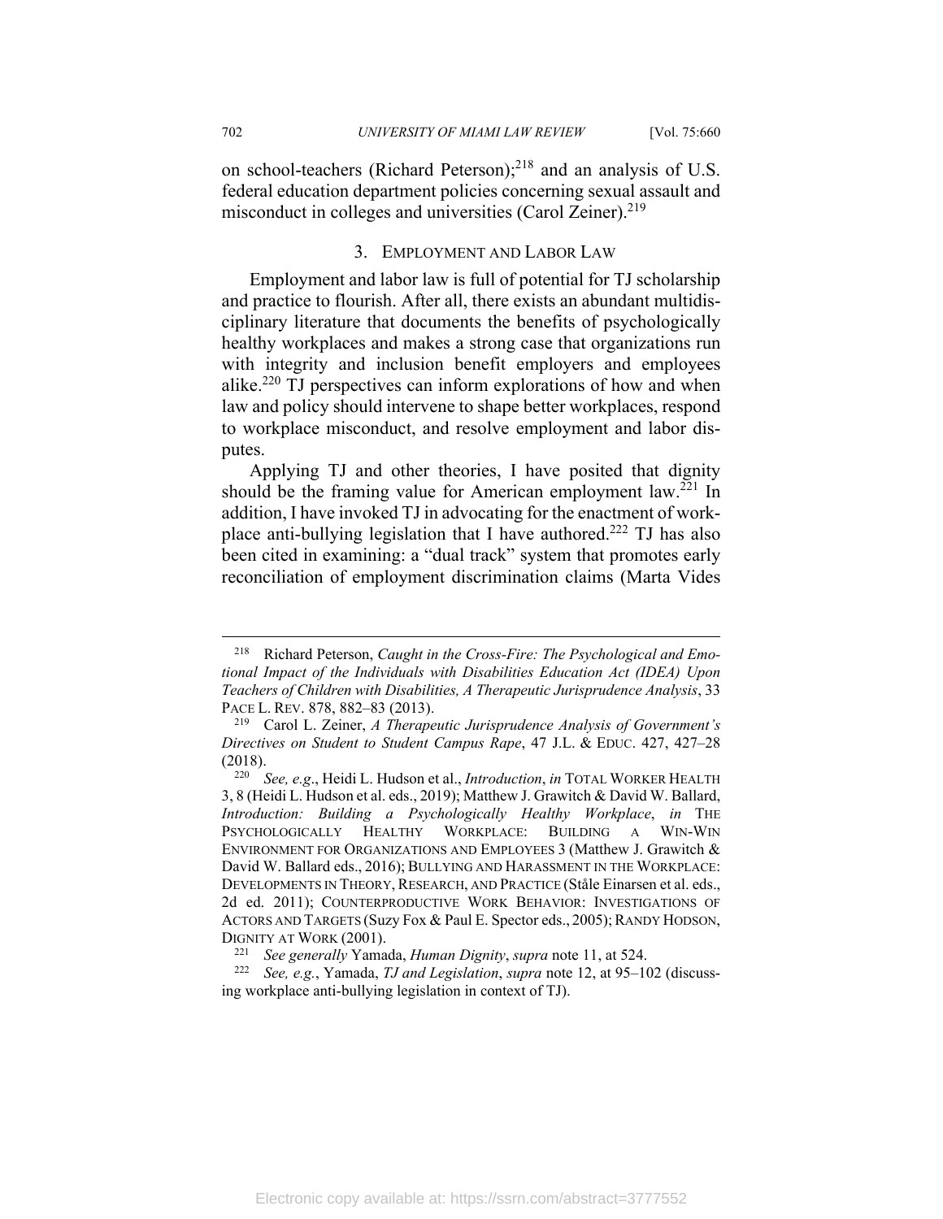on school-teachers (Richard Peterson);[218] and an analysis of U.S. federal education department policies concerning sexual assault and misconduct in colleges and universities (Carol Zeiner).[219]

### 3. Employment and Labor Law

Employment and labor law is full of potential for TJ scholarship and practice to flourish. After all, there exists an abundant multidisciplinary literature that documents the benefits of psychologically healthy workplaces and makes a strong case that organizations run with integrity and inclusion benefit employers and employees alike.[220] TJ perspectives can inform explorations of how and when law and policy should intervene to shape better workplaces, respond to workplace misconduct, and resolve employment and labor disputes.

Applying TJ and other theories, I have posited that dignity should be the framing value for American employment law.[221] In addition, I have invoked TJ in advocating for the enactment of workplace anti-bullying legislation that I have authored.[222] TJ has also been cited in examining: a "dual track" system that promotes early reconciliation of employment discrimination claims (Marta Vides

---

[218] Richard Peterson, *Caught in the Cross-Fire: The Psychological and Emotional Impact of the Individuals with Disabilities Education Act (IDEA) Upon Teachers of Children with Disabilities, A Therapeutic Jurisprudence Analysis*, 33 PACE L. REV. 878, 882–83 (2013).

[219] Carol L. Zeiner, *A Therapeutic Jurisprudence Analysis of Government's Directives on Student to Student Campus Rape*, 47 J.L. & EDUC. 427, 427–28 (2018).

[220] *See, e.g.*, Heidi L. Hudson et al., *Introduction*, *in* TOTAL WORKER HEALTH 3, 8 (Heidi L. Hudson et al. eds., 2019); Matthew J. Grawitch & David W. Ballard, *Introduction: Building a Psychologically Healthy Workplace*, *in* THE PSYCHOLOGICALLY HEALTHY WORKPLACE: BUILDING A WIN-WIN ENVIRONMENT FOR ORGANIZATIONS AND EMPLOYEES 3 (Matthew J. Grawitch & David W. Ballard eds., 2016); BULLYING AND HARASSMENT IN THE WORKPLACE: DEVELOPMENTS IN THEORY, RESEARCH, AND PRACTICE (Ståle Einarsen et al. eds., 2d ed. 2011); COUNTERPRODUCTIVE WORK BEHAVIOR: INVESTIGATIONS OF ACTORS AND TARGETS (Suzy Fox & Paul E. Spector eds., 2005); RANDY HODSON, DIGNITY AT WORK (2001).

[221] *See generally* Yamada, *Human Dignity*, *supra* note 11, at 524.

[222] *See, e.g.*, Yamada, *TJ and Legislation*, *supra* note 12, at 95–102 (discussing workplace anti-bullying legislation in context of TJ).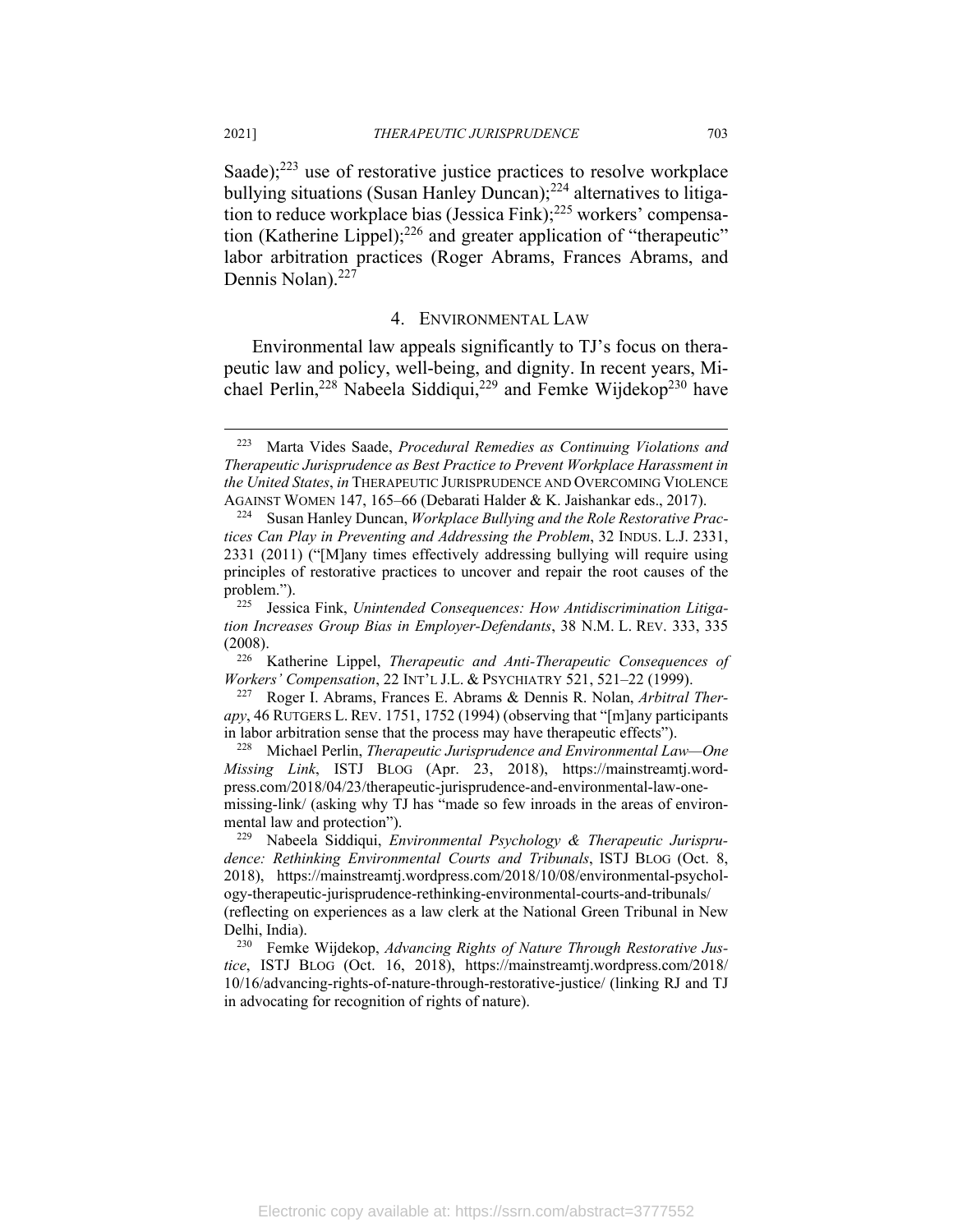Saade);[223] use of restorative justice practices to resolve workplace bullying situations (Susan Hanley Duncan);[224] alternatives to litigation to reduce workplace bias (Jessica Fink);[225] workers' compensation (Katherine Lippel);[226] and greater application of "therapeutic" labor arbitration practices (Roger Abrams, Frances Abrams, and Dennis Nolan).[227]

### 4. Environmental Law

Environmental law appeals significantly to TJ's focus on therapeutic law and policy, well-being, and dignity. In recent years, Michael Perlin,[228] Nabeela Siddiqui,[229] and Femke Wijdekop[230] have

---

[223] Marta Vides Saade, *Procedural Remedies as Continuing Violations and Therapeutic Jurisprudence as Best Practice to Prevent Workplace Harassment in the United States*, *in* THERAPEUTIC JURISPRUDENCE AND OVERCOMING VIOLENCE AGAINST WOMEN 147, 165–66 (Debarati Halder & K. Jaishankar eds., 2017).

[224] Susan Hanley Duncan, *Workplace Bullying and the Role Restorative Practices Can Play in Preventing and Addressing the Problem*, 32 INDUS. L.J. 2331, 2331 (2011) ("[M]any times effectively addressing bullying will require using principles of restorative practices to uncover and repair the root causes of the problem.").

[225] Jessica Fink, *Unintended Consequences: How Antidiscrimination Litigation Increases Group Bias in Employer-Defendants*, 38 N.M. L. REV. 333, 335 (2008).

[226] Katherine Lippel, *Therapeutic and Anti-Therapeutic Consequences of Workers' Compensation*, 22 INT'L J.L. & PSYCHIATRY 521, 521–22 (1999).

[227] Roger I. Abrams, Frances E. Abrams & Dennis R. Nolan, *Arbitral Therapy*, 46 RUTGERS L. REV. 1751, 1752 (1994) (observing that "[m]any participants in labor arbitration sense that the process may have therapeutic effects").

[228] Michael Perlin, *Therapeutic Jurisprudence and Environmental Law—One Missing Link*, ISTJ BLOG (Apr. 23, 2018), https://mainstreamtj.wordpress.com/2018/04/23/therapeutic-jurisprudence-and-environmental-law-one-missing-link/ (asking why TJ has "made so few inroads in the areas of environmental law and protection").

[229] Nabeela Siddiqui, *Environmental Psychology & Therapeutic Jurisprudence: Rethinking Environmental Courts and Tribunals*, ISTJ BLOG (Oct. 8, 2018), https://mainstreamtj.wordpress.com/2018/10/08/environmental-psychology-therapeutic-jurisprudence-rethinking-environmental-courts-and-tribunals/ (reflecting on experiences as a law clerk at the National Green Tribunal in New Delhi, India).

[230] Femke Wijdekop, *Advancing Rights of Nature Through Restorative Justice*, ISTJ BLOG (Oct. 16, 2018), https://mainstreamtj.wordpress.com/2018/10/16/advancing-rights-of-nature-through-restorative-justice/ (linking RJ and TJ in advocating for recognition of rights of nature).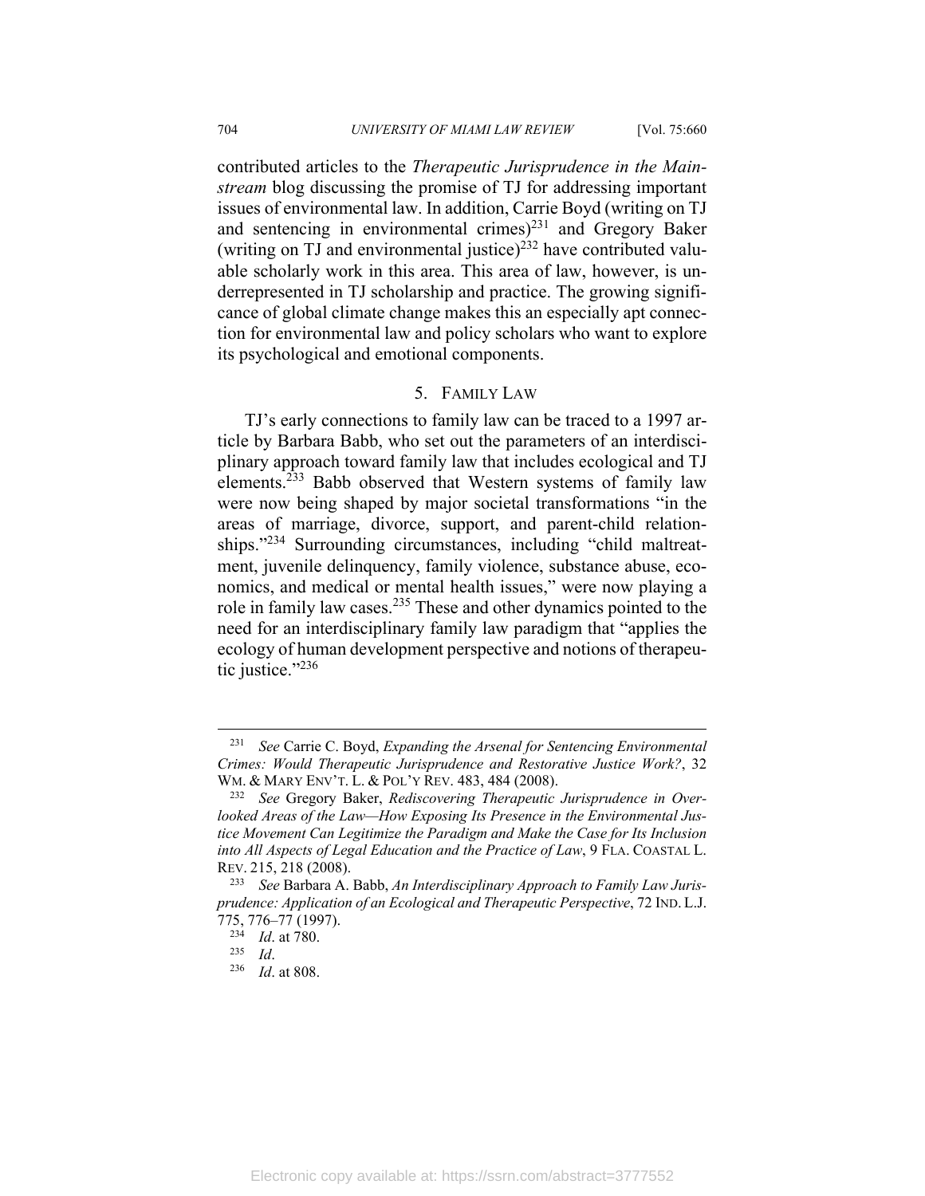contributed articles to the *Therapeutic Jurisprudence in the Mainstream* blog discussing the promise of TJ for addressing important issues of environmental law. In addition, Carrie Boyd (writing on TJ and sentencing in environmental crimes)[231] and Gregory Baker (writing on TJ and environmental justice)[232] have contributed valuable scholarly work in this area. This area of law, however, is underrepresented in TJ scholarship and practice. The growing significance of global climate change makes this an especially apt connection for environmental law and policy scholars who want to explore its psychological and emotional components.

### 5. Family Law

TJ's early connections to family law can be traced to a 1997 article by Barbara Babb, who set out the parameters of an interdisciplinary approach toward family law that includes ecological and TJ elements.[233] Babb observed that Western systems of family law were now being shaped by major societal transformations "in the areas of marriage, divorce, support, and parent-child relationships."[234] Surrounding circumstances, including "child maltreatment, juvenile delinquency, family violence, substance abuse, economics, and medical or mental health issues," were now playing a role in family law cases.[235] These and other dynamics pointed to the need for an interdisciplinary family law paradigm that "applies the ecology of human development perspective and notions of therapeutic justice."[236]

---

[231] *See* Carrie C. Boyd, *Expanding the Arsenal for Sentencing Environmental Crimes: Would Therapeutic Jurisprudence and Restorative Justice Work?*, 32 WM. & MARY ENV'T. L. & POL'Y REV. 483, 484 (2008).

[232] *See* Gregory Baker, *Rediscovering Therapeutic Jurisprudence in Overlooked Areas of the Law—How Exposing Its Presence in the Environmental Justice Movement Can Legitimize the Paradigm and Make the Case for Its Inclusion into All Aspects of Legal Education and the Practice of Law*, 9 FLA. COASTAL L. REV. 215, 218 (2008).

[233] *See* Barbara A. Babb, *An Interdisciplinary Approach to Family Law Jurisprudence: Application of an Ecological and Therapeutic Perspective*, 72 IND. L.J. 775, 776–77 (1997).

[234] *Id*. at 780.

[235] *Id*.

[236] *Id*. at 808.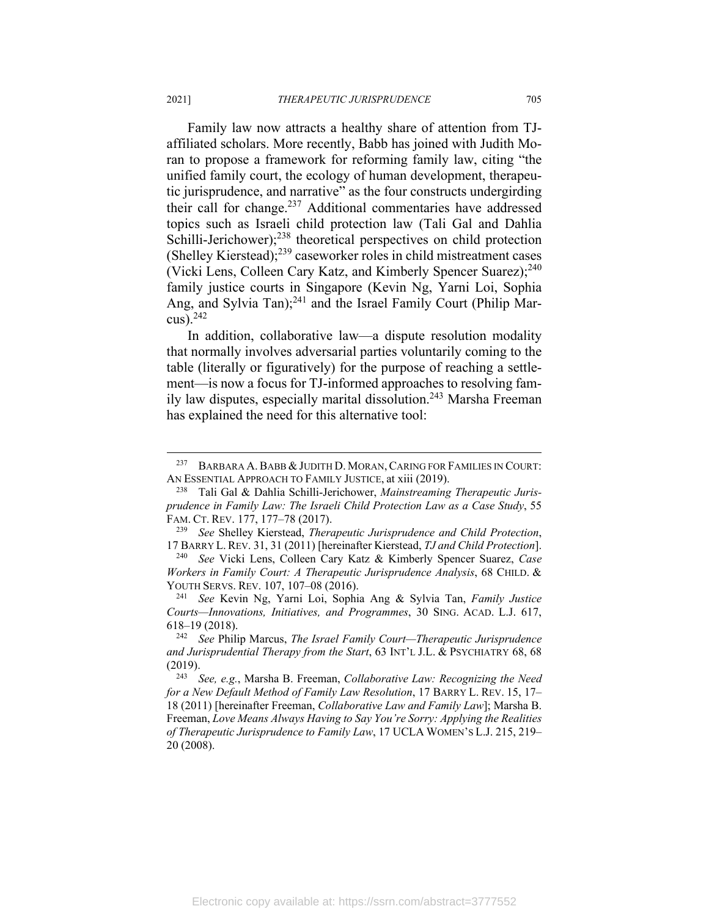Family law now attracts a healthy share of attention from TJ-affiliated scholars. More recently, Babb has joined with Judith Moran to propose a framework for reforming family law, citing "the unified family court, the ecology of human development, therapeutic jurisprudence, and narrative" as the four constructs undergirding their call for change.[237] Additional commentaries have addressed topics such as Israeli child protection law (Tali Gal and Dahlia Schilli-Jerichower);[238] theoretical perspectives on child protection (Shelley Kierstead);[239] caseworker roles in child mistreatment cases (Vicki Lens, Colleen Cary Katz, and Kimberly Spencer Suarez);[240] family justice courts in Singapore (Kevin Ng, Yarni Loi, Sophia Ang, and Sylvia Tan);[241] and the Israel Family Court (Philip Marcus).[242]

In addition, collaborative law—a dispute resolution modality that normally involves adversarial parties voluntarily coming to the table (literally or figuratively) for the purpose of reaching a settlement—is now a focus for TJ-informed approaches to resolving family law disputes, especially marital dissolution.[243] Marsha Freeman has explained the need for this alternative tool:

---

[237] BARBARA A. BABB & JUDITH D. MORAN, CARING FOR FAMILIES IN COURT: AN ESSENTIAL APPROACH TO FAMILY JUSTICE, at xiii (2019).

[238] Tali Gal & Dahlia Schilli-Jerichower, *Mainstreaming Therapeutic Jurisprudence in Family Law: The Israeli Child Protection Law as a Case Study*, 55 FAM. CT. REV. 177, 177–78 (2017).

[239] *See* Shelley Kierstead, *Therapeutic Jurisprudence and Child Protection*, 17 BARRY L. REV. 31, 31 (2011) [hereinafter Kierstead, *TJ and Child Protection*].

[240] *See* Vicki Lens, Colleen Cary Katz & Kimberly Spencer Suarez, *Case Workers in Family Court: A Therapeutic Jurisprudence Analysis*, 68 CHILD. & YOUTH SERVS. REV. 107, 107–08 (2016).

[241] *See* Kevin Ng, Yarni Loi, Sophia Ang & Sylvia Tan, *Family Justice Courts—Innovations, Initiatives, and Programmes*, 30 SING. ACAD. L.J. 617, 618–19 (2018).

[242] *See* Philip Marcus, *The Israel Family Court—Therapeutic Jurisprudence and Jurisprudential Therapy from the Start*, 63 INT'L J.L. & PSYCHIATRY 68, 68 (2019).

[243] *See, e.g.*, Marsha B. Freeman, *Collaborative Law: Recognizing the Need for a New Default Method of Family Law Resolution*, 17 BARRY L. REV. 15, 17–18 (2011) [hereinafter Freeman, *Collaborative Law and Family Law*]; Marsha B. Freeman, *Love Means Always Having to Say You're Sorry: Applying the Realities of Therapeutic Jurisprudence to Family Law*, 17 UCLA WOMEN'S L.J. 215, 219–20 (2008).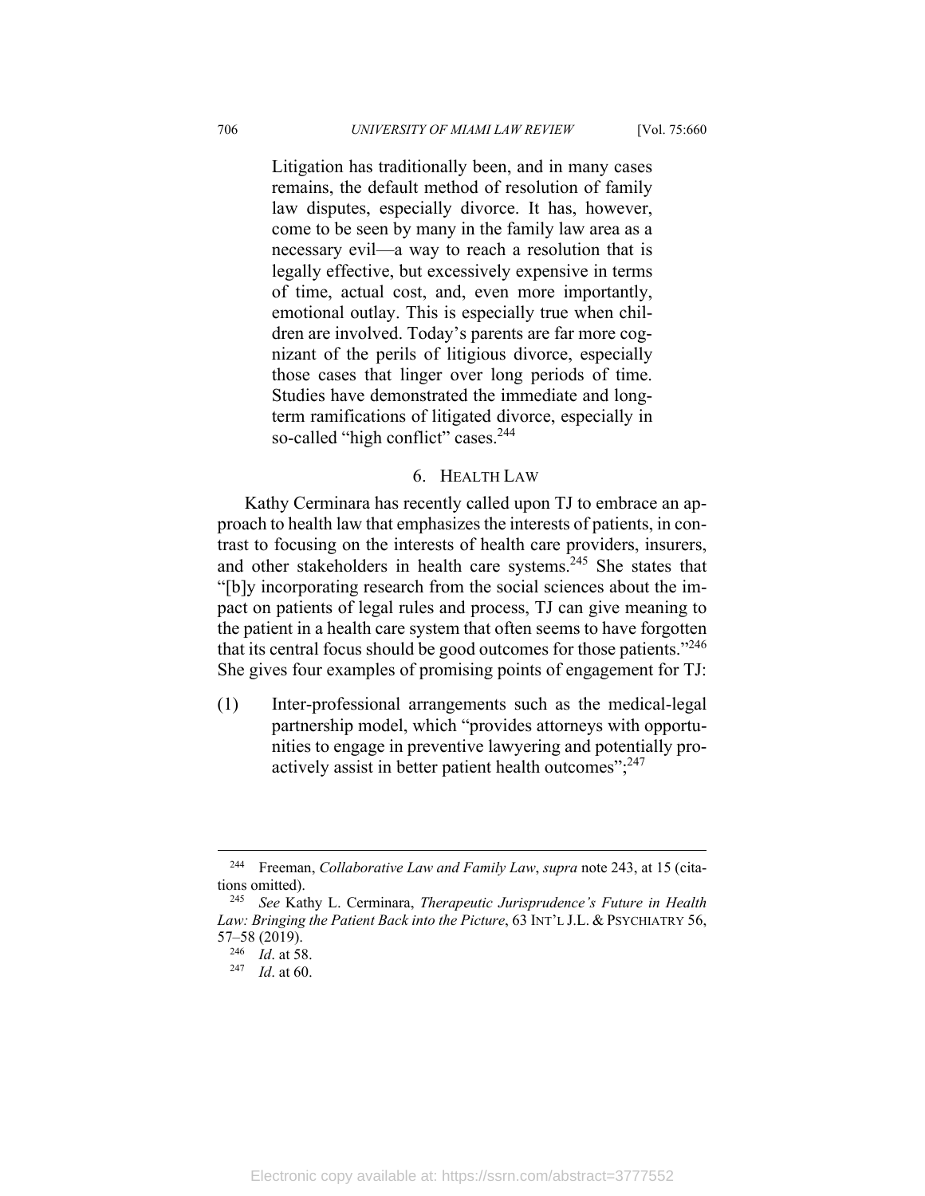> Litigation has traditionally been, and in many cases remains, the default method of resolution of family law disputes, especially divorce. It has, however, come to be seen by many in the family law area as a necessary evil—a way to reach a resolution that is legally effective, but excessively expensive in terms of time, actual cost, and, even more importantly, emotional outlay. This is especially true when children are involved. Today's parents are far more cognizant of the perils of litigious divorce, especially those cases that linger over long periods of time. Studies have demonstrated the immediate and long-term ramifications of litigated divorce, especially in so-called "high conflict" cases.[244]

### 6. Health Law

Kathy Cerminara has recently called upon TJ to embrace an approach to health law that emphasizes the interests of patients, in contrast to focusing on the interests of health care providers, insurers, and other stakeholders in health care systems.[245] She states that "[b]y incorporating research from the social sciences about the impact on patients of legal rules and process, TJ can give meaning to the patient in a health care system that often seems to have forgotten that its central focus should be good outcomes for those patients."[246] She gives four examples of promising points of engagement for TJ:

(1) Inter-professional arrangements such as the medical-legal partnership model, which "provides attorneys with opportunities to engage in preventive lawyering and potentially proactively assist in better patient health outcomes";[247]

---

[244] Freeman, *Collaborative Law and Family Law*, *supra* note 243, at 15 (citations omitted).

[245] *See* Kathy L. Cerminara, *Therapeutic Jurisprudence's Future in Health Law: Bringing the Patient Back into the Picture*, 63 INT'L J.L. & PSYCHIATRY 56, 57–58 (2019).

[246] *Id*. at 58.

[247] *Id*. at 60.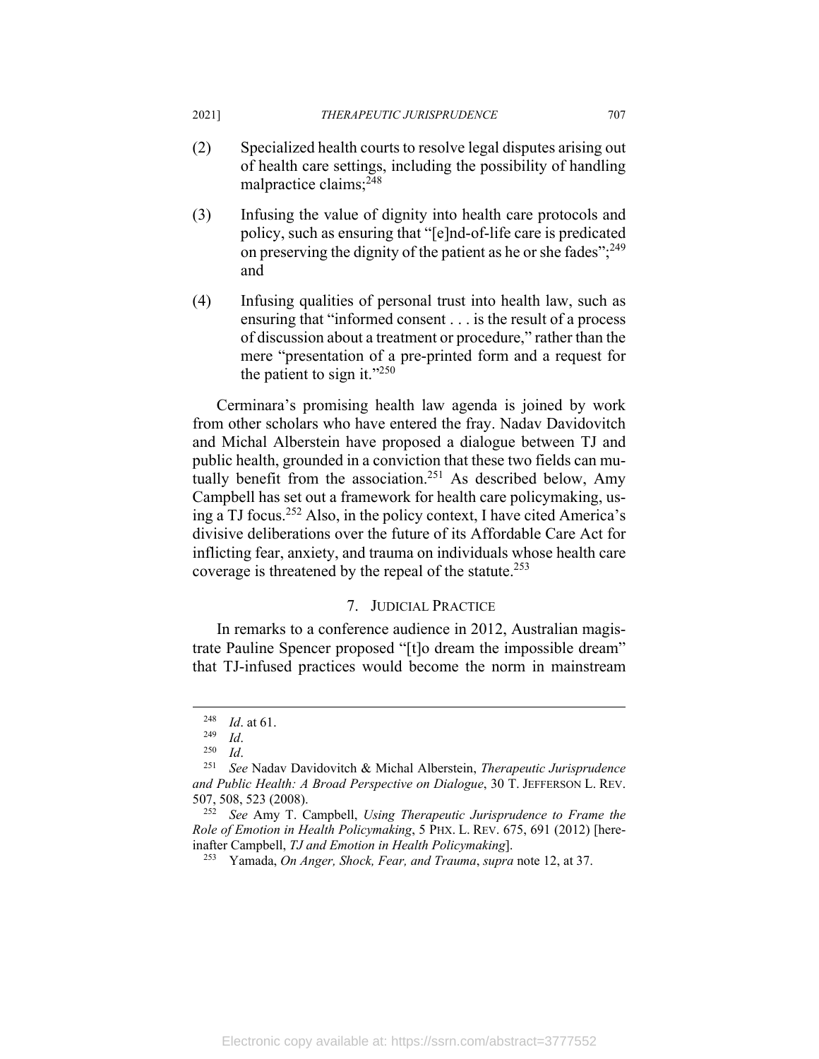(2) Specialized health courts to resolve legal disputes arising out of health care settings, including the possibility of handling malpractice claims;[248]

(3) Infusing the value of dignity into health care protocols and policy, such as ensuring that "[e]nd-of-life care is predicated on preserving the dignity of the patient as he or she fades";[249] and

(4) Infusing qualities of personal trust into health law, such as ensuring that "informed consent . . . is the result of a process of discussion about a treatment or procedure," rather than the mere "presentation of a pre-printed form and a request for the patient to sign it."[250]

Cerminara's promising health law agenda is joined by work from other scholars who have entered the fray. Nadav Davidovitch and Michal Alberstein have proposed a dialogue between TJ and public health, grounded in a conviction that these two fields can mutually benefit from the association.[251] As described below, Amy Campbell has set out a framework for health care policymaking, using a TJ focus.[252] Also, in the policy context, I have cited America's divisive deliberations over the future of its Affordable Care Act for inflicting fear, anxiety, and trauma on individuals whose health care coverage is threatened by the repeal of the statute.[253]

### 7. Judicial Practice

In remarks to a conference audience in 2012, Australian magistrate Pauline Spencer proposed "[t]o dream the impossible dream" that TJ-infused practices would become the norm in mainstream

---

[248] *Id*. at 61.

[249] *Id*.

[250] *Id*.

[251] *See* Nadav Davidovitch & Michal Alberstein, *Therapeutic Jurisprudence and Public Health: A Broad Perspective on Dialogue*, 30 T. JEFFERSON L. REV. 507, 508, 523 (2008).

[252] *See* Amy T. Campbell, *Using Therapeutic Jurisprudence to Frame the Role of Emotion in Health Policymaking*, 5 PHX. L. REV. 675, 691 (2012) [hereinafter Campbell, *TJ and Emotion in Health Policymaking*].

[253] Yamada, *On Anger, Shock, Fear, and Trauma*, *supra* note 12, at 37.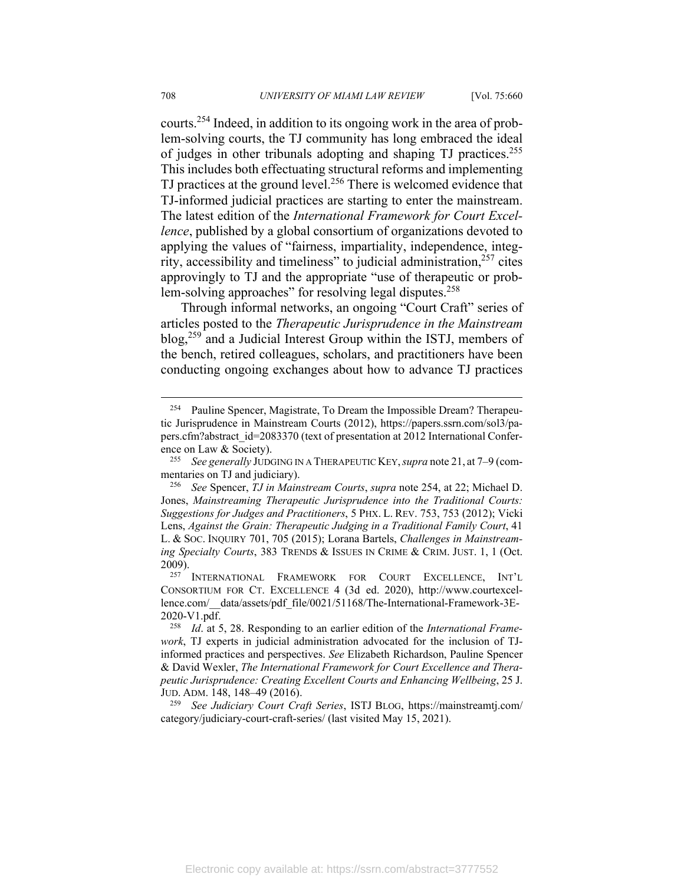courts.[254] Indeed, in addition to its ongoing work in the area of problem-solving courts, the TJ community has long embraced the ideal of judges in other tribunals adopting and shaping TJ practices.[255] This includes both effectuating structural reforms and implementing TJ practices at the ground level.[256] There is welcomed evidence that TJ-informed judicial practices are starting to enter the mainstream. The latest edition of the *International Framework for Court Excellence*, published by a global consortium of organizations devoted to applying the values of "fairness, impartiality, independence, integrity, accessibility and timeliness" to judicial administration,[257] cites approvingly to TJ and the appropriate "use of therapeutic or problem-solving approaches" for resolving legal disputes.[258]

Through informal networks, an ongoing "Court Craft" series of articles posted to the *Therapeutic Jurisprudence in the Mainstream* blog,[259] and a Judicial Interest Group within the ISTJ, members of the bench, retired colleagues, scholars, and practitioners have been conducting ongoing exchanges about how to advance TJ practices

---

[254] Pauline Spencer, Magistrate, To Dream the Impossible Dream? Therapeutic Jurisprudence in Mainstream Courts (2012), https://papers.ssrn.com/sol3/papers.cfm?abstract_id=2083370 (text of presentation at 2012 International Conference on Law & Society).

[255] *See generally* JUDGING IN A THERAPEUTIC KEY, *supra* note 21, at 7–9 (commentaries on TJ and judiciary).

[256] *See* Spencer, *TJ in Mainstream Courts*, *supra* note 254, at 22; Michael D. Jones, *Mainstreaming Therapeutic Jurisprudence into the Traditional Courts: Suggestions for Judges and Practitioners*, 5 PHX. L. REV. 753, 753 (2012); Vicki Lens, *Against the Grain: Therapeutic Judging in a Traditional Family Court*, 41 L. & SOC. INQUIRY 701, 705 (2015); Lorana Bartels, *Challenges in Mainstreaming Specialty Courts*, 383 TRENDS & ISSUES IN CRIME & CRIM. JUST. 1, 1 (Oct. 2009).

[257] INTERNATIONAL FRAMEWORK FOR COURT EXCELLENCE, INT'L CONSORTIUM FOR CT. EXCELLENCE 4 (3d ed. 2020), http://www.courtexcellence.com/__data/assets/pdf_file/0021/51168/The-International-Framework-3E-2020-V1.pdf.

[258] *Id*. at 5, 28. Responding to an earlier edition of the *International Framework*, TJ experts in judicial administration advocated for the inclusion of TJ-informed practices and perspectives. *See* Elizabeth Richardson, Pauline Spencer & David Wexler, *The International Framework for Court Excellence and Therapeutic Jurisprudence: Creating Excellent Courts and Enhancing Wellbeing*, 25 J. JUD. ADM. 148, 148–49 (2016).

[259] *See Judiciary Court Craft Series*, ISTJ BLOG, https://mainstreamtj.com/category/judiciary-court-craft-series/ (last visited May 15, 2021).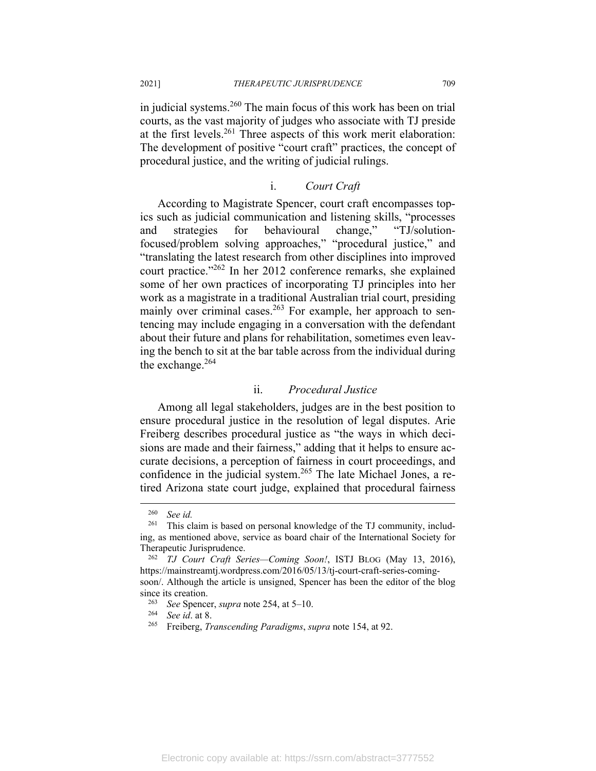in judicial systems.[260] The main focus of this work has been on trial courts, as the vast majority of judges who associate with TJ preside at the first levels.[261] Three aspects of this work merit elaboration: The development of positive "court craft" practices, the concept of procedural justice, and the writing of judicial rulings.

#### i. *Court Craft*

According to Magistrate Spencer, court craft encompasses topics such as judicial communication and listening skills, "processes and strategies for behavioural change," "TJ/solution-focused/problem solving approaches," "procedural justice," and "translating the latest research from other disciplines into improved court practice."[262] In her 2012 conference remarks, she explained some of her own practices of incorporating TJ principles into her work as a magistrate in a traditional Australian trial court, presiding mainly over criminal cases.[263] For example, her approach to sentencing may include engaging in a conversation with the defendant about their future and plans for rehabilitation, sometimes even leaving the bench to sit at the bar table across from the individual during the exchange.[264]

#### ii. *Procedural Justice*

Among all legal stakeholders, judges are in the best position to ensure procedural justice in the resolution of legal disputes. Arie Freiberg describes procedural justice as "the ways in which decisions are made and their fairness," adding that it helps to ensure accurate decisions, a perception of fairness in court proceedings, and confidence in the judicial system.[265] The late Michael Jones, a retired Arizona state court judge, explained that procedural fairness

---

[260] *See id.*

[261] This claim is based on personal knowledge of the TJ community, including, as mentioned above, service as board chair of the International Society for Therapeutic Jurisprudence.

[262] *TJ Court Craft Series—Coming Soon!*, ISTJ BLOG (May 13, 2016), https://mainstreamtj.wordpress.com/2016/05/13/tj-court-craft-series-coming-soon/. Although the article is unsigned, Spencer has been the editor of the blog since its creation.

[263] *See* Spencer, *supra* note 254, at 5–10.

[264] *See id*. at 8.

[265] Freiberg, *Transcending Paradigms*, *supra* note 154, at 92.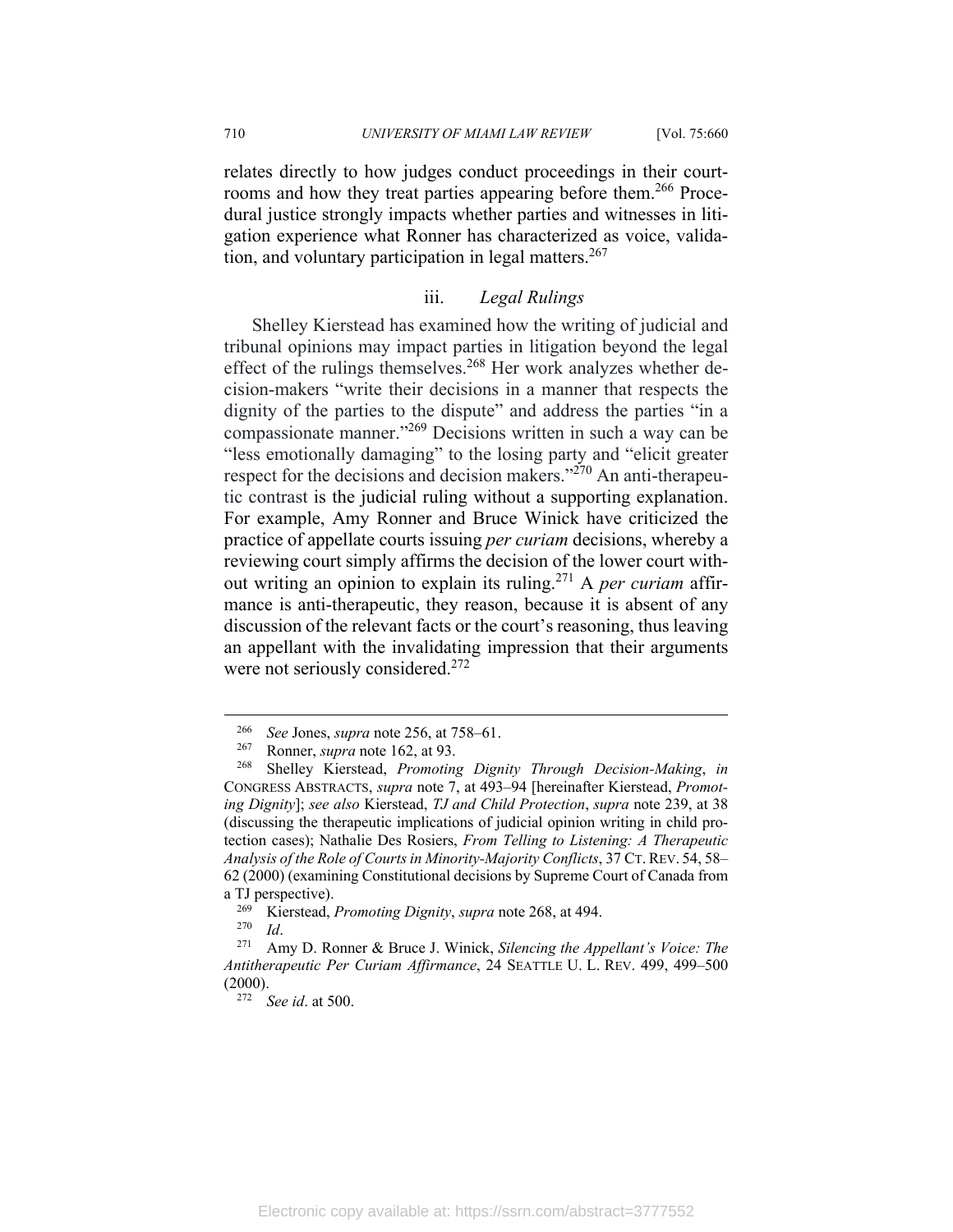relates directly to how judges conduct proceedings in their courtrooms and how they treat parties appearing before them.[266] Procedural justice strongly impacts whether parties and witnesses in litigation experience what Ronner has characterized as voice, validation, and voluntary participation in legal matters.[267]

### iii. *Legal Rulings*

Shelley Kierstead has examined how the writing of judicial and tribunal opinions may impact parties in litigation beyond the legal effect of the rulings themselves.[268] Her work analyzes whether decision-makers "write their decisions in a manner that respects the dignity of the parties to the dispute" and address the parties "in a compassionate manner."[269] Decisions written in such a way can be "less emotionally damaging" to the losing party and "elicit greater respect for the decisions and decision makers."[270] An anti-therapeutic contrast is the judicial ruling without a supporting explanation. For example, Amy Ronner and Bruce Winick have criticized the practice of appellate courts issuing *per curiam* decisions, whereby a reviewing court simply affirms the decision of the lower court without writing an opinion to explain its ruling.[271] A *per curiam* affirmance is anti-therapeutic, they reason, because it is absent of any discussion of the relevant facts or the court's reasoning, thus leaving an appellant with the invalidating impression that their arguments were not seriously considered.[272]

---

[266] *See* Jones, *supra* note 256, at 758–61.

[267] Ronner, *supra* note 162, at 93.

[268] Shelley Kierstead, *Promoting Dignity Through Decision-Making*, *in* CONGRESS ABSTRACTS, *supra* note 7, at 493–94 [hereinafter Kierstead, *Promoting Dignity*]; *see also* Kierstead, *TJ and Child Protection*, *supra* note 239, at 38 (discussing the therapeutic implications of judicial opinion writing in child protection cases); Nathalie Des Rosiers, *From Telling to Listening: A Therapeutic Analysis of the Role of Courts in Minority-Majority Conflicts*, 37 CT. REV. 54, 58–62 (2000) (examining Constitutional decisions by Supreme Court of Canada from a TJ perspective).

[269] Kierstead, *Promoting Dignity*, *supra* note 268, at 494.

[270] *Id*.

[271] Amy D. Ronner & Bruce J. Winick, *Silencing the Appellant's Voice: The Antitherapeutic Per Curiam Affirmance*, 24 SEATTLE U. L. REV. 499, 499–500 (2000).

[272] *See id*. at 500.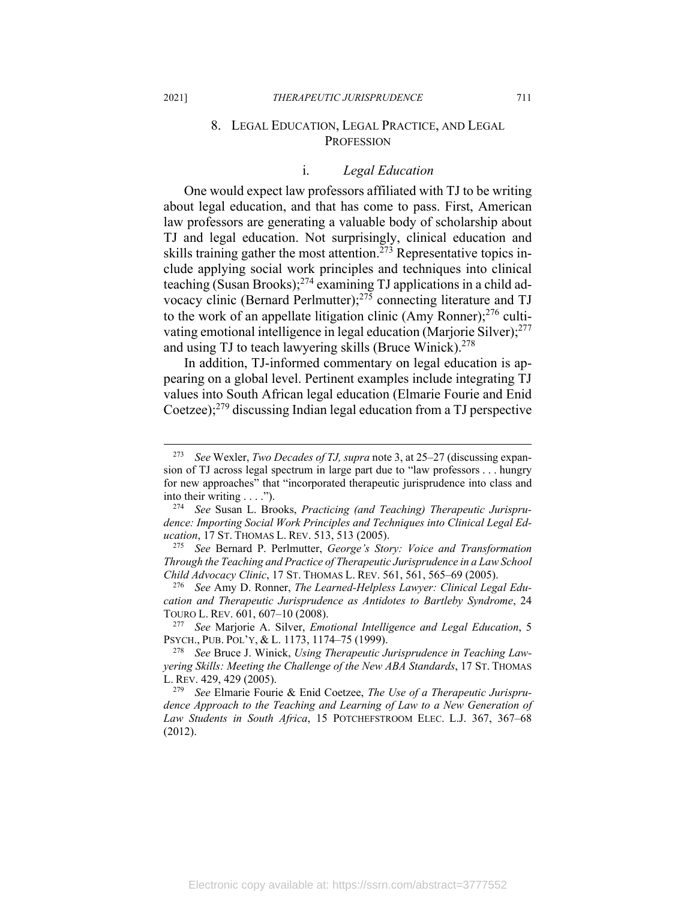### 8. Legal Education, Legal Practice, and Legal Profession

#### i. *Legal Education*

One would expect law professors affiliated with TJ to be writing about legal education, and that has come to pass. First, American law professors are generating a valuable body of scholarship about TJ and legal education. Not surprisingly, clinical education and skills training gather the most attention.[273] Representative topics include applying social work principles and techniques into clinical teaching (Susan Brooks);[274] examining TJ applications in a child advocacy clinic (Bernard Perlmutter);[275] connecting literature and TJ to the work of an appellate litigation clinic (Amy Ronner);[276] cultivating emotional intelligence in legal education (Marjorie Silver);[277] and using TJ to teach lawyering skills (Bruce Winick).[278]

In addition, TJ-informed commentary on legal education is appearing on a global level. Pertinent examples include integrating TJ values into South African legal education (Elmarie Fourie and Enid Coetzee);[279] discussing Indian legal education from a TJ perspective

---

[273] *See* Wexler, *Two Decades of TJ, supra* note 3, at 25–27 (discussing expansion of TJ across legal spectrum in large part due to "law professors . . . hungry for new approaches" that "incorporated therapeutic jurisprudence into class and into their writing . . . .").

[274] *See* Susan L. Brooks, *Practicing (and Teaching) Therapeutic Jurisprudence: Importing Social Work Principles and Techniques into Clinical Legal Education*, 17 ST. THOMAS L. REV. 513, 513 (2005).

[275] *See* Bernard P. Perlmutter, *George's Story: Voice and Transformation Through the Teaching and Practice of Therapeutic Jurisprudence in a Law School Child Advocacy Clinic*, 17 ST. THOMAS L. REV. 561, 561, 565–69 (2005).

[276] *See* Amy D. Ronner, *The Learned-Helpless Lawyer: Clinical Legal Education and Therapeutic Jurisprudence as Antidotes to Bartleby Syndrome*, 24 TOURO L. REV. 601, 607–10 (2008).

[277] *See* Marjorie A. Silver, *Emotional Intelligence and Legal Education*, 5 PSYCH., PUB. POL'Y, & L. 1173, 1174–75 (1999).

[278] *See* Bruce J. Winick, *Using Therapeutic Jurisprudence in Teaching Lawyering Skills: Meeting the Challenge of the New ABA Standards*, 17 ST. THOMAS L. REV. 429, 429 (2005).

[279] *See* Elmarie Fourie & Enid Coetzee, *The Use of a Therapeutic Jurisprudence Approach to the Teaching and Learning of Law to a New Generation of Law Students in South Africa*, 15 POTCHEFSTROOM ELEC. L.J. 367, 367–68 (2012).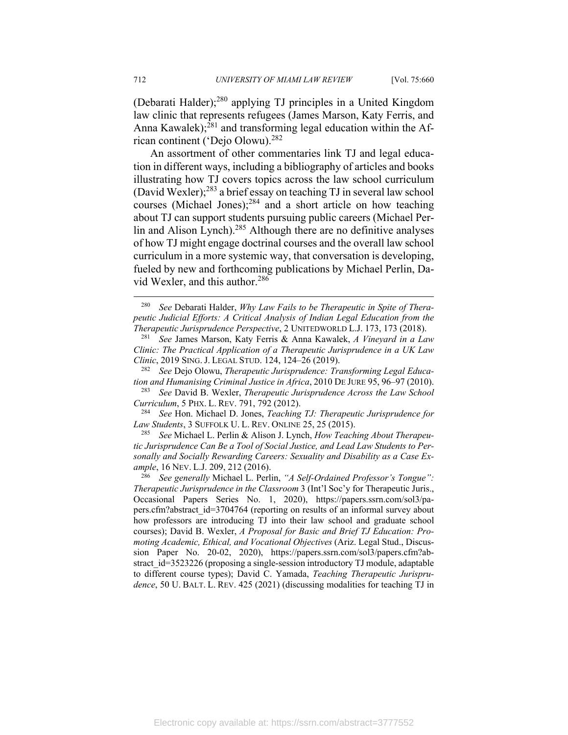(Debarati Halder);[280] applying TJ principles in a United Kingdom law clinic that represents refugees (James Marson, Katy Ferris, and Anna Kawalek);[281] and transforming legal education within the African continent ('Dejo Olowu).[282]

An assortment of other commentaries link TJ and legal education in different ways, including a bibliography of articles and books illustrating how TJ covers topics across the law school curriculum (David Wexler);[283] a brief essay on teaching TJ in several law school courses (Michael Jones);[284] and a short article on how teaching about TJ can support students pursuing public careers (Michael Perlin and Alison Lynch).[285] Although there are no definitive analyses of how TJ might engage doctrinal courses and the overall law school curriculum in a more systemic way, that conversation is developing, fueled by new and forthcoming publications by Michael Perlin, David Wexler, and this author.[286]

---

[280] *See* Debarati Halder, *Why Law Fails to be Therapeutic in Spite of Therapeutic Judicial Efforts: A Critical Analysis of Indian Legal Education from the Therapeutic Jurisprudence Perspective*, 2 UNITEDWORLD L.J. 173, 173 (2018).

[281] *See* James Marson, Katy Ferris & Anna Kawalek, *A Vineyard in a Law Clinic: The Practical Application of a Therapeutic Jurisprudence in a UK Law Clinic*, 2019 SING. J. LEGAL STUD. 124, 124–26 (2019).

[282] *See* Dejo Olowu, *Therapeutic Jurisprudence: Transforming Legal Education and Humanising Criminal Justice in Africa*, 2010 DE JURE 95, 96–97 (2010).

[283] *See* David B. Wexler, *Therapeutic Jurisprudence Across the Law School Curriculum*, 5 PHX. L. REV. 791, 792 (2012).

[284] *See* Hon. Michael D. Jones, *Teaching TJ: Therapeutic Jurisprudence for Law Students*, 3 SUFFOLK U. L. REV. ONLINE 25, 25 (2015).

[285] *See* Michael L. Perlin & Alison J. Lynch, *How Teaching About Therapeutic Jurisprudence Can Be a Tool of Social Justice, and Lead Law Students to Personally and Socially Rewarding Careers: Sexuality and Disability as a Case Example*, 16 NEV. L.J. 209, 212 (2016).

[286] *See generally* Michael L. Perlin, *"A Self-Ordained Professor's Tongue": Therapeutic Jurisprudence in the Classroom* 3 (Int'l Soc'y for Therapeutic Juris., Occasional Papers Series No. 1, 2020), https://papers.ssrn.com/sol3/papers.cfm?abstract_id=3704764 (reporting on results of an informal survey about how professors are introducing TJ into their law school and graduate school courses); David B. Wexler, *A Proposal for Basic and Brief TJ Education: Promoting Academic, Ethical, and Vocational Objectives* (Ariz. Legal Stud., Discussion Paper No. 20-02, 2020), https://papers.ssrn.com/sol3/papers.cfm?abstract_id=3523226 (proposing a single-session introductory TJ module, adaptable to different course types); David C. Yamada, *Teaching Therapeutic Jurisprudence*, 50 U. BALT. L. REV. 425 (2021) (discussing modalities for teaching TJ in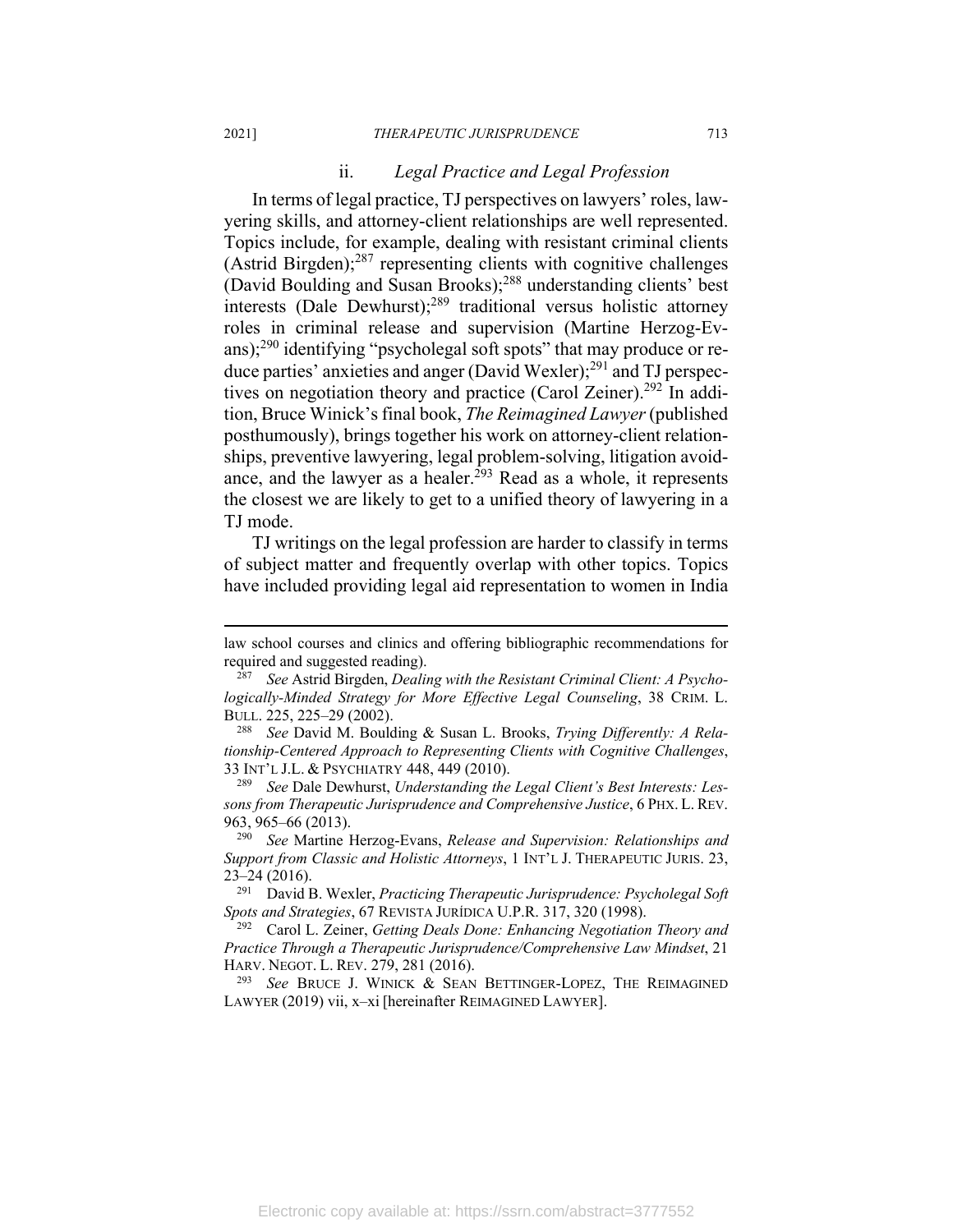### ii. *Legal Practice and Legal Profession*

In terms of legal practice, TJ perspectives on lawyers' roles, lawyering skills, and attorney-client relationships are well represented. Topics include, for example, dealing with resistant criminal clients (Astrid Birgden);[287] representing clients with cognitive challenges (David Boulding and Susan Brooks);[288] understanding clients' best interests (Dale Dewhurst);[289] traditional versus holistic attorney roles in criminal release and supervision (Martine Herzog-Evans);[290] identifying "psychologal soft spots" that may produce or reduce parties' anxieties and anger (David Wexler);[291] and TJ perspectives on negotiation theory and practice (Carol Zeiner).[292] In addition, Bruce Winick's final book, *The Reimagined Lawyer* (published posthumously), brings together his work on attorney-client relationships, preventive lawyering, legal problem-solving, litigation avoidance, and the lawyer as a healer.[293] Read as a whole, it represents the closest we are likely to get to a unified theory of lawyering in a TJ mode.

TJ writings on the legal profession are harder to classify in terms of subject matter and frequently overlap with other topics. Topics have included providing legal aid representation to women in India

---

law school courses and clinics and offering bibliographic recommendations for required and suggested reading).

[287] *See* Astrid Birgden, *Dealing with the Resistant Criminal Client: A Psychologically-Minded Strategy for More Effective Legal Counseling*, 38 CRIM. L. BULL. 225, 225–29 (2002).

[288] *See* David M. Boulding & Susan L. Brooks, *Trying Differently: A Relationship-Centered Approach to Representing Clients with Cognitive Challenges*, 33 INT'L J.L. & PSYCHIATRY 448, 449 (2010).

[289] *See* Dale Dewhurst, *Understanding the Legal Client's Best Interests: Lessons from Therapeutic Jurisprudence and Comprehensive Justice*, 6 PHX. L. REV. 963, 965–66 (2013).

[290] *See* Martine Herzog-Evans, *Release and Supervision: Relationships and Support from Classic and Holistic Attorneys*, 1 INT'L J. THERAPEUTIC JURIS. 23, 23–24 (2016).

[291] David B. Wexler, *Practicing Therapeutic Jurisprudence: Psycholegal Soft Spots and Strategies*, 67 REVISTA JURÍDICA U.P.R. 317, 320 (1998).

[292] Carol L. Zeiner, *Getting Deals Done: Enhancing Negotiation Theory and Practice Through a Therapeutic Jurisprudence/Comprehensive Law Mindset*, 21 HARV. NEGOT. L. REV. 279, 281 (2016).

[293] *See* BRUCE J. WINICK & SEAN BETTINGER-LOPEZ, THE REIMAGINED LAWYER (2019) vii, x–xi [hereinafter REIMAGINED LAWYER].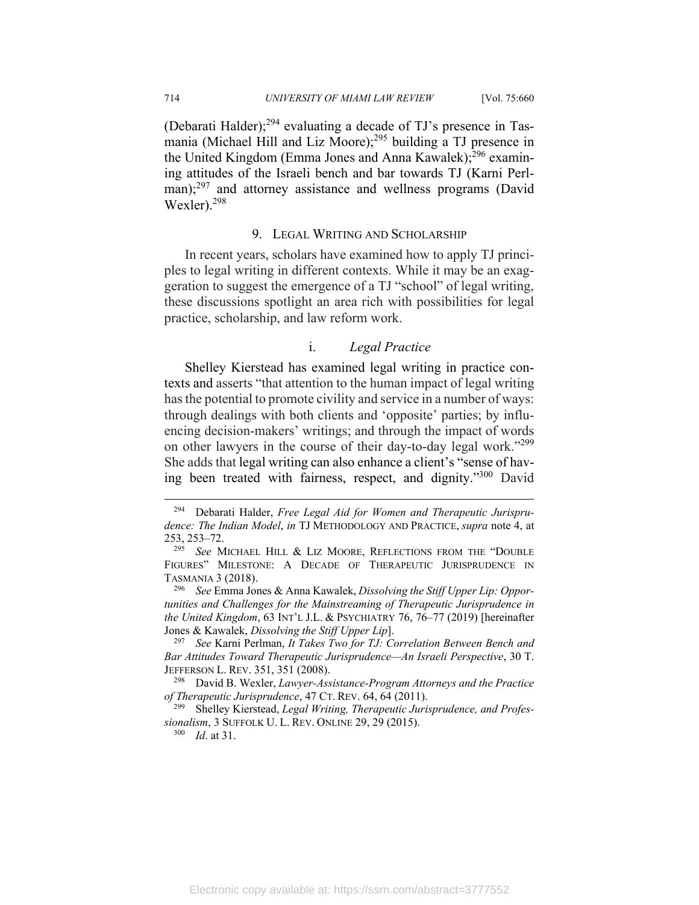(Debarati Halder);[294] evaluating a decade of TJ's presence in Tasmania (Michael Hill and Liz Moore);[295] building a TJ presence in the United Kingdom (Emma Jones and Anna Kawalek);[296] examining attitudes of the Israeli bench and bar towards TJ (Karni Perlman);[297] and attorney assistance and wellness programs (David Wexler).[298]

### 9. Legal Writing and Scholarship

In recent years, scholars have examined how to apply TJ principles to legal writing in different contexts. While it may be an exaggeration to suggest the emergence of a TJ "school" of legal writing, these discussions spotlight an area rich with possibilities for legal practice, scholarship, and law reform work.

#### i. *Legal Practice*

Shelley Kierstead has examined legal writing in practice contexts and asserts "that attention to the human impact of legal writing has the potential to promote civility and service in a number of ways: through dealings with both clients and 'opposite' parties; by influencing decision-makers' writings; and through the impact of words on other lawyers in the course of their day-to-day legal work."[299] She adds that legal writing can also enhance a client's "sense of having been treated with fairness, respect, and dignity."[300] David

---

[294] Debarati Halder, *Free Legal Aid for Women and Therapeutic Jurisprudence: The Indian Model*, *in* TJ METHODOLOGY AND PRACTICE, *supra* note 4, at 253, 253–72.

[295] *See* MICHAEL HILL & LIZ MOORE, REFLECTIONS FROM THE "DOUBLE FIGURES" MILESTONE: A DECADE OF THERAPEUTIC JURISPRUDENCE IN TASMANIA 3 (2018).

[296] *See* Emma Jones & Anna Kawalek, *Dissolving the Stiff Upper Lip: Opportunities and Challenges for the Mainstreaming of Therapeutic Jurisprudence in the United Kingdom*, 63 INT'L J.L. & PSYCHIATRY 76, 76–77 (2019) [hereinafter Jones & Kawalek, *Dissolving the Stiff Upper Lip*].

[297] *See* Karni Perlman, *It Takes Two for TJ: Correlation Between Bench and Bar Attitudes Toward Therapeutic Jurisprudence—An Israeli Perspective*, 30 T. JEFFERSON L. REV. 351, 351 (2008).

[298] David B. Wexler, *Lawyer-Assistance-Program Attorneys and the Practice of Therapeutic Jurisprudence*, 47 CT. REV. 64, 64 (2011).

[299] Shelley Kierstead, *Legal Writing, Therapeutic Jurisprudence, and Professionalism*, 3 SUFFOLK U. L. REV. ONLINE 29, 29 (2015).

[300] *Id*. at 31.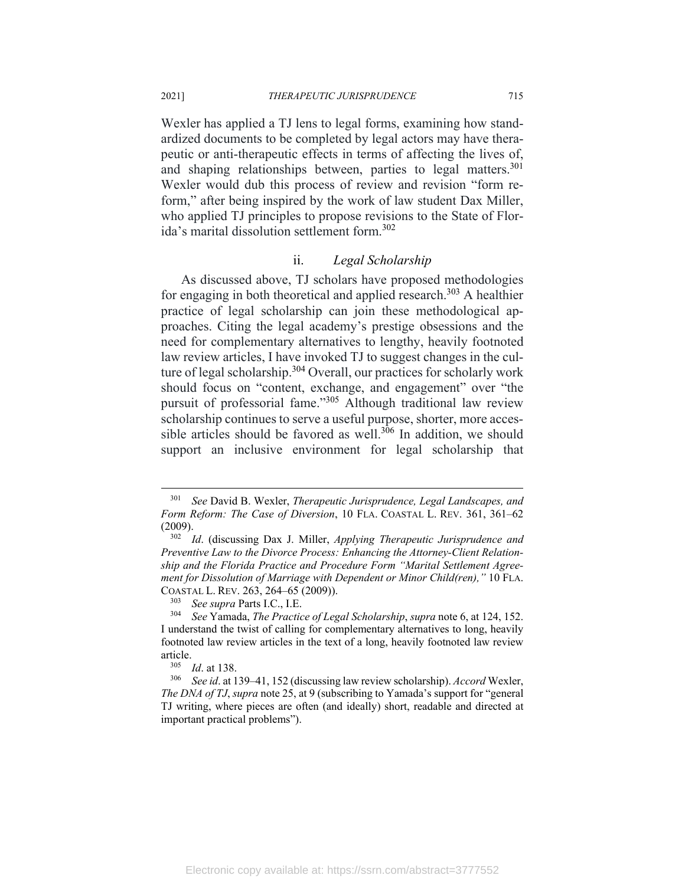Wexler has applied a TJ lens to legal forms, examining how standardized documents to be completed by legal actors may have therapeutic or anti-therapeutic effects in terms of affecting the lives of, and shaping relationships between, parties to legal matters.[301] Wexler would dub this process of review and revision "form reform," after being inspired by the work of law student Dax Miller, who applied TJ principles to propose revisions to the State of Florida's marital dissolution settlement form.[302]

### ii. *Legal Scholarship*

As discussed above, TJ scholars have proposed methodologies for engaging in both theoretical and applied research.[303] A healthier practice of legal scholarship can join these methodological approaches. Citing the legal academy's prestige obsessions and the need for complementary alternatives to lengthy, heavily footnoted law review articles, I have invoked TJ to suggest changes in the culture of legal scholarship.[304] Overall, our practices for scholarly work should focus on "content, exchange, and engagement" over "the pursuit of professorial fame."[305] Although traditional law review scholarship continues to serve a useful purpose, shorter, more accessible articles should be favored as well.[306] In addition, we should support an inclusive environment for legal scholarship that

---

[301] *See* David B. Wexler, *Therapeutic Jurisprudence, Legal Landscapes, and Form Reform: The Case of Diversion*, 10 FLA. COASTAL L. REV. 361, 361–62 (2009).

[302] *Id*. (discussing Dax J. Miller, *Applying Therapeutic Jurisprudence and Preventive Law to the Divorce Process: Enhancing the Attorney-Client Relationship and the Florida Practice and Procedure Form "Marital Settlement Agreement for Dissolution of Marriage with Dependent or Minor Child(ren),"* 10 FLA. COASTAL L. REV. 263, 264–65 (2009)).

[303] *See supra* Parts I.C., I.E.

[304] *See* Yamada, *The Practice of Legal Scholarship*, *supra* note 6, at 124, 152. I understand the twist of calling for complementary alternatives to long, heavily footnoted law review articles in the text of a long, heavily footnoted law review article.

[305] *Id*. at 138.

[306] *See id*. at 139–41, 152 (discussing law review scholarship). *Accord* Wexler, *The DNA of TJ*, *supra* note 25, at 9 (subscribing to Yamada's support for "general TJ writing, where pieces are often (and ideally) short, readable and directed at important practical problems").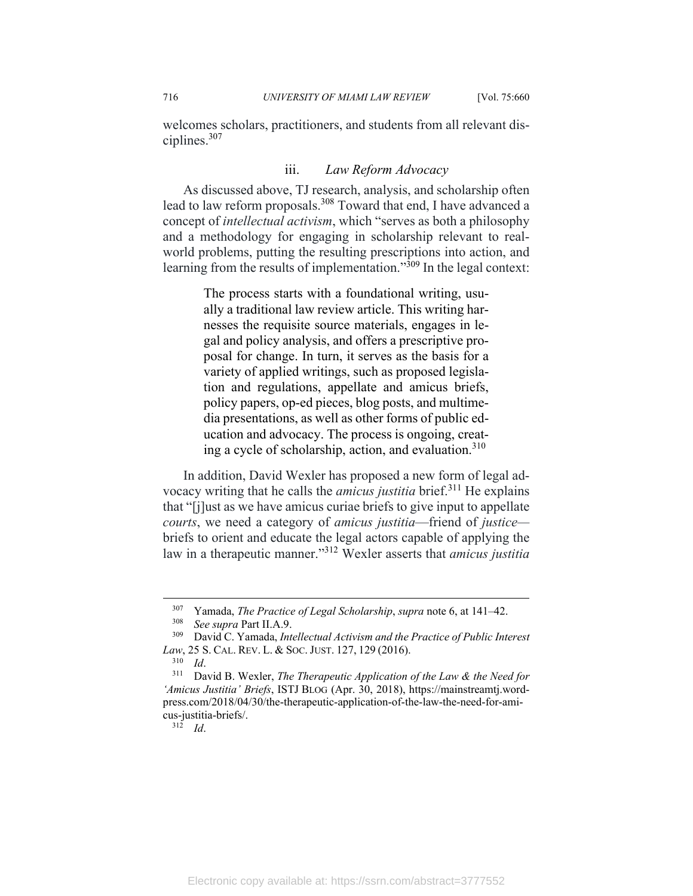welcomes scholars, practitioners, and students from all relevant disciplines.[307]

### iii. *Law Reform Advocacy*

As discussed above, TJ research, analysis, and scholarship often lead to law reform proposals.[308] Toward that end, I have advanced a concept of *intellectual activism*, which "serves as both a philosophy and a methodology for engaging in scholarship relevant to real-world problems, putting the resulting prescriptions into action, and learning from the results of implementation."[309] In the legal context:

> The process starts with a foundational writing, usually a traditional law review article. This writing harnesses the requisite source materials, engages in legal and policy analysis, and offers a prescriptive proposal for change. In turn, it serves as the basis for a variety of applied writings, such as proposed legislation and regulations, appellate and amicus briefs, policy papers, op-ed pieces, blog posts, and multimedia presentations, as well as other forms of public education and advocacy. The process is ongoing, creating a cycle of scholarship, action, and evaluation.[310]

In addition, David Wexler has proposed a new form of legal advocacy writing that he calls the *amicus justitia* brief.[311] He explains that "[j]ust as we have amicus curiae briefs to give input to appellate *courts*, we need a category of *amicus justitia*—friend of *justice*—briefs to orient and educate the legal actors capable of applying the law in a therapeutic manner."[312] Wexler asserts that *amicus justitia*

---

[307] Yamada, *The Practice of Legal Scholarship*, *supra* note 6, at 141–42.

[308] *See supra* Part II.A.9.

[309] David C. Yamada, *Intellectual Activism and the Practice of Public Interest Law*, 25 S. CAL. REV. L. & SOC. JUST. 127, 129 (2016).

[310] *Id*.

[311] David B. Wexler, *The Therapeutic Application of the Law & the Need for 'Amicus Justitia' Briefs*, ISTJ BLOG (Apr. 30, 2018), https://mainstreamtj.wordpress.com/2018/04/30/the-therapeutic-application-of-the-law-the-need-for-amicus-justitia-briefs/.

[312] *Id*.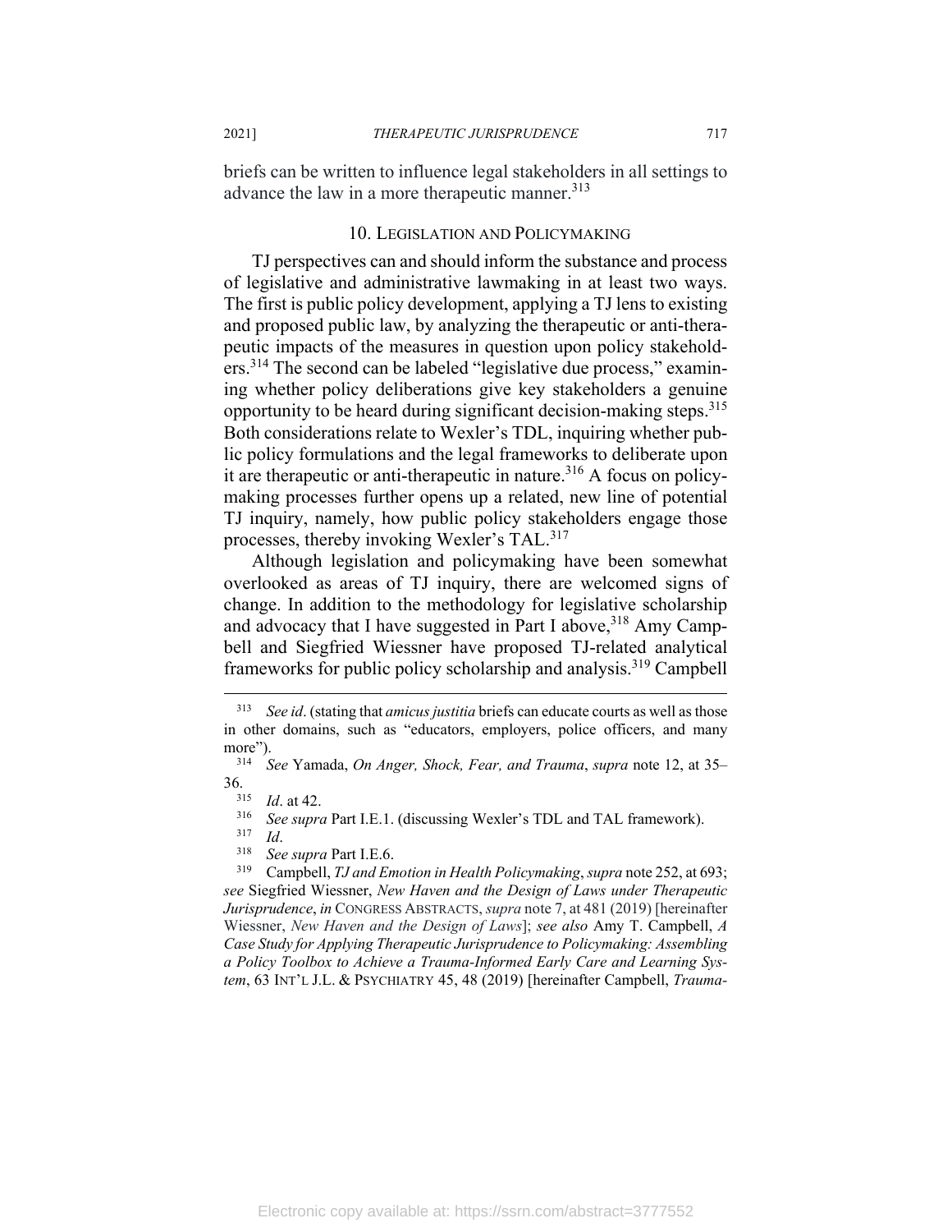briefs can be written to influence legal stakeholders in all settings to advance the law in a more therapeutic manner.[313]

### 10. Legislation and Policymaking

TJ perspectives can and should inform the substance and process of legislative and administrative lawmaking in at least two ways. The first is public policy development, applying a TJ lens to existing and proposed public law, by analyzing the therapeutic or anti-therapeutic impacts of the measures in question upon policy stakeholders.[314] The second can be labeled "legislative due process," examining whether policy deliberations give key stakeholders a genuine opportunity to be heard during significant decision-making steps.[315] Both considerations relate to Wexler's TDL, inquiring whether public policy formulations and the legal frameworks to deliberate upon it are therapeutic or anti-therapeutic in nature.[316] A focus on policymaking processes further opens up a related, new line of potential TJ inquiry, namely, how public policy stakeholders engage those processes, thereby invoking Wexler's TAL.[317]

Although legislation and policymaking have been somewhat overlooked as areas of TJ inquiry, there are welcomed signs of change. In addition to the methodology for legislative scholarship and advocacy that I have suggested in Part I above,[318] Amy Campbell and Siegfried Wiessner have proposed TJ-related analytical frameworks for public policy scholarship and analysis.[319] Campbell

---

[313] *See id*. (stating that *amicus justitia* briefs can educate courts as well as those in other domains, such as "educators, employers, police officers, and many more").

[314] *See* Yamada, *On Anger, Shock, Fear, and Trauma*, *supra* note 12, at 35–36.

[315] *Id*. at 42.

[316] *See supra* Part I.E.1. (discussing Wexler's TDL and TAL framework).

[317] *Id*.

[318] *See supra* Part I.E.6.

[319] Campbell, *TJ and Emotion in Health Policymaking*, *supra* note 252, at 693; *see* Siegfried Wiessner, *New Haven and the Design of Laws under Therapeutic Jurisprudence*, *in* CONGRESS ABSTRACTS, *supra* note 7, at 481 (2019) [hereinafter Wiessner, *New Haven and the Design of Laws*]; *see also* Amy T. Campbell, *A Case Study for Applying Therapeutic Jurisprudence to Policymaking: Assembling a Policy Toolbox to Achieve a Trauma-Informed Early Care and Learning System*, 63 INT'L J.L. & PSYCHIATRY 45, 48 (2019) [hereinafter Campbell, *Trauma-*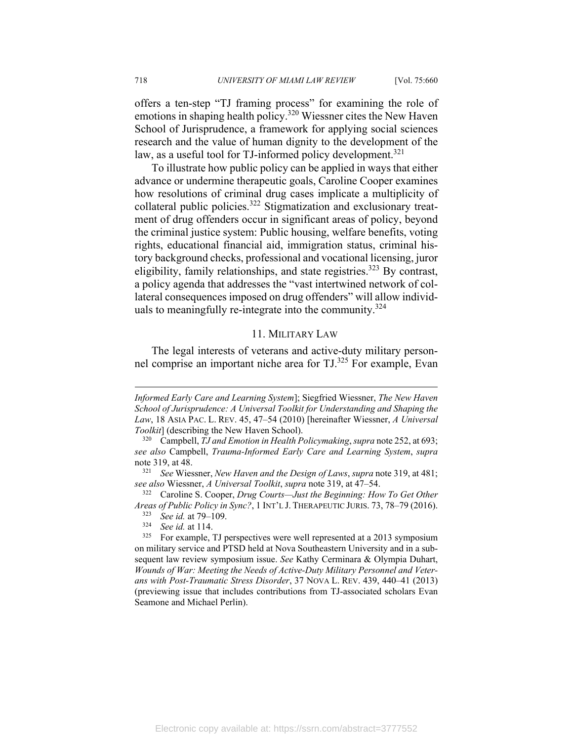offers a ten-step "TJ framing process" for examining the role of emotions in shaping health policy.[320] Wiessner cites the New Haven School of Jurisprudence, a framework for applying social sciences research and the value of human dignity to the development of the law, as a useful tool for TJ-informed policy development.[321]

To illustrate how public policy can be applied in ways that either advance or undermine therapeutic goals, Caroline Cooper examines how resolutions of criminal drug cases implicate a multiplicity of collateral public policies.[322] Stigmatization and exclusionary treatment of drug offenders occur in significant areas of policy, beyond the criminal justice system: Public housing, welfare benefits, voting rights, educational financial aid, immigration status, criminal history background checks, professional and vocational licensing, juror eligibility, family relationships, and state registries.[323] By contrast, a policy agenda that addresses the "vast intertwined network of collateral consequences imposed on drug offenders" will allow individuals to meaningfully re-integrate into the community.[324]

### 11. Military Law

The legal interests of veterans and active-duty military personnel comprise an important niche area for TJ.[325] For example, Evan

---

*Informed Early Care and Learning System*]; Siegfried Wiessner, *The New Haven School of Jurisprudence: A Universal Toolkit for Understanding and Shaping the Law*, 18 ASIA PAC. L. REV. 45, 47–54 (2010) [hereinafter Wiessner, *A Universal Toolkit*] (describing the New Haven School).

[320] Campbell, *TJ and Emotion in Health Policymaking*, *supra* note 252, at 693; *see also* Campbell, *Trauma-Informed Early Care and Learning System*, *supra* note 319, at 48.

[321] *See* Wiessner, *New Haven and the Design of Laws*, *supra* note 319, at 481; *see also* Wiessner, *A Universal Toolkit*, *supra* note 319, at 47–54.

[322] Caroline S. Cooper, *Drug Courts—Just the Beginning: How To Get Other Areas of Public Policy in Sync?*, 1 INT'L J. THERAPEUTIC JURIS. 73, 78–79 (2016).

[323] *See id.* at 79–109.

[324] *See id.* at 114.

[325] For example, TJ perspectives were well represented at a 2013 symposium on military service and PTSD held at Nova Southeastern University and in a subsequent law review symposium issue. *See* Kathy Cerminara & Olympia Duhart, *Wounds of War: Meeting the Needs of Active-Duty Military Personnel and Veterans with Post-Traumatic Stress Disorder*, 37 NOVA L. REV. 439, 440–41 (2013) (previewing issue that includes contributions from TJ-associated scholars Evan Seamone and Michael Perlin).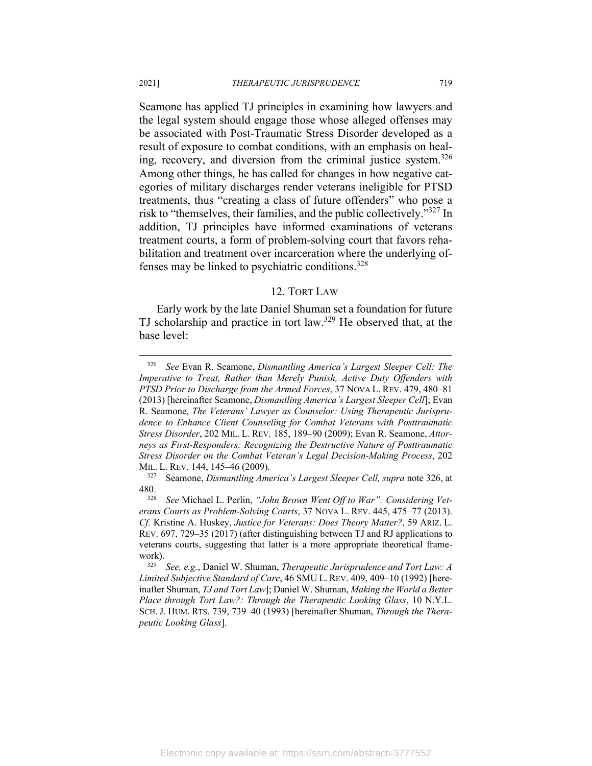Seamone has applied TJ principles in examining how lawyers and the legal system should engage those whose alleged offenses may be associated with Post-Traumatic Stress Disorder developed as a result of exposure to combat conditions, with an emphasis on healing, recovery, and diversion from the criminal justice system.[326] Among other things, he has called for changes in how negative categories of military discharges render veterans ineligible for PTSD treatments, thus "creating a class of future offenders" who pose a risk to "themselves, their families, and the public collectively."[327] In addition, TJ principles have informed examinations of veterans treatment courts, a form of problem-solving court that favors rehabilitation and treatment over incarceration where the underlying offenses may be linked to psychiatric conditions.[328]

### 12. TORT LAW

Early work by the late Daniel Shuman set a foundation for future TJ scholarship and practice in tort law.[329] He observed that, at the base level:

---

[326] *See* Evan R. Seamone, *Dismantling America's Largest Sleeper Cell: The Imperative to Treat, Rather than Merely Punish, Active Duty Offenders with PTSD Prior to Discharge from the Armed Forces*, 37 NOVA L. REV. 479, 480–81 (2013) [hereinafter Seamone, *Dismantling America's Largest Sleeper Cell*]; Evan R. Seamone, *The Veterans' Lawyer as Counselor: Using Therapeutic Jurisprudence to Enhance Client Counseling for Combat Veterans with Posttraumatic Stress Disorder*, 202 MIL. L. REV. 185, 189–90 (2009); Evan R. Seamone, *Attorneys as First-Responders: Recognizing the Destructive Nature of Posttraumatic Stress Disorder on the Combat Veteran's Legal Decision-Making Process*, 202 MIL. L. REV. 144, 145–46 (2009).

[327] Seamone, *Dismantling America's Largest Sleeper Cell, supra* note 326, at 480.

[328] *See* Michael L. Perlin, *"John Brown Went Off to War": Considering Veterans Courts as Problem-Solving Courts*, 37 NOVA L. REV. 445, 475–77 (2013). *Cf.* Kristine A. Huskey, *Justice for Veterans: Does Theory Matter?*, 59 ARIZ. L. REV. 697, 729–35 (2017) (after distinguishing between TJ and RJ applications to veterans courts, suggesting that latter is a more appropriate theoretical framework).

[329] *See, e.g.*, Daniel W. Shuman, *Therapeutic Jurisprudence and Tort Law: A Limited Subjective Standard of Care*, 46 SMU L. REV. 409, 409–10 (1992) [hereinafter Shuman, *TJ and Tort Law*]; Daniel W. Shuman, *Making the World a Better Place through Tort Law?: Through the Therapeutic Looking Glass*, 10 N.Y.L. SCH. J. HUM. RTS. 739, 739–40 (1993) [hereinafter Shuman, *Through the Therapeutic Looking Glass*].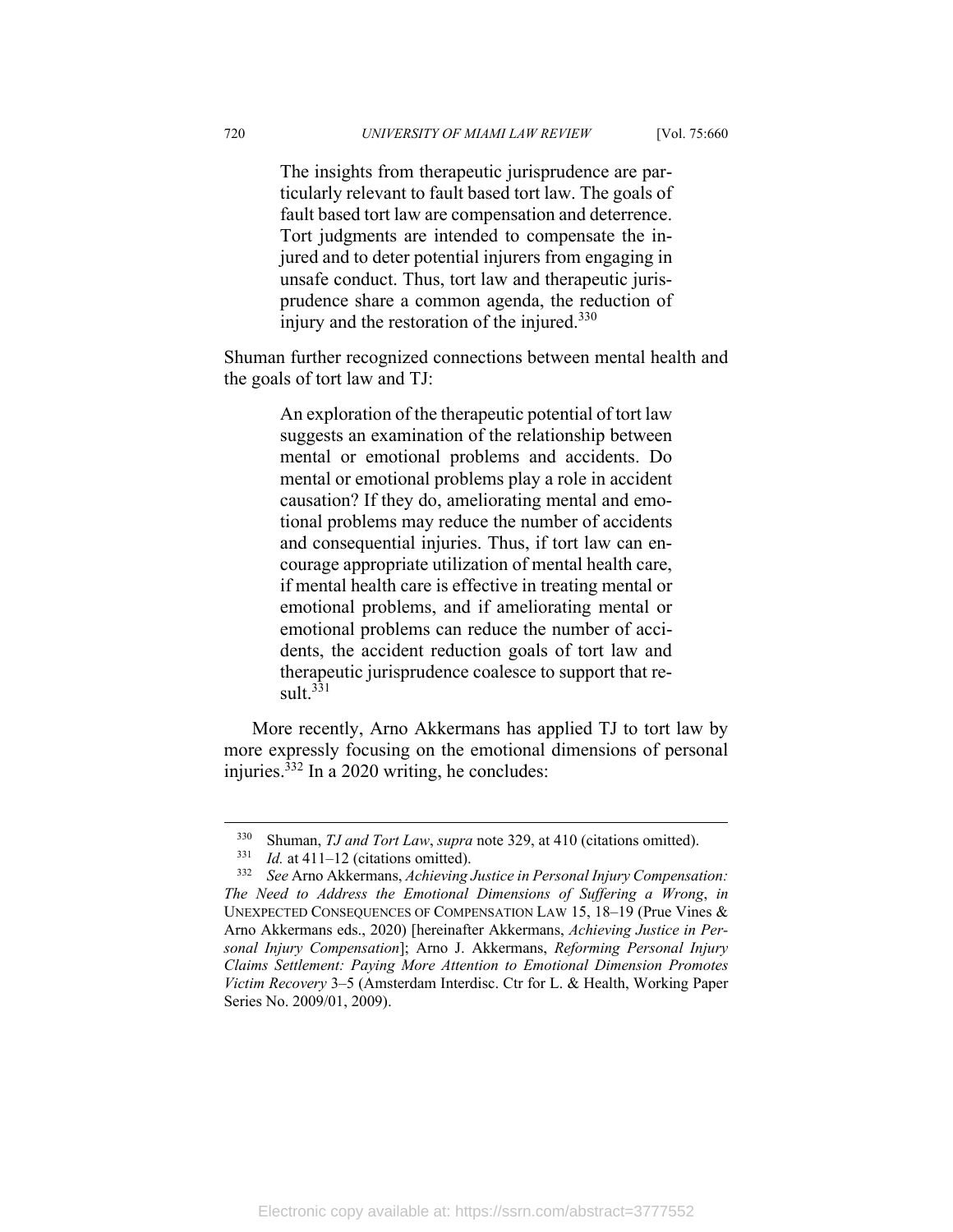> The insights from therapeutic jurisprudence are particularly relevant to fault based tort law. The goals of fault based tort law are compensation and deterrence. Tort judgments are intended to compensate the injured and to deter potential injurers from engaging in unsafe conduct. Thus, tort law and therapeutic jurisprudence share a common agenda, the reduction of injury and the restoration of the injured.[330]

Shuman further recognized connections between mental health and the goals of tort law and TJ:

> An exploration of the therapeutic potential of tort law suggests an examination of the relationship between mental or emotional problems and accidents. Do mental or emotional problems play a role in accident causation? If they do, ameliorating mental and emotional problems may reduce the number of accidents and consequential injuries. Thus, if tort law can encourage appropriate utilization of mental health care, if mental health care is effective in treating mental or emotional problems, and if ameliorating mental or emotional problems can reduce the number of accidents, the accident reduction goals of tort law and therapeutic jurisprudence coalesce to support that result.[331]

More recently, Arno Akkermans has applied TJ to tort law by more expressly focusing on the emotional dimensions of personal injuries.[332] In a 2020 writing, he concludes:

---

[330] Shuman, *TJ and Tort Law*, *supra* note 329, at 410 (citations omitted).

[331] *Id.* at 411–12 (citations omitted).

[332] *See* Arno Akkermans, *Achieving Justice in Personal Injury Compensation: The Need to Address the Emotional Dimensions of Suffering a Wrong*, *in* UNEXPECTED CONSEQUENCES OF COMPENSATION LAW 15, 18–19 (Prue Vines & Arno Akkermans eds., 2020) [hereinafter Akkermans, *Achieving Justice in Personal Injury Compensation*]; Arno J. Akkermans, *Reforming Personal Injury Claims Settlement: Paying More Attention to Emotional Dimension Promotes Victim Recovery* 3–5 (Amsterdam Interdisc. Ctr for L. & Health, Working Paper Series No. 2009/01, 2009).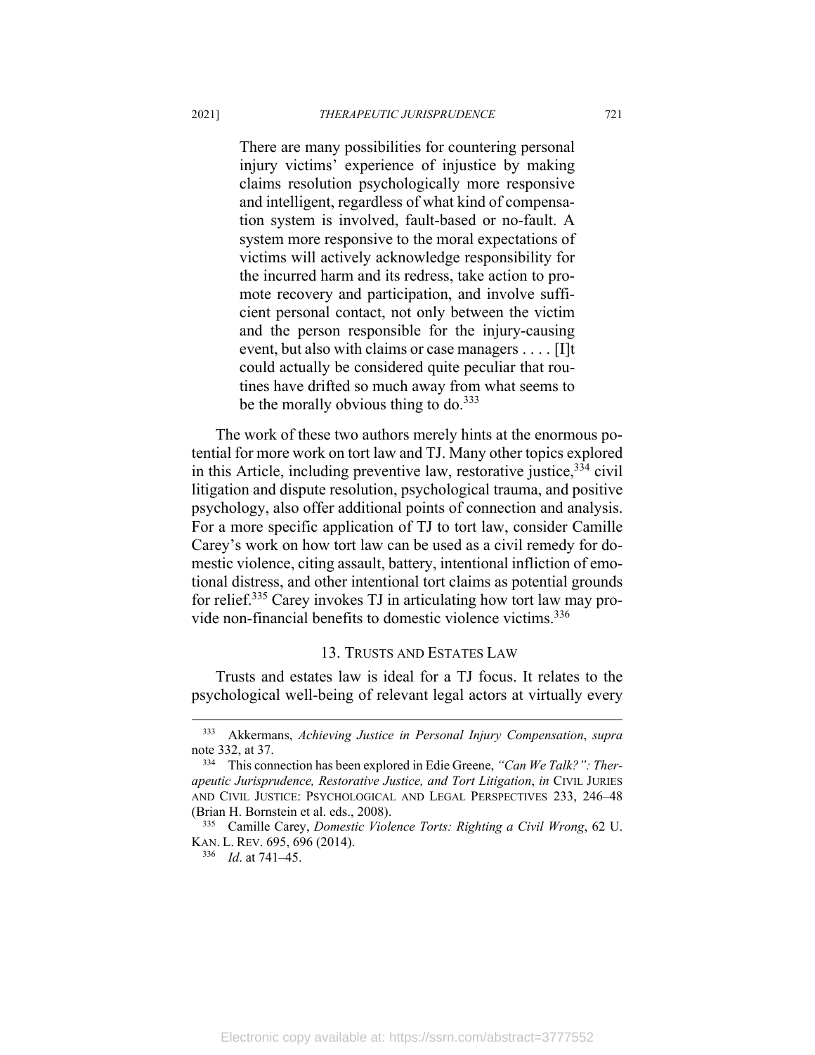> There are many possibilities for countering personal injury victims' experience of injustice by making claims resolution psychologically more responsive and intelligent, regardless of what kind of compensation system is involved, fault-based or no-fault. A system more responsive to the moral expectations of victims will actively acknowledge responsibility for the incurred harm and its redress, take action to promote recovery and participation, and involve sufficient personal contact, not only between the victim and the person responsible for the injury-causing event, but also with claims or case managers . . . . [I]t could actually be considered quite peculiar that routines have drifted so much away from what seems to be the morally obvious thing to do.[333]

The work of these two authors merely hints at the enormous potential for more work on tort law and TJ. Many other topics explored in this Article, including preventive law, restorative justice,[334] civil litigation and dispute resolution, psychological trauma, and positive psychology, also offer additional points of connection and analysis. For a more specific application of TJ to tort law, consider Camille Carey's work on how tort law can be used as a civil remedy for domestic violence, citing assault, battery, intentional infliction of emotional distress, and other intentional tort claims as potential grounds for relief.[335] Carey invokes TJ in articulating how tort law may provide non-financial benefits to domestic violence victims.[336]

### 13. Trusts and Estates Law

Trusts and estates law is ideal for a TJ focus. It relates to the psychological well-being of relevant legal actors at virtually every

---

[333] Akkermans, *Achieving Justice in Personal Injury Compensation*, *supra* note 332, at 37.

[334] This connection has been explored in Edie Greene, *"Can We Talk?": Therapeutic Jurisprudence, Restorative Justice, and Tort Litigation*, *in* CIVIL JURIES AND CIVIL JUSTICE: PSYCHOLOGICAL AND LEGAL PERSPECTIVES 233, 246–48 (Brian H. Bornstein et al. eds., 2008).

[335] Camille Carey, *Domestic Violence Torts: Righting a Civil Wrong*, 62 U. KAN. L. REV. 695, 696 (2014).

[336] *Id*. at 741–45.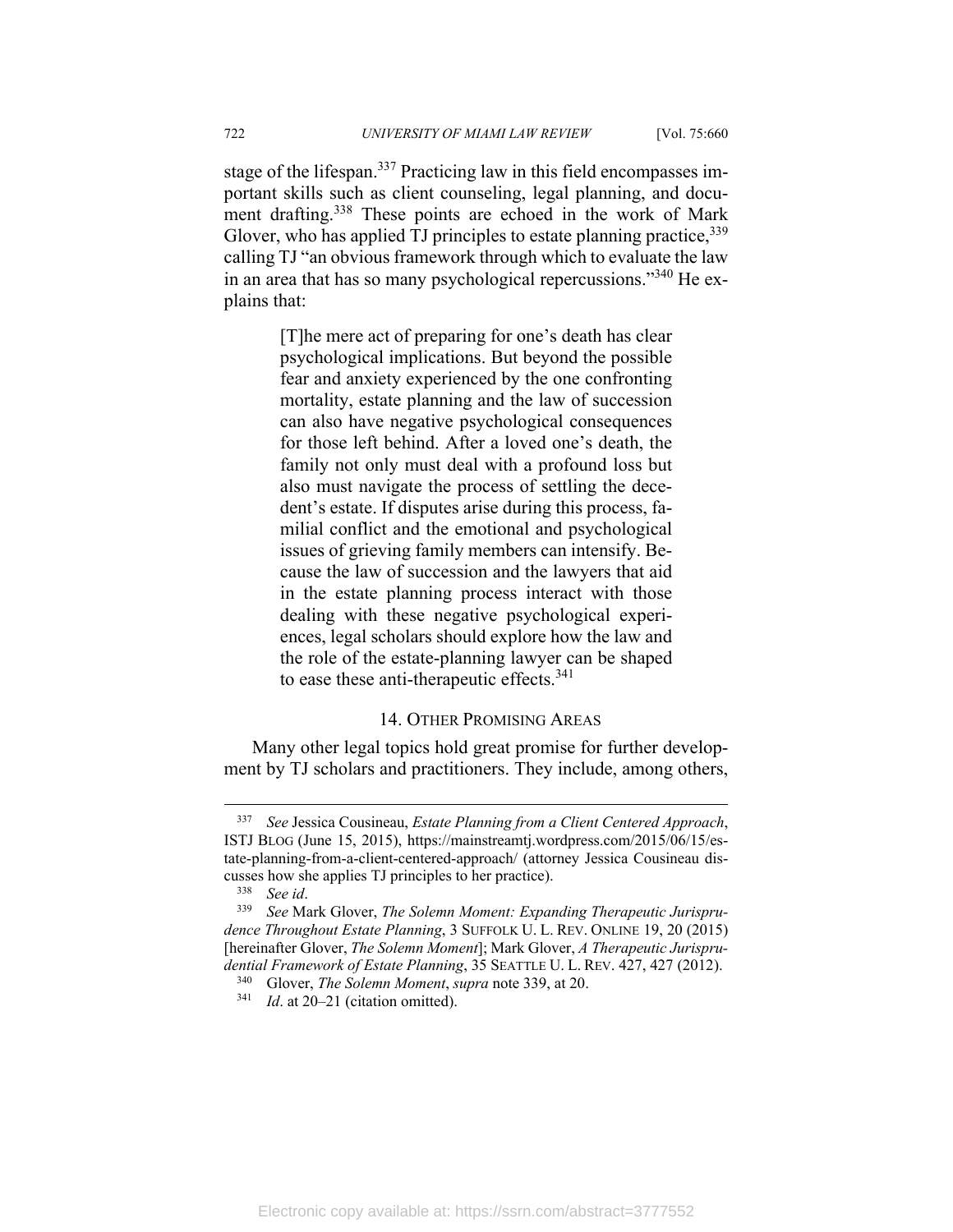stage of the lifespan.[337] Practicing law in this field encompasses important skills such as client counseling, legal planning, and document drafting.[338] These points are echoed in the work of Mark Glover, who has applied TJ principles to estate planning practice,[339] calling TJ "an obvious framework through which to evaluate the law in an area that has so many psychological repercussions."[340] He explains that:

> [T]he mere act of preparing for one's death has clear psychological implications. But beyond the possible fear and anxiety experienced by the one confronting mortality, estate planning and the law of succession can also have negative psychological consequences for those left behind. After a loved one's death, the family not only must deal with a profound loss but also must navigate the process of settling the decedent's estate. If disputes arise during this process, familial conflict and the emotional and psychological issues of grieving family members can intensify. Because the law of succession and the lawyers that aid in the estate planning process interact with those dealing with these negative psychological experiences, legal scholars should explore how the law and the role of the estate-planning lawyer can be shaped to ease these anti-therapeutic effects.[341]

### 14. Other Promising Areas

Many other legal topics hold great promise for further development by TJ scholars and practitioners. They include, among others,

---

[337] *See* Jessica Cousineau, *Estate Planning from a Client Centered Approach*, ISTJ BLOG (June 15, 2015), https://mainstreamtj.wordpress.com/2015/06/15/estate-planning-from-a-client-centered-approach/ (attorney Jessica Cousineau discusses how she applies TJ principles to her practice).

[338] *See id*.

[339] *See* Mark Glover, *The Solemn Moment: Expanding Therapeutic Jurisprudence Throughout Estate Planning*, 3 SUFFOLK U. L. REV. ONLINE 19, 20 (2015) [hereinafter Glover, *The Solemn Moment*]; Mark Glover, *A Therapeutic Jurisprudential Framework of Estate Planning*, 35 SEATTLE U. L. REV. 427, 427 (2012).

[340] Glover, *The Solemn Moment*, *supra* note 339, at 20.

[341] *Id*. at 20–21 (citation omitted).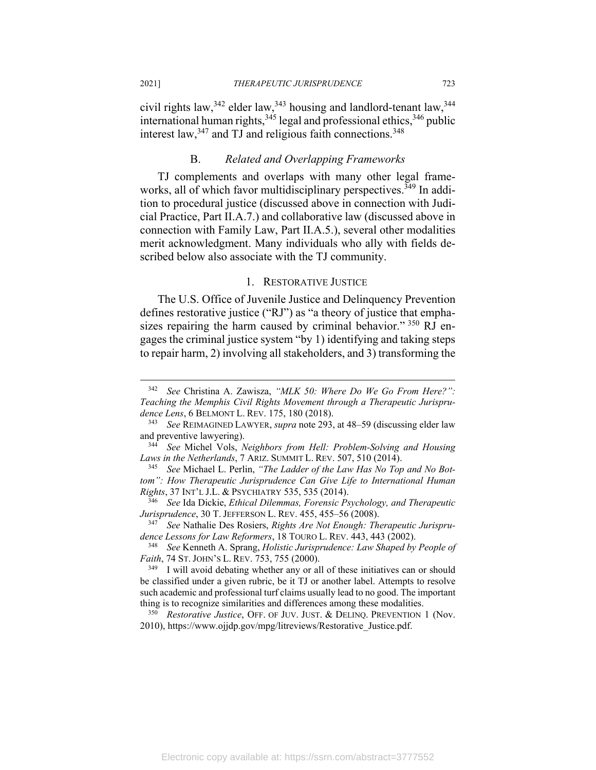civil rights law,[342] elder law,[343] housing and landlord-tenant law,[344] international human rights,[345] legal and professional ethics,[346] public interest law,[347] and TJ and religious faith connections.[348]

## B. *Related and Overlapping Frameworks*

TJ complements and overlaps with many other legal frameworks, all of which favor multidisciplinary perspectives.[349] In addition to procedural justice (discussed above in connection with Judicial Practice, Part II.A.7.) and collaborative law (discussed above in connection with Family Law, Part II.A.5.), several other modalities merit acknowledgment. Many individuals who ally with fields described below also associate with the TJ community.

### 1. RESTORATIVE JUSTICE

The U.S. Office of Juvenile Justice and Delinquency Prevention defines restorative justice ("RJ") as "a theory of justice that emphasizes repairing the harm caused by criminal behavior." [350] RJ engages the criminal justice system "by 1) identifying and taking steps to repair harm, 2) involving all stakeholders, and 3) transforming the

---

[342] *See* Christina A. Zawisza, *"MLK 50: Where Do We Go From Here?": Teaching the Memphis Civil Rights Movement through a Therapeutic Jurisprudence Lens*, 6 BELMONT L. REV. 175, 180 (2018).

[343] *See* REIMAGINED LAWYER, *supra* note 293, at 48–59 (discussing elder law and preventive lawyering).

[344] *See* Michel Vols, *Neighbors from Hell: Problem-Solving and Housing Laws in the Netherlands*, 7 ARIZ. SUMMIT L. REV. 507, 510 (2014).

[345] *See* Michael L. Perlin, *"The Ladder of the Law Has No Top and No Bottom": How Therapeutic Jurisprudence Can Give Life to International Human Rights*, 37 INT'L J.L. & PSYCHIATRY 535, 535 (2014).

[346] *See* Ida Dickie, *Ethical Dilemmas, Forensic Psychology, and Therapeutic Jurisprudence*, 30 T. JEFFERSON L. REV. 455, 455–56 (2008).

[347] *See* Nathalie Des Rosiers, *Rights Are Not Enough: Therapeutic Jurisprudence Lessons for Law Reformers*, 18 TOURO L. REV. 443, 443 (2002).

[348] *See* Kenneth A. Sprang, *Holistic Jurisprudence: Law Shaped by People of Faith*, 74 ST. JOHN'S L. REV. 753, 755 (2000).

[349] I will avoid debating whether any or all of these initiatives can or should be classified under a given rubric, be it TJ or another label. Attempts to resolve such academic and professional turf claims usually lead to no good. The important thing is to recognize similarities and differences among these modalities.

[350] *Restorative Justice*, OFF. OF JUV. JUST. & DELINQ. PREVENTION 1 (Nov. 2010), https://www.ojjdp.gov/mpg/litreviews/Restorative_Justice.pdf.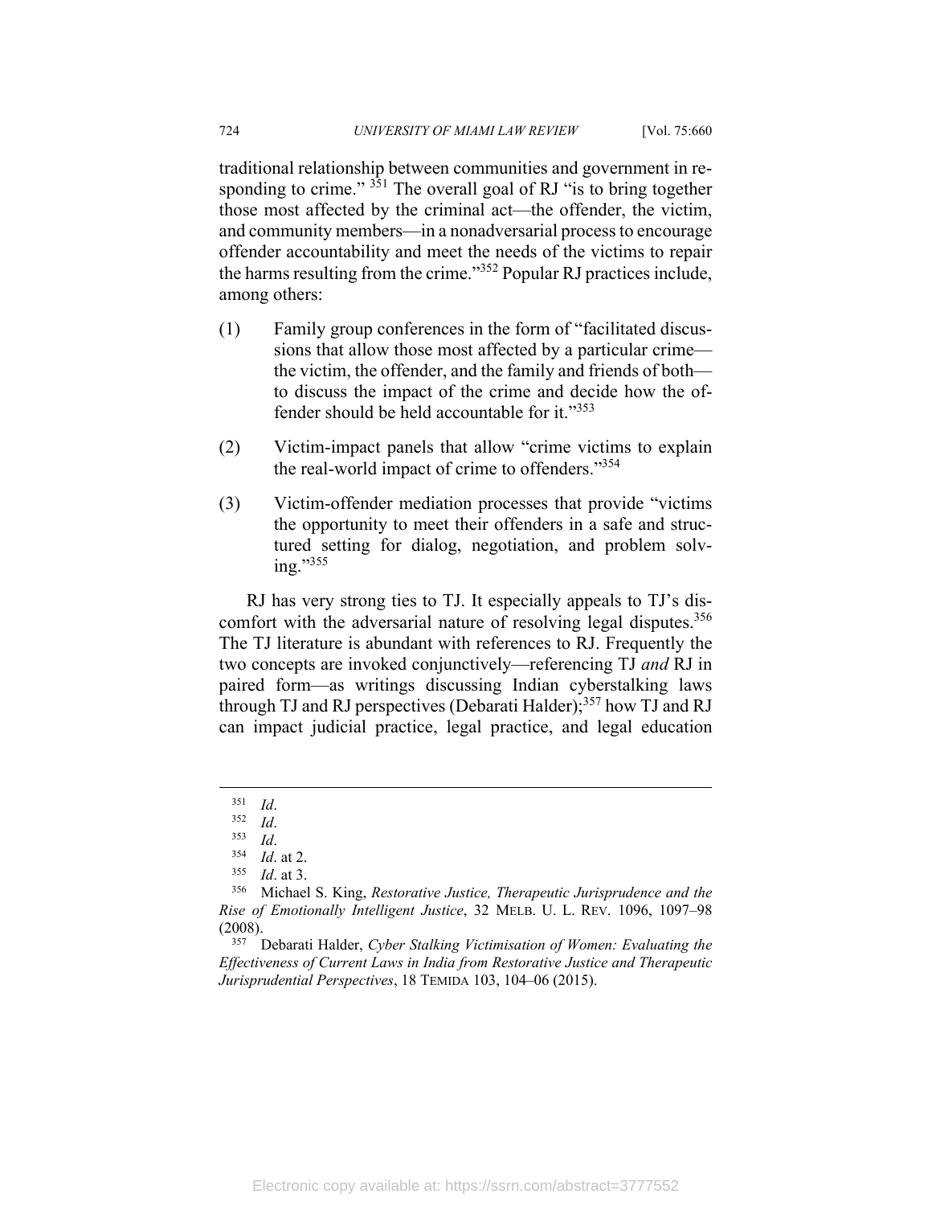traditional relationship between communities and government in responding to crime." [351] The overall goal of RJ "is to bring together those most affected by the criminal act—the offender, the victim, and community members—in a nonadversarial process to encourage offender accountability and meet the needs of the victims to repair the harms resulting from the crime."[352] Popular RJ practices include, among others:

(1) Family group conferences in the form of "facilitated discussions that allow those most affected by a particular crime—the victim, the offender, and the family and friends of both—to discuss the impact of the crime and decide how the offender should be held accountable for it."[353]

(2) Victim-impact panels that allow "crime victims to explain the real-world impact of crime to offenders."[354]

(3) Victim-offender mediation processes that provide "victims the opportunity to meet their offenders in a safe and structured setting for dialog, negotiation, and problem solving."[355]

RJ has very strong ties to TJ. It especially appeals to TJ's discomfort with the adversarial nature of resolving legal disputes.[356] The TJ literature is abundant with references to RJ. Frequently the two concepts are invoked conjunctively—referencing TJ *and* RJ in paired form—as writings discussing Indian cyberstalking laws through TJ and RJ perspectives (Debarati Halder);[357] how TJ and RJ can impact judicial practice, legal practice, and legal education

---

[351] *Id*.

[352] *Id*.

[353] *Id*.

[354] *Id*. at 2.

[355] *Id*. at 3.

[356] Michael S. King, *Restorative Justice, Therapeutic Jurisprudence and the Rise of Emotionally Intelligent Justice*, 32 MELB. U. L. REV. 1096, 1097–98 (2008).

[357] Debarati Halder, *Cyber Stalking Victimisation of Women: Evaluating the Effectiveness of Current Laws in India from Restorative Justice and Therapeutic Jurisprudential Perspectives*, 18 TEMIDA 103, 104–06 (2015).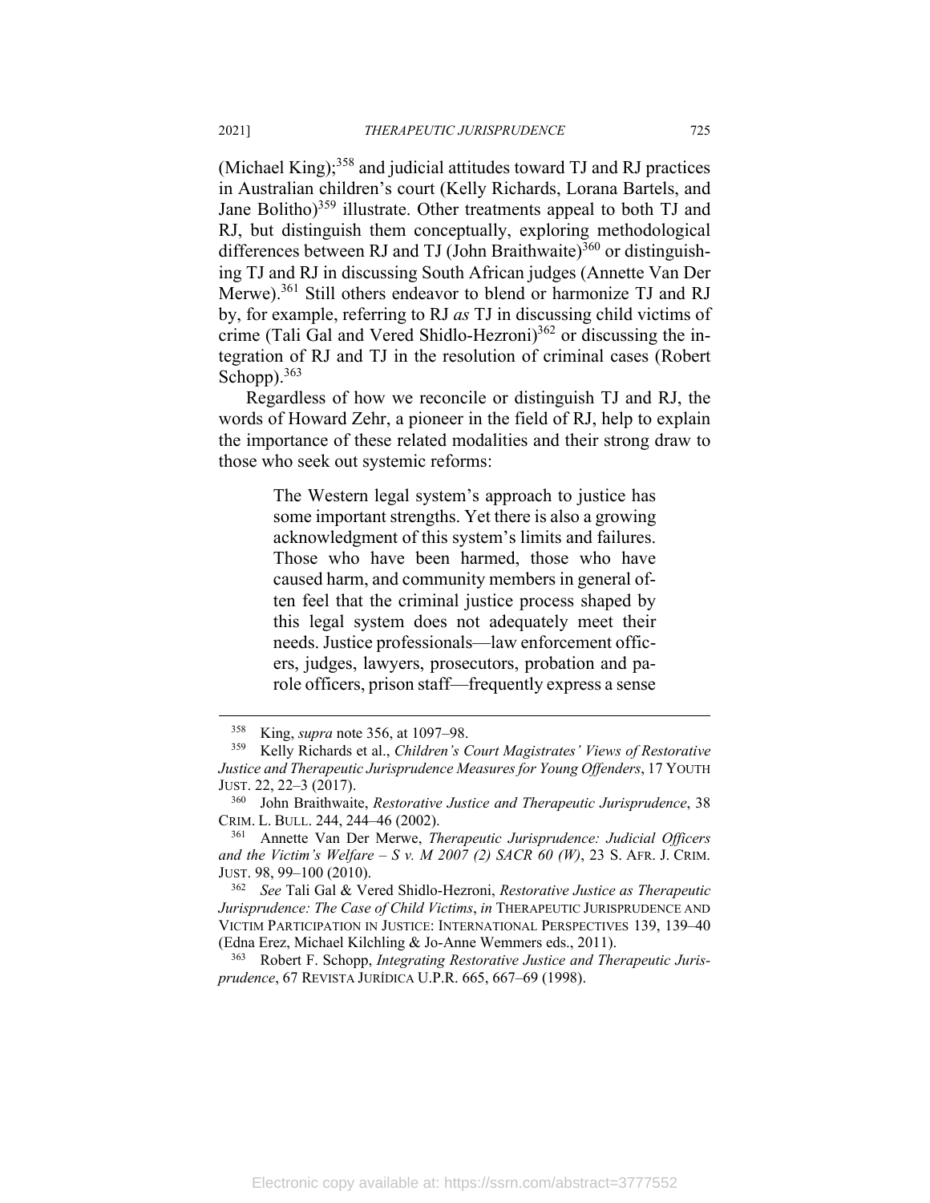(Michael King);[358] and judicial attitudes toward TJ and RJ practices in Australian children's court (Kelly Richards, Lorana Bartels, and Jane Bolitho)[359] illustrate. Other treatments appeal to both TJ and RJ, but distinguish them conceptually, exploring methodological differences between RJ and TJ (John Braithwaite)[360] or distinguishing TJ and RJ in discussing South African judges (Annette Van Der Merwe).[361] Still others endeavor to blend or harmonize TJ and RJ by, for example, referring to RJ *as* TJ in discussing child victims of crime (Tali Gal and Vered Shidlo-Hezroni)[362] or discussing the integration of RJ and TJ in the resolution of criminal cases (Robert Schopp).[363]

Regardless of how we reconcile or distinguish TJ and RJ, the words of Howard Zehr, a pioneer in the field of RJ, help to explain the importance of these related modalities and their strong draw to those who seek out systemic reforms:

> The Western legal system's approach to justice has some important strengths. Yet there is also a growing acknowledgment of this system's limits and failures. Those who have been harmed, those who have caused harm, and community members in general often feel that the criminal justice process shaped by this legal system does not adequately meet their needs. Justice professionals—law enforcement officers, judges, lawyers, prosecutors, probation and parole officers, prison staff—frequently express a sense

---

[358] King, *supra* note 356, at 1097–98.

[359] Kelly Richards et al., *Children's Court Magistrates' Views of Restorative Justice and Therapeutic Jurisprudence Measures for Young Offenders*, 17 YOUTH JUST. 22, 22–3 (2017).

[360] John Braithwaite, *Restorative Justice and Therapeutic Jurisprudence*, 38 CRIM. L. BULL. 244, 244–46 (2002).

[361] Annette Van Der Merwe, *Therapeutic Jurisprudence: Judicial Officers and the Victim's Welfare – S v. M 2007 (2) SACR 60 (W)*, 23 S. AFR. J. CRIM. JUST. 98, 99–100 (2010).

[362] *See* Tali Gal & Vered Shidlo-Hezroni, *Restorative Justice as Therapeutic Jurisprudence: The Case of Child Victims*, *in* THERAPEUTIC JURISPRUDENCE AND VICTIM PARTICIPATION IN JUSTICE: INTERNATIONAL PERSPECTIVES 139, 139–40 (Edna Erez, Michael Kilchling & Jo-Anne Wemmers eds., 2011).

[363] Robert F. Schopp, *Integrating Restorative Justice and Therapeutic Jurisprudence*, 67 REVISTA JURÍDICA U.P.R. 665, 667–69 (1998).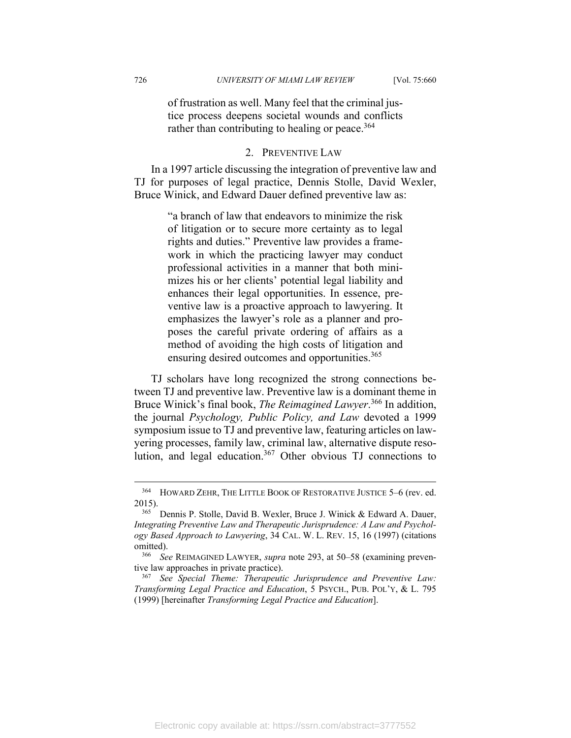> of frustration as well. Many feel that the criminal justice process deepens societal wounds and conflicts rather than contributing to healing or peace.[364]

### 2. Preventive Law

In a 1997 article discussing the integration of preventive law and TJ for purposes of legal practice, Dennis Stolle, David Wexler, Bruce Winick, and Edward Dauer defined preventive law as:

> "a branch of law that endeavors to minimize the risk of litigation or to secure more certainty as to legal rights and duties." Preventive law provides a framework in which the practicing lawyer may conduct professional activities in a manner that both minimizes his or her clients' potential legal liability and enhances their legal opportunities. In essence, preventive law is a proactive approach to lawyering. It emphasizes the lawyer's role as a planner and proposes the careful private ordering of affairs as a method of avoiding the high costs of litigation and ensuring desired outcomes and opportunities.[365]

TJ scholars have long recognized the strong connections between TJ and preventive law. Preventive law is a dominant theme in Bruce Winick's final book, *The Reimagined Lawyer*.[366] In addition, the journal *Psychology, Public Policy, and Law* devoted a 1999 symposium issue to TJ and preventive law, featuring articles on lawyering processes, family law, criminal law, alternative dispute resolution, and legal education.[367] Other obvious TJ connections to

---

[364] Howard Zehr, The Little Book of Restorative Justice 5–6 (rev. ed. 2015).

[365] Dennis P. Stolle, David B. Wexler, Bruce J. Winick & Edward A. Dauer, *Integrating Preventive Law and Therapeutic Jurisprudence: A Law and Psychology Based Approach to Lawyering*, 34 Cal. W. L. Rev. 15, 16 (1997) (citations omitted).

[366] *See* Reimagined Lawyer, *supra* note 293, at 50–58 (examining preventive law approaches in private practice).

[367] *See Special Theme: Therapeutic Jurisprudence and Preventive Law: Transforming Legal Practice and Education*, 5 Psych., Pub. Pol'y, & L. 795 (1999) [hereinafter *Transforming Legal Practice and Education*].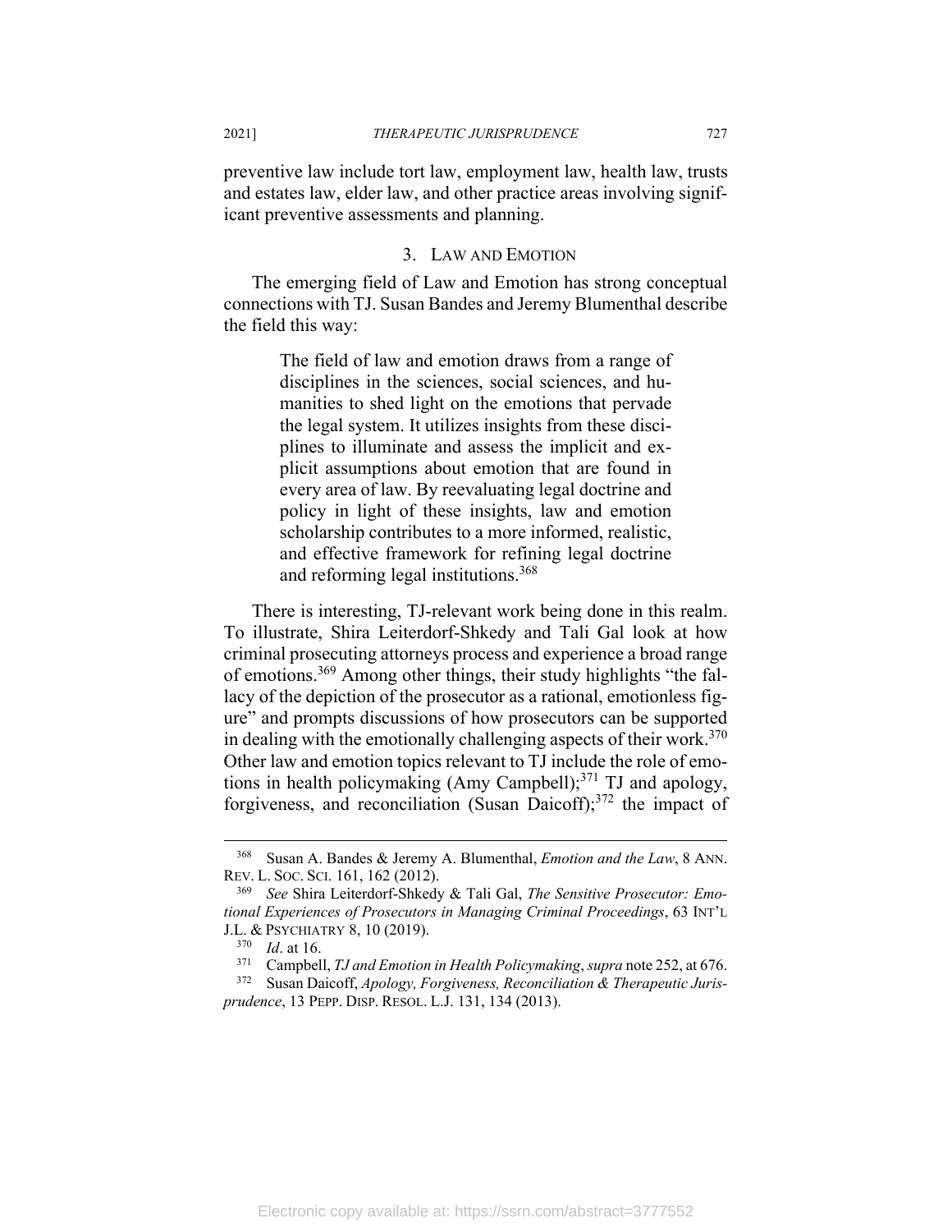preventive law include tort law, employment law, health law, trusts and estates law, elder law, and other practice areas involving significant preventive assessments and planning.

### 3. Law and Emotion

The emerging field of Law and Emotion has strong conceptual connections with TJ. Susan Bandes and Jeremy Blumenthal describe the field this way:

> The field of law and emotion draws from a range of disciplines in the sciences, social sciences, and humanities to shed light on the emotions that pervade the legal system. It utilizes insights from these disciplines to illuminate and assess the implicit and explicit assumptions about emotion that are found in every area of law. By reevaluating legal doctrine and policy in light of these insights, law and emotion scholarship contributes to a more informed, realistic, and effective framework for refining legal doctrine and reforming legal institutions.[368]

There is interesting, TJ-relevant work being done in this realm. To illustrate, Shira Leiterdorf-Shkedy and Tali Gal look at how criminal prosecuting attorneys process and experience a broad range of emotions.[369] Among other things, their study highlights "the fallacy of the depiction of the prosecutor as a rational, emotionless figure" and prompts discussions of how prosecutors can be supported in dealing with the emotionally challenging aspects of their work.[370] Other law and emotion topics relevant to TJ include the role of emotions in health policymaking (Amy Campbell);[371] TJ and apology, forgiveness, and reconciliation (Susan Daicoff);[372] the impact of

---

[368] Susan A. Bandes & Jeremy A. Blumenthal, *Emotion and the Law*, 8 Ann. Rev. L. Soc. Sci. 161, 162 (2012).

[369] *See* Shira Leiterdorf-Shkedy & Tali Gal, *The Sensitive Prosecutor: Emotional Experiences of Prosecutors in Managing Criminal Proceedings*, 63 Int'l J.L. & Psychiatry 8, 10 (2019).

[370] *Id*. at 16.

[371] Campbell, *TJ and Emotion in Health Policymaking*, *supra* note 252, at 676.

[372] Susan Daicoff, *Apology, Forgiveness, Reconciliation & Therapeutic Jurisprudence*, 13 Pepp. Disp. Resol. L.J. 131, 134 (2013).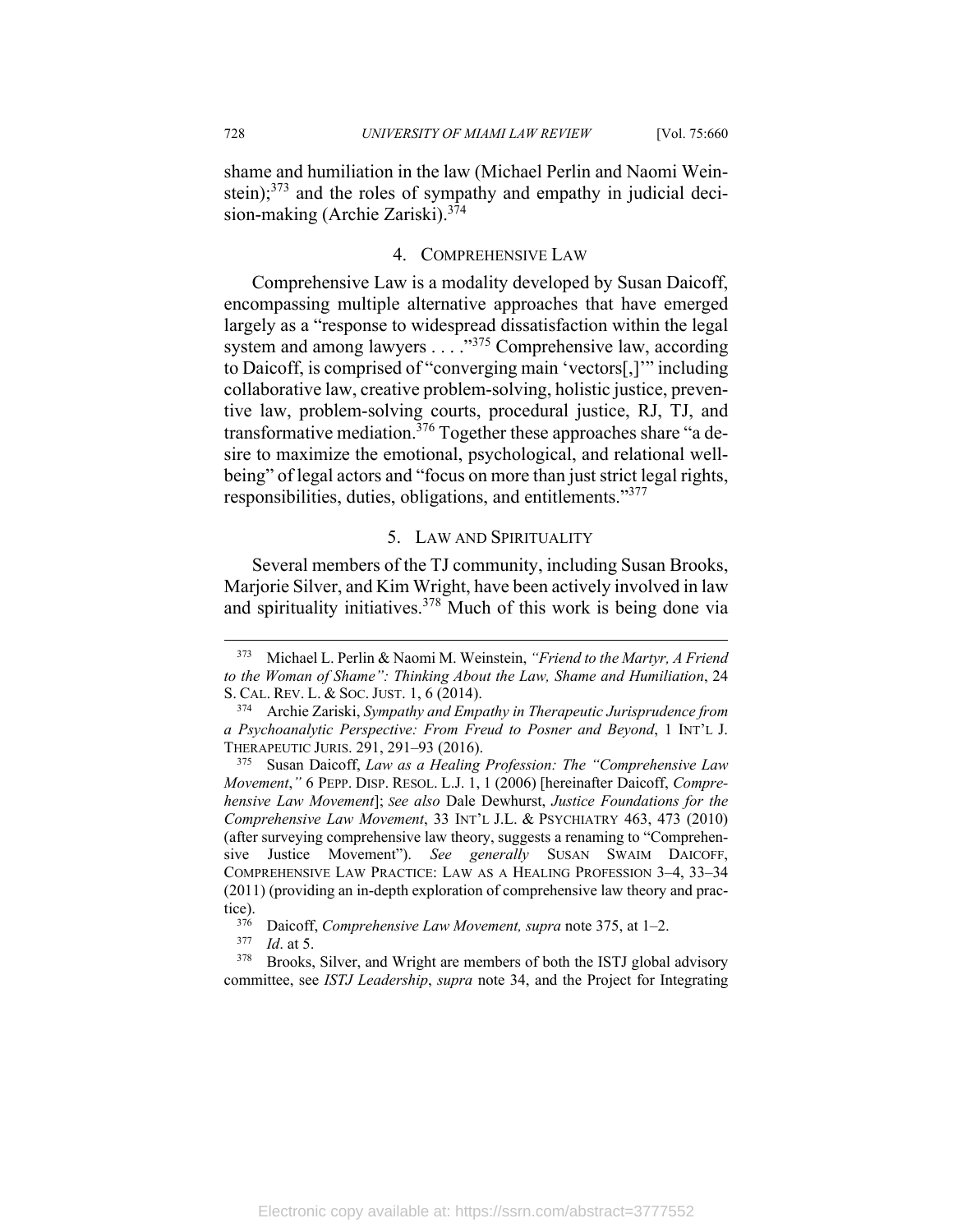shame and humiliation in the law (Michael Perlin and Naomi Weinstein);[373] and the roles of sympathy and empathy in judicial decision-making (Archie Zariski).[374]

### 4. Comprehensive Law

Comprehensive Law is a modality developed by Susan Daicoff, encompassing multiple alternative approaches that have emerged largely as a "response to widespread dissatisfaction within the legal system and among lawyers . . . ."[375] Comprehensive law, according to Daicoff, is comprised of "converging main 'vectors[,]'" including collaborative law, creative problem-solving, holistic justice, preventive law, problem-solving courts, procedural justice, RJ, TJ, and transformative mediation.[376] Together these approaches share "a desire to maximize the emotional, psychological, and relational well-being" of legal actors and "focus on more than just strict legal rights, responsibilities, duties, obligations, and entitlements."[377]

### 5. Law and Spirituality

Several members of the TJ community, including Susan Brooks, Marjorie Silver, and Kim Wright, have been actively involved in law and spirituality initiatives.[378] Much of this work is being done via

---

[373] Michael L. Perlin & Naomi M. Weinstein, *"Friend to the Martyr, A Friend to the Woman of Shame": Thinking About the Law, Shame and Humiliation*, 24 S. CAL. REV. L. & SOC. JUST. 1, 6 (2014).

[374] Archie Zariski, *Sympathy and Empathy in Therapeutic Jurisprudence from a Psychoanalytic Perspective: From Freud to Posner and Beyond*, 1 INT'L J. THERAPEUTIC JURIS. 291, 291–93 (2016).

[375] Susan Daicoff, *Law as a Healing Profession: The "Comprehensive Law Movement*,*"* 6 PEPP. DISP. RESOL. L.J. 1, 1 (2006) [hereinafter Daicoff, *Comprehensive Law Movement*]; *see also* Dale Dewhurst, *Justice Foundations for the Comprehensive Law Movement*, 33 INT'L J.L. & PSYCHIATRY 463, 473 (2010) (after surveying comprehensive law theory, suggests a renaming to "Comprehensive Justice Movement"). *See generally* SUSAN SWAIM DAICOFF, COMPREHENSIVE LAW PRACTICE: LAW AS A HEALING PROFESSION 3–4, 33–34 (2011) (providing an in-depth exploration of comprehensive law theory and practice).

[376] Daicoff, *Comprehensive Law Movement, supra* note 375, at 1–2.

[377] *Id*. at 5.

[378] Brooks, Silver, and Wright are members of both the ISTJ global advisory committee, see *ISTJ Leadership*, *supra* note 34, and the Project for Integrating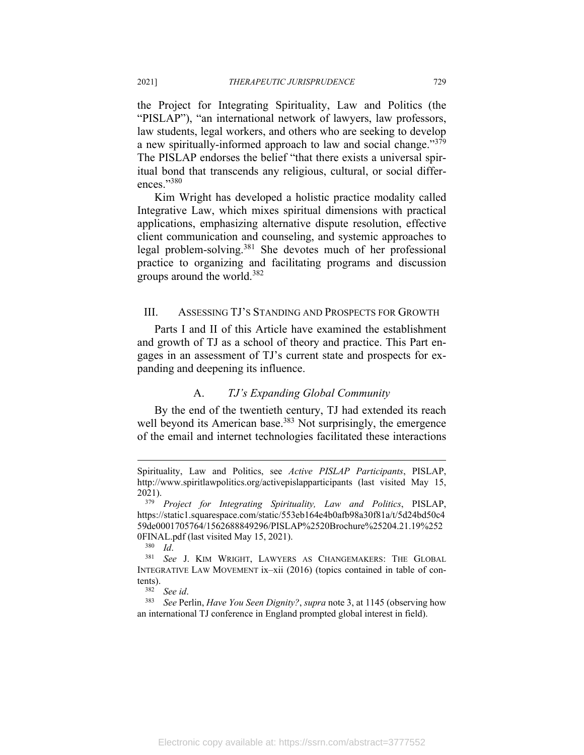the Project for Integrating Spirituality, Law and Politics (the "PISLAP"), "an international network of lawyers, law professors, law students, legal workers, and others who are seeking to develop a new spiritually-informed approach to law and social change."[379] The PISLAP endorses the belief "that there exists a universal spiritual bond that transcends any religious, cultural, or social differences."[380]

Kim Wright has developed a holistic practice modality called Integrative Law, which mixes spiritual dimensions with practical applications, emphasizing alternative dispute resolution, effective client communication and counseling, and systemic approaches to legal problem-solving.[381] She devotes much of her professional practice to organizing and facilitating programs and discussion groups around the world.[382]

## III. Assessing TJ's Standing and Prospects for Growth

Parts I and II of this Article have examined the establishment and growth of TJ as a school of theory and practice. This Part engages in an assessment of TJ's current state and prospects for expanding and deepening its influence.

### A. *TJ's Expanding Global Community*

By the end of the twentieth century, TJ had extended its reach well beyond its American base.[383] Not surprisingly, the emergence of the email and internet technologies facilitated these interactions

---

Spirituality, Law and Politics, see *Active PISLAP Participants*, PISLAP, http://www.spiritlawpolitics.org/activepislapparticipants (last visited May 15, 2021).

[379] *Project for Integrating Spirituality, Law and Politics*, PISLAP, https://static1.squarespace.com/static/553eb164e4b0afb98a30f81a/t/5d24bd50c459de0001705764/1562688849296/PISLAP%2520Brochure%25204.21.19%2520FINAL.pdf (last visited May 15, 2021).

[380] *Id*.

[381] *See* J. Kim Wright, Lawyers as Changemakers: The Global Integrative Law Movement ix–xii (2016) (topics contained in table of contents).

[382] *See id*.

[383] *See* Perlin, *Have You Seen Dignity?*, *supra* note 3, at 1145 (observing how an international TJ conference in England prompted global interest in field).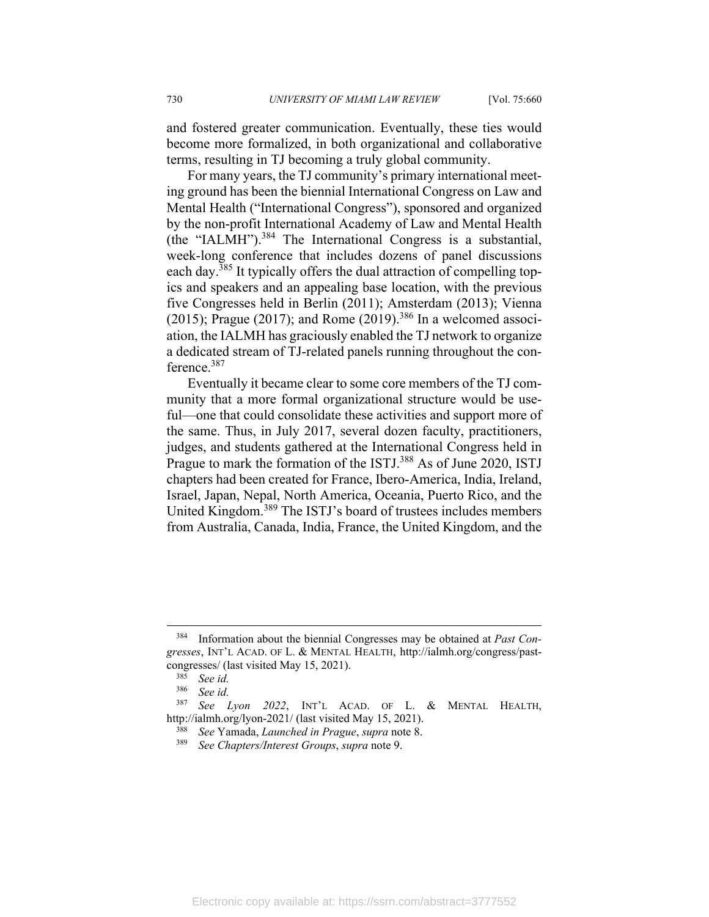and fostered greater communication. Eventually, these ties would become more formalized, in both organizational and collaborative terms, resulting in TJ becoming a truly global community.

For many years, the TJ community's primary international meeting ground has been the biennial International Congress on Law and Mental Health ("International Congress"), sponsored and organized by the non-profit International Academy of Law and Mental Health (the "IALMH").[384] The International Congress is a substantial, week-long conference that includes dozens of panel discussions each day.[385] It typically offers the dual attraction of compelling topics and speakers and an appealing base location, with the previous five Congresses held in Berlin (2011); Amsterdam (2013); Vienna (2015); Prague (2017); and Rome (2019).[386] In a welcomed association, the IALMH has graciously enabled the TJ network to organize a dedicated stream of TJ-related panels running throughout the conference.[387]

Eventually it became clear to some core members of the TJ community that a more formal organizational structure would be useful—one that could consolidate these activities and support more of the same. Thus, in July 2017, several dozen faculty, practitioners, judges, and students gathered at the International Congress held in Prague to mark the formation of the ISTJ.[388] As of June 2020, ISTJ chapters had been created for France, Ibero-America, India, Ireland, Israel, Japan, Nepal, North America, Oceania, Puerto Rico, and the United Kingdom.[389] The ISTJ's board of trustees includes members from Australia, Canada, India, France, the United Kingdom, and the

---

[384] Information about the biennial Congresses may be obtained at *Past Congresses*, INT'L ACAD. OF L. & MENTAL HEALTH, http://ialmh.org/congress/past-congresses/ (last visited May 15, 2021).

[385] *See id.*

[386] *See id.*

[387] *See Lyon 2022*, INT'L ACAD. OF L. & MENTAL HEALTH, http://ialmh.org/lyon-2021/ (last visited May 15, 2021).

[388] *See* Yamada, *Launched in Prague*, *supra* note 8.

[389] *See Chapters/Interest Groups*, *supra* note 9.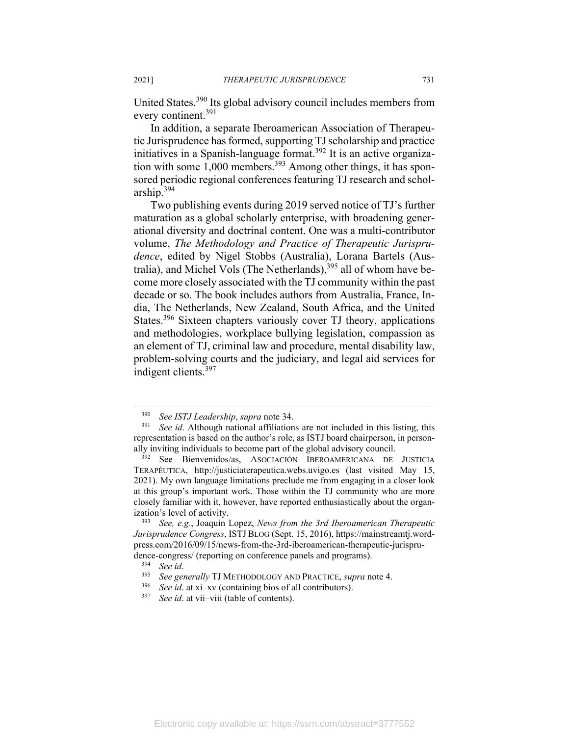United States.[390] Its global advisory council includes members from every continent.[391]

In addition, a separate Iberoamerican Association of Therapeutic Jurisprudence has formed, supporting TJ scholarship and practice initiatives in a Spanish-language format.[392] It is an active organization with some 1,000 members.[393] Among other things, it has sponsored periodic regional conferences featuring TJ research and scholarship.[394]

Two publishing events during 2019 served notice of TJ's further maturation as a global scholarly enterprise, with broadening generational diversity and doctrinal content. One was a multi-contributor volume, *The Methodology and Practice of Therapeutic Jurisprudence*, edited by Nigel Stobbs (Australia), Lorana Bartels (Australia), and Michel Vols (The Netherlands),[395] all of whom have become more closely associated with the TJ community within the past decade or so. The book includes authors from Australia, France, India, The Netherlands, New Zealand, South Africa, and the United States.[396] Sixteen chapters variously cover TJ theory, applications and methodologies, workplace bullying legislation, compassion as an element of TJ, criminal law and procedure, mental disability law, problem-solving courts and the judiciary, and legal aid services for indigent clients.[397]

---

[390] *See ISTJ Leadership*, *supra* note 34.

[391] *See id*. Although national affiliations are not included in this listing, this representation is based on the author's role, as ISTJ board chairperson, in personally inviting individuals to become part of the global advisory council.

[392] See Bienvenidos/as, ASOCIACIÓN IBEROAMERICANA DE JUSTICIA TERAPÉUTICA, http://justiciaterapeutica.webs.uvigo.es (last visited May 15, 2021). My own language limitations preclude me from engaging in a closer look at this group's important work. Those within the TJ community who are more closely familiar with it, however, have reported enthusiastically about the organization's level of activity.

[393] *See, e.g.*, Joaquin Lopez, *News from the 3rd Iberoamerican Therapeutic Jurisprudence Congress*, ISTJ BLOG (Sept. 15, 2016), https://mainstreamtj.wordpress.com/2016/09/15/news-from-the-3rd-iberoamerican-therapeutic-jurisprudence-congress/ (reporting on conference panels and programs).

[394] *See id*.

[395] *See generally* TJ METHODOLOGY AND PRACTICE, *supra* note 4.

[396] *See id*. at xi–xv (containing bios of all contributors).

[397] *See id*. at vii–viii (table of contents).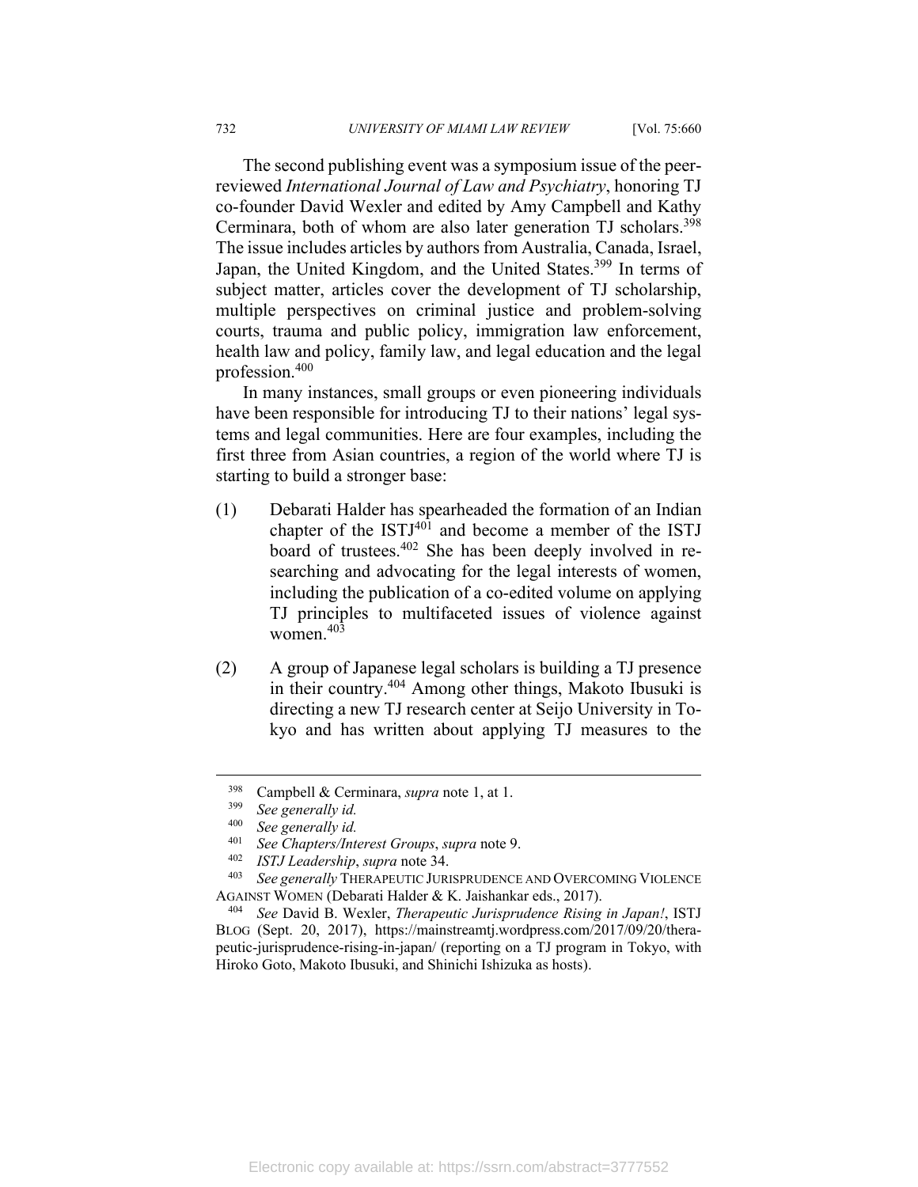The second publishing event was a symposium issue of the peer-reviewed *International Journal of Law and Psychiatry*, honoring TJ co-founder David Wexler and edited by Amy Campbell and Kathy Cerminara, both of whom are also later generation TJ scholars.[398] The issue includes articles by authors from Australia, Canada, Israel, Japan, the United Kingdom, and the United States.[399] In terms of subject matter, articles cover the development of TJ scholarship, multiple perspectives on criminal justice and problem-solving courts, trauma and public policy, immigration law enforcement, health law and policy, family law, and legal education and the legal profession.[400]

In many instances, small groups or even pioneering individuals have been responsible for introducing TJ to their nations' legal systems and legal communities. Here are four examples, including the first three from Asian countries, a region of the world where TJ is starting to build a stronger base:

(1) Debarati Halder has spearheaded the formation of an Indian chapter of the ISTJ[401] and become a member of the ISTJ board of trustees.[402] She has been deeply involved in researching and advocating for the legal interests of women, including the publication of a co-edited volume on applying TJ principles to multifaceted issues of violence against women.[403]

(2) A group of Japanese legal scholars is building a TJ presence in their country.[404] Among other things, Makoto Ibusuki is directing a new TJ research center at Seijo University in Tokyo and has written about applying TJ measures to the

---

[398] Campbell & Cerminara, *supra* note 1, at 1.

[399] *See generally id.*

[400] *See generally id.*

[401] *See Chapters/Interest Groups*, *supra* note 9.

[402] *ISTJ Leadership*, *supra* note 34.

[403] *See generally* THERAPEUTIC JURISPRUDENCE AND OVERCOMING VIOLENCE AGAINST WOMEN (Debarati Halder & K. Jaishankar eds., 2017).

[404] *See* David B. Wexler, *Therapeutic Jurisprudence Rising in Japan!*, ISTJ BLOG (Sept. 20, 2017), https://mainstreamtj.wordpress.com/2017/09/20/therapeutic-jurisprudence-rising-in-japan/ (reporting on a TJ program in Tokyo, with Hiroko Goto, Makoto Ibusuki, and Shinichi Ishizuka as hosts).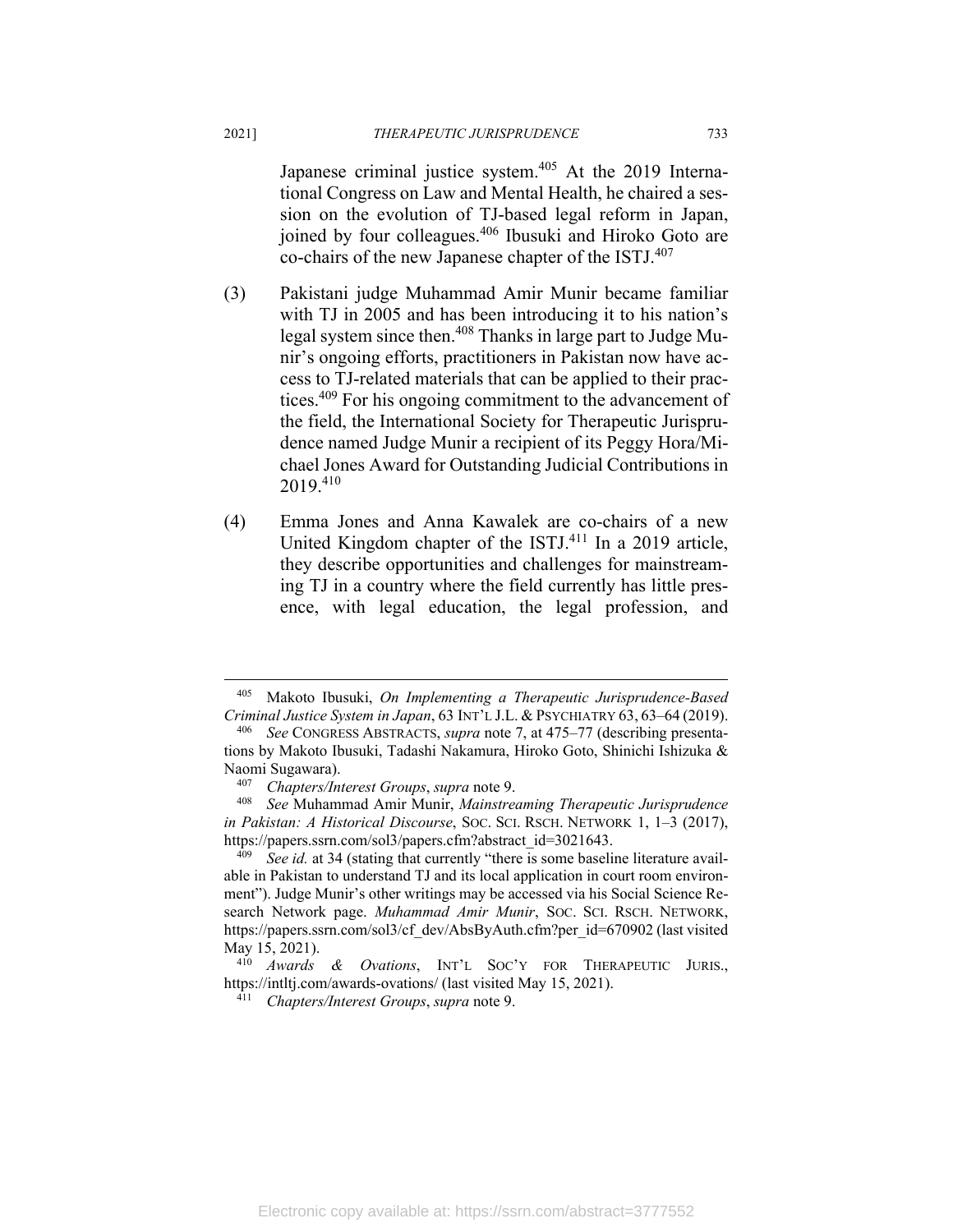Japanese criminal justice system.[405] At the 2019 International Congress on Law and Mental Health, he chaired a session on the evolution of TJ-based legal reform in Japan, joined by four colleagues.[406] Ibusuki and Hiroko Goto are co-chairs of the new Japanese chapter of the ISTJ.[407]

(3) Pakistani judge Muhammad Amir Munir became familiar with TJ in 2005 and has been introducing it to his nation's legal system since then.[408] Thanks in large part to Judge Munir's ongoing efforts, practitioners in Pakistan now have access to TJ-related materials that can be applied to their practices.[409] For his ongoing commitment to the advancement of the field, the International Society for Therapeutic Jurisprudence named Judge Munir a recipient of its Peggy Hora/Michael Jones Award for Outstanding Judicial Contributions in 2019.[410]

(4) Emma Jones and Anna Kawalek are co-chairs of a new United Kingdom chapter of the ISTJ.[411] In a 2019 article, they describe opportunities and challenges for mainstreaming TJ in a country where the field currently has little presence, with legal education, the legal profession, and

---

[405] Makoto Ibusuki, *On Implementing a Therapeutic Jurisprudence-Based Criminal Justice System in Japan*, 63 INT'L J.L. & PSYCHIATRY 63, 63–64 (2019).

[406] *See* CONGRESS ABSTRACTS, *supra* note 7, at 475–77 (describing presentations by Makoto Ibusuki, Tadashi Nakamura, Hiroko Goto, Shinichi Ishizuka & Naomi Sugawara).

[407] *Chapters/Interest Groups*, *supra* note 9.

[408] *See* Muhammad Amir Munir, *Mainstreaming Therapeutic Jurisprudence in Pakistan: A Historical Discourse*, SOC. SCI. RSCH. NETWORK 1, 1–3 (2017), https://papers.ssrn.com/sol3/papers.cfm?abstract_id=3021643.

[409] *See id.* at 34 (stating that currently "there is some baseline literature available in Pakistan to understand TJ and its local application in court room environment"). Judge Munir's other writings may be accessed via his Social Science Research Network page. *Muhammad Amir Munir*, SOC. SCI. RSCH. NETWORK, https://papers.ssrn.com/sol3/cf_dev/AbsByAuth.cfm?per_id=670902 (last visited May 15, 2021).

[410] *Awards & Ovations*, INT'L SOC'Y FOR THERAPEUTIC JURIS., https://intltj.com/awards-ovations/ (last visited May 15, 2021).

[411] *Chapters/Interest Groups*, *supra* note 9.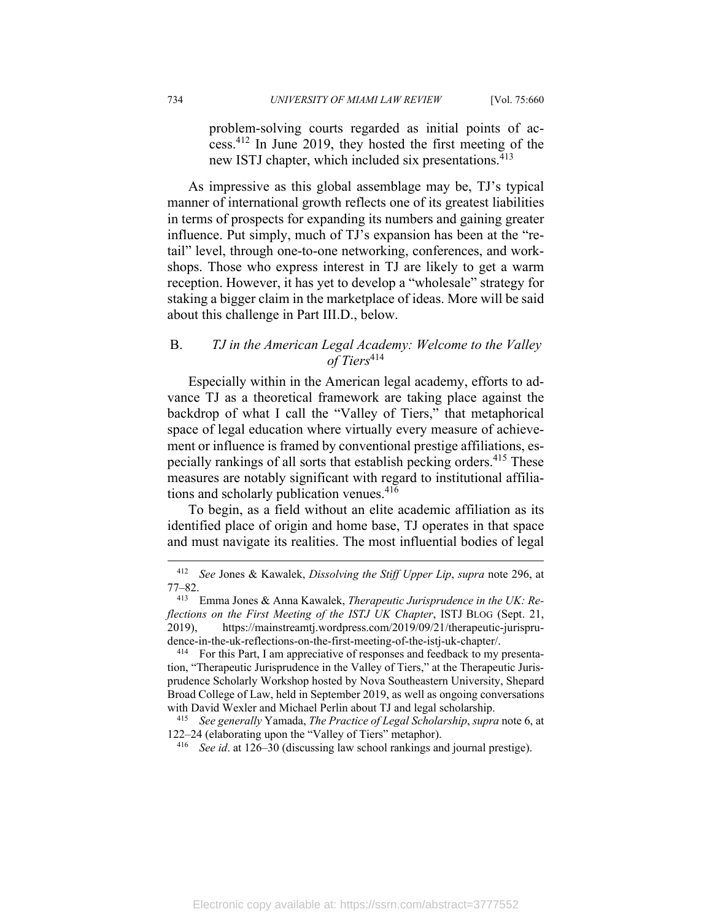problem-solving courts regarded as initial points of access.[412] In June 2019, they hosted the first meeting of the new ISTJ chapter, which included six presentations.[413]

As impressive as this global assemblage may be, TJ's typical manner of international growth reflects one of its greatest liabilities in terms of prospects for expanding its numbers and gaining greater influence. Put simply, much of TJ's expansion has been at the "retail" level, through one-to-one networking, conferences, and workshops. Those who express interest in TJ are likely to get a warm reception. However, it has yet to develop a "wholesale" strategy for staking a bigger claim in the marketplace of ideas. More will be said about this challenge in Part III.D., below.

### B. *TJ in the American Legal Academy: Welcome to the Valley of Tiers*[414]

Especially within in the American legal academy, efforts to advance TJ as a theoretical framework are taking place against the backdrop of what I call the "Valley of Tiers," that metaphorical space of legal education where virtually every measure of achievement or influence is framed by conventional prestige affiliations, especially rankings of all sorts that establish pecking orders.[415] These measures are notably significant with regard to institutional affiliations and scholarly publication venues.[416]

To begin, as a field without an elite academic affiliation as its identified place of origin and home base, TJ operates in that space and must navigate its realities. The most influential bodies of legal

---

[412] *See* Jones & Kawalek, *Dissolving the Stiff Upper Lip*, *supra* note 296, at 77–82.

[413] Emma Jones & Anna Kawalek, *Therapeutic Jurisprudence in the UK: Reflections on the First Meeting of the ISTJ UK Chapter*, ISTJ BLOG (Sept. 21, 2019), https://mainstreamtj.wordpress.com/2019/09/21/therapeutic-jurisprudence-in-the-uk-reflections-on-the-first-meeting-of-the-istj-uk-chapter/.

[414] For this Part, I am appreciative of responses and feedback to my presentation, "Therapeutic Jurisprudence in the Valley of Tiers," at the Therapeutic Jurisprudence Scholarly Workshop hosted by Nova Southeastern University, Shepard Broad College of Law, held in September 2019, as well as ongoing conversations with David Wexler and Michael Perlin about TJ and legal scholarship.

[415] *See generally* Yamada, *The Practice of Legal Scholarship*, *supra* note 6, at 122–24 (elaborating upon the "Valley of Tiers" metaphor).

[416] *See id*. at 126–30 (discussing law school rankings and journal prestige).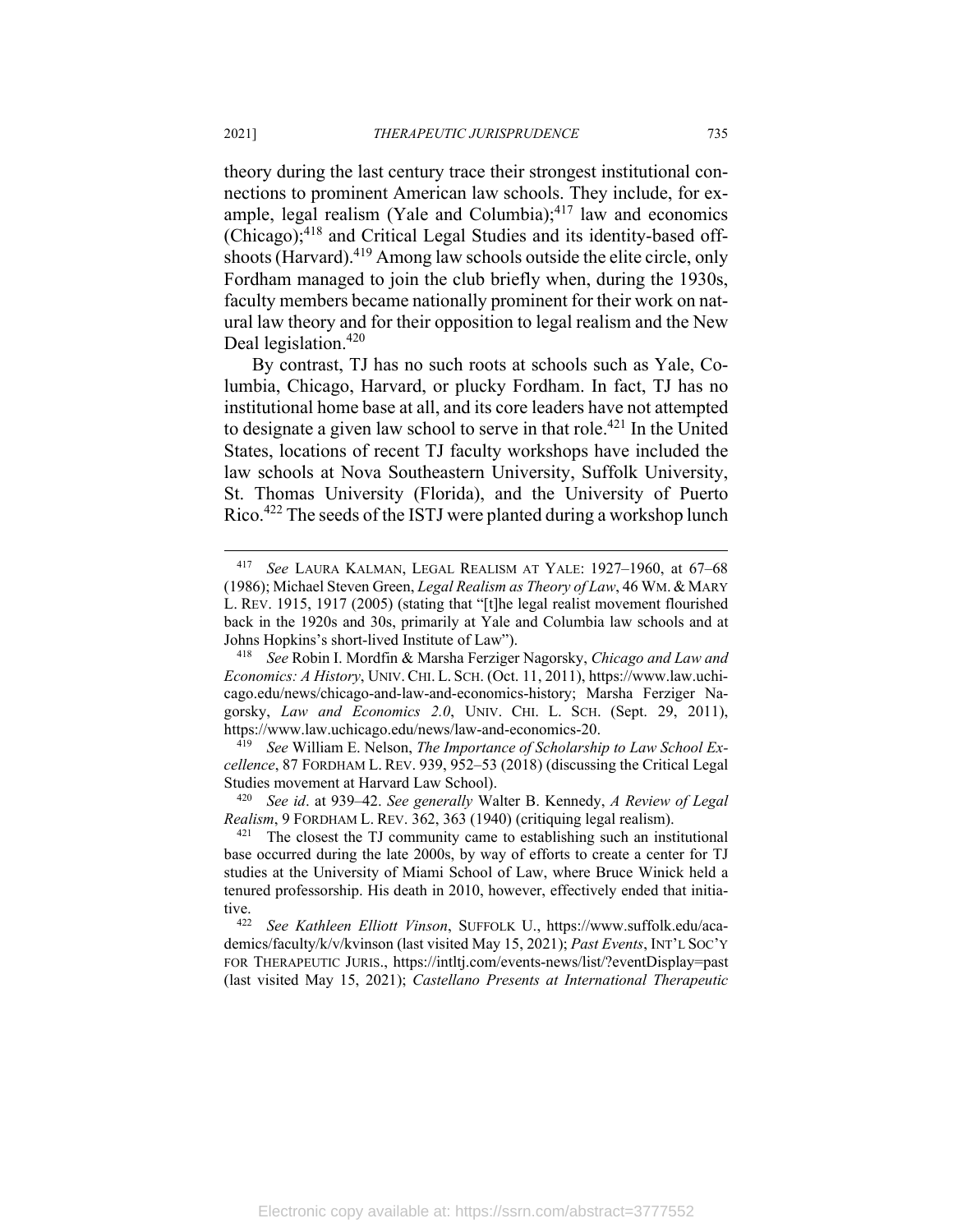theory during the last century trace their strongest institutional connections to prominent American law schools. They include, for example, legal realism (Yale and Columbia);[417] law and economics (Chicago);[418] and Critical Legal Studies and its identity-based offshoots (Harvard).[419] Among law schools outside the elite circle, only Fordham managed to join the club briefly when, during the 1930s, faculty members became nationally prominent for their work on natural law theory and for their opposition to legal realism and the New Deal legislation.[420]

By contrast, TJ has no such roots at schools such as Yale, Columbia, Chicago, Harvard, or plucky Fordham. In fact, TJ has no institutional home base at all, and its core leaders have not attempted to designate a given law school to serve in that role.[421] In the United States, locations of recent TJ faculty workshops have included the law schools at Nova Southeastern University, Suffolk University, St. Thomas University (Florida), and the University of Puerto Rico.[422] The seeds of the ISTJ were planted during a workshop lunch

---

[417] *See* LAURA KALMAN, LEGAL REALISM AT YALE: 1927–1960, at 67–68 (1986); Michael Steven Green, *Legal Realism as Theory of Law*, 46 WM. & MARY L. REV. 1915, 1917 (2005) (stating that "[t]he legal realist movement flourished back in the 1920s and 30s, primarily at Yale and Columbia law schools and at Johns Hopkins's short-lived Institute of Law").

[418] *See* Robin I. Mordfin & Marsha Ferziger Nagorsky, *Chicago and Law and Economics: A History*, UNIV. CHI. L. SCH. (Oct. 11, 2011), https://www.law.uchicago.edu/news/chicago-and-law-and-economics-history; Marsha Ferziger Nagorsky, *Law and Economics 2.0*, UNIV. CHI. L. SCH. (Sept. 29, 2011), https://www.law.uchicago.edu/news/law-and-economics-20.

[419] *See* William E. Nelson, *The Importance of Scholarship to Law School Excellence*, 87 FORDHAM L. REV. 939, 952–53 (2018) (discussing the Critical Legal Studies movement at Harvard Law School).

[420] *See id*. at 939–42. *See generally* Walter B. Kennedy, *A Review of Legal Realism*, 9 FORDHAM L. REV. 362, 363 (1940) (critiquing legal realism).

[421] The closest the TJ community came to establishing such an institutional base occurred during the late 2000s, by way of efforts to create a center for TJ studies at the University of Miami School of Law, where Bruce Winick held a tenured professorship. His death in 2010, however, effectively ended that initiative.

[422] *See Kathleen Elliott Vinson*, SUFFOLK U., https://www.suffolk.edu/academics/faculty/k/v/kvinson (last visited May 15, 2021); *Past Events*, INT'L SOC'Y FOR THERAPEUTIC JURIS., https://intltj.com/events-news/list/?eventDisplay=past (last visited May 15, 2021); *Castellano Presents at International Therapeutic*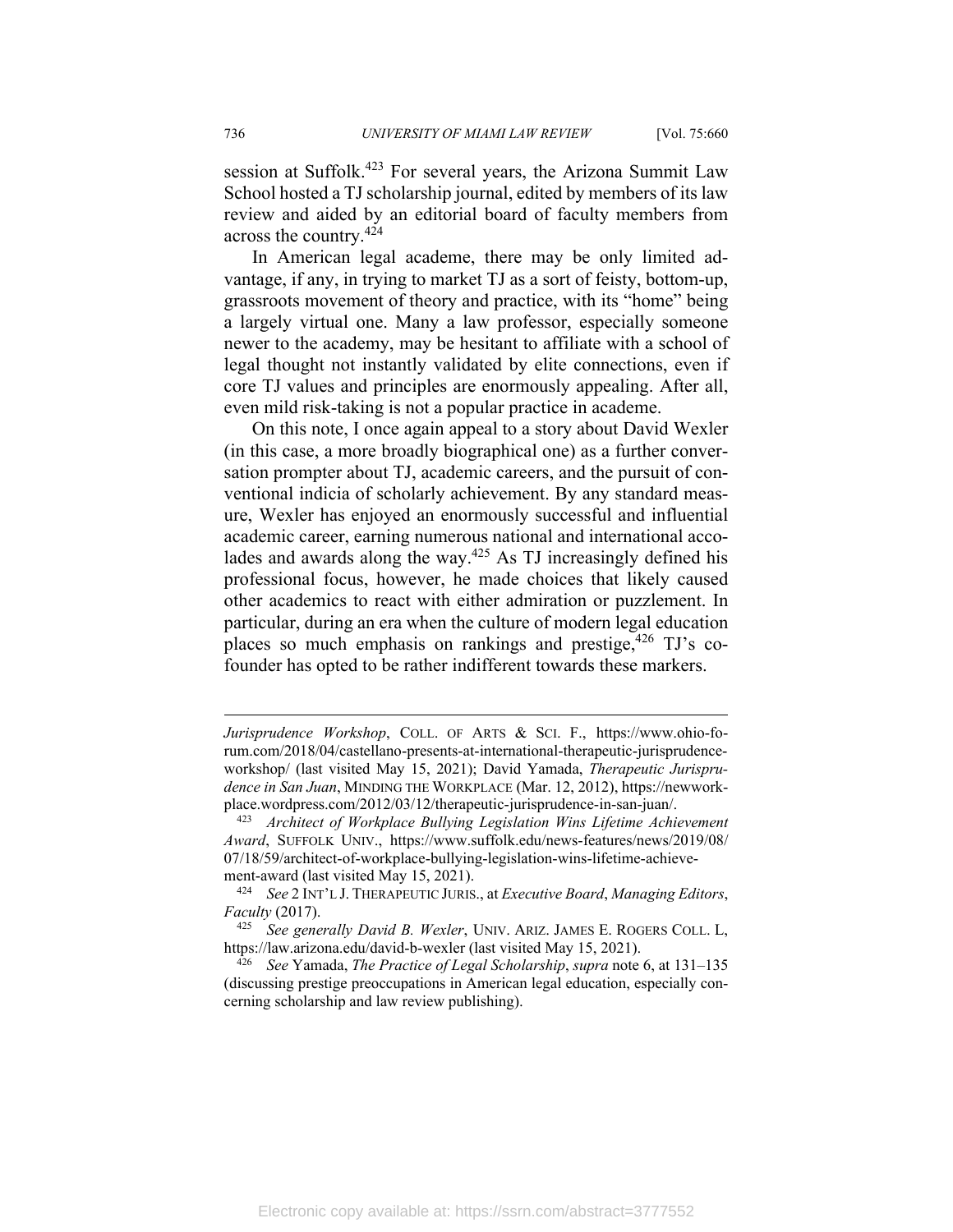session at Suffolk.[423] For several years, the Arizona Summit Law School hosted a TJ scholarship journal, edited by members of its law review and aided by an editorial board of faculty members from across the country.[424]

In American legal academe, there may be only limited advantage, if any, in trying to market TJ as a sort of feisty, bottom-up, grassroots movement of theory and practice, with its "home" being a largely virtual one. Many a law professor, especially someone newer to the academy, may be hesitant to affiliate with a school of legal thought not instantly validated by elite connections, even if core TJ values and principles are enormously appealing. After all, even mild risk-taking is not a popular practice in academe.

On this note, I once again appeal to a story about David Wexler (in this case, a more broadly biographical one) as a further conversation prompter about TJ, academic careers, and the pursuit of conventional indicia of scholarly achievement. By any standard measure, Wexler has enjoyed an enormously successful and influential academic career, earning numerous national and international accolades and awards along the way.[425] As TJ increasingly defined his professional focus, however, he made choices that likely caused other academics to react with either admiration or puzzlement. In particular, during an era when the culture of modern legal education places so much emphasis on rankings and prestige,[426] TJ's cofounder has opted to be rather indifferent towards these markers.

---

*Jurisprudence Workshop*, COLL. OF ARTS & SCI. F., https://www.ohio-forum.com/2018/04/castellano-presents-at-international-therapeutic-jurisprudence-workshop/ (last visited May 15, 2021); David Yamada, *Therapeutic Jurisprudence in San Juan*, MINDING THE WORKPLACE (Mar. 12, 2012), https://newworkplace.wordpress.com/2012/03/12/therapeutic-jurisprudence-in-san-juan/.

[423] *Architect of Workplace Bullying Legislation Wins Lifetime Achievement Award*, SUFFOLK UNIV., https://www.suffolk.edu/news-features/news/2019/08/07/18/59/architect-of-workplace-bullying-legislation-wins-lifetime-achievement-award (last visited May 15, 2021).

[424] *See* 2 INT'L J. THERAPEUTIC JURIS., at *Executive Board*, *Managing Editors*, *Faculty* (2017).

[425] *See generally David B. Wexler*, UNIV. ARIZ. JAMES E. ROGERS COLL. L, https://law.arizona.edu/david-b-wexler (last visited May 15, 2021).

[426] *See* Yamada, *The Practice of Legal Scholarship*, *supra* note 6, at 131–135 (discussing prestige preoccupations in American legal education, especially concerning scholarship and law review publishing).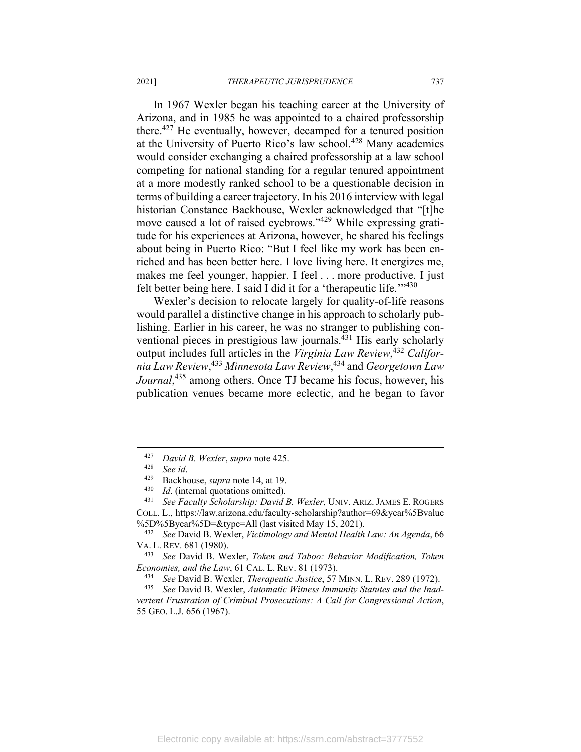In 1967 Wexler began his teaching career at the University of Arizona, and in 1985 he was appointed to a chaired professorship there.[427] He eventually, however, decamped for a tenured position at the University of Puerto Rico's law school.[428] Many academics would consider exchanging a chaired professorship at a law school competing for national standing for a regular tenured appointment at a more modestly ranked school to be a questionable decision in terms of building a career trajectory. In his 2016 interview with legal historian Constance Backhouse, Wexler acknowledged that "[t]he move caused a lot of raised eyebrows."[429] While expressing gratitude for his experiences at Arizona, however, he shared his feelings about being in Puerto Rico: "But I feel like my work has been enriched and has been better here. I love living here. It energizes me, makes me feel younger, happier. I feel . . . more productive. I just felt better being here. I said I did it for a 'therapeutic life.'"[430]

Wexler's decision to relocate largely for quality-of-life reasons would parallel a distinctive change in his approach to scholarly publishing. Earlier in his career, he was no stranger to publishing conventional pieces in prestigious law journals.[431] His early scholarly output includes full articles in the *Virginia Law Review*,[432] *California Law Review*,[433] *Minnesota Law Review*,[434] and *Georgetown Law Journal*,[435] among others. Once TJ became his focus, however, his publication venues became more eclectic, and he began to favor

---

[427] *David B. Wexler*, *supra* note 425.

[428] *See id*.

[429] Backhouse, *supra* note 14, at 19.

[430] *Id*. (internal quotations omitted).

[431] *See Faculty Scholarship: David B. Wexler*, UNIV. ARIZ. JAMES E. ROGERS COLL. L., https://law.arizona.edu/faculty-scholarship?author=69&year%5Bvalue%5D%5Byear%5D=&type=All (last visited May 15, 2021).

[432] *See* David B. Wexler, *Victimology and Mental Health Law: An Agenda*, 66 VA. L. REV. 681 (1980).

[433] *See* David B. Wexler, *Token and Taboo: Behavior Modification, Token Economies, and the Law*, 61 CAL. L. REV. 81 (1973).

[434] *See* David B. Wexler, *Therapeutic Justice*, 57 MINN. L. REV. 289 (1972).

[435] *See* David B. Wexler, *Automatic Witness Immunity Statutes and the Inadvertent Frustration of Criminal Prosecutions: A Call for Congressional Action*, 55 GEO. L.J. 656 (1967).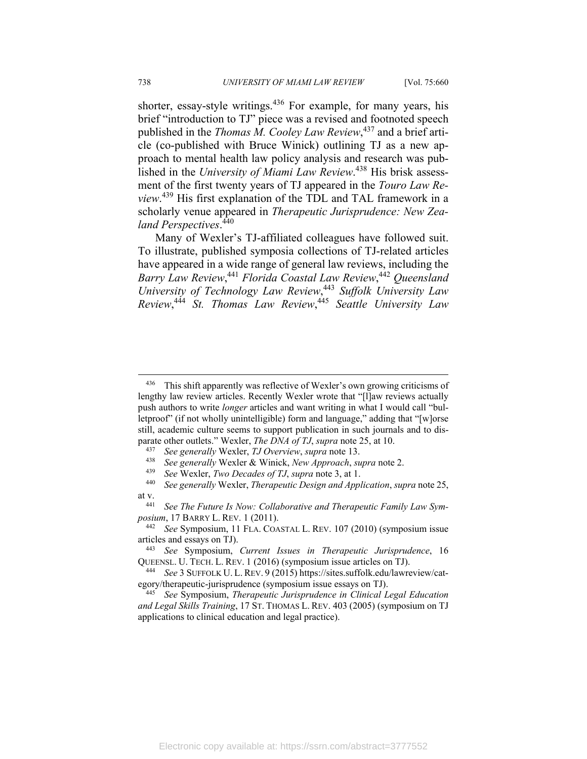shorter, essay-style writings.[436] For example, for many years, his brief "introduction to TJ" piece was a revised and footnoted speech published in the *Thomas M. Cooley Law Review*,[437] and a brief article (co-published with Bruce Winick) outlining TJ as a new approach to mental health law policy analysis and research was published in the *University of Miami Law Review*.[438] His brisk assessment of the first twenty years of TJ appeared in the *Touro Law Review*.[439] His first explanation of the TDL and TAL framework in a scholarly venue appeared in *Therapeutic Jurisprudence: New Zealand Perspectives*.[440]

Many of Wexler's TJ-affiliated colleagues have followed suit. To illustrate, published symposia collections of TJ-related articles have appeared in a wide range of general law reviews, including the *Barry Law Review*,[441] *Florida Coastal Law Review*,[442] *Queensland University of Technology Law Review*,[443] *Suffolk University Law Review*,[444] *St. Thomas Law Review*,[445] *Seattle University Law*

---

[436] This shift apparently was reflective of Wexler's own growing criticisms of lengthy law review articles. Recently Wexler wrote that "[l]aw reviews actually push authors to write *longer* articles and want writing in what I would call "bulletproof" (if not wholly unintelligible) form and language," adding that "[w]orse still, academic culture seems to support publication in such journals and to disparate other outlets." Wexler, *The DNA of TJ*, *supra* note 25, at 10.

[437] *See generally* Wexler, *TJ Overview*, *supra* note 13.

[438] *See generally* Wexler & Winick, *New Approach*, *supra* note 2.

[439] *See* Wexler, *Two Decades of TJ*, *supra* note 3, at 1.

[440] *See generally* Wexler, *Therapeutic Design and Application*, *supra* note 25, at v.

[441] *See The Future Is Now: Collaborative and Therapeutic Family Law Symposium*, 17 BARRY L. REV. 1 (2011).

[442] *See* Symposium, 11 FLA. COASTAL L. REV. 107 (2010) (symposium issue articles and essays on TJ).

[443] *See* Symposium, *Current Issues in Therapeutic Jurisprudence*, 16 QUEENSL. U. TECH. L. REV. 1 (2016) (symposium issue articles on TJ).

[444] *See* 3 SUFFOLK U. L. REV. 9 (2015) https://sites.suffolk.edu/lawreview/category/therapeutic-jurisprudence (symposium issue essays on TJ).

[445] *See* Symposium, *Therapeutic Jurisprudence in Clinical Legal Education and Legal Skills Training*, 17 ST. THOMAS L. REV. 403 (2005) (symposium on TJ applications to clinical education and legal practice).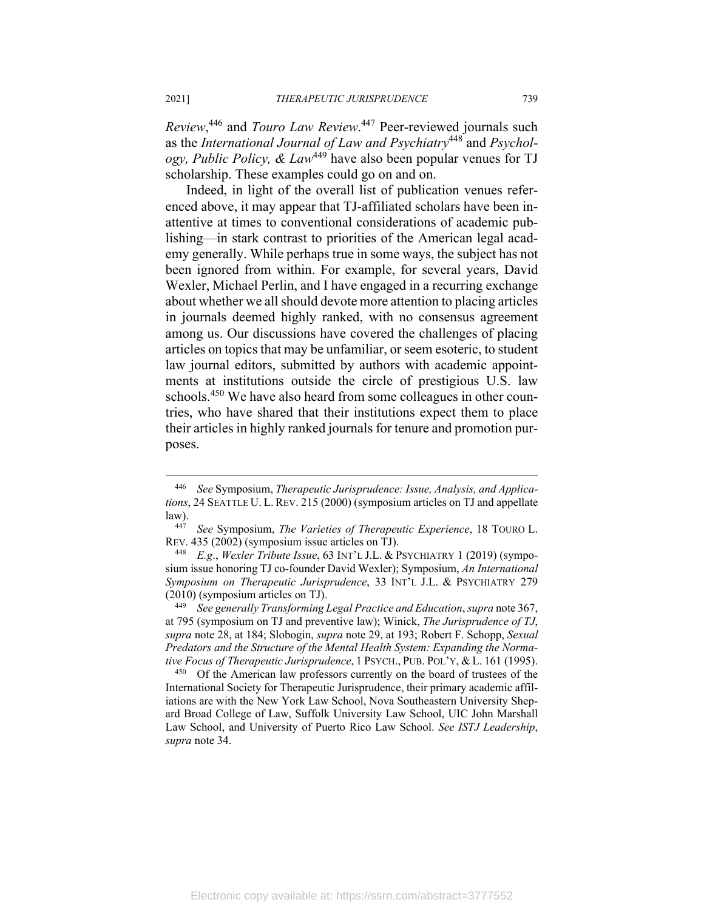*Review*,[446] and *Touro Law Review*.[447] Peer-reviewed journals such as the *International Journal of Law and Psychiatry*[448] and *Psychology, Public Policy, & Law*[449] have also been popular venues for TJ scholarship. These examples could go on and on.

Indeed, in light of the overall list of publication venues referenced above, it may appear that TJ-affiliated scholars have been inattentive at times to conventional considerations of academic publishing—in stark contrast to priorities of the American legal academy generally. While perhaps true in some ways, the subject has not been ignored from within. For example, for several years, David Wexler, Michael Perlin, and I have engaged in a recurring exchange about whether we all should devote more attention to placing articles in journals deemed highly ranked, with no consensus agreement among us. Our discussions have covered the challenges of placing articles on topics that may be unfamiliar, or seem esoteric, to student law journal editors, submitted by authors with academic appointments at institutions outside the circle of prestigious U.S. law schools.[450] We have also heard from some colleagues in other countries, who have shared that their institutions expect them to place their articles in highly ranked journals for tenure and promotion purposes.

---

[446] *See* Symposium, *Therapeutic Jurisprudence: Issue, Analysis, and Applications*, 24 SEATTLE U. L. REV. 215 (2000) (symposium articles on TJ and appellate law).

[447] *See* Symposium, *The Varieties of Therapeutic Experience*, 18 TOURO L. REV. 435 (2002) (symposium issue articles on TJ).

[448] *E.g.*, *Wexler Tribute Issue*, 63 INT'L J.L. & PSYCHIATRY 1 (2019) (symposium issue honoring TJ co-founder David Wexler); Symposium, *An International Symposium on Therapeutic Jurisprudence*, 33 INT'L J.L. & PSYCHIATRY 279 (2010) (symposium articles on TJ).

[449] *See generally Transforming Legal Practice and Education*, *supra* note 367, at 795 (symposium on TJ and preventive law); Winick, *The Jurisprudence of TJ*, *supra* note 28, at 184; Slobogin, *supra* note 29, at 193; Robert F. Schopp, *Sexual Predators and the Structure of the Mental Health System: Expanding the Normative Focus of Therapeutic Jurisprudence*, 1 PSYCH., PUB. POL'Y, & L. 161 (1995).

[450] Of the American law professors currently on the board of trustees of the International Society for Therapeutic Jurisprudence, their primary academic affiliations are with the New York Law School, Nova Southeastern University Shepard Broad College of Law, Suffolk University Law School, UIC John Marshall Law School, and University of Puerto Rico Law School. *See ISTJ Leadership*, *supra* note 34.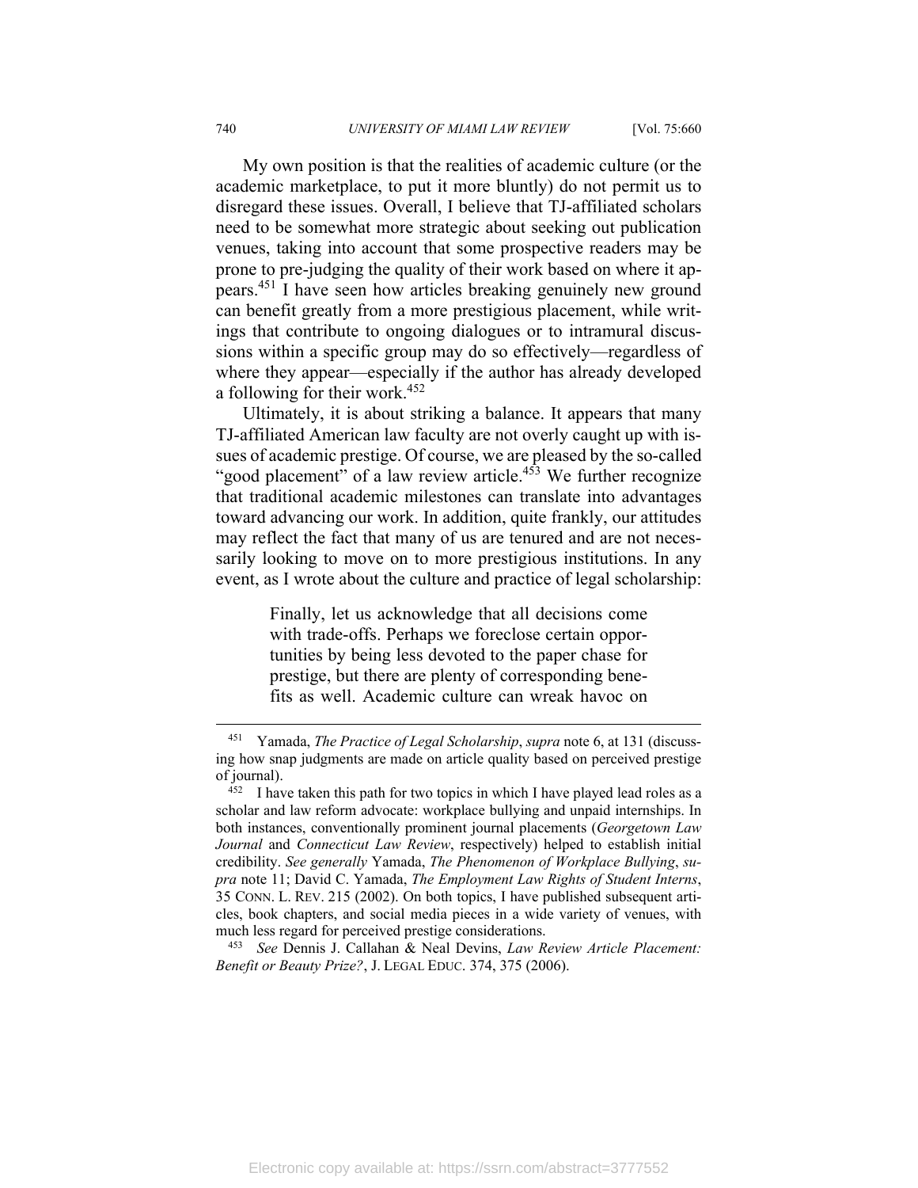My own position is that the realities of academic culture (or the academic marketplace, to put it more bluntly) do not permit us to disregard these issues. Overall, I believe that TJ-affiliated scholars need to be somewhat more strategic about seeking out publication venues, taking into account that some prospective readers may be prone to pre-judging the quality of their work based on where it appears.[451] I have seen how articles breaking genuinely new ground can benefit greatly from a more prestigious placement, while writings that contribute to ongoing dialogues or to intramural discussions within a specific group may do so effectively—regardless of where they appear—especially if the author has already developed a following for their work.[452]

Ultimately, it is about striking a balance. It appears that many TJ-affiliated American law faculty are not overly caught up with issues of academic prestige. Of course, we are pleased by the so-called "good placement" of a law review article.[453] We further recognize that traditional academic milestones can translate into advantages toward advancing our work. In addition, quite frankly, our attitudes may reflect the fact that many of us are tenured and are not necessarily looking to move on to more prestigious institutions. In any event, as I wrote about the culture and practice of legal scholarship:

> Finally, let us acknowledge that all decisions come with trade-offs. Perhaps we foreclose certain opportunities by being less devoted to the paper chase for prestige, but there are plenty of corresponding benefits as well. Academic culture can wreak havoc on

---

[451] Yamada, *The Practice of Legal Scholarship*, *supra* note 6, at 131 (discussing how snap judgments are made on article quality based on perceived prestige of journal).

[452] I have taken this path for two topics in which I have played lead roles as a scholar and law reform advocate: workplace bullying and unpaid internships. In both instances, conventionally prominent journal placements (*Georgetown Law Journal* and *Connecticut Law Review*, respectively) helped to establish initial credibility. *See generally* Yamada, *The Phenomenon of Workplace Bullying*, *supra* note 11; David C. Yamada, *The Employment Law Rights of Student Interns*, 35 CONN. L. REV. 215 (2002). On both topics, I have published subsequent articles, book chapters, and social media pieces in a wide variety of venues, with much less regard for perceived prestige considerations.

[453] *See* Dennis J. Callahan & Neal Devins, *Law Review Article Placement: Benefit or Beauty Prize?*, J. LEGAL EDUC. 374, 375 (2006).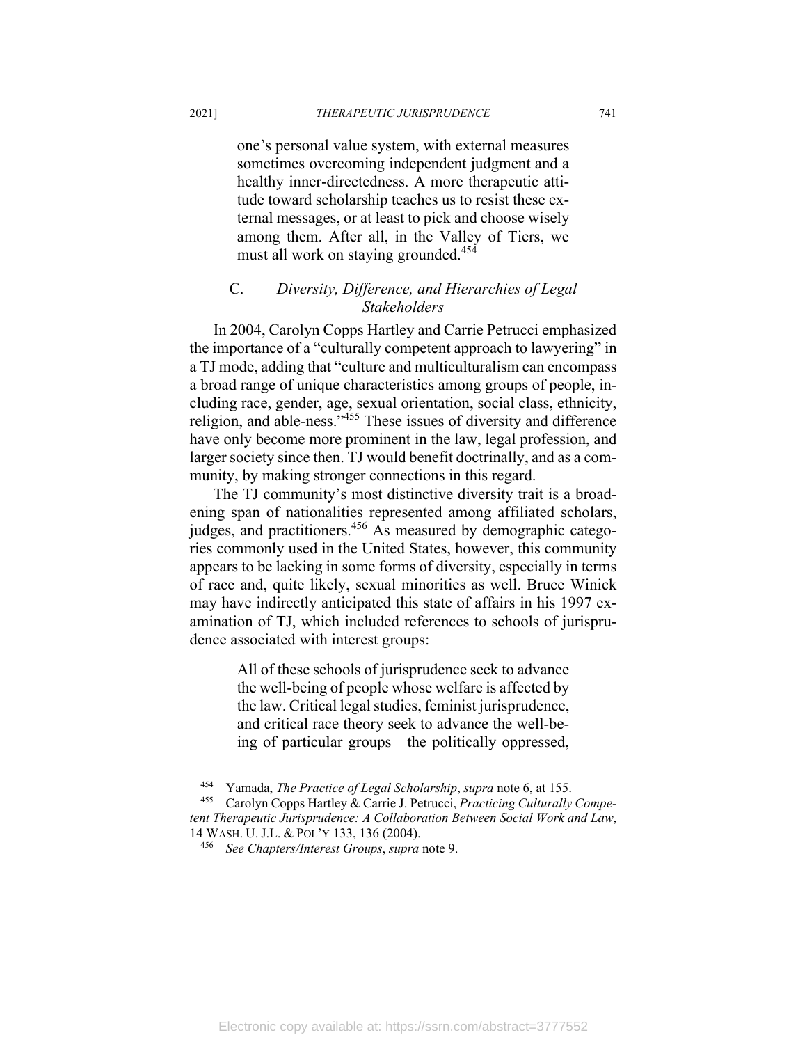> one's personal value system, with external measures sometimes overcoming independent judgment and a healthy inner-directedness. A more therapeutic attitude toward scholarship teaches us to resist these external messages, or at least to pick and choose wisely among them. After all, in the Valley of Tiers, we must all work on staying grounded.[454]

### C. *Diversity, Difference, and Hierarchies of Legal Stakeholders*

In 2004, Carolyn Copps Hartley and Carrie Petrucci emphasized the importance of a "culturally competent approach to lawyering" in a TJ mode, adding that "culture and multiculturalism can encompass a broad range of unique characteristics among groups of people, including race, gender, age, sexual orientation, social class, ethnicity, religion, and able-ness."[455] These issues of diversity and difference have only become more prominent in the law, legal profession, and larger society since then. TJ would benefit doctrinally, and as a community, by making stronger connections in this regard.

The TJ community's most distinctive diversity trait is a broadening span of nationalities represented among affiliated scholars, judges, and practitioners.[456] As measured by demographic categories commonly used in the United States, however, this community appears to be lacking in some forms of diversity, especially in terms of race and, quite likely, sexual minorities as well. Bruce Winick may have indirectly anticipated this state of affairs in his 1997 examination of TJ, which included references to schools of jurisprudence associated with interest groups:

> All of these schools of jurisprudence seek to advance the well-being of people whose welfare is affected by the law. Critical legal studies, feminist jurisprudence, and critical race theory seek to advance the well-being of particular groups—the politically oppressed,

---

[454] Yamada, *The Practice of Legal Scholarship*, *supra* note 6, at 155.

[455] Carolyn Copps Hartley & Carrie J. Petrucci, *Practicing Culturally Competent Therapeutic Jurisprudence: A Collaboration Between Social Work and Law*, 14 WASH. U. J.L. & POL'Y 133, 136 (2004).

[456] *See Chapters/Interest Groups*, *supra* note 9.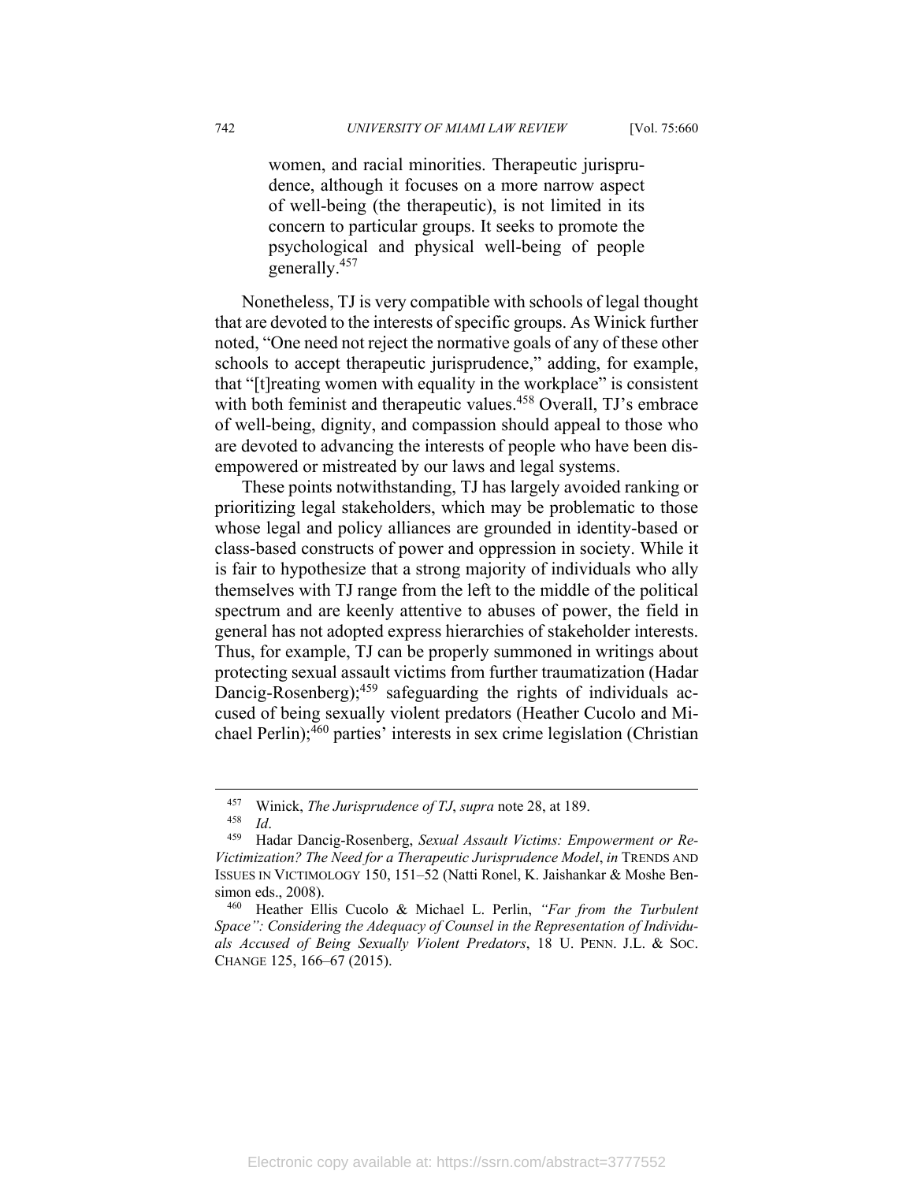> women, and racial minorities. Therapeutic jurisprudence, although it focuses on a more narrow aspect of well-being (the therapeutic), is not limited in its concern to particular groups. It seeks to promote the psychological and physical well-being of people generally.[457]

Nonetheless, TJ is very compatible with schools of legal thought that are devoted to the interests of specific groups. As Winick further noted, "One need not reject the normative goals of any of these other schools to accept therapeutic jurisprudence," adding, for example, that "[t]reating women with equality in the workplace" is consistent with both feminist and therapeutic values.[458] Overall, TJ's embrace of well-being, dignity, and compassion should appeal to those who are devoted to advancing the interests of people who have been disempowered or mistreated by our laws and legal systems.

These points notwithstanding, TJ has largely avoided ranking or prioritizing legal stakeholders, which may be problematic to those whose legal and policy alliances are grounded in identity-based or class-based constructs of power and oppression in society. While it is fair to hypothesize that a strong majority of individuals who ally themselves with TJ range from the left to the middle of the political spectrum and are keenly attentive to abuses of power, the field in general has not adopted express hierarchies of stakeholder interests. Thus, for example, TJ can be properly summoned in writings about protecting sexual assault victims from further traumatization (Hadar Dancig-Rosenberg);[459] safeguarding the rights of individuals accused of being sexually violent predators (Heather Cucolo and Michael Perlin);[460] parties' interests in sex crime legislation (Christian

---

[457] Winick, *The Jurisprudence of TJ*, *supra* note 28, at 189.

[458] *Id*.

[459] Hadar Dancig-Rosenberg, *Sexual Assault Victims: Empowerment or Re-Victimization? The Need for a Therapeutic Jurisprudence Model*, *in* TRENDS AND ISSUES IN VICTIMOLOGY 150, 151–52 (Natti Ronel, K. Jaishankar & Moshe Bensimon eds., 2008).

[460] Heather Ellis Cucolo & Michael L. Perlin, *"Far from the Turbulent Space": Considering the Adequacy of Counsel in the Representation of Individuals Accused of Being Sexually Violent Predators*, 18 U. PENN. J.L. & SOC. CHANGE 125, 166–67 (2015).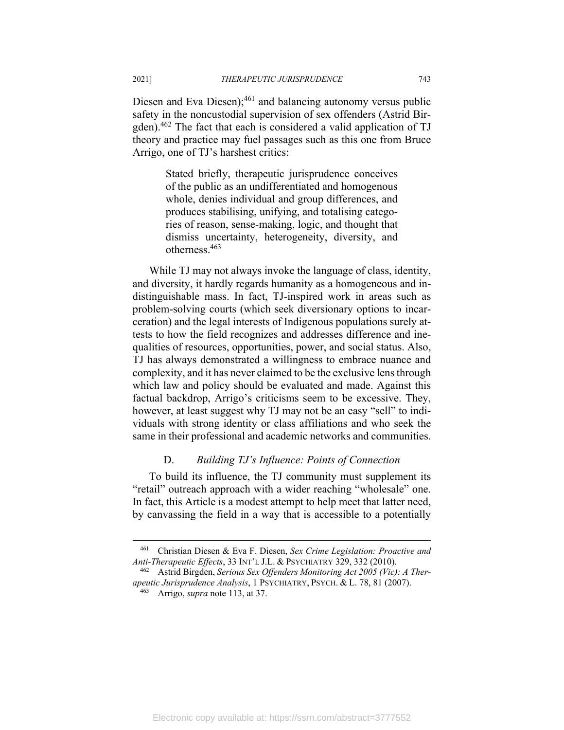Diesen and Eva Diesen);[461] and balancing autonomy versus public safety in the noncustodial supervision of sex offenders (Astrid Birgden).[462] The fact that each is considered a valid application of TJ theory and practice may fuel passages such as this one from Bruce Arrigo, one of TJ's harshest critics:

> Stated briefly, therapeutic jurisprudence conceives of the public as an undifferentiated and homogenous whole, denies individual and group differences, and produces stabilising, unifying, and totalising categories of reason, sense-making, logic, and thought that dismiss uncertainty, heterogeneity, diversity, and otherness.[463]

While TJ may not always invoke the language of class, identity, and diversity, it hardly regards humanity as a homogeneous and indistinguishable mass. In fact, TJ-inspired work in areas such as problem-solving courts (which seek diversionary options to incarceration) and the legal interests of Indigenous populations surely attests to how the field recognizes and addresses difference and inequalities of resources, opportunities, power, and social status. Also, TJ has always demonstrated a willingness to embrace nuance and complexity, and it has never claimed to be the exclusive lens through which law and policy should be evaluated and made. Against this factual backdrop, Arrigo's criticisms seem to be excessive. They, however, at least suggest why TJ may not be an easy "sell" to individuals with strong identity or class affiliations and who seek the same in their professional and academic networks and communities.

### D. *Building TJ's Influence: Points of Connection*

To build its influence, the TJ community must supplement its "retail" outreach approach with a wider reaching "wholesale" one. In fact, this Article is a modest attempt to help meet that latter need, by canvassing the field in a way that is accessible to a potentially

---

[461] Christian Diesen & Eva F. Diesen, *Sex Crime Legislation: Proactive and Anti-Therapeutic Effects*, 33 INT'L J.L. & PSYCHIATRY 329, 332 (2010).

[462] Astrid Birgden, *Serious Sex Offenders Monitoring Act 2005 (Vic): A Therapeutic Jurisprudence Analysis*, 1 PSYCHIATRY, PSYCH. & L. 78, 81 (2007).

[463] Arrigo, *supra* note 113, at 37.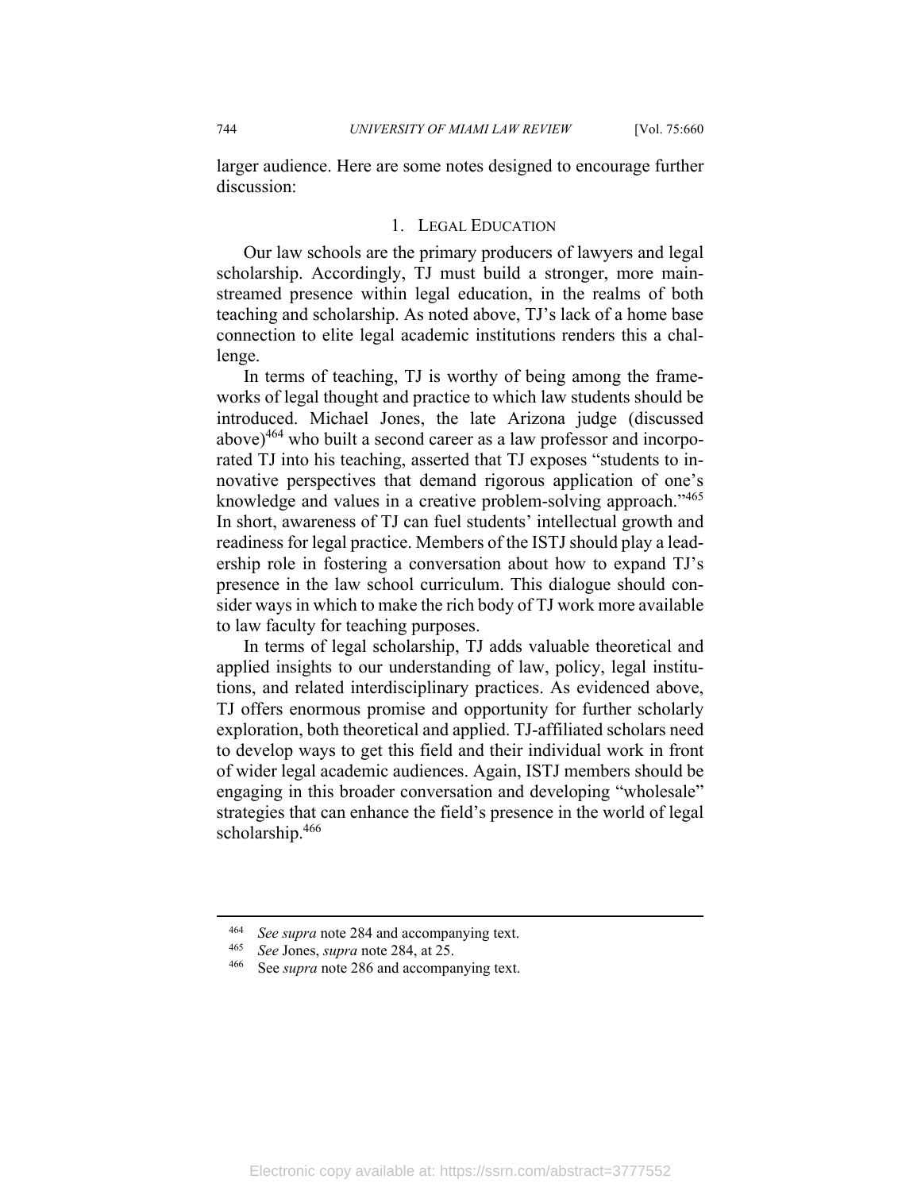larger audience. Here are some notes designed to encourage further discussion:

### 1. Legal Education

Our law schools are the primary producers of lawyers and legal scholarship. Accordingly, TJ must build a stronger, more mainstreamed presence within legal education, in the realms of both teaching and scholarship. As noted above, TJ's lack of a home base connection to elite legal academic institutions renders this a challenge.

In terms of teaching, TJ is worthy of being among the frameworks of legal thought and practice to which law students should be introduced. Michael Jones, the late Arizona judge (discussed above)[464] who built a second career as a law professor and incorporated TJ into his teaching, asserted that TJ exposes "students to innovative perspectives that demand rigorous application of one's knowledge and values in a creative problem-solving approach."[465] In short, awareness of TJ can fuel students' intellectual growth and readiness for legal practice. Members of the ISTJ should play a leadership role in fostering a conversation about how to expand TJ's presence in the law school curriculum. This dialogue should consider ways in which to make the rich body of TJ work more available to law faculty for teaching purposes.

In terms of legal scholarship, TJ adds valuable theoretical and applied insights to our understanding of law, policy, legal institutions, and related interdisciplinary practices. As evidenced above, TJ offers enormous promise and opportunity for further scholarly exploration, both theoretical and applied. TJ-affiliated scholars need to develop ways to get this field and their individual work in front of wider legal academic audiences. Again, ISTJ members should be engaging in this broader conversation and developing "wholesale" strategies that can enhance the field's presence in the world of legal scholarship.[466]

---

[464] *See supra* note 284 and accompanying text.

[465] *See* Jones, *supra* note 284, at 25.

[466] See *supra* note 286 and accompanying text.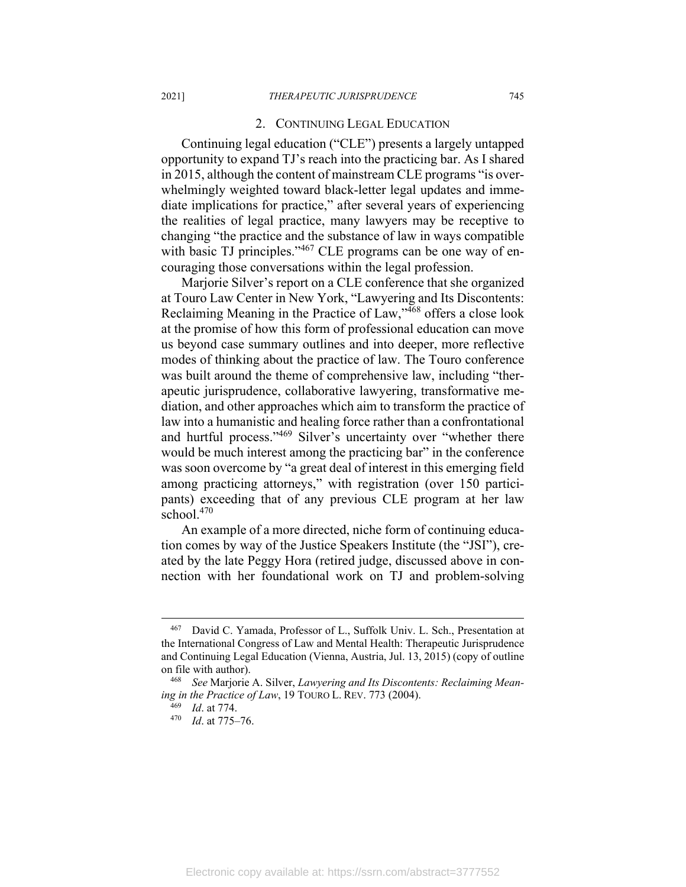### 2. Continuing Legal Education

Continuing legal education ("CLE") presents a largely untapped opportunity to expand TJ's reach into the practicing bar. As I shared in 2015, although the content of mainstream CLE programs "is overwhelmingly weighted toward black-letter legal updates and immediate implications for practice," after several years of experiencing the realities of legal practice, many lawyers may be receptive to changing "the practice and the substance of law in ways compatible with basic TJ principles."[467] CLE programs can be one way of encouraging those conversations within the legal profession.

Marjorie Silver's report on a CLE conference that she organized at Touro Law Center in New York, "Lawyering and Its Discontents: Reclaiming Meaning in the Practice of Law,"[468] offers a close look at the promise of how this form of professional education can move us beyond case summary outlines and into deeper, more reflective modes of thinking about the practice of law. The Touro conference was built around the theme of comprehensive law, including "therapeutic jurisprudence, collaborative lawyering, transformative mediation, and other approaches which aim to transform the practice of law into a humanistic and healing force rather than a confrontational and hurtful process."[469] Silver's uncertainty over "whether there would be much interest among the practicing bar" in the conference was soon overcome by "a great deal of interest in this emerging field among practicing attorneys," with registration (over 150 participants) exceeding that of any previous CLE program at her law school.[470]

An example of a more directed, niche form of continuing education comes by way of the Justice Speakers Institute (the "JSI"), created by the late Peggy Hora (retired judge, discussed above in connection with her foundational work on TJ and problem-solving

---

[467] David C. Yamada, Professor of L., Suffolk Univ. L. Sch., Presentation at the International Congress of Law and Mental Health: Therapeutic Jurisprudence and Continuing Legal Education (Vienna, Austria, Jul. 13, 2015) (copy of outline on file with author).

[468] *See* Marjorie A. Silver, *Lawyering and Its Discontents: Reclaiming Meaning in the Practice of Law*, 19 TOURO L. REV. 773 (2004).

[469] *Id*. at 774.

[470] *Id*. at 775–76.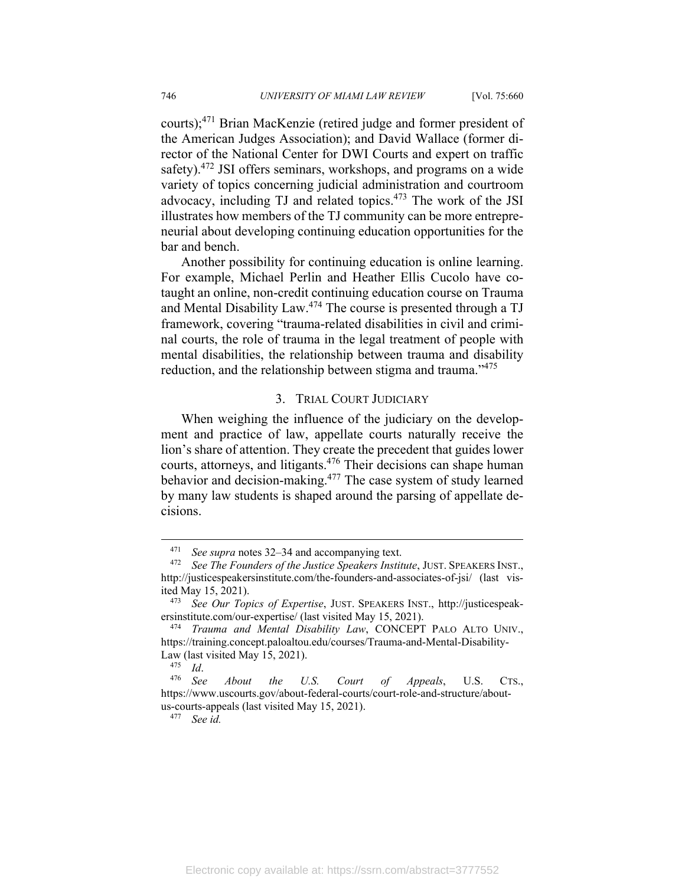courts);[471] Brian MacKenzie (retired judge and former president of the American Judges Association); and David Wallace (former director of the National Center for DWI Courts and expert on traffic safety).[472] JSI offers seminars, workshops, and programs on a wide variety of topics concerning judicial administration and courtroom advocacy, including TJ and related topics.[473] The work of the JSI illustrates how members of the TJ community can be more entrepreneurial about developing continuing education opportunities for the bar and bench.

Another possibility for continuing education is online learning. For example, Michael Perlin and Heather Ellis Cucolo have cotaught an online, non-credit continuing education course on Trauma and Mental Disability Law.[474] The course is presented through a TJ framework, covering "trauma-related disabilities in civil and criminal courts, the role of trauma in the legal treatment of people with mental disabilities, the relationship between trauma and disability reduction, and the relationship between stigma and trauma."[475]

### 3. Trial Court Judiciary

When weighing the influence of the judiciary on the development and practice of law, appellate courts naturally receive the lion's share of attention. They create the precedent that guides lower courts, attorneys, and litigants.[476] Their decisions can shape human behavior and decision-making.[477] The case system of study learned by many law students is shaped around the parsing of appellate decisions.

---

[471] *See supra* notes 32–34 and accompanying text.

[472] *See The Founders of the Justice Speakers Institute*, JUST. SPEAKERS INST., http://justicespeakersinstitute.com/the-founders-and-associates-of-jsi/ (last visited May 15, 2021).

[473] *See Our Topics of Expertise*, JUST. SPEAKERS INST., http://justicespeakersinstitute.com/our-expertise/ (last visited May 15, 2021).

[474] *Trauma and Mental Disability Law*, CONCEPT PALO ALTO UNIV., https://training.concept.paloaltou.edu/courses/Trauma-and-Mental-Disability-Law (last visited May 15, 2021).

[475] *Id*.

[476] *See About the U.S. Court of Appeals*, U.S. CTS., https://www.uscourts.gov/about-federal-courts/court-role-and-structure/about-us-courts-appeals (last visited May 15, 2021).

[477] *See id.*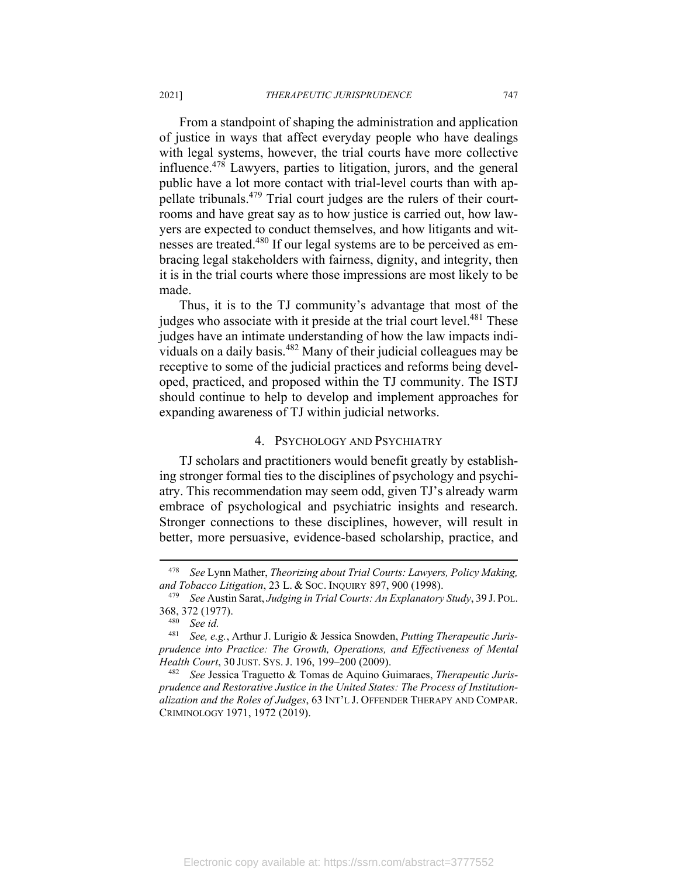From a standpoint of shaping the administration and application of justice in ways that affect everyday people who have dealings with legal systems, however, the trial courts have more collective influence.[478] Lawyers, parties to litigation, jurors, and the general public have a lot more contact with trial-level courts than with appellate tribunals.[479] Trial court judges are the rulers of their courtrooms and have great say as to how justice is carried out, how lawyers are expected to conduct themselves, and how litigants and witnesses are treated.[480] If our legal systems are to be perceived as embracing legal stakeholders with fairness, dignity, and integrity, then it is in the trial courts where those impressions are most likely to be made.

Thus, it is to the TJ community's advantage that most of the judges who associate with it preside at the trial court level.[481] These judges have an intimate understanding of how the law impacts individuals on a daily basis.[482] Many of their judicial colleagues may be receptive to some of the judicial practices and reforms being developed, practiced, and proposed within the TJ community. The ISTJ should continue to help to develop and implement approaches for expanding awareness of TJ within judicial networks.

#### 4. Psychology and Psychiatry

TJ scholars and practitioners would benefit greatly by establishing stronger formal ties to the disciplines of psychology and psychiatry. This recommendation may seem odd, given TJ's already warm embrace of psychological and psychiatric insights and research. Stronger connections to these disciplines, however, will result in better, more persuasive, evidence-based scholarship, practice, and

---

[478] *See* Lynn Mather, *Theorizing about Trial Courts: Lawyers, Policy Making, and Tobacco Litigation*, 23 L. & Soc. Inquiry 897, 900 (1998).

[479] *See* Austin Sarat, *Judging in Trial Courts: An Explanatory Study*, 39 J. Pol. 368, 372 (1977).

[480] *See id.*

[481] *See, e.g.*, Arthur J. Lurigio & Jessica Snowden, *Putting Therapeutic Jurisprudence into Practice: The Growth, Operations, and Effectiveness of Mental Health Court*, 30 Just. Sys. J. 196, 199–200 (2009).

[482] *See* Jessica Traguetto & Tomas de Aquino Guimaraes, *Therapeutic Jurisprudence and Restorative Justice in the United States: The Process of Institutionalization and the Roles of Judges*, 63 Int'l J. Offender Therapy and Compar. Criminology 1971, 1972 (2019).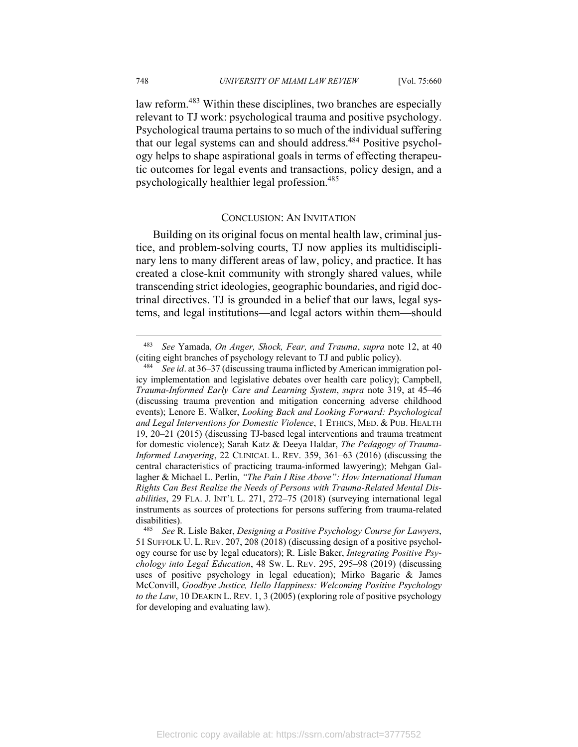law reform.[483] Within these disciplines, two branches are especially relevant to TJ work: psychological trauma and positive psychology. Psychological trauma pertains to so much of the individual suffering that our legal systems can and should address.[484] Positive psychology helps to shape aspirational goals in terms of effecting therapeutic outcomes for legal events and transactions, policy design, and a psychologically healthier legal profession.[485]

## CONCLUSION: AN INVITATION

Building on its original focus on mental health law, criminal justice, and problem-solving courts, TJ now applies its multidisciplinary lens to many different areas of law, policy, and practice. It has created a close-knit community with strongly shared values, while transcending strict ideologies, geographic boundaries, and rigid doctrinal directives. TJ is grounded in a belief that our laws, legal systems, and legal institutions—and legal actors within them—should

---

[483] *See* Yamada, *On Anger, Shock, Fear, and Trauma*, *supra* note 12, at 40 (citing eight branches of psychology relevant to TJ and public policy).

[484] *See id*. at 36–37 (discussing trauma inflicted by American immigration policy implementation and legislative debates over health care policy); Campbell, *Trauma-Informed Early Care and Learning System*, *supra* note 319, at 45–46 (discussing trauma prevention and mitigation concerning adverse childhood events); Lenore E. Walker, *Looking Back and Looking Forward: Psychological and Legal Interventions for Domestic Violence*, 1 ETHICS, MED. & PUB. HEALTH 19, 20–21 (2015) (discussing TJ-based legal interventions and trauma treatment for domestic violence); Sarah Katz & Deeya Haldar, *The Pedagogy of Trauma-Informed Lawyering*, 22 CLINICAL L. REV. 359, 361–63 (2016) (discussing the central characteristics of practicing trauma-informed lawyering); Mehgan Gallagher & Michael L. Perlin, *"The Pain I Rise Above": How International Human Rights Can Best Realize the Needs of Persons with Trauma-Related Mental Disabilities*, 29 FLA. J. INT'L L. 271, 272–75 (2018) (surveying international legal instruments as sources of protections for persons suffering from trauma-related disabilities).

[485] *See* R. Lisle Baker, *Designing a Positive Psychology Course for Lawyers*, 51 SUFFOLK U. L. REV. 207, 208 (2018) (discussing design of a positive psychology course for use by legal educators); R. Lisle Baker, *Integrating Positive Psychology into Legal Education*, 48 SW. L. REV. 295, 295–98 (2019) (discussing uses of positive psychology in legal education); Mirko Bagaric & James McConvill, *Goodbye Justice, Hello Happiness: Welcoming Positive Psychology to the Law*, 10 DEAKIN L. REV. 1, 3 (2005) (exploring role of positive psychology for developing and evaluating law).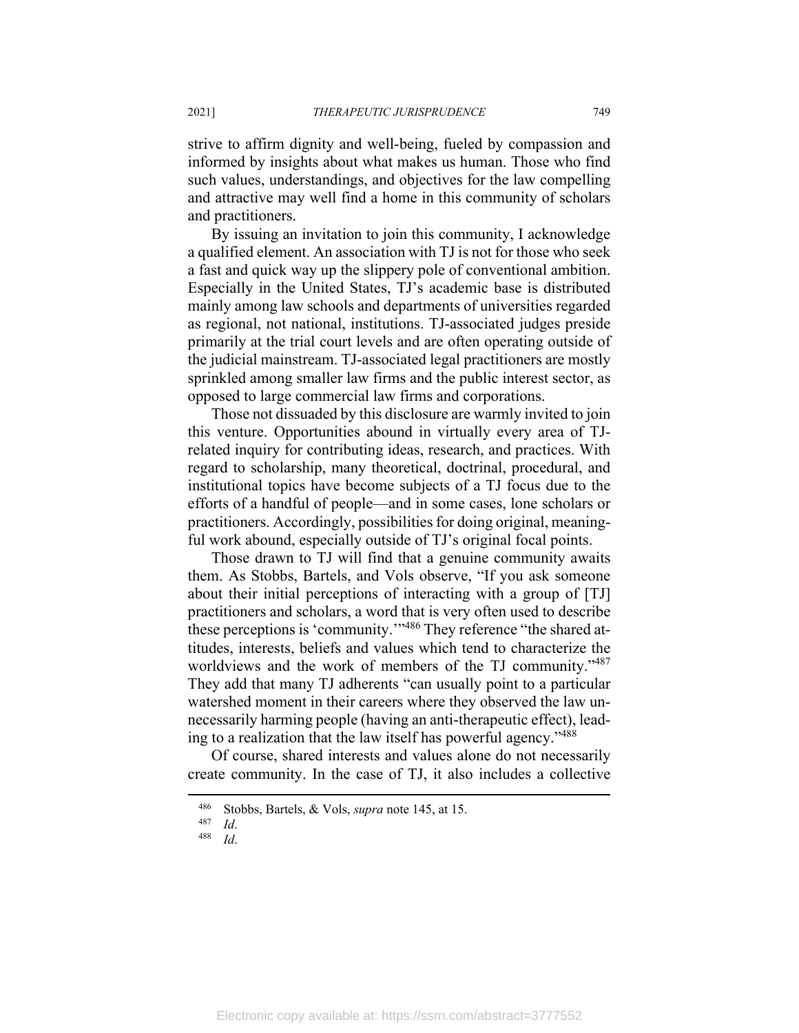strive to affirm dignity and well-being, fueled by compassion and informed by insights about what makes us human. Those who find such values, understandings, and objectives for the law compelling and attractive may well find a home in this community of scholars and practitioners.

By issuing an invitation to join this community, I acknowledge a qualified element. An association with TJ is not for those who seek a fast and quick way up the slippery pole of conventional ambition. Especially in the United States, TJ's academic base is distributed mainly among law schools and departments of universities regarded as regional, not national, institutions. TJ-associated judges preside primarily at the trial court levels and are often operating outside of the judicial mainstream. TJ-associated legal practitioners are mostly sprinkled among smaller law firms and the public interest sector, as opposed to large commercial law firms and corporations.

Those not dissuaded by this disclosure are warmly invited to join this venture. Opportunities abound in virtually every area of TJ-related inquiry for contributing ideas, research, and practices. With regard to scholarship, many theoretical, doctrinal, procedural, and institutional topics have become subjects of a TJ focus due to the efforts of a handful of people—and in some cases, lone scholars or practitioners. Accordingly, possibilities for doing original, meaningful work abound, especially outside of TJ's original focal points.

Those drawn to TJ will find that a genuine community awaits them. As Stobbs, Bartels, and Vols observe, "If you ask someone about their initial perceptions of interacting with a group of [TJ] practitioners and scholars, a word that is very often used to describe these perceptions is 'community.'"[486] They reference "the shared attitudes, interests, beliefs and values which tend to characterize the worldviews and the work of members of the TJ community."[487] They add that many TJ adherents "can usually point to a particular watershed moment in their careers where they observed the law unnecessarily harming people (having an anti-therapeutic effect), leading to a realization that the law itself has powerful agency."[488]

Of course, shared interests and values alone do not necessarily create community. In the case of TJ, it also includes a collective

---

[486] Stobbs, Bartels, & Vols, *supra* note 145, at 15.

[487] *Id*.

[488] *Id*.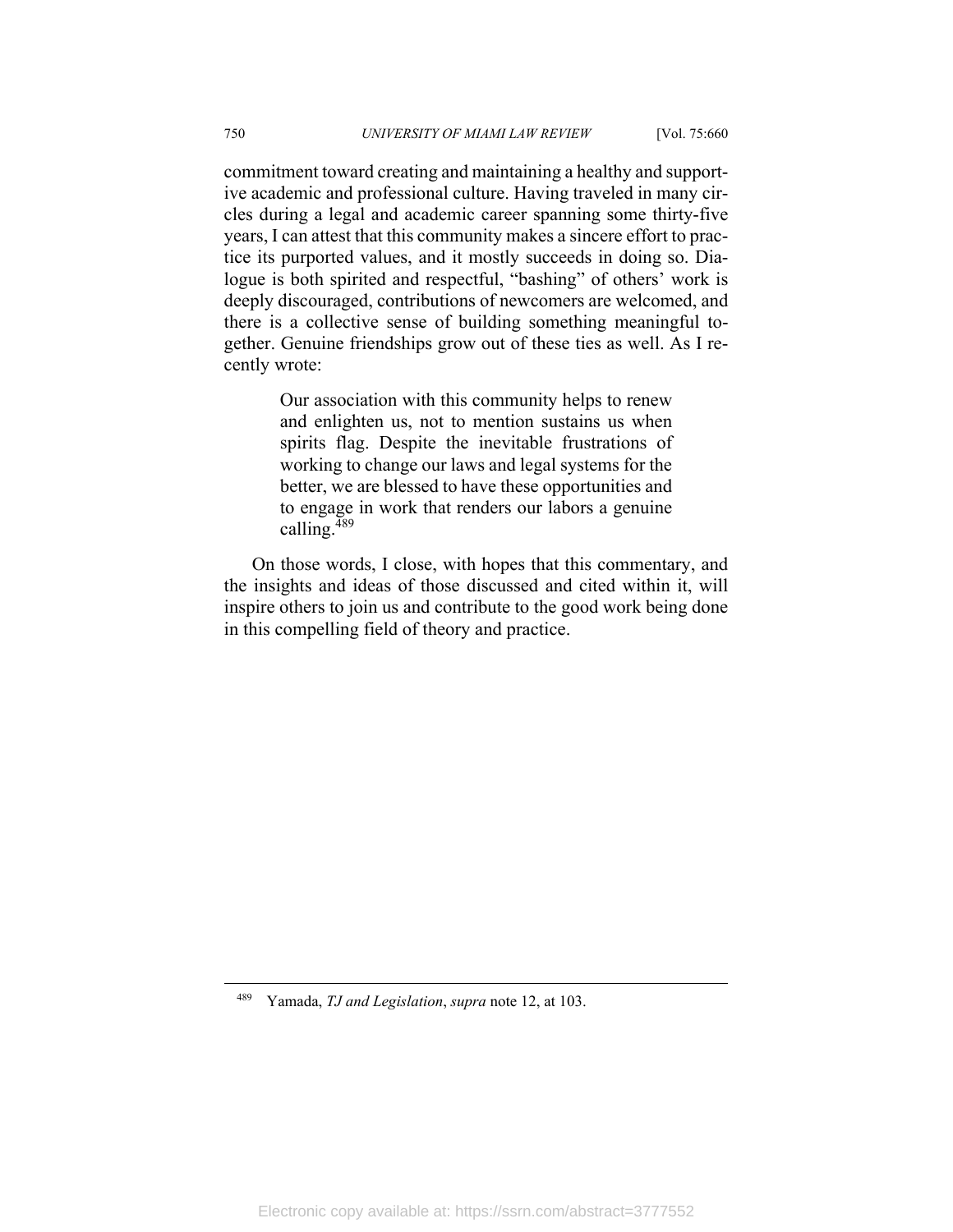commitment toward creating and maintaining a healthy and supportive academic and professional culture. Having traveled in many circles during a legal and academic career spanning some thirty-five years, I can attest that this community makes a sincere effort to practice its purported values, and it mostly succeeds in doing so. Dialogue is both spirited and respectful, "bashing" of others' work is deeply discouraged, contributions of newcomers are welcomed, and there is a collective sense of building something meaningful together. Genuine friendships grow out of these ties as well. As I recently wrote:

> Our association with this community helps to renew and enlighten us, not to mention sustains us when spirits flag. Despite the inevitable frustrations of working to change our laws and legal systems for the better, we are blessed to have these opportunities and to engage in work that renders our labors a genuine calling.[489]

On those words, I close, with hopes that this commentary, and the insights and ideas of those discussed and cited within it, will inspire others to join us and contribute to the good work being done in this compelling field of theory and practice.

---

[489] Yamada, *TJ and Legislation*, *supra* note 12, at 103.